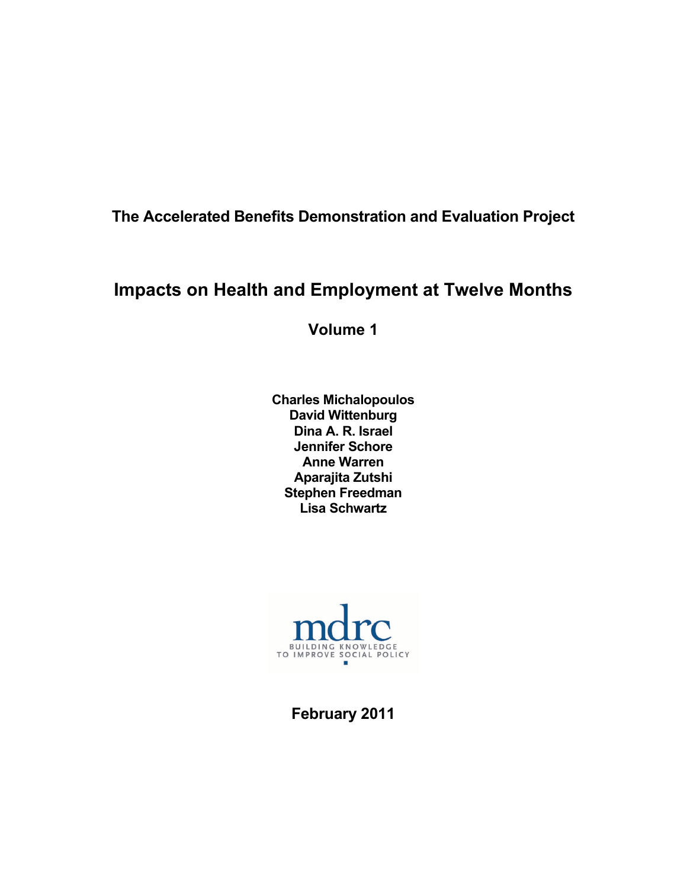**The Accelerated Benefits Demonstration and Evaluation Project**

# Impacts on Health and Employment at Twelve Months

## Volume 1

**Charles Michalopoulos**
**David Wittenburg**
**Dina A. R. Israel**
**Jennifer Schore**
**Anne Warren**
**Aparajita Zutshi**
**Stephen Freedman**
**Lisa Schwartz**

mdrc
BUILDING KNOWLEDGE TO IMPROVE SOCIAL POLICY

**February 2011**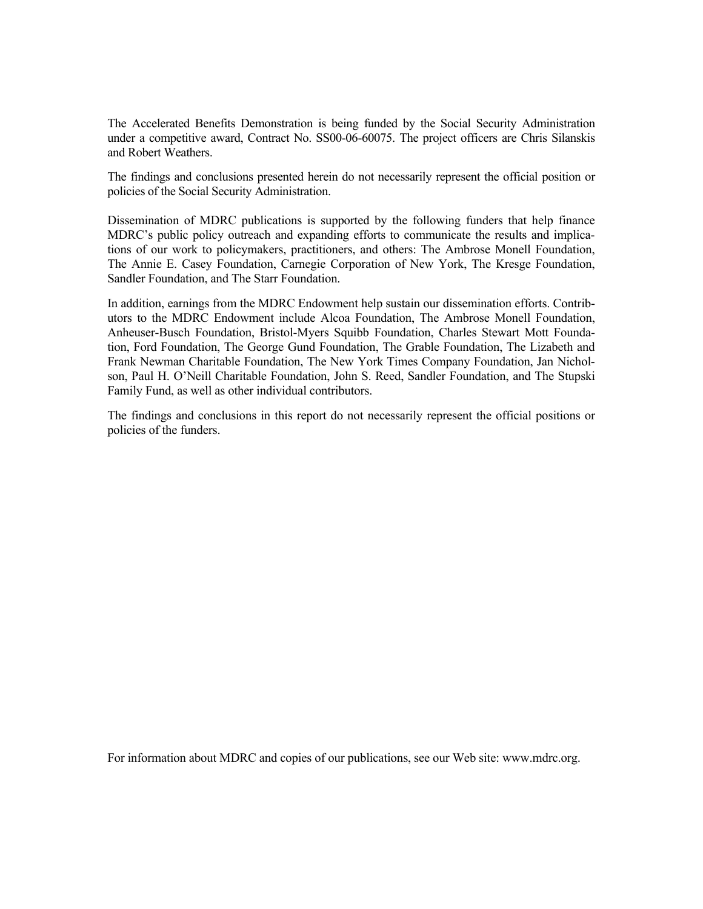The Accelerated Benefits Demonstration is being funded by the Social Security Administration under a competitive award, Contract No. SS00-06-60075. The project officers are Chris Silanskis and Robert Weathers.

The findings and conclusions presented herein do not necessarily represent the official position or policies of the Social Security Administration.

Dissemination of MDRC publications is supported by the following funders that help finance MDRC's public policy outreach and expanding efforts to communicate the results and implications of our work to policymakers, practitioners, and others: The Ambrose Monell Foundation, The Annie E. Casey Foundation, Carnegie Corporation of New York, The Kresge Foundation, Sandler Foundation, and The Starr Foundation.

In addition, earnings from the MDRC Endowment help sustain our dissemination efforts. Contributors to the MDRC Endowment include Alcoa Foundation, The Ambrose Monell Foundation, Anheuser-Busch Foundation, Bristol-Myers Squibb Foundation, Charles Stewart Mott Foundation, Ford Foundation, The George Gund Foundation, The Grable Foundation, The Lizabeth and Frank Newman Charitable Foundation, The New York Times Company Foundation, Jan Nicholson, Paul H. O'Neill Charitable Foundation, John S. Reed, Sandler Foundation, and The Stupski Family Fund, as well as other individual contributors.

The findings and conclusions in this report do not necessarily represent the official positions or policies of the funders.

For information about MDRC and copies of our publications, see our Web site: www.mdrc.org.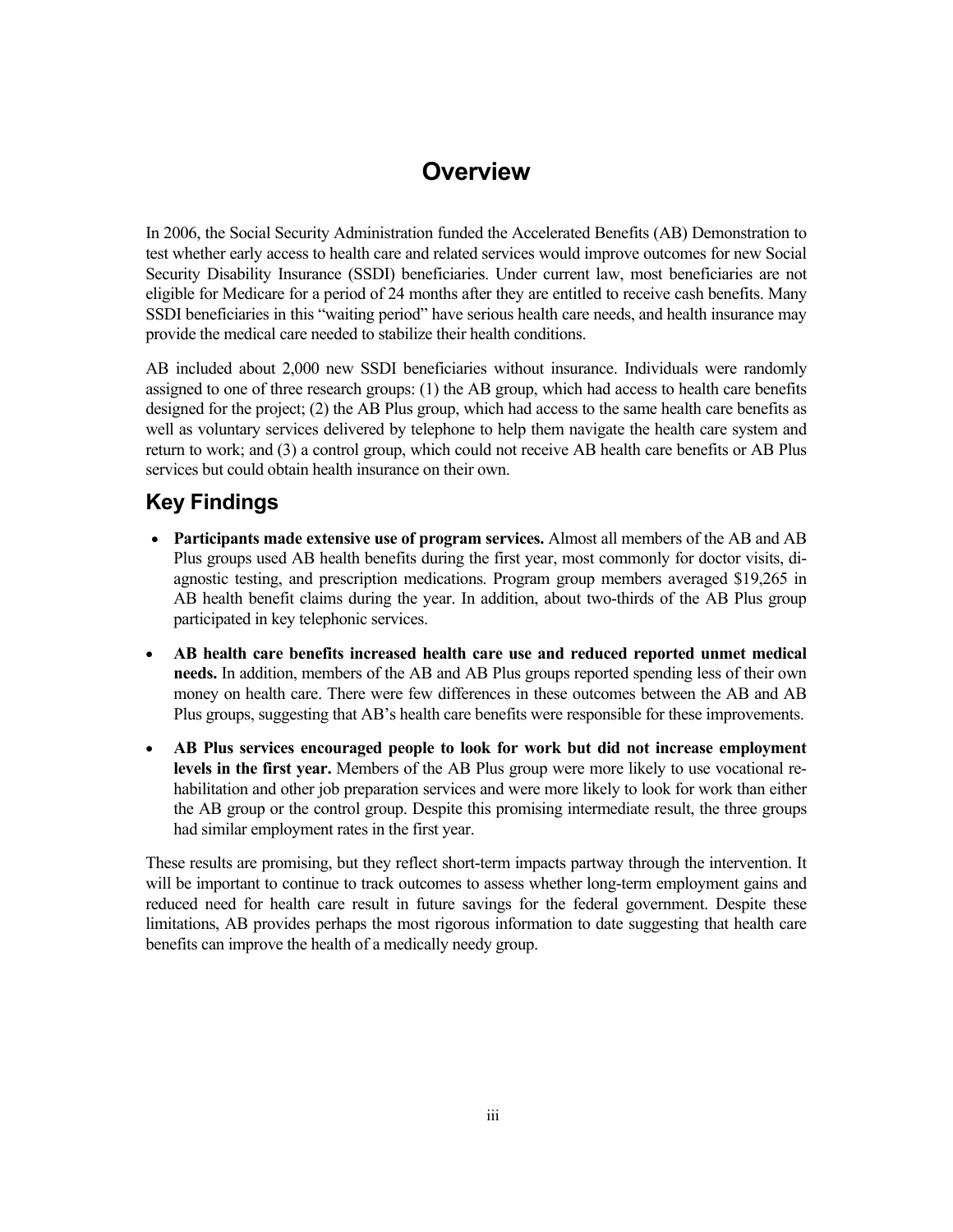# Overview

In 2006, the Social Security Administration funded the Accelerated Benefits (AB) Demonstration to test whether early access to health care and related services would improve outcomes for new Social Security Disability Insurance (SSDI) beneficiaries. Under current law, most beneficiaries are not eligible for Medicare for a period of 24 months after they are entitled to receive cash benefits. Many SSDI beneficiaries in this "waiting period" have serious health care needs, and health insurance may provide the medical care needed to stabilize their health conditions.

AB included about 2,000 new SSDI beneficiaries without insurance. Individuals were randomly assigned to one of three research groups: (1) the AB group, which had access to health care benefits designed for the project; (2) the AB Plus group, which had access to the same health care benefits as well as voluntary services delivered by telephone to help them navigate the health care system and return to work; and (3) a control group, which could not receive AB health care benefits or AB Plus services but could obtain health insurance on their own.

## Key Findings

- **Participants made extensive use of program services.** Almost all members of the AB and AB Plus groups used AB health benefits during the first year, most commonly for doctor visits, diagnostic testing, and prescription medications. Program group members averaged $19,265 in AB health benefit claims during the year. In addition, about two-thirds of the AB Plus group participated in key telephonic services.
- **AB health care benefits increased health care use and reduced reported unmet medical needs.** In addition, members of the AB and AB Plus groups reported spending less of their own money on health care. There were few differences in these outcomes between the AB and AB Plus groups, suggesting that AB's health care benefits were responsible for these improvements.
- **AB Plus services encouraged people to look for work but did not increase employment levels in the first year.** Members of the AB Plus group were more likely to use vocational rehabilitation and other job preparation services and were more likely to look for work than either the AB group or the control group. Despite this promising intermediate result, the three groups had similar employment rates in the first year.

These results are promising, but they reflect short-term impacts partway through the intervention. It will be important to continue to track outcomes to assess whether long-term employment gains and reduced need for health care result in future savings for the federal government. Despite these limitations, AB provides perhaps the most rigorous information to date suggesting that health care benefits can improve the health of a medically needy group.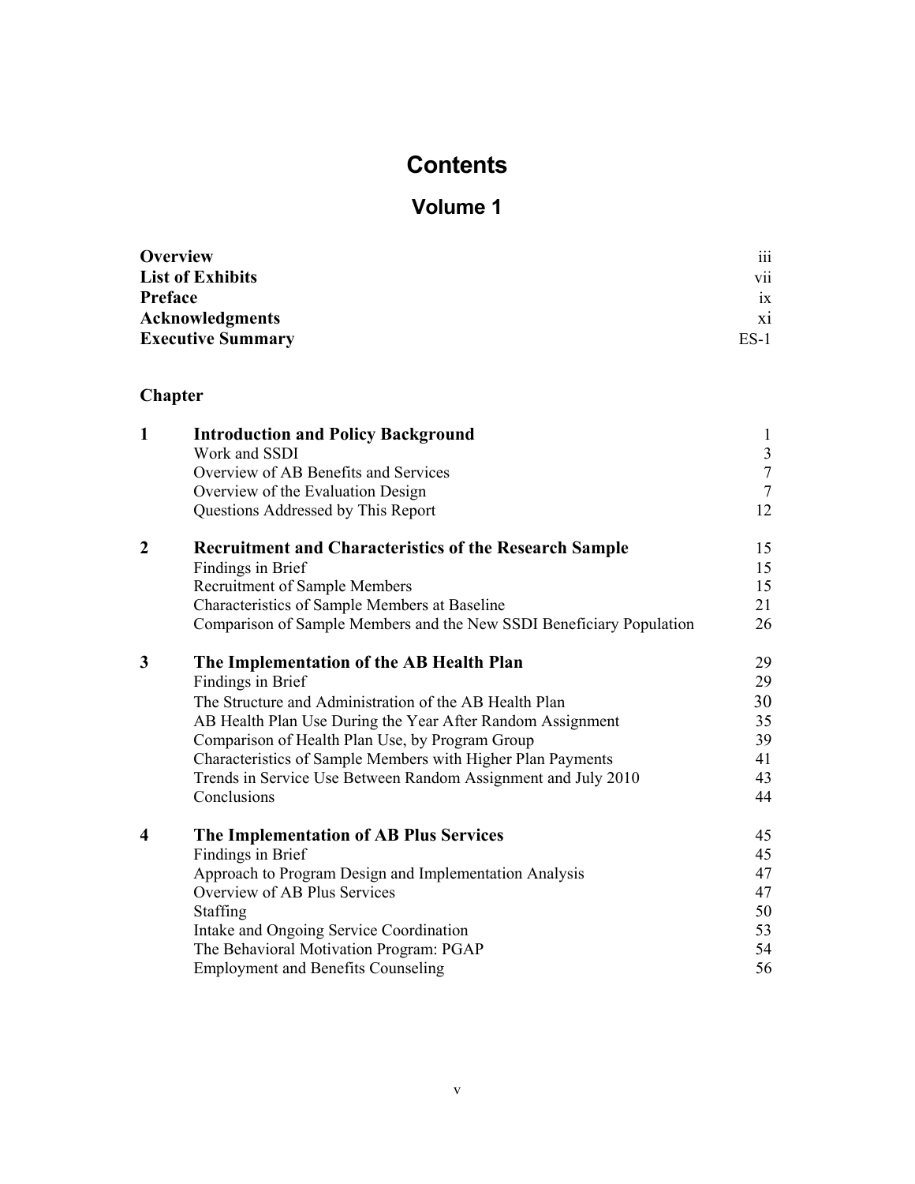# Contents

## Volume 1

| | |
|---|---|
| **Overview** | iii |
| **List of Exhibits** | vii |
| **Preface** | ix |
| **Acknowledgments** | xi |
| **Executive Summary** | ES-1 |

**Chapter**

| | | |
|---|---|---|
| **1** | **Introduction and Policy Background** | 1 |
| | Work and SSDI | 3 |
| | Overview of AB Benefits and Services | 7 |
| | Overview of the Evaluation Design | 7 |
| | Questions Addressed by This Report | 12 |
| **2** | **Recruitment and Characteristics of the Research Sample** | 15 |
| | Findings in Brief | 15 |
| | Recruitment of Sample Members | 15 |
| | Characteristics of Sample Members at Baseline | 21 |
| | Comparison of Sample Members and the New SSDI Beneficiary Population | 26 |
| **3** | **The Implementation of the AB Health Plan** | 29 |
| | Findings in Brief | 29 |
| | The Structure and Administration of the AB Health Plan | 30 |
| | AB Health Plan Use During the Year After Random Assignment | 35 |
| | Comparison of Health Plan Use, by Program Group | 39 |
| | Characteristics of Sample Members with Higher Plan Payments | 41 |
| | Trends in Service Use Between Random Assignment and July 2010 | 43 |
| | Conclusions | 44 |
| **4** | **The Implementation of AB Plus Services** | 45 |
| | Findings in Brief | 45 |
| | Approach to Program Design and Implementation Analysis | 47 |
| | Overview of AB Plus Services | 47 |
| | Staffing | 50 |
| | Intake and Ongoing Service Coordination | 53 |
| | The Behavioral Motivation Program: PGAP | 54 |
| | Employment and Benefits Counseling | 56 |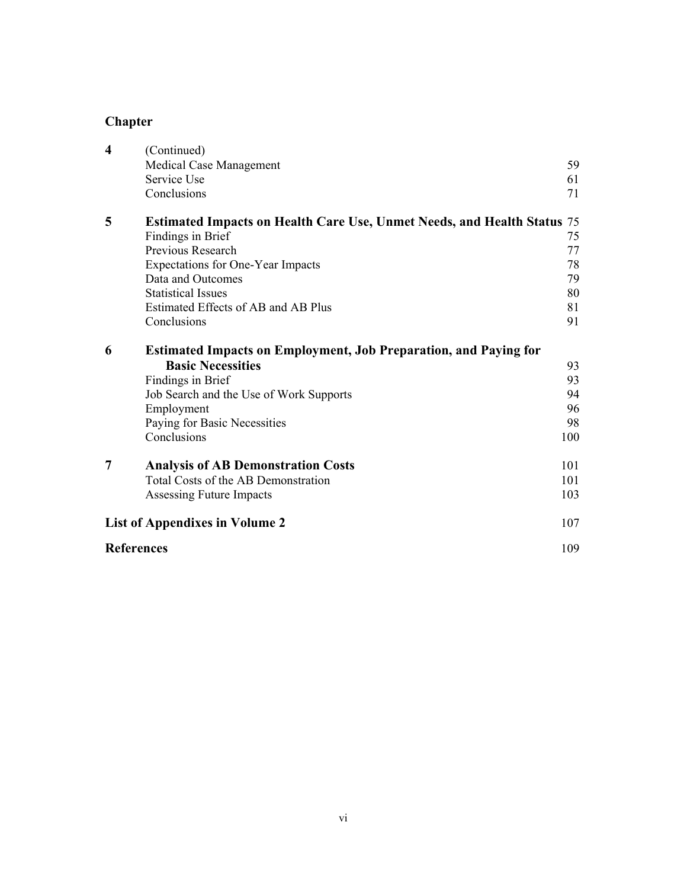**Chapter**

| | | |
|---|---|---|
| **4** | (Continued) | |
| | Medical Case Management | 59 |
| | Service Use | 61 |
| | Conclusions | 71 |
| **5** | **Estimated Impacts on Health Care Use, Unmet Needs, and Health Status** | 75 |
| | Findings in Brief | 75 |
| | Previous Research | 77 |
| | Expectations for One-Year Impacts | 78 |
| | Data and Outcomes | 79 |
| | Statistical Issues | 80 |
| | Estimated Effects of AB and AB Plus | 81 |
| | Conclusions | 91 |
| **6** | **Estimated Impacts on Employment, Job Preparation, and Paying for Basic Necessities** | 93 |
| | Findings in Brief | 93 |
| | Job Search and the Use of Work Supports | 94 |
| | Employment | 96 |
| | Paying for Basic Necessities | 98 |
| | Conclusions | 100 |
| **7** | **Analysis of AB Demonstration Costs** | 101 |
| | Total Costs of the AB Demonstration | 101 |
| | Assessing Future Impacts | 103 |

**List of Appendixes in Volume 2** 107

**References** 109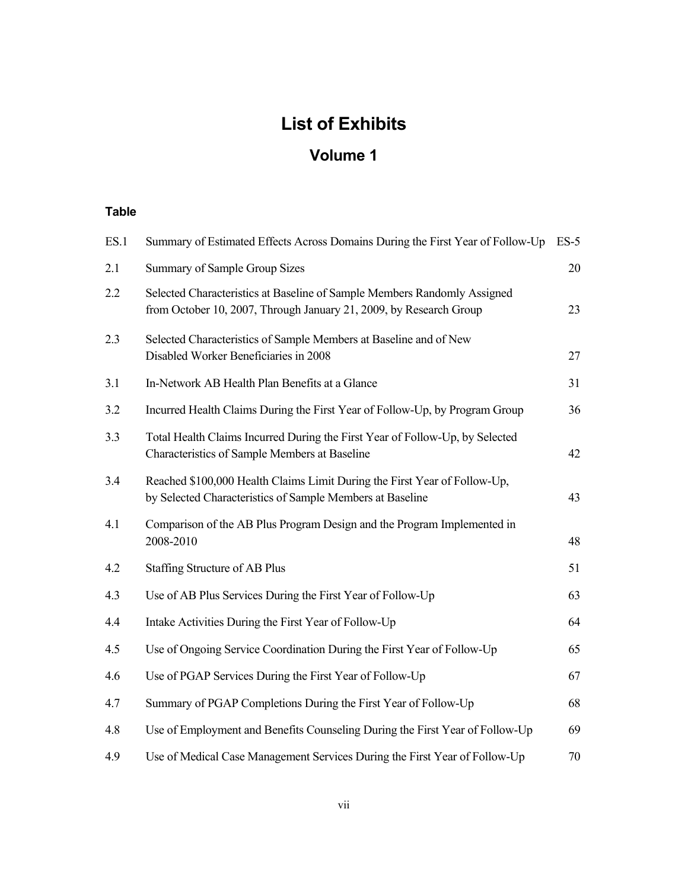# List of Exhibits

## Volume 1

### Table

| | | |
|---|---|---|
| ES.1 | Summary of Estimated Effects Across Domains During the First Year of Follow-Up | ES-5 |
| 2.1 | Summary of Sample Group Sizes | 20 |
| 2.2 | Selected Characteristics at Baseline of Sample Members Randomly Assigned from October 10, 2007, Through January 21, 2009, by Research Group | 23 |
| 2.3 | Selected Characteristics of Sample Members at Baseline and of New Disabled Worker Beneficiaries in 2008 | 27 |
| 3.1 | In-Network AB Health Plan Benefits at a Glance | 31 |
| 3.2 | Incurred Health Claims During the First Year of Follow-Up, by Program Group | 36 |
| 3.3 | Total Health Claims Incurred During the First Year of Follow-Up, by Selected Characteristics of Sample Members at Baseline | 42 |
| 3.4 | Reached $100,000 Health Claims Limit During the First Year of Follow-Up, by Selected Characteristics of Sample Members at Baseline | 43 |
| 4.1 | Comparison of the AB Plus Program Design and the Program Implemented in 2008-2010 | 48 |
| 4.2 | Staffing Structure of AB Plus | 51 |
| 4.3 | Use of AB Plus Services During the First Year of Follow-Up | 63 |
| 4.4 | Intake Activities During the First Year of Follow-Up | 64 |
| 4.5 | Use of Ongoing Service Coordination During the First Year of Follow-Up | 65 |
| 4.6 | Use of PGAP Services During the First Year of Follow-Up | 67 |
| 4.7 | Summary of PGAP Completions During the First Year of Follow-Up | 68 |
| 4.8 | Use of Employment and Benefits Counseling During the First Year of Follow-Up | 69 |
| 4.9 | Use of Medical Case Management Services During the First Year of Follow-Up | 70 |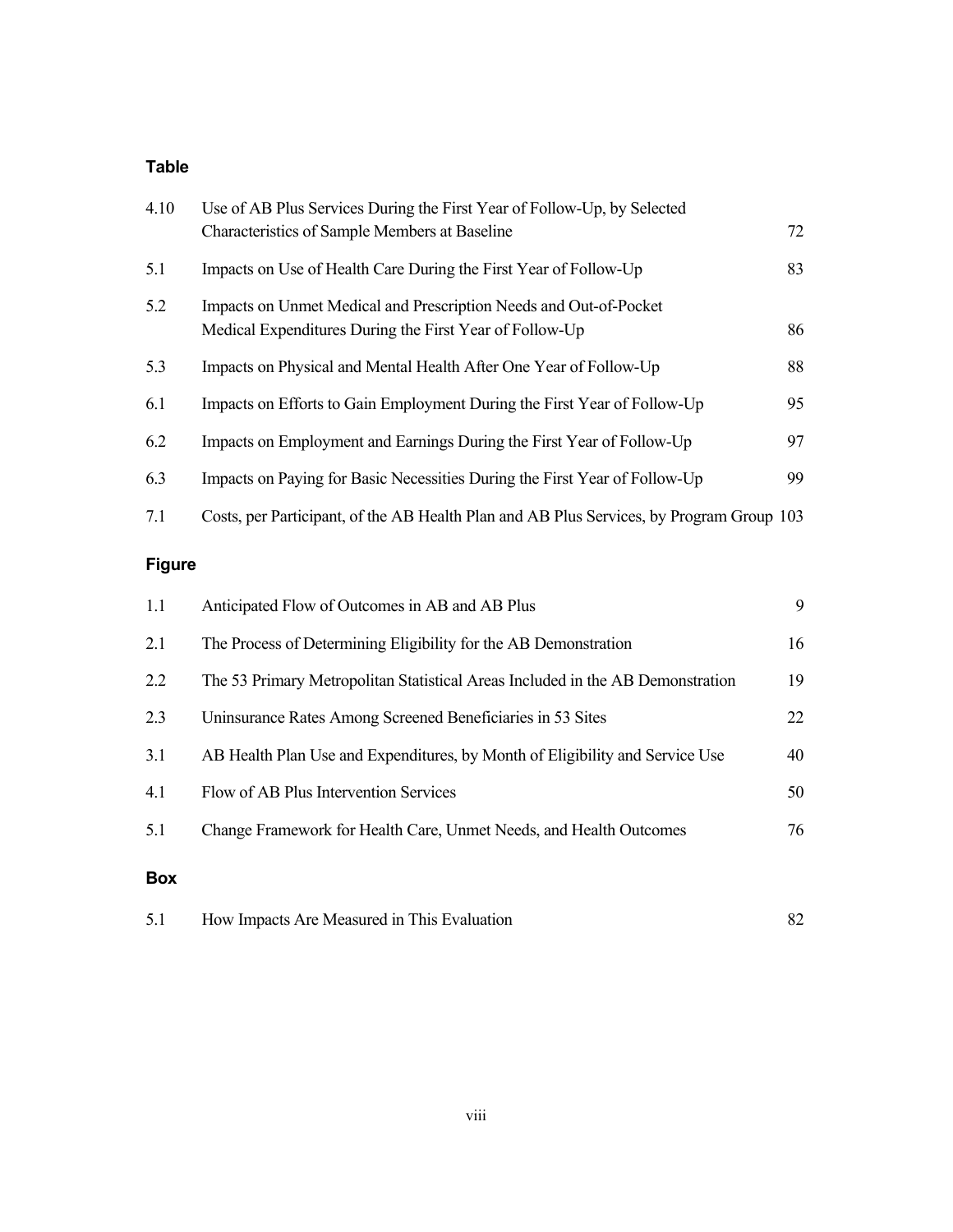**Table**

| | | |
|---|---|---|
| 4.10 | Use of AB Plus Services During the First Year of Follow-Up, by Selected Characteristics of Sample Members at Baseline | 72 |
| 5.1 | Impacts on Use of Health Care During the First Year of Follow-Up | 83 |
| 5.2 | Impacts on Unmet Medical and Prescription Needs and Out-of-Pocket Medical Expenditures During the First Year of Follow-Up | 86 |
| 5.3 | Impacts on Physical and Mental Health After One Year of Follow-Up | 88 |
| 6.1 | Impacts on Efforts to Gain Employment During the First Year of Follow-Up | 95 |
| 6.2 | Impacts on Employment and Earnings During the First Year of Follow-Up | 97 |
| 6.3 | Impacts on Paying for Basic Necessities During the First Year of Follow-Up | 99 |
| 7.1 | Costs, per Participant, of the AB Health Plan and AB Plus Services, by Program Group | 103 |

**Figure**

| | | |
|---|---|---|
| 1.1 | Anticipated Flow of Outcomes in AB and AB Plus | 9 |
| 2.1 | The Process of Determining Eligibility for the AB Demonstration | 16 |
| 2.2 | The 53 Primary Metropolitan Statistical Areas Included in the AB Demonstration | 19 |
| 2.3 | Uninsurance Rates Among Screened Beneficiaries in 53 Sites | 22 |
| 3.1 | AB Health Plan Use and Expenditures, by Month of Eligibility and Service Use | 40 |
| 4.1 | Flow of AB Plus Intervention Services | 50 |
| 5.1 | Change Framework for Health Care, Unmet Needs, and Health Outcomes | 76 |

**Box**

| | | |
|---|---|---|
| 5.1 | How Impacts Are Measured in This Evaluation | 82 |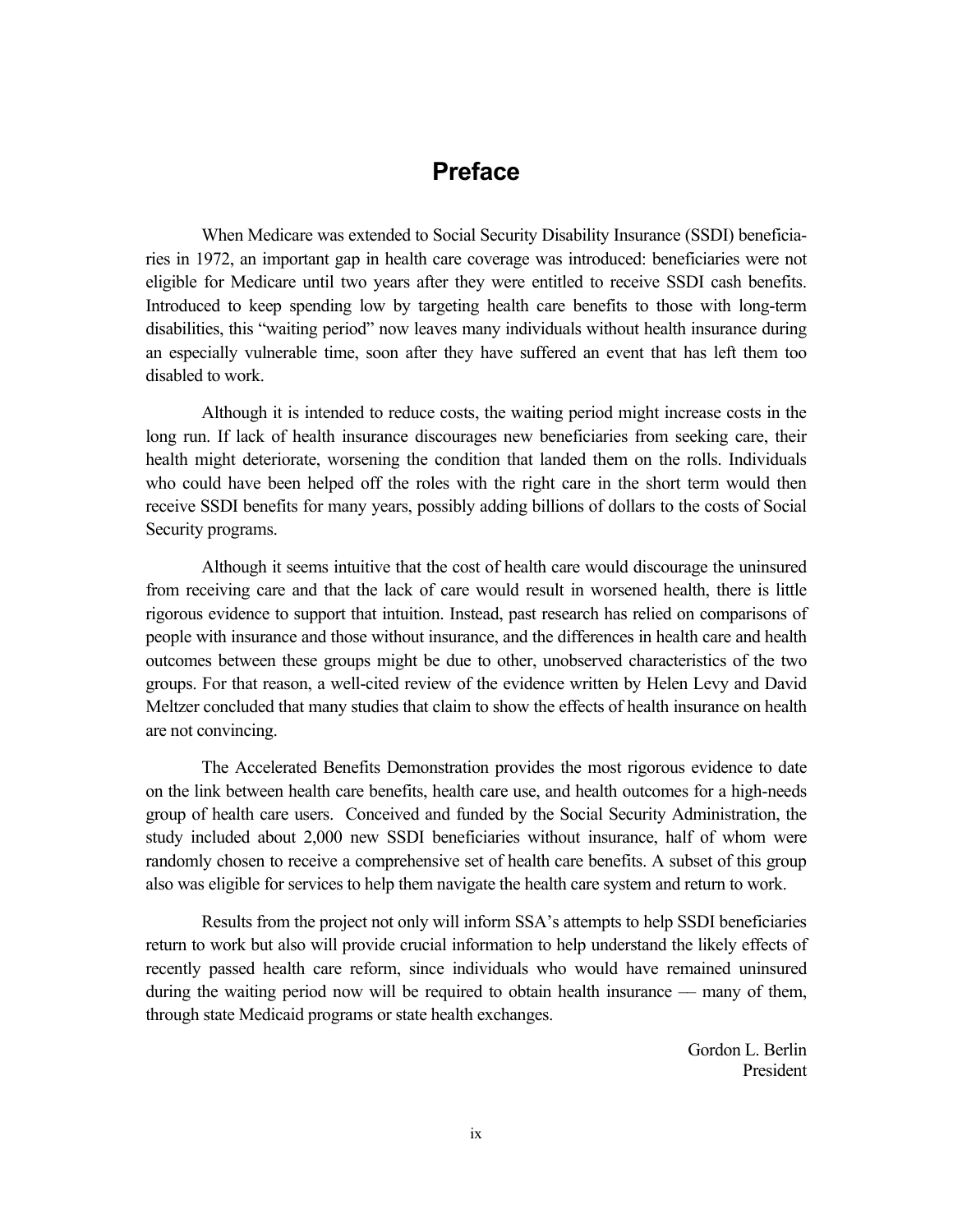# Preface

When Medicare was extended to Social Security Disability Insurance (SSDI) beneficiaries in 1972, an important gap in health care coverage was introduced: beneficiaries were not eligible for Medicare until two years after they were entitled to receive SSDI cash benefits. Introduced to keep spending low by targeting health care benefits to those with long-term disabilities, this "waiting period" now leaves many individuals without health insurance during an especially vulnerable time, soon after they have suffered an event that has left them too disabled to work.

Although it is intended to reduce costs, the waiting period might increase costs in the long run. If lack of health insurance discourages new beneficiaries from seeking care, their health might deteriorate, worsening the condition that landed them on the rolls. Individuals who could have been helped off the roles with the right care in the short term would then receive SSDI benefits for many years, possibly adding billions of dollars to the costs of Social Security programs.

Although it seems intuitive that the cost of health care would discourage the uninsured from receiving care and that the lack of care would result in worsened health, there is little rigorous evidence to support that intuition. Instead, past research has relied on comparisons of people with insurance and those without insurance, and the differences in health care and health outcomes between these groups might be due to other, unobserved characteristics of the two groups. For that reason, a well-cited review of the evidence written by Helen Levy and David Meltzer concluded that many studies that claim to show the effects of health insurance on health are not convincing.

The Accelerated Benefits Demonstration provides the most rigorous evidence to date on the link between health care benefits, health care use, and health outcomes for a high-needs group of health care users. Conceived and funded by the Social Security Administration, the study included about 2,000 new SSDI beneficiaries without insurance, half of whom were randomly chosen to receive a comprehensive set of health care benefits. A subset of this group also was eligible for services to help them navigate the health care system and return to work.

Results from the project not only will inform SSA's attempts to help SSDI beneficiaries return to work but also will provide crucial information to help understand the likely effects of recently passed health care reform, since individuals who would have remained uninsured during the waiting period now will be required to obtain health insurance — many of them, through state Medicaid programs or state health exchanges.

Gordon L. Berlin
President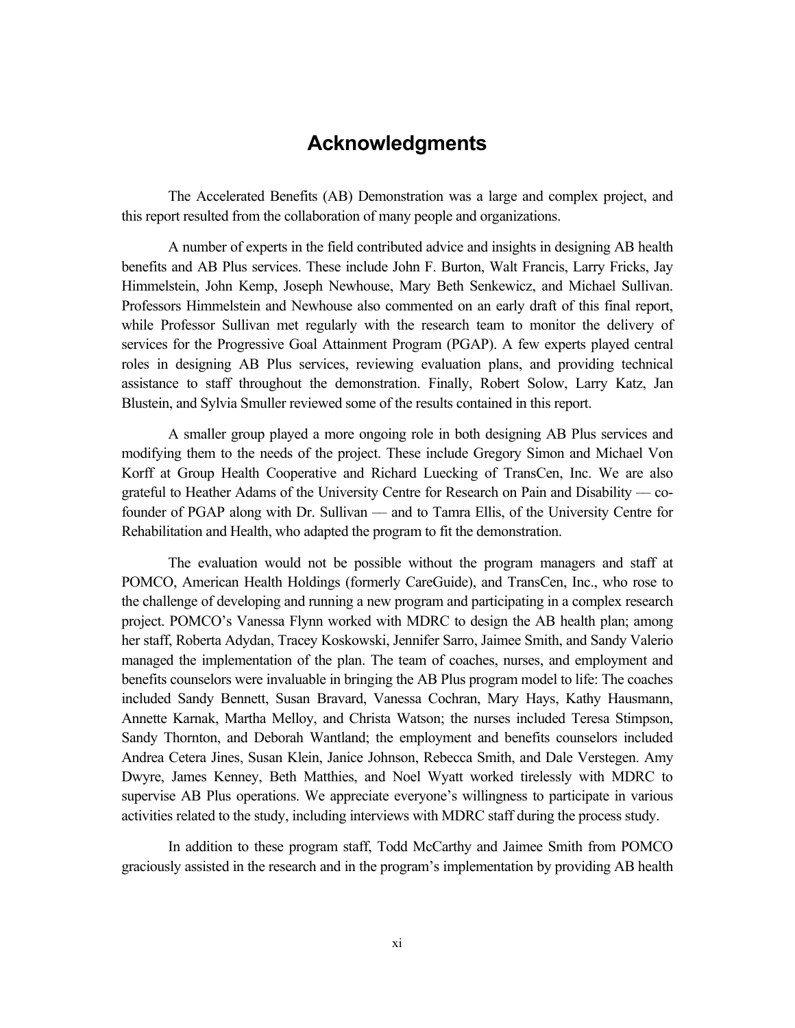# Acknowledgments

The Accelerated Benefits (AB) Demonstration was a large and complex project, and this report resulted from the collaboration of many people and organizations.

A number of experts in the field contributed advice and insights in designing AB health benefits and AB Plus services. These include John F. Burton, Walt Francis, Larry Fricks, Jay Himmelstein, John Kemp, Joseph Newhouse, Mary Beth Senkewicz, and Michael Sullivan. Professors Himmelstein and Newhouse also commented on an early draft of this final report, while Professor Sullivan met regularly with the research team to monitor the delivery of services for the Progressive Goal Attainment Program (PGAP). A few experts played central roles in designing AB Plus services, reviewing evaluation plans, and providing technical assistance to staff throughout the demonstration. Finally, Robert Solow, Larry Katz, Jan Blustein, and Sylvia Smuller reviewed some of the results contained in this report.

A smaller group played a more ongoing role in both designing AB Plus services and modifying them to the needs of the project. These include Gregory Simon and Michael Von Korff at Group Health Cooperative and Richard Luecking of TransCen, Inc. We are also grateful to Heather Adams of the University Centre for Research on Pain and Disability — co-founder of PGAP along with Dr. Sullivan — and to Tamra Ellis, of the University Centre for Rehabilitation and Health, who adapted the program to fit the demonstration.

The evaluation would not be possible without the program managers and staff at POMCO, American Health Holdings (formerly CareGuide), and TransCen, Inc., who rose to the challenge of developing and running a new program and participating in a complex research project. POMCO's Vanessa Flynn worked with MDRC to design the AB health plan; among her staff, Roberta Adydan, Tracey Koskowski, Jennifer Sarro, Jaimee Smith, and Sandy Valerio managed the implementation of the plan. The team of coaches, nurses, and employment and benefits counselors were invaluable in bringing the AB Plus program model to life: The coaches included Sandy Bennett, Susan Bravard, Vanessa Cochran, Mary Hays, Kathy Hausmann, Annette Karnak, Martha Melloy, and Christa Watson; the nurses included Teresa Stimpson, Sandy Thornton, and Deborah Wantland; the employment and benefits counselors included Andrea Cetera Jines, Susan Klein, Janice Johnson, Rebecca Smith, and Dale Verstegen. Amy Dwyre, James Kenney, Beth Matthies, and Noel Wyatt worked tirelessly with MDRC to supervise AB Plus operations. We appreciate everyone's willingness to participate in various activities related to the study, including interviews with MDRC staff during the process study.

In addition to these program staff, Todd McCarthy and Jaimee Smith from POMCO graciously assisted in the research and in the program's implementation by providing AB health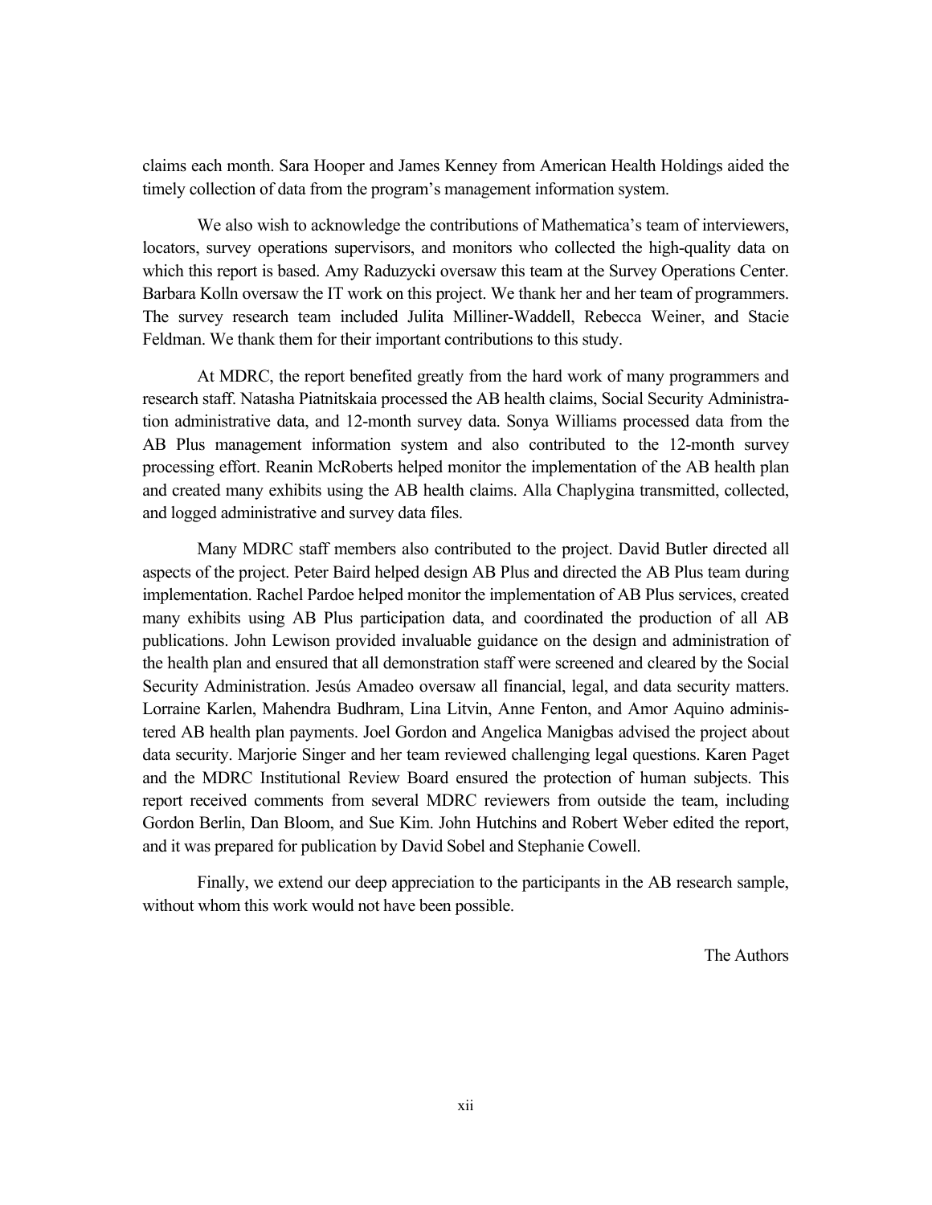claims each month. Sara Hooper and James Kenney from American Health Holdings aided the timely collection of data from the program's management information system.

We also wish to acknowledge the contributions of Mathematica's team of interviewers, locators, survey operations supervisors, and monitors who collected the high-quality data on which this report is based. Amy Raduzycki oversaw this team at the Survey Operations Center. Barbara Kolln oversaw the IT work on this project. We thank her and her team of programmers. The survey research team included Julita Milliner-Waddell, Rebecca Weiner, and Stacie Feldman. We thank them for their important contributions to this study.

At MDRC, the report benefited greatly from the hard work of many programmers and research staff. Natasha Piatnitskaia processed the AB health claims, Social Security Administration administrative data, and 12-month survey data. Sonya Williams processed data from the AB Plus management information system and also contributed to the 12-month survey processing effort. Reanin McRoberts helped monitor the implementation of the AB health plan and created many exhibits using the AB health claims. Alla Chaplygina transmitted, collected, and logged administrative and survey data files.

Many MDRC staff members also contributed to the project. David Butler directed all aspects of the project. Peter Baird helped design AB Plus and directed the AB Plus team during implementation. Rachel Pardoe helped monitor the implementation of AB Plus services, created many exhibits using AB Plus participation data, and coordinated the production of all AB publications. John Lewison provided invaluable guidance on the design and administration of the health plan and ensured that all demonstration staff were screened and cleared by the Social Security Administration. Jesús Amadeo oversaw all financial, legal, and data security matters. Lorraine Karlen, Mahendra Budhram, Lina Litvin, Anne Fenton, and Amor Aquino administered AB health plan payments. Joel Gordon and Angelica Manigbas advised the project about data security. Marjorie Singer and her team reviewed challenging legal questions. Karen Paget and the MDRC Institutional Review Board ensured the protection of human subjects. This report received comments from several MDRC reviewers from outside the team, including Gordon Berlin, Dan Bloom, and Sue Kim. John Hutchins and Robert Weber edited the report, and it was prepared for publication by David Sobel and Stephanie Cowell.

Finally, we extend our deep appreciation to the participants in the AB research sample, without whom this work would not have been possible.

The Authors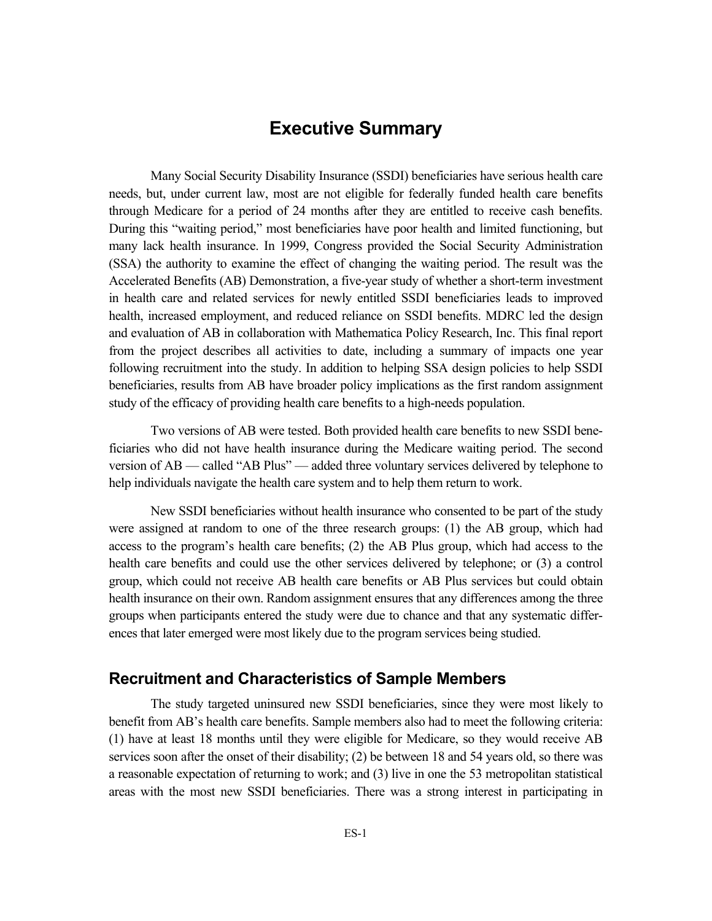# Executive Summary

Many Social Security Disability Insurance (SSDI) beneficiaries have serious health care needs, but, under current law, most are not eligible for federally funded health care benefits through Medicare for a period of 24 months after they are entitled to receive cash benefits. During this "waiting period," most beneficiaries have poor health and limited functioning, but many lack health insurance. In 1999, Congress provided the Social Security Administration (SSA) the authority to examine the effect of changing the waiting period. The result was the Accelerated Benefits (AB) Demonstration, a five-year study of whether a short-term investment in health care and related services for newly entitled SSDI beneficiaries leads to improved health, increased employment, and reduced reliance on SSDI benefits. MDRC led the design and evaluation of AB in collaboration with Mathematica Policy Research, Inc. This final report from the project describes all activities to date, including a summary of impacts one year following recruitment into the study. In addition to helping SSA design policies to help SSDI beneficiaries, results from AB have broader policy implications as the first random assignment study of the efficacy of providing health care benefits to a high-needs population.

Two versions of AB were tested. Both provided health care benefits to new SSDI beneficiaries who did not have health insurance during the Medicare waiting period. The second version of AB — called "AB Plus" — added three voluntary services delivered by telephone to help individuals navigate the health care system and to help them return to work.

New SSDI beneficiaries without health insurance who consented to be part of the study were assigned at random to one of the three research groups: (1) the AB group, which had access to the program's health care benefits; (2) the AB Plus group, which had access to the health care benefits and could use the other services delivered by telephone; or (3) a control group, which could not receive AB health care benefits or AB Plus services but could obtain health insurance on their own. Random assignment ensures that any differences among the three groups when participants entered the study were due to chance and that any systematic differences that later emerged were most likely due to the program services being studied.

## Recruitment and Characteristics of Sample Members

The study targeted uninsured new SSDI beneficiaries, since they were most likely to benefit from AB's health care benefits. Sample members also had to meet the following criteria: (1) have at least 18 months until they were eligible for Medicare, so they would receive AB services soon after the onset of their disability; (2) be between 18 and 54 years old, so there was a reasonable expectation of returning to work; and (3) live in one the 53 metropolitan statistical areas with the most new SSDI beneficiaries. There was a strong interest in participating in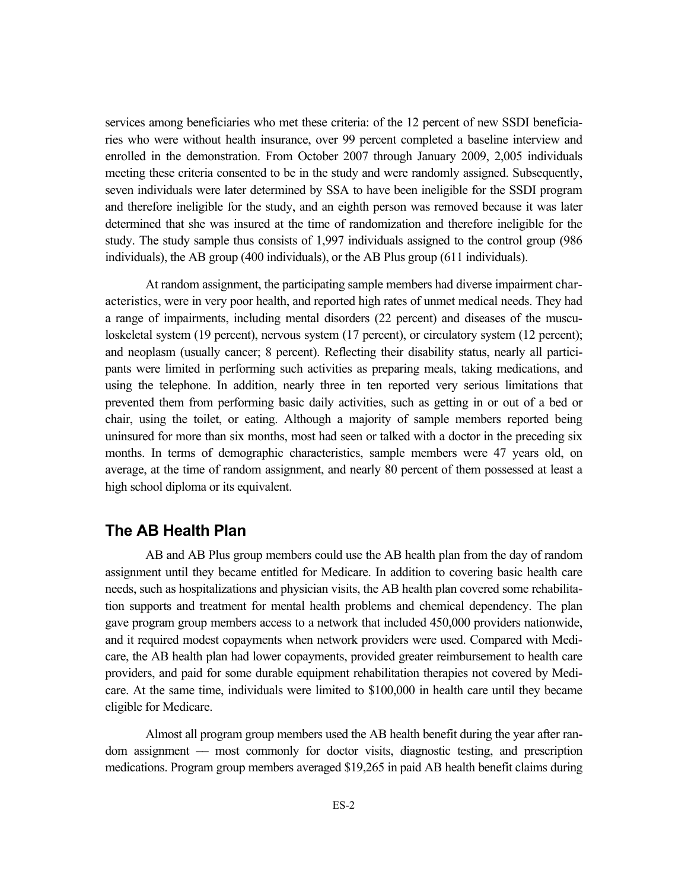services among beneficiaries who met these criteria: of the 12 percent of new SSDI beneficiaries who were without health insurance, over 99 percent completed a baseline interview and enrolled in the demonstration. From October 2007 through January 2009, 2,005 individuals meeting these criteria consented to be in the study and were randomly assigned. Subsequently, seven individuals were later determined by SSA to have been ineligible for the SSDI program and therefore ineligible for the study, and an eighth person was removed because it was later determined that she was insured at the time of randomization and therefore ineligible for the study. The study sample thus consists of 1,997 individuals assigned to the control group (986 individuals), the AB group (400 individuals), or the AB Plus group (611 individuals).

At random assignment, the participating sample members had diverse impairment characteristics, were in very poor health, and reported high rates of unmet medical needs. They had a range of impairments, including mental disorders (22 percent) and diseases of the musculoskeletal system (19 percent), nervous system (17 percent), or circulatory system (12 percent); and neoplasm (usually cancer; 8 percent). Reflecting their disability status, nearly all participants were limited in performing such activities as preparing meals, taking medications, and using the telephone. In addition, nearly three in ten reported very serious limitations that prevented them from performing basic daily activities, such as getting in or out of a bed or chair, using the toilet, or eating. Although a majority of sample members reported being uninsured for more than six months, most had seen or talked with a doctor in the preceding six months. In terms of demographic characteristics, sample members were 47 years old, on average, at the time of random assignment, and nearly 80 percent of them possessed at least a high school diploma or its equivalent.

## The AB Health Plan

AB and AB Plus group members could use the AB health plan from the day of random assignment until they became entitled for Medicare. In addition to covering basic health care needs, such as hospitalizations and physician visits, the AB health plan covered some rehabilitation supports and treatment for mental health problems and chemical dependency. The plan gave program group members access to a network that included 450,000 providers nationwide, and it required modest copayments when network providers were used. Compared with Medicare, the AB health plan had lower copayments, provided greater reimbursement to health care providers, and paid for some durable equipment rehabilitation therapies not covered by Medicare. At the same time, individuals were limited to $100,000 in health care until they became eligible for Medicare.

Almost all program group members used the AB health benefit during the year after random assignment — most commonly for doctor visits, diagnostic testing, and prescription medications. Program group members averaged $19,265 in paid AB health benefit claims during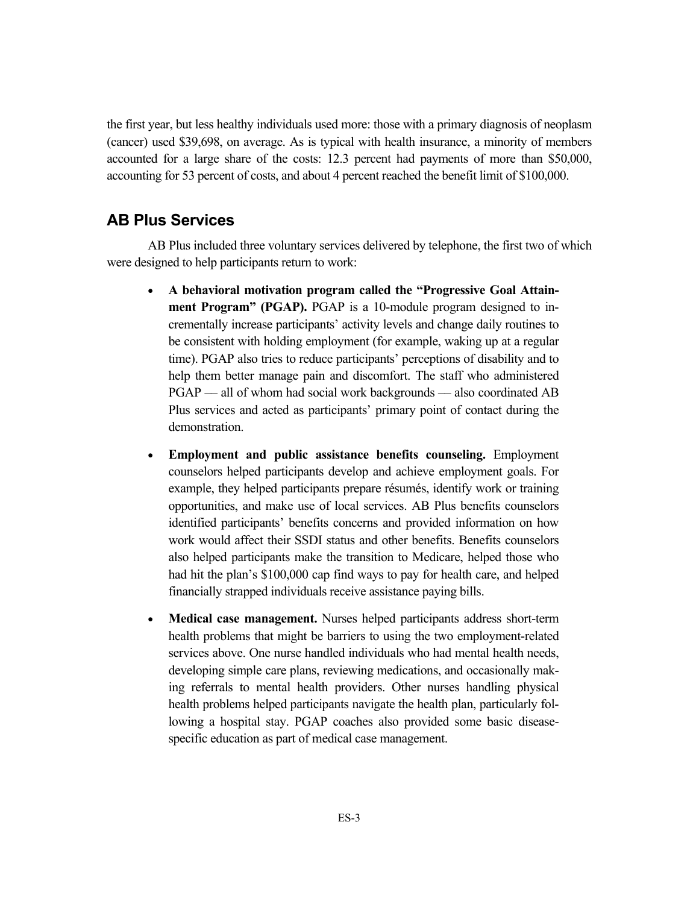the first year, but less healthy individuals used more: those with a primary diagnosis of neoplasm (cancer) used $39,698, on average. As is typical with health insurance, a minority of members accounted for a large share of the costs: 12.3 percent had payments of more than $50,000, accounting for 53 percent of costs, and about 4 percent reached the benefit limit of $100,000.

## AB Plus Services

AB Plus included three voluntary services delivered by telephone, the first two of which were designed to help participants return to work:

- **A behavioral motivation program called the "Progressive Goal Attainment Program" (PGAP).** PGAP is a 10-module program designed to incrementally increase participants' activity levels and change daily routines to be consistent with holding employment (for example, waking up at a regular time). PGAP also tries to reduce participants' perceptions of disability and to help them better manage pain and discomfort. The staff who administered PGAP — all of whom had social work backgrounds — also coordinated AB Plus services and acted as participants' primary point of contact during the demonstration.

- **Employment and public assistance benefits counseling.** Employment counselors helped participants develop and achieve employment goals. For example, they helped participants prepare résumés, identify work or training opportunities, and make use of local services. AB Plus benefits counselors identified participants' benefits concerns and provided information on how work would affect their SSDI status and other benefits. Benefits counselors also helped participants make the transition to Medicare, helped those who had hit the plan's $100,000 cap find ways to pay for health care, and helped financially strapped individuals receive assistance paying bills.

- **Medical case management.** Nurses helped participants address short-term health problems that might be barriers to using the two employment-related services above. One nurse handled individuals who had mental health needs, developing simple care plans, reviewing medications, and occasionally making referrals to mental health providers. Other nurses handling physical health problems helped participants navigate the health plan, particularly following a hospital stay. PGAP coaches also provided some basic disease-specific education as part of medical case management.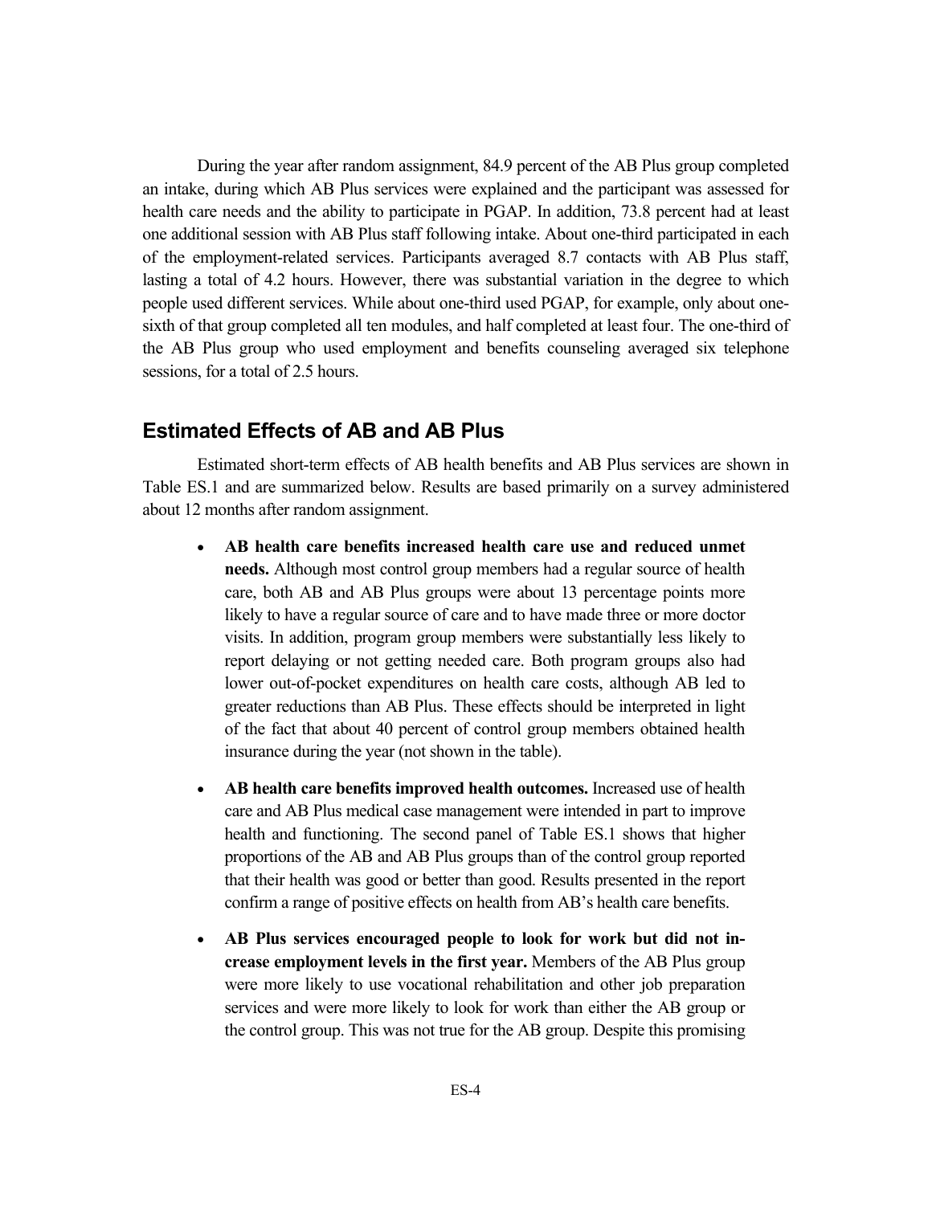During the year after random assignment, 84.9 percent of the AB Plus group completed an intake, during which AB Plus services were explained and the participant was assessed for health care needs and the ability to participate in PGAP. In addition, 73.8 percent had at least one additional session with AB Plus staff following intake. About one-third participated in each of the employment-related services. Participants averaged 8.7 contacts with AB Plus staff, lasting a total of 4.2 hours. However, there was substantial variation in the degree to which people used different services. While about one-third used PGAP, for example, only about one-sixth of that group completed all ten modules, and half completed at least four. The one-third of the AB Plus group who used employment and benefits counseling averaged six telephone sessions, for a total of 2.5 hours.

## Estimated Effects of AB and AB Plus

Estimated short-term effects of AB health benefits and AB Plus services are shown in Table ES.1 and are summarized below. Results are based primarily on a survey administered about 12 months after random assignment.

- **AB health care benefits increased health care use and reduced unmet needs.** Although most control group members had a regular source of health care, both AB and AB Plus groups were about 13 percentage points more likely to have a regular source of care and to have made three or more doctor visits. In addition, program group members were substantially less likely to report delaying or not getting needed care. Both program groups also had lower out-of-pocket expenditures on health care costs, although AB led to greater reductions than AB Plus. These effects should be interpreted in light of the fact that about 40 percent of control group members obtained health insurance during the year (not shown in the table).

- **AB health care benefits improved health outcomes.** Increased use of health care and AB Plus medical case management were intended in part to improve health and functioning. The second panel of Table ES.1 shows that higher proportions of the AB and AB Plus groups than of the control group reported that their health was good or better than good. Results presented in the report confirm a range of positive effects on health from AB's health care benefits.

- **AB Plus services encouraged people to look for work but did not increase employment levels in the first year.** Members of the AB Plus group were more likely to use vocational rehabilitation and other job preparation services and were more likely to look for work than either the AB group or the control group. This was not true for the AB group. Despite this promising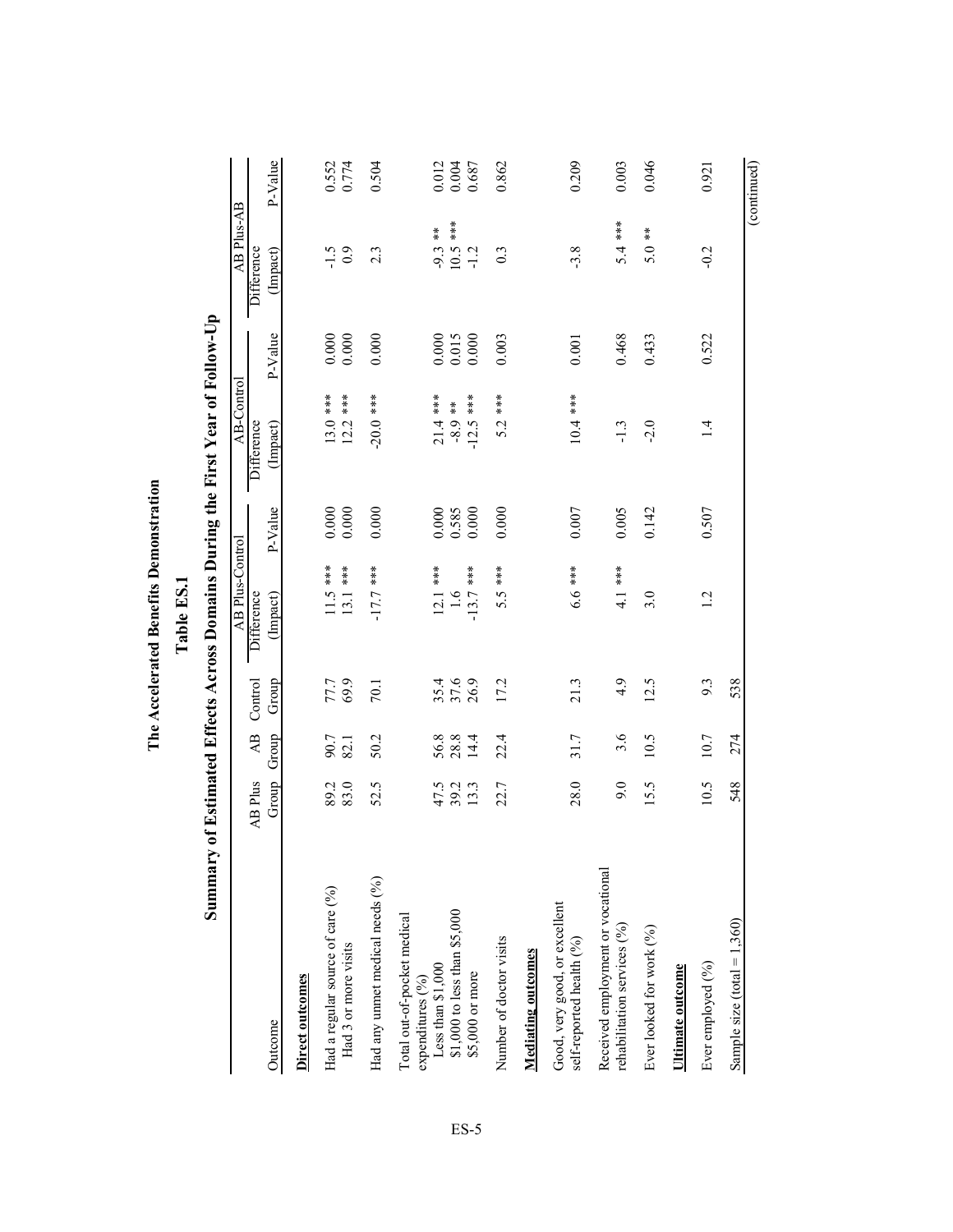# The Accelerated Benefits Demonstration

## Table ES.1

## Summary of Estimated Effects Across Domains During the First Year of Follow-Up

| Outcome | AB Plus Group | AB Group | Control Group | AB Plus-Control Difference (Impact) | AB Plus-Control P-Value | AB-Control Difference (Impact) | AB-Control P-Value | AB Plus-AB Difference (Impact) | AB Plus-AB P-Value |
|---|---|---|---|---|---|---|---|---|---|
| **Direct outcomes** | | | | | | | | | |
| Had a regular source of care (%) | 89.2 | 90.7 | 77.7 | 11.5 *** | 0.000 | 13.0 *** | 0.000 | -1.5 | 0.552 |
| Had 3 or more visits | 83.0 | 82.1 | 69.9 | 13.1 *** | 0.000 | 12.2 *** | 0.000 | 0.9 | 0.774 |
| Had any unmet medical needs (%) | 52.5 | 50.2 | 70.1 | -17.7 *** | 0.000 | -20.0 *** | 0.000 | 2.3 | 0.504 |
| Total out-of-pocket medical expenditures (%) | | | | | | | | | |
| Less than $1,000 | 47.5 | 56.8 | 35.4 | 12.1 *** | 0.000 | 21.4 *** | 0.000 | -9.3 ** | 0.012 |
| $1,000 to less than $5,000 | 39.2 | 28.8 | 37.6 | 1.6 | 0.585 | -8.9 ** | 0.015 | 10.5 *** | 0.004 |
| $5,000 or more | 13.3 | 14.4 | 26.9 | -13.7 *** | 0.000 | -12.5 *** | 0.000 | -1.2 | 0.687 |
| Number of doctor visits | 22.7 | 22.4 | 17.2 | 5.5 *** | 0.000 | 5.2 *** | 0.003 | 0.3 | 0.862 |
| **Mediating outcomes** | | | | | | | | | |
| Good, very good, or excellent self-reported health (%) | 28.0 | 31.7 | 21.3 | 6.6 *** | 0.007 | 10.4 *** | 0.001 | -3.8 | 0.209 |
| Received employment or vocational rehabilitation services (%) | 9.0 | 3.6 | 4.9 | 4.1 *** | 0.005 | -1.3 | 0.468 | 5.4 *** | 0.003 |
| Ever looked for work (%) | 15.5 | 10.5 | 12.5 | 3.0 | 0.142 | -2.0 | 0.433 | 5.0 ** | 0.046 |
| **Ultimate outcome** | | | | | | | | | |
| Ever employed (%) | 10.5 | 10.7 | 9.3 | 1.2 | 0.507 | 1.4 | 0.522 | -0.2 | 0.921 |
| Sample size (total = 1,360) | 548 | 274 | 538 | | | | | | |

(continued)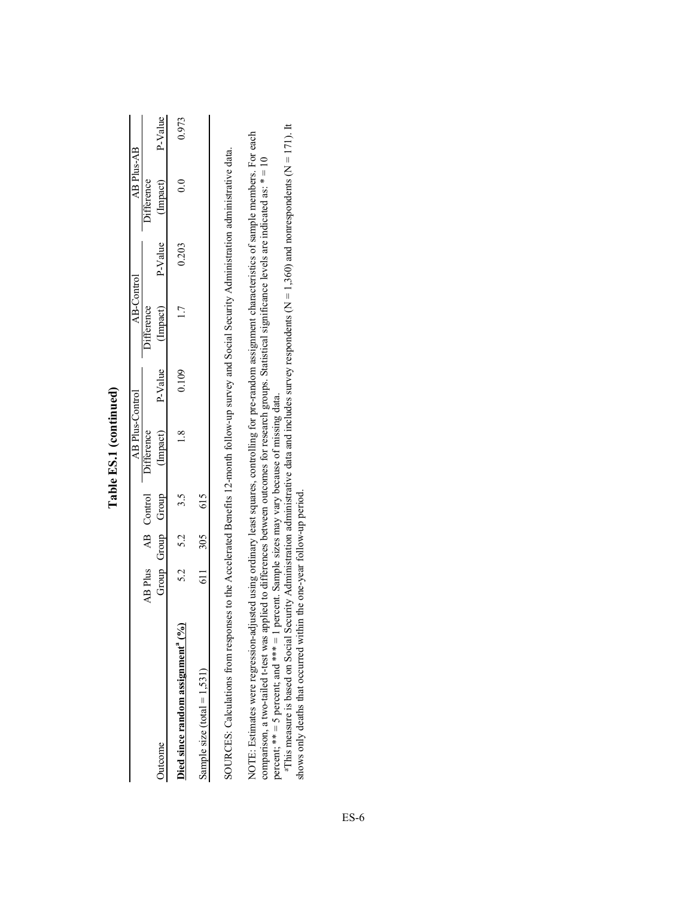**Table ES.1 (continued)**

| Outcome | AB Plus Group | AB Group | Control Group | AB Plus-Control Difference (Impact) | AB Plus-Control P-Value | AB-Control Difference (Impact) | AB-Control P-Value | AB Plus-AB Difference (Impact) | AB Plus-AB P-Value |
|---|---|---|---|---|---|---|---|---|---|
| **Died since random assignment[a] (%)** | 5.2 | 5.2 | 3.5 | 1.8 | 0.109 | 1.7 | 0.203 | 0.0 | 0.973 |
| Sample size (total = 1,531) | 611 | 305 | 615 | | | | | | |

SOURCES: Calculations from responses to the Accelerated Benefits 12-month follow-up survey and Social Security Administration administrative data.

NOTE: Estimates were regression-adjusted using ordinary least squares, controlling for pre-random assignment characteristics of sample members. For each comparison, a two-tailed t-test was applied to differences between outcomes for research groups. Statistical significance levels are indicated as: * = 10 percent; ** = 5 percent; and *** = 1 percent. Sample sizes may vary because of missing data.

[a]This measure is based on Social Security Administration administrative data and includes survey respondents (N = 1,360) and nonrespondents (N = 171). It shows only deaths that occurred within the one-year follow-up period.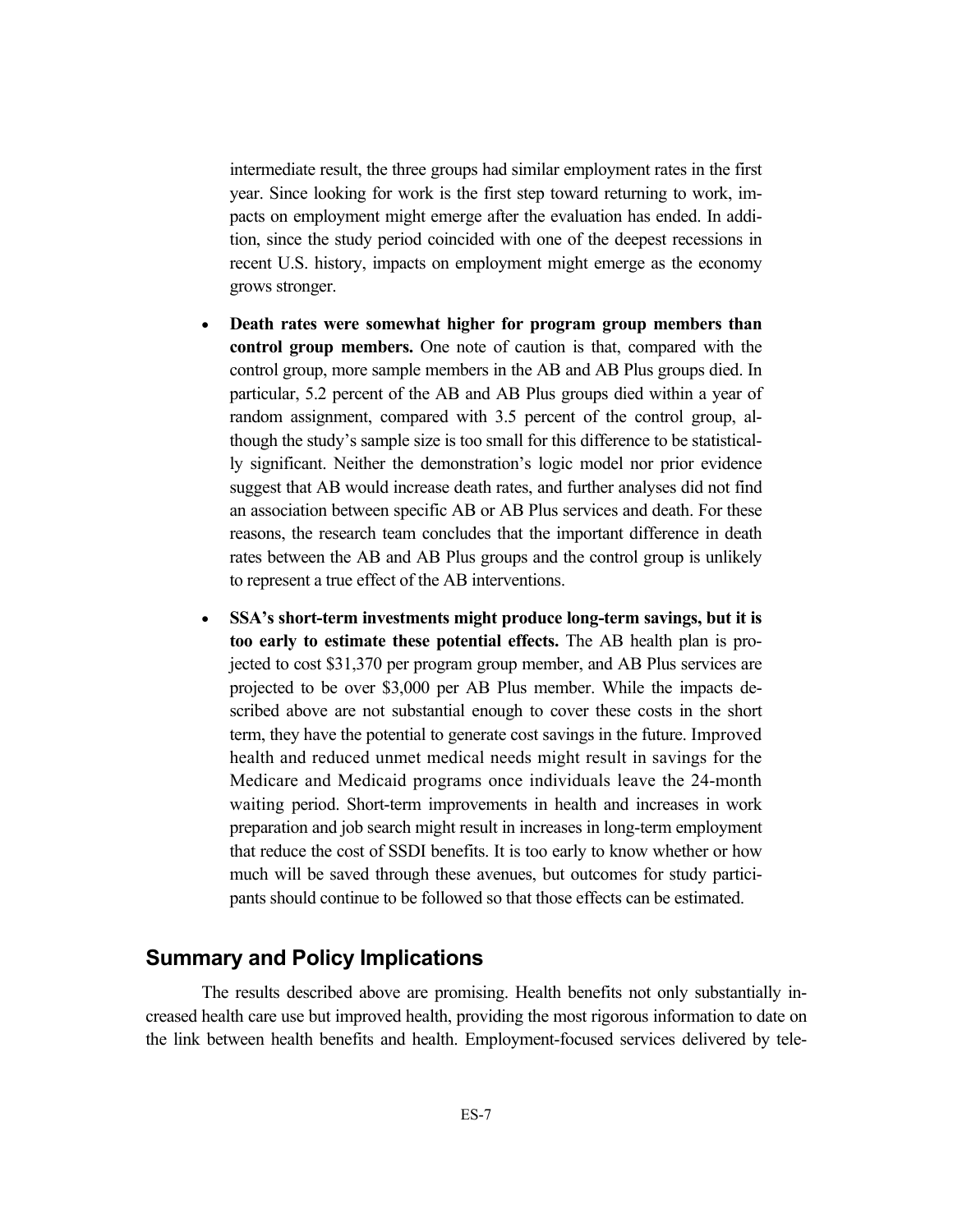intermediate result, the three groups had similar employment rates in the first year. Since looking for work is the first step toward returning to work, impacts on employment might emerge after the evaluation has ended. In addition, since the study period coincided with one of the deepest recessions in recent U.S. history, impacts on employment might emerge as the economy grows stronger.

- **Death rates were somewhat higher for program group members than control group members.** One note of caution is that, compared with the control group, more sample members in the AB and AB Plus groups died. In particular, 5.2 percent of the AB and AB Plus groups died within a year of random assignment, compared with 3.5 percent of the control group, although the study's sample size is too small for this difference to be statistically significant. Neither the demonstration's logic model nor prior evidence suggest that AB would increase death rates, and further analyses did not find an association between specific AB or AB Plus services and death. For these reasons, the research team concludes that the important difference in death rates between the AB and AB Plus groups and the control group is unlikely to represent a true effect of the AB interventions.

- **SSA's short-term investments might produce long-term savings, but it is too early to estimate these potential effects.** The AB health plan is projected to cost $31,370 per program group member, and AB Plus services are projected to be over $3,000 per AB Plus member. While the impacts described above are not substantial enough to cover these costs in the short term, they have the potential to generate cost savings in the future. Improved health and reduced unmet medical needs might result in savings for the Medicare and Medicaid programs once individuals leave the 24-month waiting period. Short-term improvements in health and increases in work preparation and job search might result in increases in long-term employment that reduce the cost of SSDI benefits. It is too early to know whether or how much will be saved through these avenues, but outcomes for study participants should continue to be followed so that those effects can be estimated.

## Summary and Policy Implications

The results described above are promising. Health benefits not only substantially increased health care use but improved health, providing the most rigorous information to date on the link between health benefits and health. Employment-focused services delivered by tele-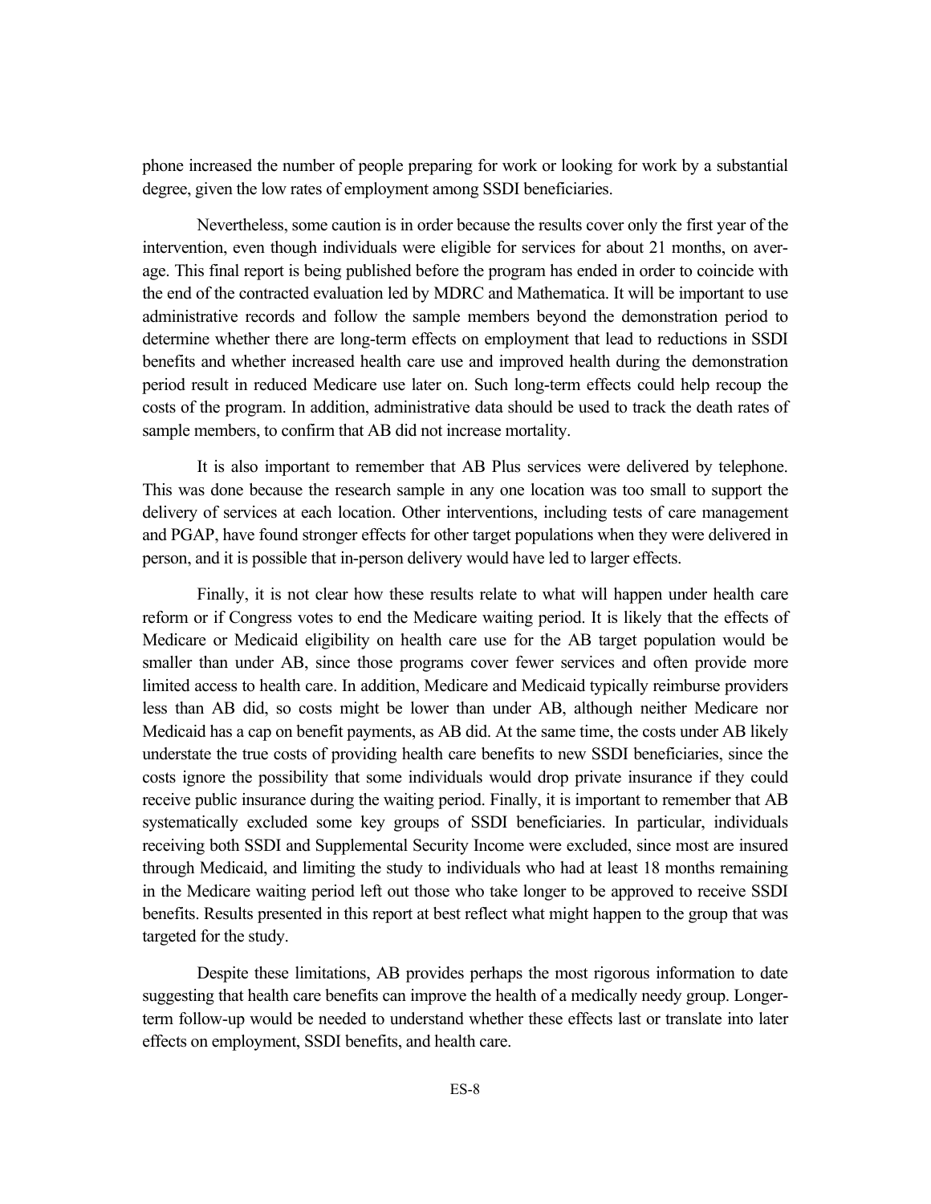phone increased the number of people preparing for work or looking for work by a substantial degree, given the low rates of employment among SSDI beneficiaries.

Nevertheless, some caution is in order because the results cover only the first year of the intervention, even though individuals were eligible for services for about 21 months, on average. This final report is being published before the program has ended in order to coincide with the end of the contracted evaluation led by MDRC and Mathematica. It will be important to use administrative records and follow the sample members beyond the demonstration period to determine whether there are long-term effects on employment that lead to reductions in SSDI benefits and whether increased health care use and improved health during the demonstration period result in reduced Medicare use later on. Such long-term effects could help recoup the costs of the program. In addition, administrative data should be used to track the death rates of sample members, to confirm that AB did not increase mortality.

It is also important to remember that AB Plus services were delivered by telephone. This was done because the research sample in any one location was too small to support the delivery of services at each location. Other interventions, including tests of care management and PGAP, have found stronger effects for other target populations when they were delivered in person, and it is possible that in-person delivery would have led to larger effects.

Finally, it is not clear how these results relate to what will happen under health care reform or if Congress votes to end the Medicare waiting period. It is likely that the effects of Medicare or Medicaid eligibility on health care use for the AB target population would be smaller than under AB, since those programs cover fewer services and often provide more limited access to health care. In addition, Medicare and Medicaid typically reimburse providers less than AB did, so costs might be lower than under AB, although neither Medicare nor Medicaid has a cap on benefit payments, as AB did. At the same time, the costs under AB likely understate the true costs of providing health care benefits to new SSDI beneficiaries, since the costs ignore the possibility that some individuals would drop private insurance if they could receive public insurance during the waiting period. Finally, it is important to remember that AB systematically excluded some key groups of SSDI beneficiaries. In particular, individuals receiving both SSDI and Supplemental Security Income were excluded, since most are insured through Medicaid, and limiting the study to individuals who had at least 18 months remaining in the Medicare waiting period left out those who take longer to be approved to receive SSDI benefits. Results presented in this report at best reflect what might happen to the group that was targeted for the study.

Despite these limitations, AB provides perhaps the most rigorous information to date suggesting that health care benefits can improve the health of a medically needy group. Longer-term follow-up would be needed to understand whether these effects last or translate into later effects on employment, SSDI benefits, and health care.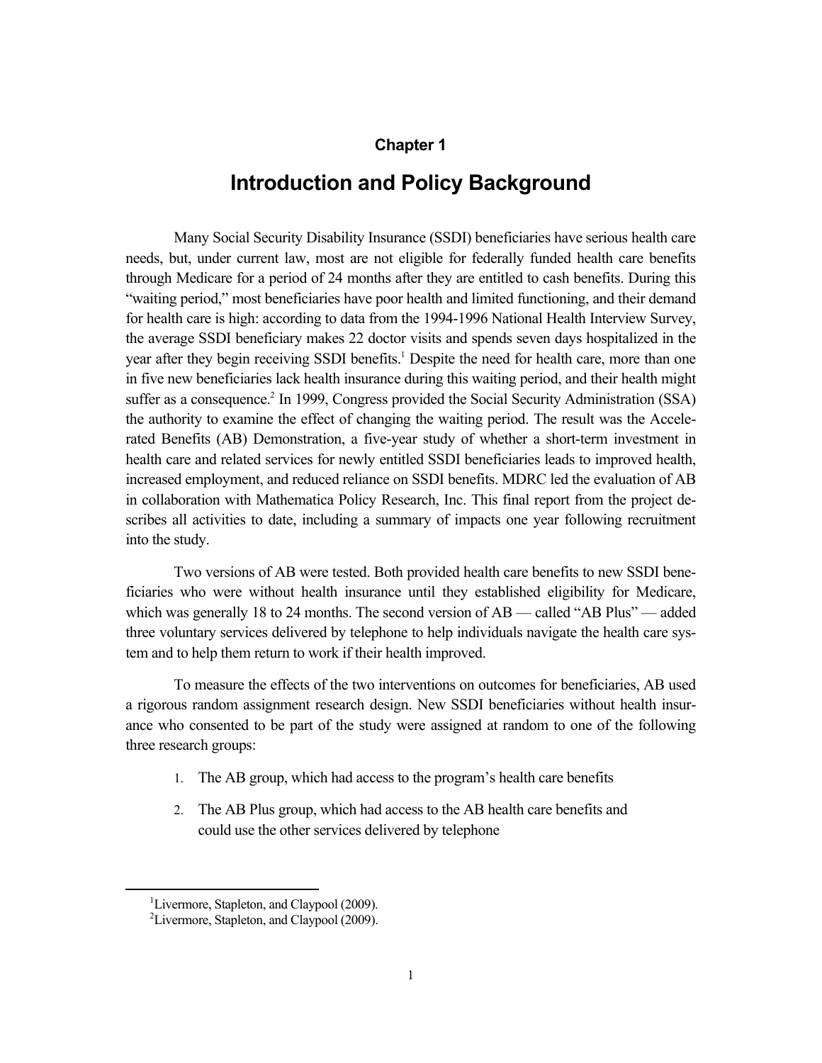**Chapter 1**

# Introduction and Policy Background

Many Social Security Disability Insurance (SSDI) beneficiaries have serious health care needs, but, under current law, most are not eligible for federally funded health care benefits through Medicare for a period of 24 months after they are entitled to cash benefits. During this "waiting period," most beneficiaries have poor health and limited functioning, and their demand for health care is high: according to data from the 1994-1996 National Health Interview Survey, the average SSDI beneficiary makes 22 doctor visits and spends seven days hospitalized in the year after they begin receiving SSDI benefits.[1] Despite the need for health care, more than one in five new beneficiaries lack health insurance during this waiting period, and their health might suffer as a consequence.[2] In 1999, Congress provided the Social Security Administration (SSA) the authority to examine the effect of changing the waiting period. The result was the Accelerated Benefits (AB) Demonstration, a five-year study of whether a short-term investment in health care and related services for newly entitled SSDI beneficiaries leads to improved health, increased employment, and reduced reliance on SSDI benefits. MDRC led the evaluation of AB in collaboration with Mathematica Policy Research, Inc. This final report from the project describes all activities to date, including a summary of impacts one year following recruitment into the study.

Two versions of AB were tested. Both provided health care benefits to new SSDI beneficiaries who were without health insurance until they established eligibility for Medicare, which was generally 18 to 24 months. The second version of AB — called "AB Plus" — added three voluntary services delivered by telephone to help individuals navigate the health care system and to help them return to work if their health improved.

To measure the effects of the two interventions on outcomes for beneficiaries, AB used a rigorous random assignment research design. New SSDI beneficiaries without health insurance who consented to be part of the study were assigned at random to one of the following three research groups:

1. The AB group, which had access to the program's health care benefits
2. The AB Plus group, which had access to the AB health care benefits and could use the other services delivered by telephone

---

[1] Livermore, Stapleton, and Claypool (2009).
[2] Livermore, Stapleton, and Claypool (2009).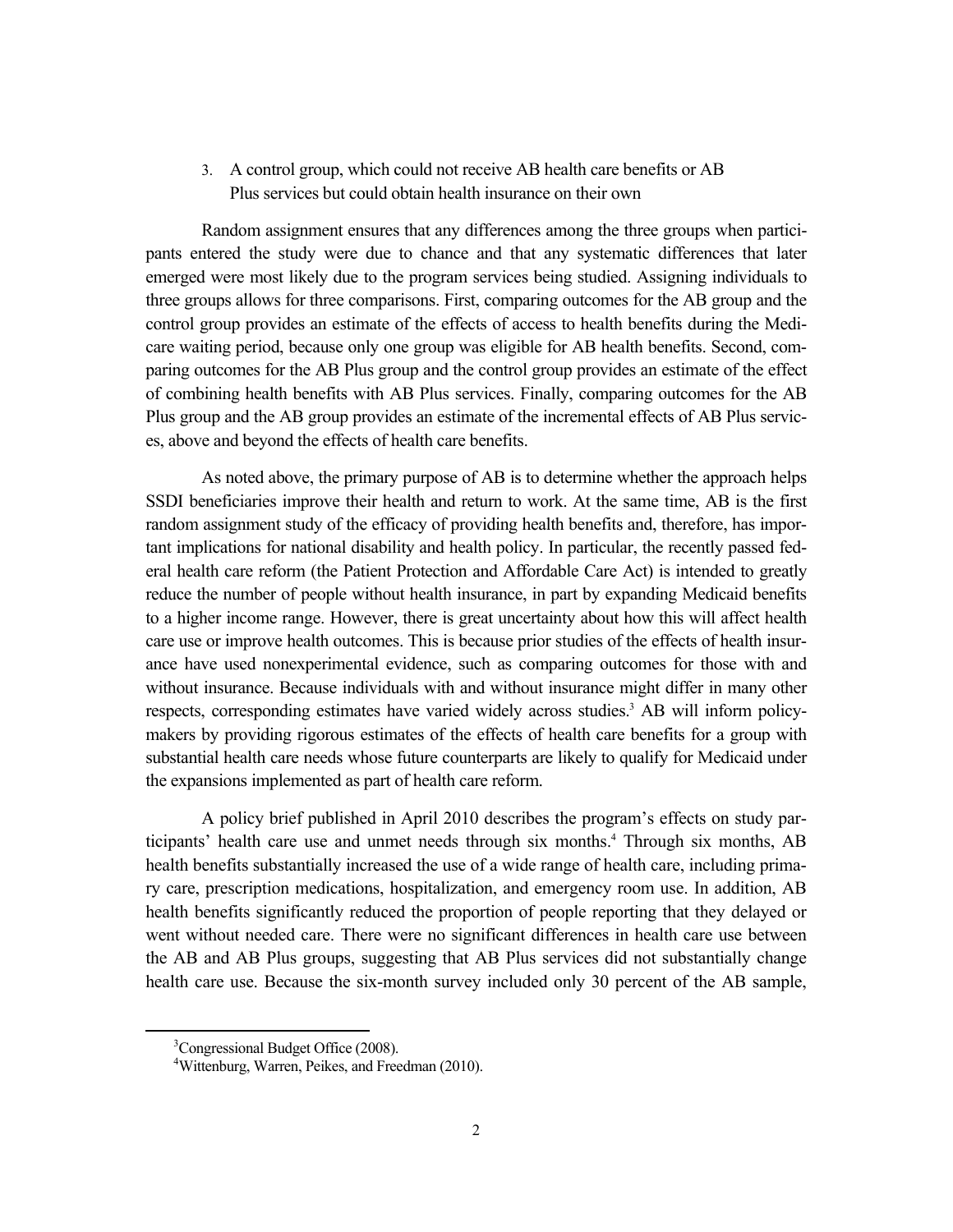3. A control group, which could not receive AB health care benefits or AB Plus services but could obtain health insurance on their own

Random assignment ensures that any differences among the three groups when participants entered the study were due to chance and that any systematic differences that later emerged were most likely due to the program services being studied. Assigning individuals to three groups allows for three comparisons. First, comparing outcomes for the AB group and the control group provides an estimate of the effects of access to health benefits during the Medicare waiting period, because only one group was eligible for AB health benefits. Second, comparing outcomes for the AB Plus group and the control group provides an estimate of the effect of combining health benefits with AB Plus services. Finally, comparing outcomes for the AB Plus group and the AB group provides an estimate of the incremental effects of AB Plus services, above and beyond the effects of health care benefits.

As noted above, the primary purpose of AB is to determine whether the approach helps SSDI beneficiaries improve their health and return to work. At the same time, AB is the first random assignment study of the efficacy of providing health benefits and, therefore, has important implications for national disability and health policy. In particular, the recently passed federal health care reform (the Patient Protection and Affordable Care Act) is intended to greatly reduce the number of people without health insurance, in part by expanding Medicaid benefits to a higher income range. However, there is great uncertainty about how this will affect health care use or improve health outcomes. This is because prior studies of the effects of health insurance have used nonexperimental evidence, such as comparing outcomes for those with and without insurance. Because individuals with and without insurance might differ in many other respects, corresponding estimates have varied widely across studies.[3] AB will inform policymakers by providing rigorous estimates of the effects of health care benefits for a group with substantial health care needs whose future counterparts are likely to qualify for Medicaid under the expansions implemented as part of health care reform.

A policy brief published in April 2010 describes the program's effects on study participants' health care use and unmet needs through six months.[4] Through six months, AB health benefits substantially increased the use of a wide range of health care, including primary care, prescription medications, hospitalization, and emergency room use. In addition, AB health benefits significantly reduced the proportion of people reporting that they delayed or went without needed care. There were no significant differences in health care use between the AB and AB Plus groups, suggesting that AB Plus services did not substantially change health care use. Because the six-month survey included only 30 percent of the AB sample,

[3]Congressional Budget Office (2008).

[4]Wittenburg, Warren, Peikes, and Freedman (2010).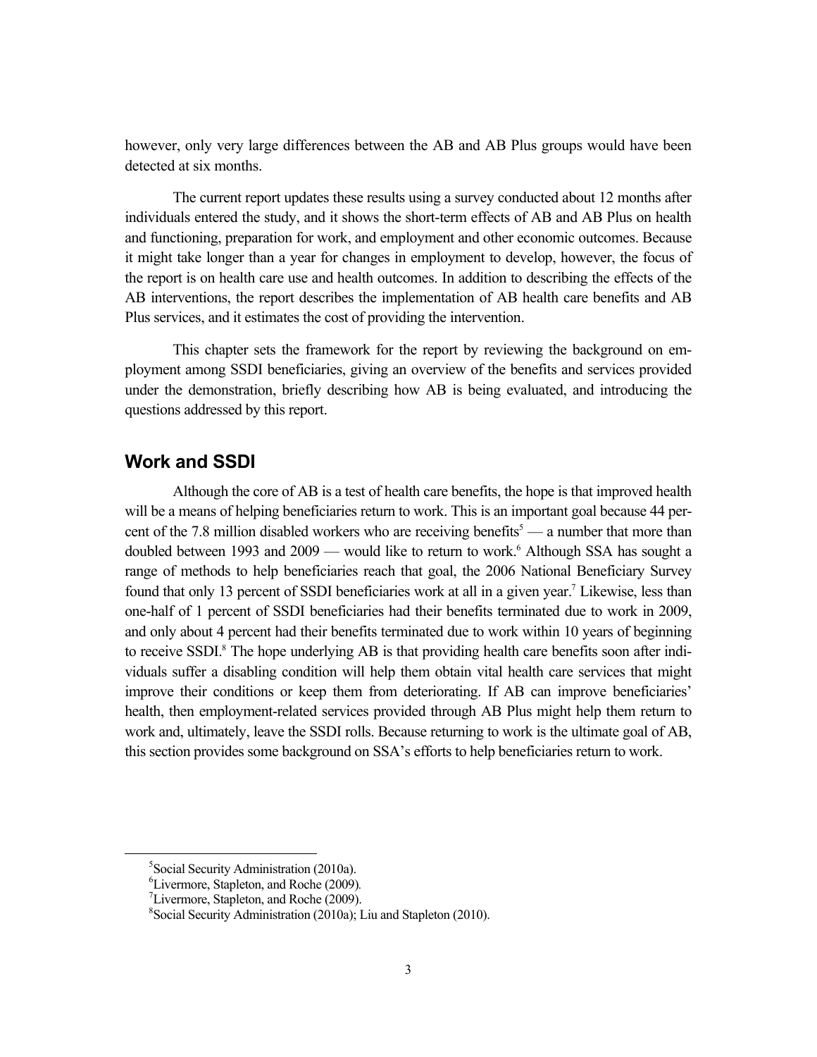however, only very large differences between the AB and AB Plus groups would have been detected at six months.

The current report updates these results using a survey conducted about 12 months after individuals entered the study, and it shows the short-term effects of AB and AB Plus on health and functioning, preparation for work, and employment and other economic outcomes. Because it might take longer than a year for changes in employment to develop, however, the focus of the report is on health care use and health outcomes. In addition to describing the effects of the AB interventions, the report describes the implementation of AB health care benefits and AB Plus services, and it estimates the cost of providing the intervention.

This chapter sets the framework for the report by reviewing the background on employment among SSDI beneficiaries, giving an overview of the benefits and services provided under the demonstration, briefly describing how AB is being evaluated, and introducing the questions addressed by this report.

## Work and SSDI

Although the core of AB is a test of health care benefits, the hope is that improved health will be a means of helping beneficiaries return to work. This is an important goal because 44 percent of the 7.8 million disabled workers who are receiving benefits[5] — a number that more than doubled between 1993 and 2009 — would like to return to work.[6] Although SSA has sought a range of methods to help beneficiaries reach that goal, the 2006 National Beneficiary Survey found that only 13 percent of SSDI beneficiaries work at all in a given year.[7] Likewise, less than one-half of 1 percent of SSDI beneficiaries had their benefits terminated due to work in 2009, and only about 4 percent had their benefits terminated due to work within 10 years of beginning to receive SSDI.[8] The hope underlying AB is that providing health care benefits soon after individuals suffer a disabling condition will help them obtain vital health care services that might improve their conditions or keep them from deteriorating. If AB can improve beneficiaries' health, then employment-related services provided through AB Plus might help them return to work and, ultimately, leave the SSDI rolls. Because returning to work is the ultimate goal of AB, this section provides some background on SSA's efforts to help beneficiaries return to work.

---

[5] Social Security Administration (2010a).

[6] Livermore, Stapleton, and Roche (2009).

[7] Livermore, Stapleton, and Roche (2009).

[8] Social Security Administration (2010a); Liu and Stapleton (2010).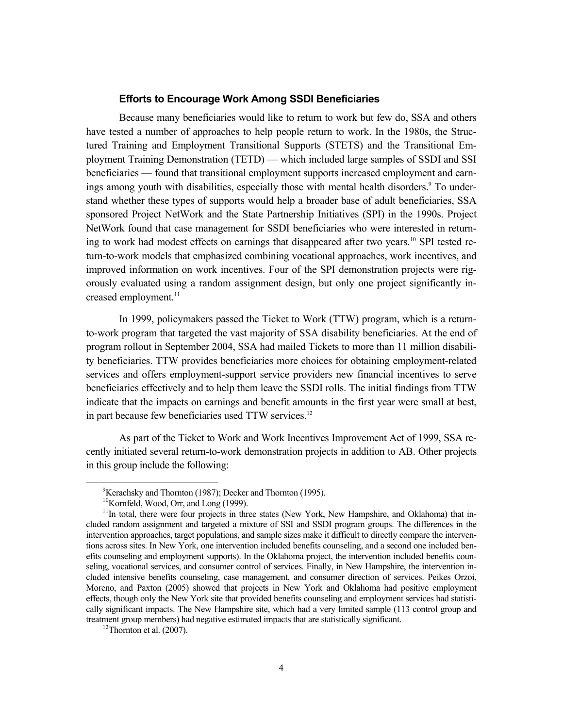### Efforts to Encourage Work Among SSDI Beneficiaries

Because many beneficiaries would like to return to work but few do, SSA and others have tested a number of approaches to help people return to work. In the 1980s, the Structured Training and Employment Transitional Supports (STETS) and the Transitional Employment Training Demonstration (TETD) — which included large samples of SSDI and SSI beneficiaries — found that transitional employment supports increased employment and earnings among youth with disabilities, especially those with mental health disorders.[9] To understand whether these types of supports would help a broader base of adult beneficiaries, SSA sponsored Project NetWork and the State Partnership Initiatives (SPI) in the 1990s. Project NetWork found that case management for SSDI beneficiaries who were interested in returning to work had modest effects on earnings that disappeared after two years.[10] SPI tested return-to-work models that emphasized combining vocational approaches, work incentives, and improved information on work incentives. Four of the SPI demonstration projects were rigorously evaluated using a random assignment design, but only one project significantly increased employment.[11]

In 1999, policymakers passed the Ticket to Work (TTW) program, which is a return-to-work program that targeted the vast majority of SSA disability beneficiaries. At the end of program rollout in September 2004, SSA had mailed Tickets to more than 11 million disability beneficiaries. TTW provides beneficiaries more choices for obtaining employment-related services and offers employment-support service providers new financial incentives to serve beneficiaries effectively and to help them leave the SSDI rolls. The initial findings from TTW indicate that the impacts on earnings and benefit amounts in the first year were small at best, in part because few beneficiaries used TTW services.[12]

As part of the Ticket to Work and Work Incentives Improvement Act of 1999, SSA recently initiated several return-to-work demonstration projects in addition to AB. Other projects in this group include the following:

---

[9] Kerachsky and Thornton (1987); Decker and Thornton (1995).

[10] Kornfeld, Wood, Orr, and Long (1999).

[11] In total, there were four projects in three states (New York, New Hampshire, and Oklahoma) that included random assignment and targeted a mixture of SSI and SSDI program groups. The differences in the intervention approaches, target populations, and sample sizes make it difficult to directly compare the interventions across sites. In New York, one intervention included benefits counseling, and a second one included benefits counseling and employment supports). In the Oklahoma project, the intervention included benefits counseling, vocational services, and consumer control of services. Finally, in New Hampshire, the intervention included intensive benefits counseling, case management, and consumer direction of services. Peikes Orzoi, Moreno, and Paxton (2005) showed that projects in New York and Oklahoma had positive employment effects, though only the New York site that provided benefits counseling and employment services had statistically significant impacts. The New Hampshire site, which had a very limited sample (113 control group and treatment group members) had negative estimated impacts that are statistically significant.

[12] Thornton et al. (2007).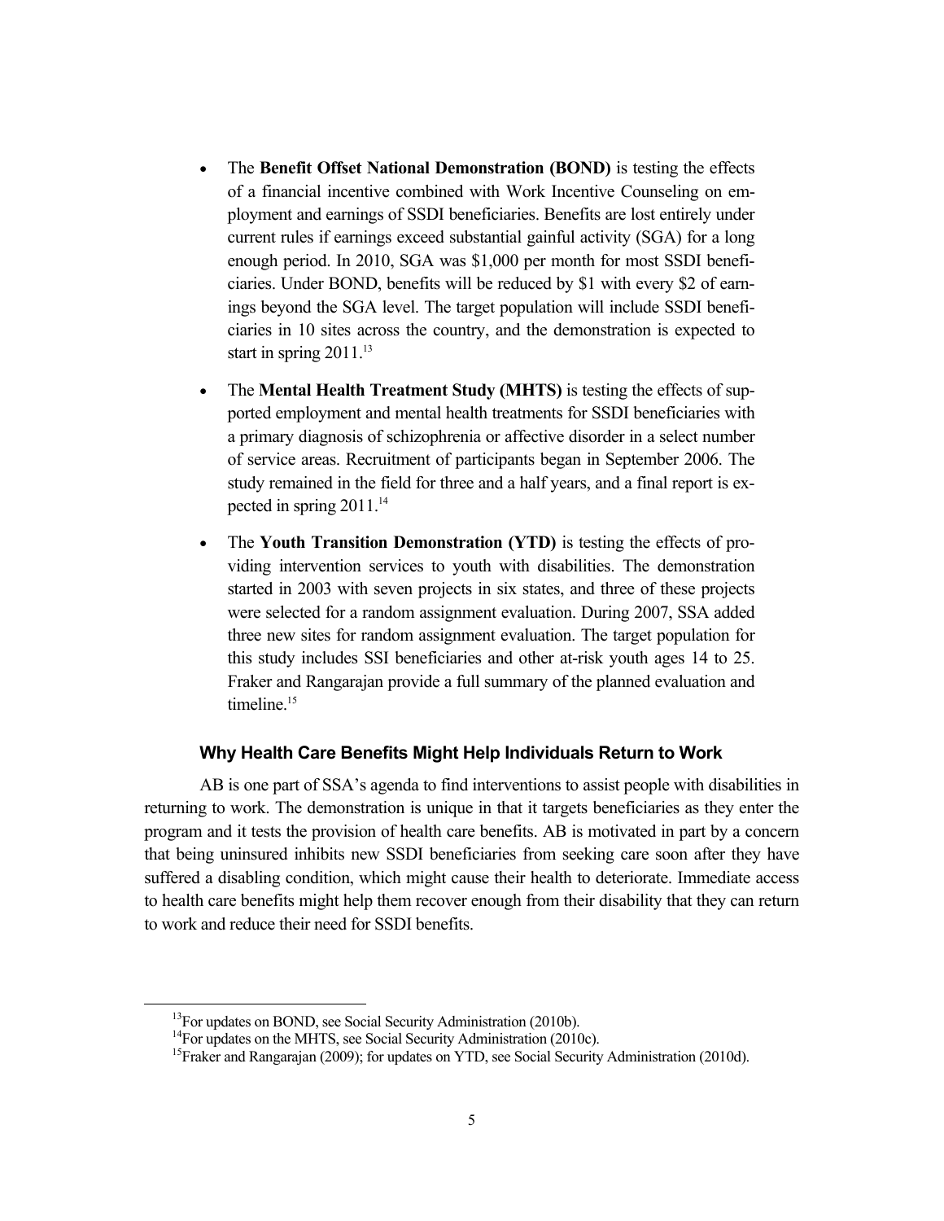- The **Benefit Offset National Demonstration (BOND)** is testing the effects of a financial incentive combined with Work Incentive Counseling on employment and earnings of SSDI beneficiaries. Benefits are lost entirely under current rules if earnings exceed substantial gainful activity (SGA) for a long enough period. In 2010, SGA was $1,000 per month for most SSDI beneficiaries. Under BOND, benefits will be reduced by $1 with every $2 of earnings beyond the SGA level. The target population will include SSDI beneficiaries in 10 sites across the country, and the demonstration is expected to start in spring 2011.[13]

- The **Mental Health Treatment Study (MHTS)** is testing the effects of supported employment and mental health treatments for SSDI beneficiaries with a primary diagnosis of schizophrenia or affective disorder in a select number of service areas. Recruitment of participants began in September 2006. The study remained in the field for three and a half years, and a final report is expected in spring 2011.[14]

- The **Youth Transition Demonstration (YTD)** is testing the effects of providing intervention services to youth with disabilities. The demonstration started in 2003 with seven projects in six states, and three of these projects were selected for a random assignment evaluation. During 2007, SSA added three new sites for random assignment evaluation. The target population for this study includes SSI beneficiaries and other at-risk youth ages 14 to 25. Fraker and Rangarajan provide a full summary of the planned evaluation and timeline.[15]

### Why Health Care Benefits Might Help Individuals Return to Work

AB is one part of SSA's agenda to find interventions to assist people with disabilities in returning to work. The demonstration is unique in that it targets beneficiaries as they enter the program and it tests the provision of health care benefits. AB is motivated in part by a concern that being uninsured inhibits new SSDI beneficiaries from seeking care soon after they have suffered a disabling condition, which might cause their health to deteriorate. Immediate access to health care benefits might help them recover enough from their disability that they can return to work and reduce their need for SSDI benefits.

---

[13] For updates on BOND, see Social Security Administration (2010b).

[14] For updates on the MHTS, see Social Security Administration (2010c).

[15] Fraker and Rangarajan (2009); for updates on YTD, see Social Security Administration (2010d).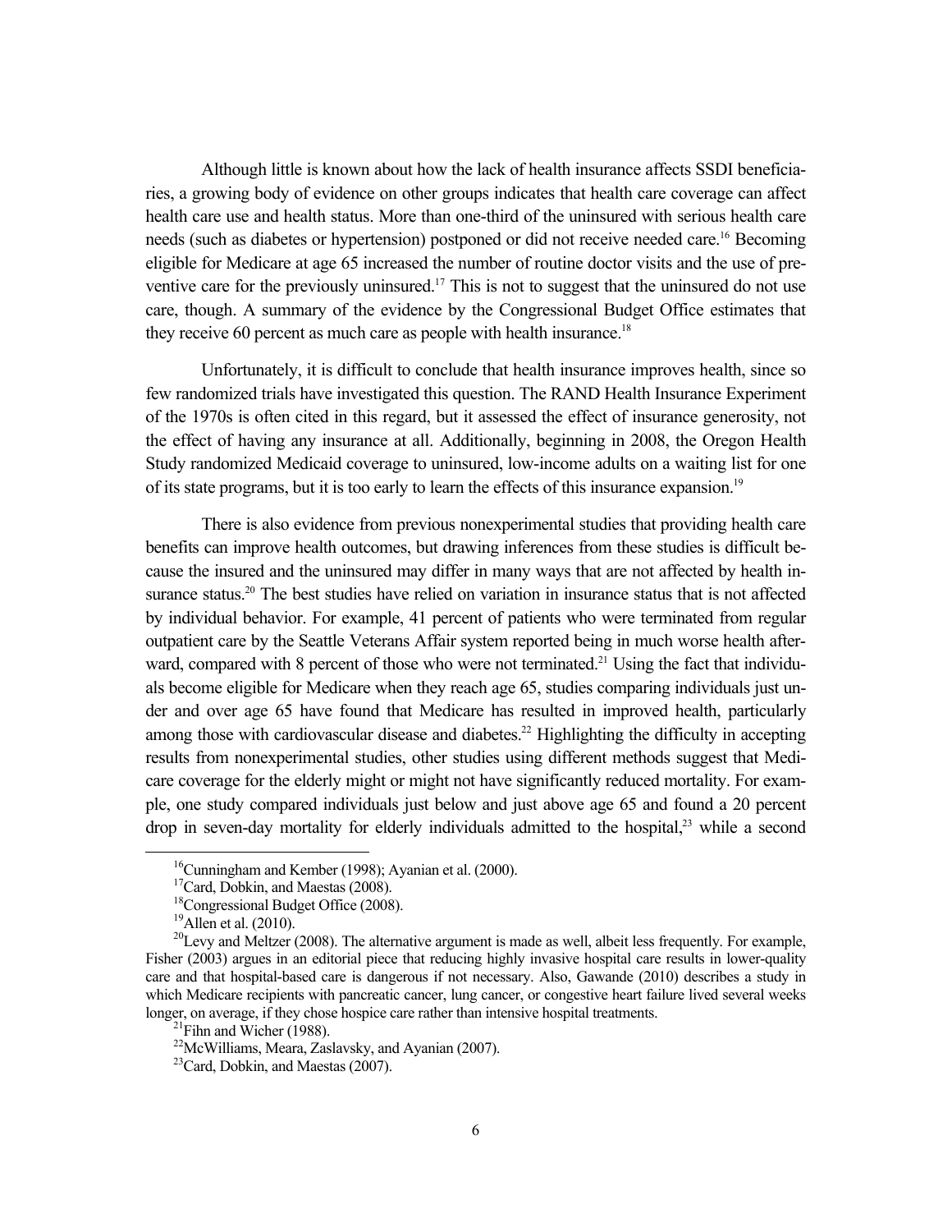Although little is known about how the lack of health insurance affects SSDI beneficiaries, a growing body of evidence on other groups indicates that health care coverage can affect health care use and health status. More than one-third of the uninsured with serious health care needs (such as diabetes or hypertension) postponed or did not receive needed care.[16] Becoming eligible for Medicare at age 65 increased the number of routine doctor visits and the use of preventive care for the previously uninsured.[17] This is not to suggest that the uninsured do not use care, though. A summary of the evidence by the Congressional Budget Office estimates that they receive 60 percent as much care as people with health insurance.[18]

Unfortunately, it is difficult to conclude that health insurance improves health, since so few randomized trials have investigated this question. The RAND Health Insurance Experiment of the 1970s is often cited in this regard, but it assessed the effect of insurance generosity, not the effect of having any insurance at all. Additionally, beginning in 2008, the Oregon Health Study randomized Medicaid coverage to uninsured, low-income adults on a waiting list for one of its state programs, but it is too early to learn the effects of this insurance expansion.[19]

There is also evidence from previous nonexperimental studies that providing health care benefits can improve health outcomes, but drawing inferences from these studies is difficult because the insured and the uninsured may differ in many ways that are not affected by health insurance status.[20] The best studies have relied on variation in insurance status that is not affected by individual behavior. For example, 41 percent of patients who were terminated from regular outpatient care by the Seattle Veterans Affair system reported being in much worse health afterward, compared with 8 percent of those who were not terminated.[21] Using the fact that individuals become eligible for Medicare when they reach age 65, studies comparing individuals just under and over age 65 have found that Medicare has resulted in improved health, particularly among those with cardiovascular disease and diabetes.[22] Highlighting the difficulty in accepting results from nonexperimental studies, other studies using different methods suggest that Medicare coverage for the elderly might or might not have significantly reduced mortality. For example, one study compared individuals just below and just above age 65 and found a 20 percent drop in seven-day mortality for elderly individuals admitted to the hospital,[23] while a second

---

[16] Cunningham and Kember (1998); Ayanian et al. (2000).

[17] Card, Dobkin, and Maestas (2008).

[18] Congressional Budget Office (2008).

[19] Allen et al. (2010).

[20] Levy and Meltzer (2008). The alternative argument is made as well, albeit less frequently. For example, Fisher (2003) argues in an editorial piece that reducing highly invasive hospital care results in lower-quality care and that hospital-based care is dangerous if not necessary. Also, Gawande (2010) describes a study in which Medicare recipients with pancreatic cancer, lung cancer, or congestive heart failure lived several weeks longer, on average, if they chose hospice care rather than intensive hospital treatments.

[21] Fihn and Wicher (1988).

[22] McWilliams, Meara, Zaslavsky, and Ayanian (2007).

[23] Card, Dobkin, and Maestas (2007).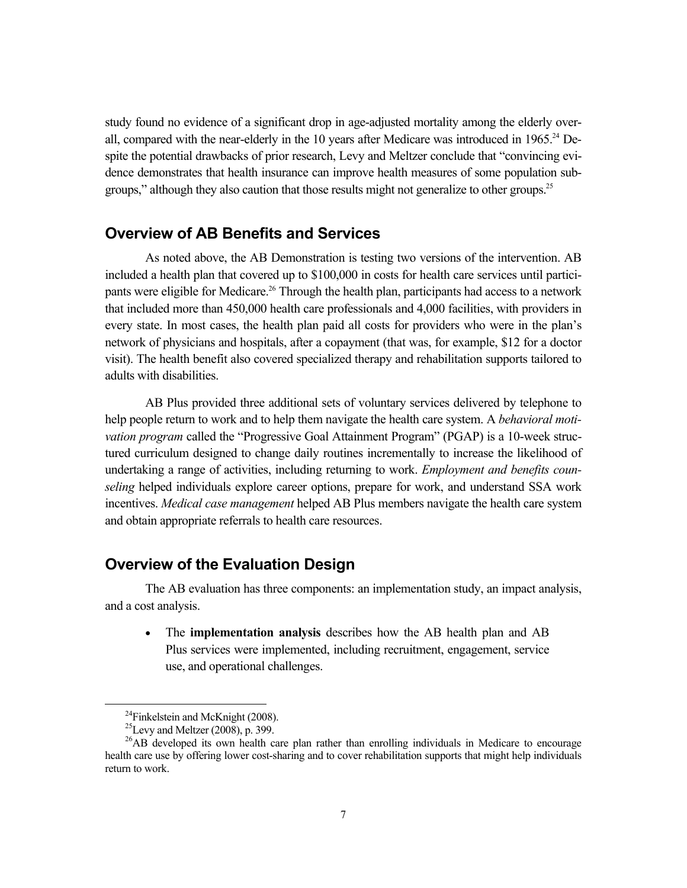study found no evidence of a significant drop in age-adjusted mortality among the elderly overall, compared with the near-elderly in the 10 years after Medicare was introduced in 1965.[24] Despite the potential drawbacks of prior research, Levy and Meltzer conclude that "convincing evidence demonstrates that health insurance can improve health measures of some population subgroups," although they also caution that those results might not generalize to other groups.[25]

## Overview of AB Benefits and Services

As noted above, the AB Demonstration is testing two versions of the intervention. AB included a health plan that covered up to $100,000 in costs for health care services until participants were eligible for Medicare.[26] Through the health plan, participants had access to a network that included more than 450,000 health care professionals and 4,000 facilities, with providers in every state. In most cases, the health plan paid all costs for providers who were in the plan's network of physicians and hospitals, after a copayment (that was, for example, $12 for a doctor visit). The health benefit also covered specialized therapy and rehabilitation supports tailored to adults with disabilities.

AB Plus provided three additional sets of voluntary services delivered by telephone to help people return to work and to help them navigate the health care system. A *behavioral motivation program* called the "Progressive Goal Attainment Program" (PGAP) is a 10-week structured curriculum designed to change daily routines incrementally to increase the likelihood of undertaking a range of activities, including returning to work. *Employment and benefits counseling* helped individuals explore career options, prepare for work, and understand SSA work incentives. *Medical case management* helped AB Plus members navigate the health care system and obtain appropriate referrals to health care resources.

## Overview of the Evaluation Design

The AB evaluation has three components: an implementation study, an impact analysis, and a cost analysis.

- The **implementation analysis** describes how the AB health plan and AB Plus services were implemented, including recruitment, engagement, service use, and operational challenges.

---

[24] Finkelstein and McKnight (2008).

[25] Levy and Meltzer (2008), p. 399.

[26] AB developed its own health care plan rather than enrolling individuals in Medicare to encourage health care use by offering lower cost-sharing and to cover rehabilitation supports that might help individuals return to work.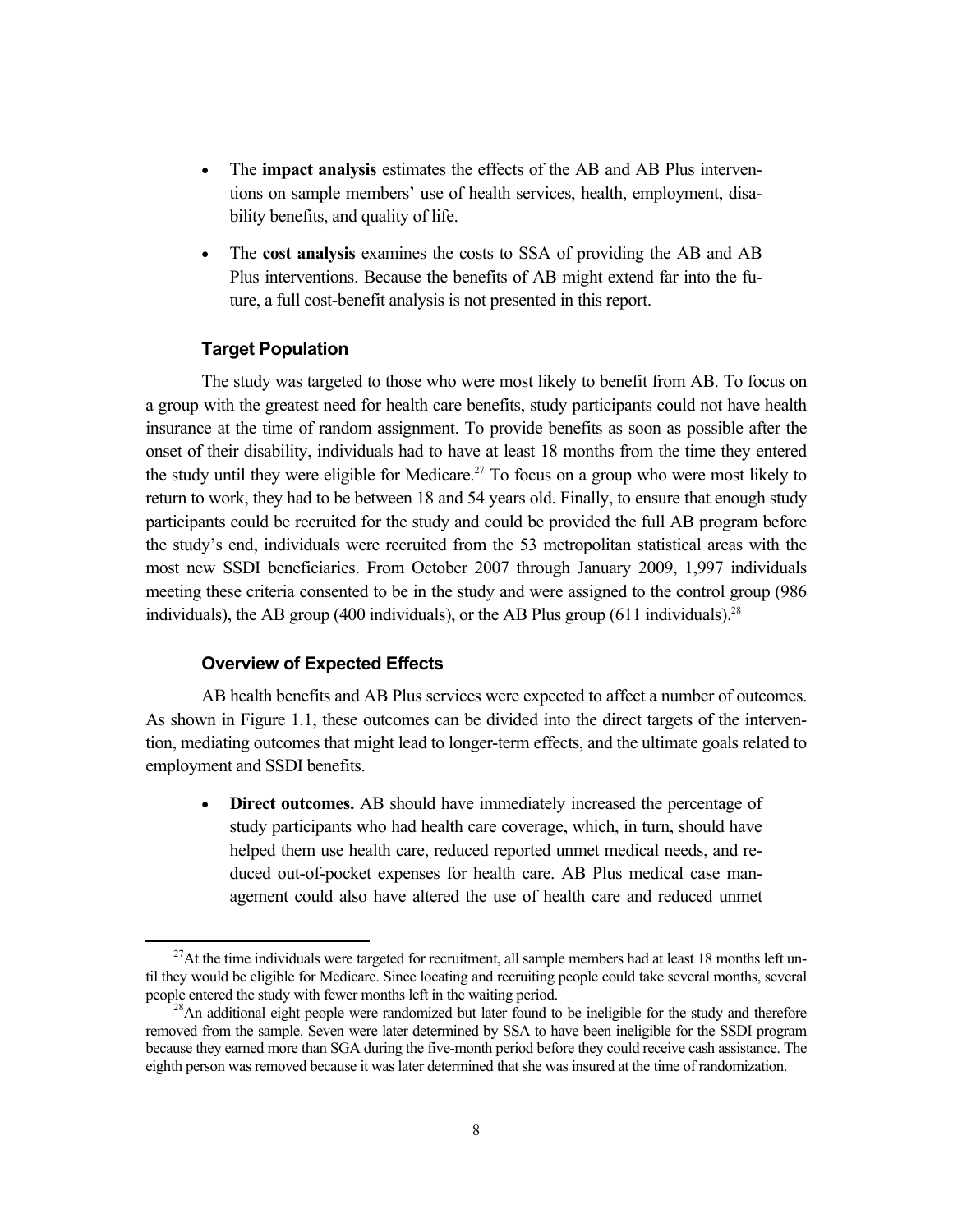- The **impact analysis** estimates the effects of the AB and AB Plus interventions on sample members' use of health services, health, employment, disability benefits, and quality of life.
- The **cost analysis** examines the costs to SSA of providing the AB and AB Plus interventions. Because the benefits of AB might extend far into the future, a full cost-benefit analysis is not presented in this report.

### Target Population

The study was targeted to those who were most likely to benefit from AB. To focus on a group with the greatest need for health care benefits, study participants could not have health insurance at the time of random assignment. To provide benefits as soon as possible after the onset of their disability, individuals had to have at least 18 months from the time they entered the study until they were eligible for Medicare.[27] To focus on a group who were most likely to return to work, they had to be between 18 and 54 years old. Finally, to ensure that enough study participants could be recruited for the study and could be provided the full AB program before the study's end, individuals were recruited from the 53 metropolitan statistical areas with the most new SSDI beneficiaries. From October 2007 through January 2009, 1,997 individuals meeting these criteria consented to be in the study and were assigned to the control group (986 individuals), the AB group (400 individuals), or the AB Plus group (611 individuals).[28]

### Overview of Expected Effects

AB health benefits and AB Plus services were expected to affect a number of outcomes. As shown in Figure 1.1, these outcomes can be divided into the direct targets of the intervention, mediating outcomes that might lead to longer-term effects, and the ultimate goals related to employment and SSDI benefits.

- **Direct outcomes.** AB should have immediately increased the percentage of study participants who had health care coverage, which, in turn, should have helped them use health care, reduced reported unmet medical needs, and reduced out-of-pocket expenses for health care. AB Plus medical case management could also have altered the use of health care and reduced unmet

[27] At the time individuals were targeted for recruitment, all sample members had at least 18 months left until they would be eligible for Medicare. Since locating and recruiting people could take several months, several people entered the study with fewer months left in the waiting period.

[28] An additional eight people were randomized but later found to be ineligible for the study and therefore removed from the sample. Seven were later determined by SSA to have been ineligible for the SSDI program because they earned more than SGA during the five-month period before they could receive cash assistance. The eighth person was removed because it was later determined that she was insured at the time of randomization.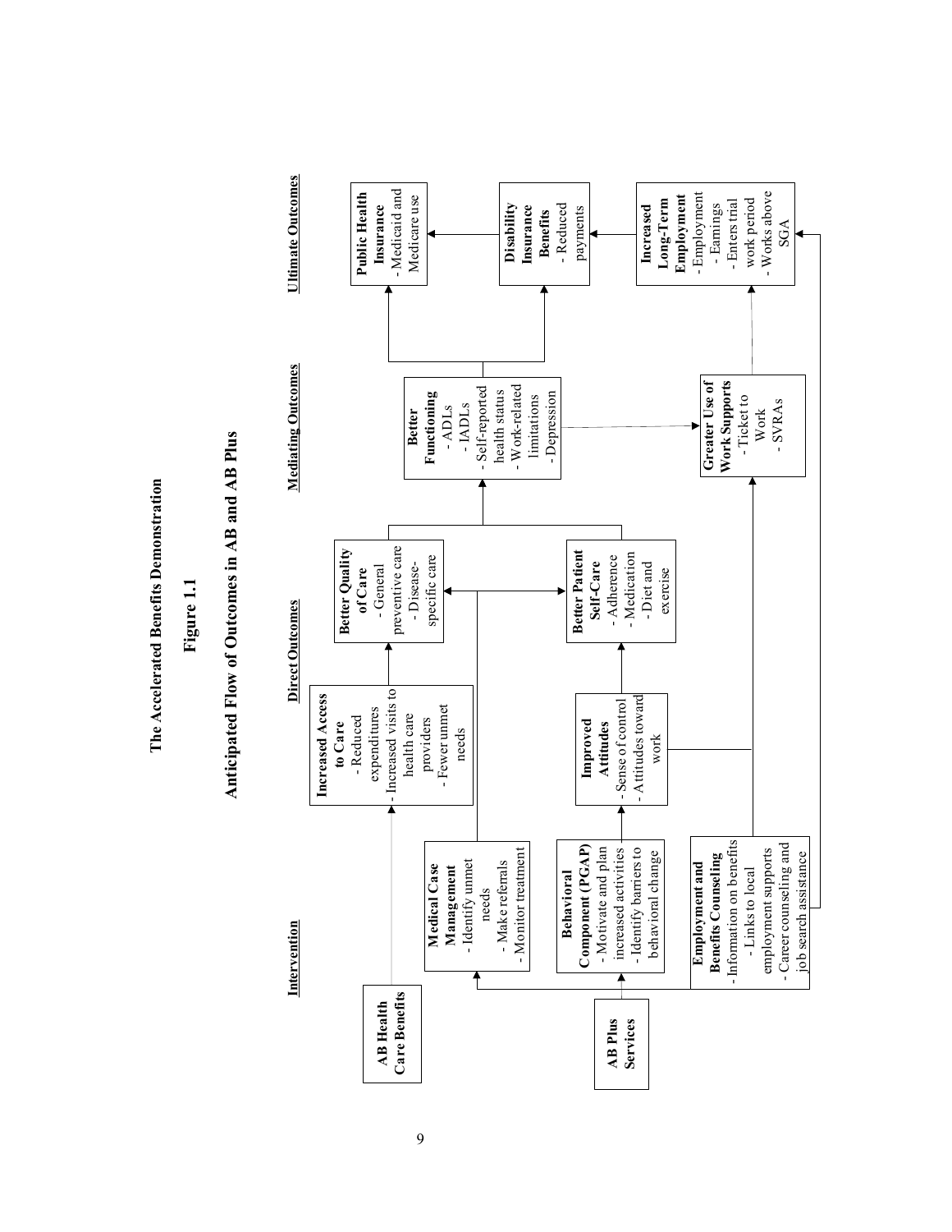**The Accelerated Benefits Demonstration**

**Figure 1.1**

**Anticipated Flow of Outcomes in AB and AB Plus**

**Intervention**

**AB Health Care Benefits**

**AB Plus Services**

**Medical Case Management**
- Identify unmet needs
- Make referrals
- Monitor treatment

**Behavioral Component (PGAP)**
- Motivate and plan increased activities
- Identify barriers to behavioral change

**Employment and Benefits Counseling**
- Information on benefits
- Links to local employment supports
- Career counseling and job search assistance

**Direct Outcomes**

**Increased Access to Care**
- Reduced expenditures
- Increased visits to health care providers
- Fewer unmet needs

**Improved Attitudes**
- Sense of control
- Attitudes toward work

**Better Quality of Care**
- General preventive care
- Disease-specific care

**Better Patient Self-Care**
- Adherence
- Medication
- Diet and exercise

**Mediating Outcomes**

**Better Functioning**
- ADLs
- IADLs
- Self-reported health status
- Work-related limitations
- Depression

**Greater Use of Work Supports**
- Ticket to Work
- SVRAs

**Ultimate Outcomes**

**Public Health Insurance**
- Medicaid and Medicare use

**Disability Insurance Benefits**
- Reduced payments

**Increased Long-Term Employment**
- Employment
- Earnings
- Enters trial work period
- Works above SGA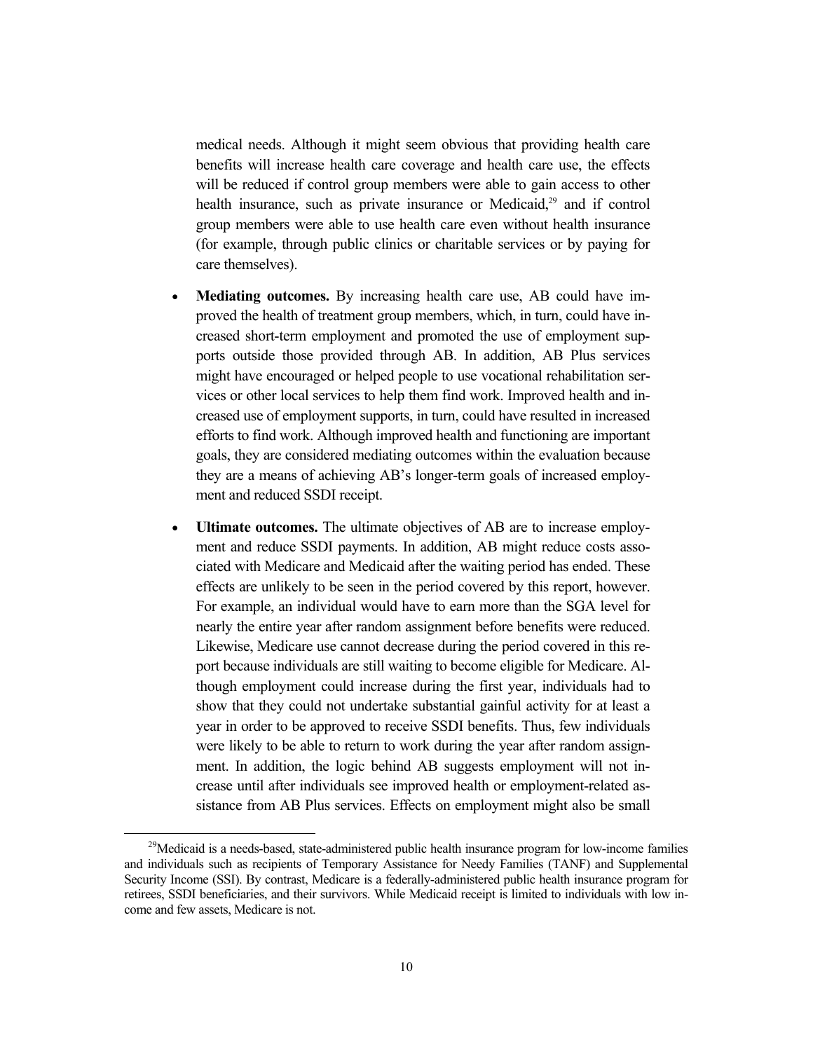medical needs. Although it might seem obvious that providing health care benefits will increase health care coverage and health care use, the effects will be reduced if control group members were able to gain access to other health insurance, such as private insurance or Medicaid,[29] and if control group members were able to use health care even without health insurance (for example, through public clinics or charitable services or by paying for care themselves).

- **Mediating outcomes.** By increasing health care use, AB could have improved the health of treatment group members, which, in turn, could have increased short-term employment and promoted the use of employment supports outside those provided through AB. In addition, AB Plus services might have encouraged or helped people to use vocational rehabilitation services or other local services to help them find work. Improved health and increased use of employment supports, in turn, could have resulted in increased efforts to find work. Although improved health and functioning are important goals, they are considered mediating outcomes within the evaluation because they are a means of achieving AB's longer-term goals of increased employment and reduced SSDI receipt.

- **Ultimate outcomes.** The ultimate objectives of AB are to increase employment and reduce SSDI payments. In addition, AB might reduce costs associated with Medicare and Medicaid after the waiting period has ended. These effects are unlikely to be seen in the period covered by this report, however. For example, an individual would have to earn more than the SGA level for nearly the entire year after random assignment before benefits were reduced. Likewise, Medicare use cannot decrease during the period covered in this report because individuals are still waiting to become eligible for Medicare. Although employment could increase during the first year, individuals had to show that they could not undertake substantial gainful activity for at least a year in order to be approved to receive SSDI benefits. Thus, few individuals were likely to be able to return to work during the year after random assignment. In addition, the logic behind AB suggests employment will not increase until after individuals see improved health or employment-related assistance from AB Plus services. Effects on employment might also be small

[29]Medicaid is a needs-based, state-administered public health insurance program for low-income families and individuals such as recipients of Temporary Assistance for Needy Families (TANF) and Supplemental Security Income (SSI). By contrast, Medicare is a federally-administered public health insurance program for retirees, SSDI beneficiaries, and their survivors. While Medicaid receipt is limited to individuals with low income and few assets, Medicare is not.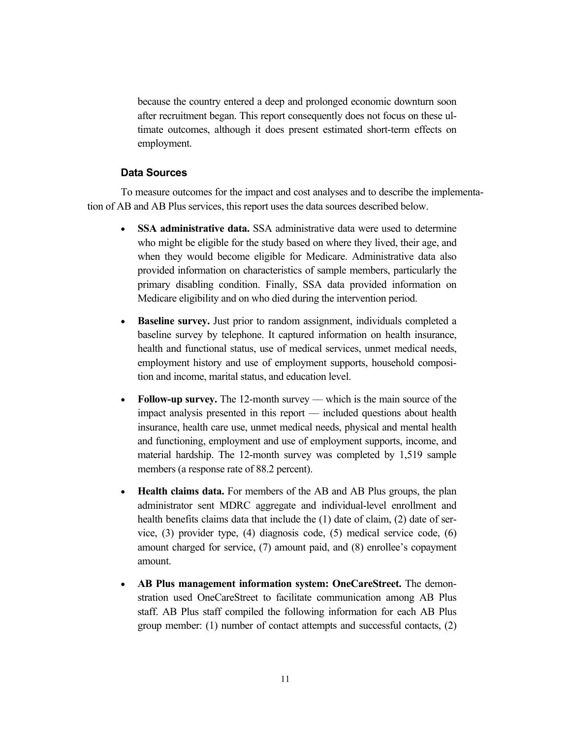because the country entered a deep and prolonged economic downturn soon after recruitment began. This report consequently does not focus on these ultimate outcomes, although it does present estimated short-term effects on employment.

### Data Sources

To measure outcomes for the impact and cost analyses and to describe the implementation of AB and AB Plus services, this report uses the data sources described below.

- **SSA administrative data.** SSA administrative data were used to determine who might be eligible for the study based on where they lived, their age, and when they would become eligible for Medicare. Administrative data also provided information on characteristics of sample members, particularly the primary disabling condition. Finally, SSA data provided information on Medicare eligibility and on who died during the intervention period.

- **Baseline survey.** Just prior to random assignment, individuals completed a baseline survey by telephone. It captured information on health insurance, health and functional status, use of medical services, unmet medical needs, employment history and use of employment supports, household composition and income, marital status, and education level.

- **Follow-up survey.** The 12-month survey — which is the main source of the impact analysis presented in this report — included questions about health insurance, health care use, unmet medical needs, physical and mental health and functioning, employment and use of employment supports, income, and material hardship. The 12-month survey was completed by 1,519 sample members (a response rate of 88.2 percent).

- **Health claims data.** For members of the AB and AB Plus groups, the plan administrator sent MDRC aggregate and individual-level enrollment and health benefits claims data that include the (1) date of claim, (2) date of service, (3) provider type, (4) diagnosis code, (5) medical service code, (6) amount charged for service, (7) amount paid, and (8) enrollee's copayment amount.

- **AB Plus management information system: OneCareStreet.** The demonstration used OneCareStreet to facilitate communication among AB Plus staff. AB Plus staff compiled the following information for each AB Plus group member: (1) number of contact attempts and successful contacts, (2)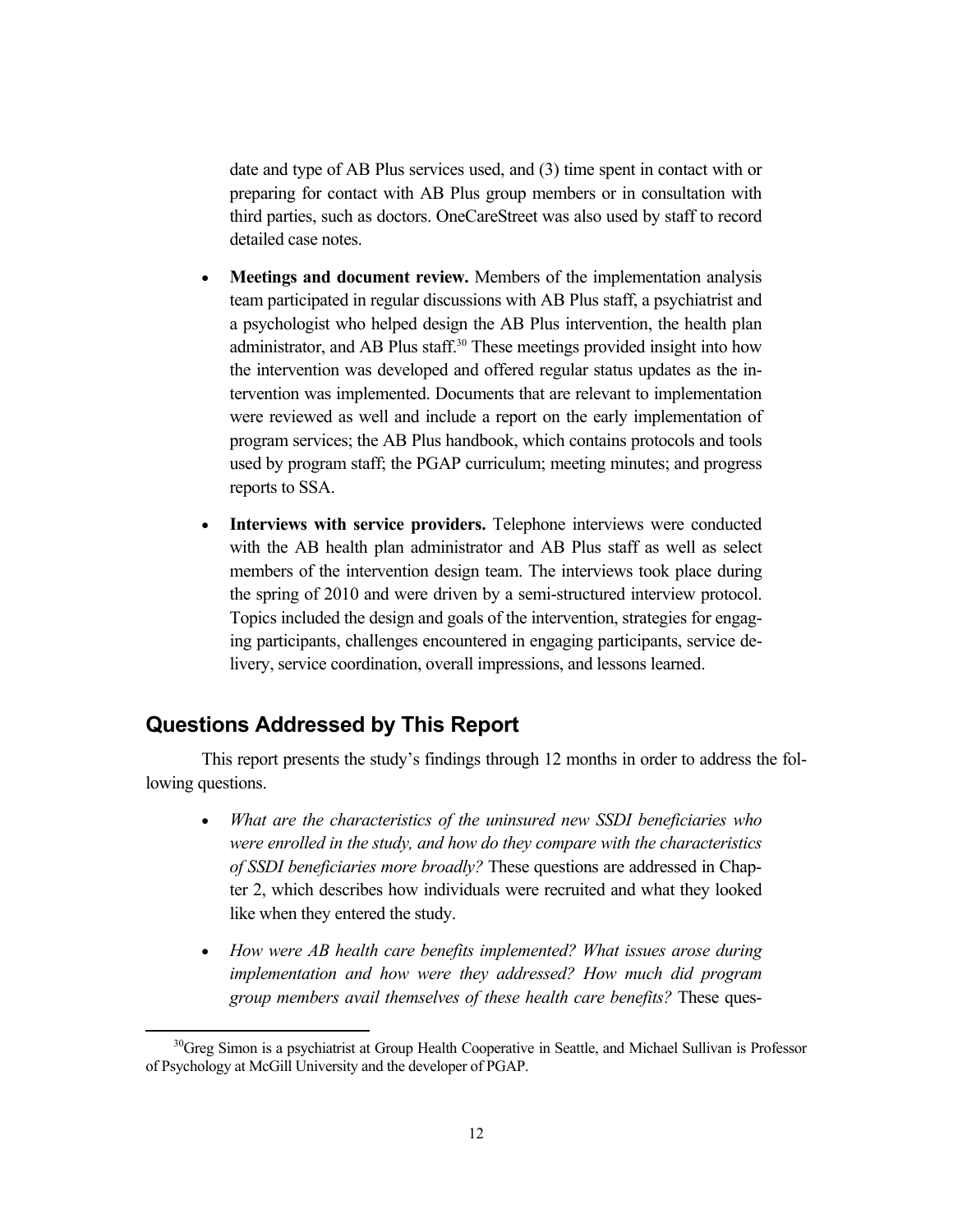date and type of AB Plus services used, and (3) time spent in contact with or preparing for contact with AB Plus group members or in consultation with third parties, such as doctors. OneCareStreet was also used by staff to record detailed case notes.

- **Meetings and document review.** Members of the implementation analysis team participated in regular discussions with AB Plus staff, a psychiatrist and a psychologist who helped design the AB Plus intervention, the health plan administrator, and AB Plus staff.[30] These meetings provided insight into how the intervention was developed and offered regular status updates as the intervention was implemented. Documents that are relevant to implementation were reviewed as well and include a report on the early implementation of program services; the AB Plus handbook, which contains protocols and tools used by program staff; the PGAP curriculum; meeting minutes; and progress reports to SSA.

- **Interviews with service providers.** Telephone interviews were conducted with the AB health plan administrator and AB Plus staff as well as select members of the intervention design team. The interviews took place during the spring of 2010 and were driven by a semi-structured interview protocol. Topics included the design and goals of the intervention, strategies for engaging participants, challenges encountered in engaging participants, service delivery, service coordination, overall impressions, and lessons learned.

## Questions Addressed by This Report

This report presents the study's findings through 12 months in order to address the following questions.

- *What are the characteristics of the uninsured new SSDI beneficiaries who were enrolled in the study, and how do they compare with the characteristics of SSDI beneficiaries more broadly?* These questions are addressed in Chapter 2, which describes how individuals were recruited and what they looked like when they entered the study.

- *How were AB health care benefits implemented? What issues arose during implementation and how were they addressed? How much did program group members avail themselves of these health care benefits?* These ques-

[30] Greg Simon is a psychiatrist at Group Health Cooperative in Seattle, and Michael Sullivan is Professor of Psychology at McGill University and the developer of PGAP.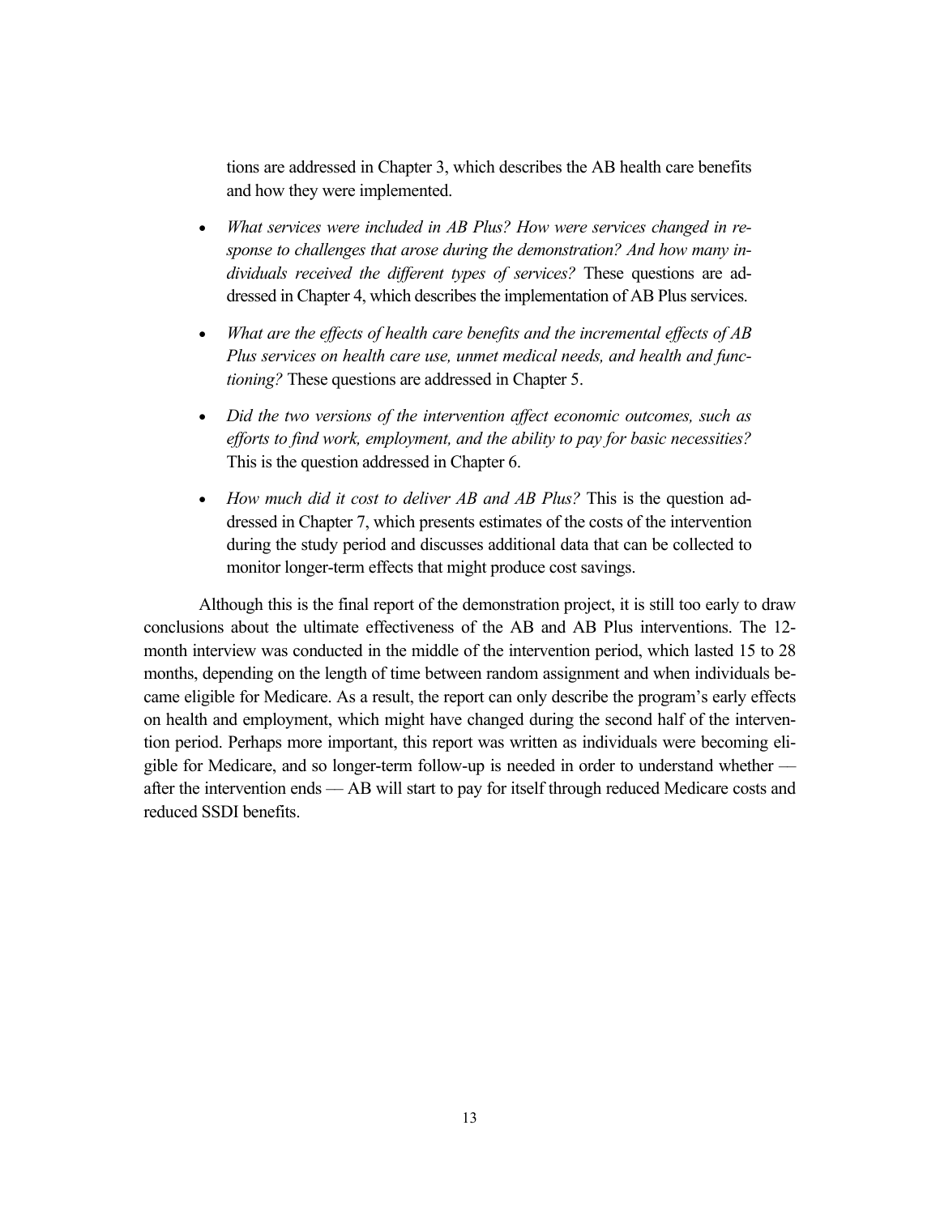tions are addressed in Chapter 3, which describes the AB health care benefits and how they were implemented.

- *What services were included in AB Plus? How were services changed in response to challenges that arose during the demonstration? And how many individuals received the different types of services?* These questions are addressed in Chapter 4, which describes the implementation of AB Plus services.

- *What are the effects of health care benefits and the incremental effects of AB Plus services on health care use, unmet medical needs, and health and functioning?* These questions are addressed in Chapter 5.

- *Did the two versions of the intervention affect economic outcomes, such as efforts to find work, employment, and the ability to pay for basic necessities?* This is the question addressed in Chapter 6.

- *How much did it cost to deliver AB and AB Plus?* This is the question addressed in Chapter 7, which presents estimates of the costs of the intervention during the study period and discusses additional data that can be collected to monitor longer-term effects that might produce cost savings.

Although this is the final report of the demonstration project, it is still too early to draw conclusions about the ultimate effectiveness of the AB and AB Plus interventions. The 12-month interview was conducted in the middle of the intervention period, which lasted 15 to 28 months, depending on the length of time between random assignment and when individuals became eligible for Medicare. As a result, the report can only describe the program's early effects on health and employment, which might have changed during the second half of the intervention period. Perhaps more important, this report was written as individuals were becoming eligible for Medicare, and so longer-term follow-up is needed in order to understand whether — after the intervention ends — AB will start to pay for itself through reduced Medicare costs and reduced SSDI benefits.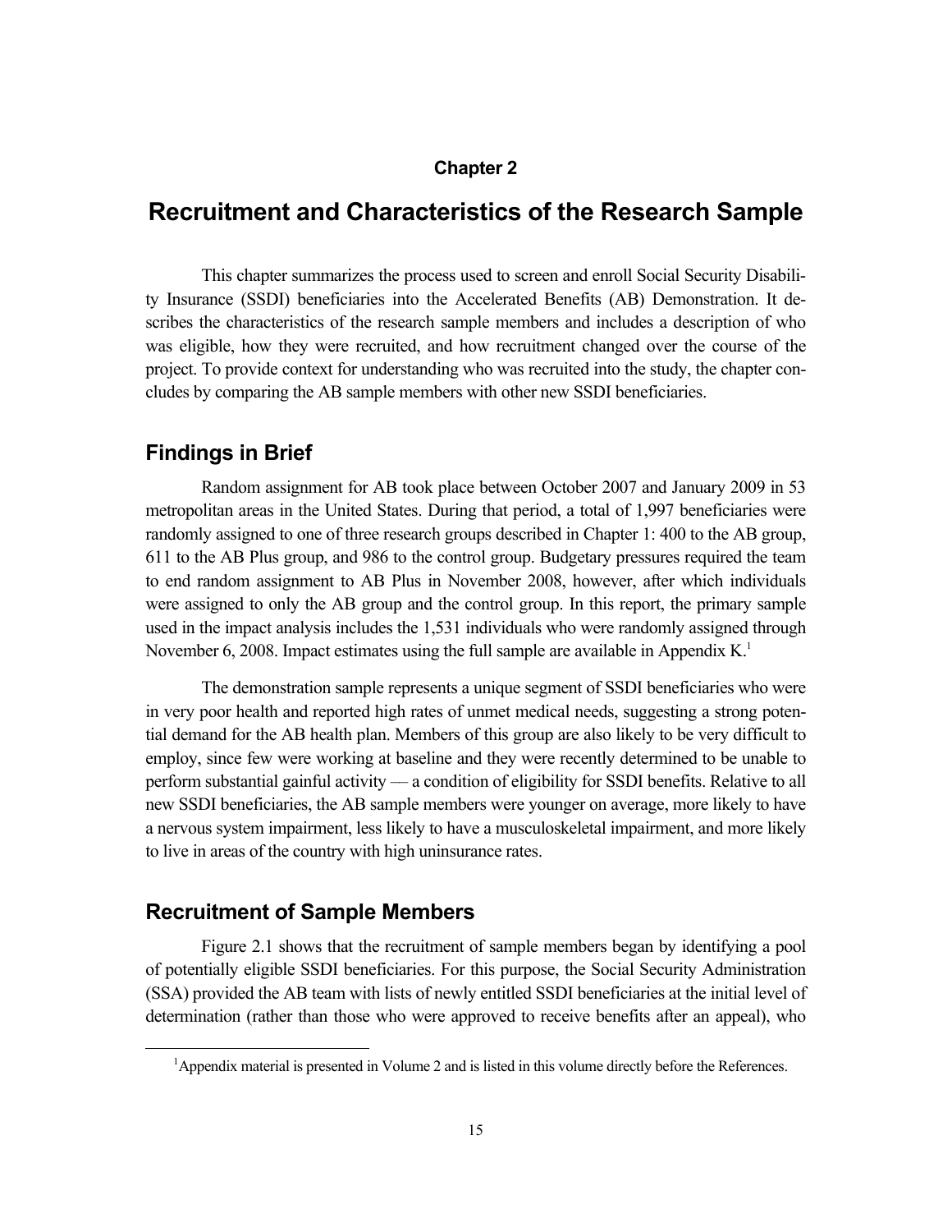Chapter 2

# Recruitment and Characteristics of the Research Sample

This chapter summarizes the process used to screen and enroll Social Security Disability Insurance (SSDI) beneficiaries into the Accelerated Benefits (AB) Demonstration. It describes the characteristics of the research sample members and includes a description of who was eligible, how they were recruited, and how recruitment changed over the course of the project. To provide context for understanding who was recruited into the study, the chapter concludes by comparing the AB sample members with other new SSDI beneficiaries.

## Findings in Brief

Random assignment for AB took place between October 2007 and January 2009 in 53 metropolitan areas in the United States. During that period, a total of 1,997 beneficiaries were randomly assigned to one of three research groups described in Chapter 1: 400 to the AB group, 611 to the AB Plus group, and 986 to the control group. Budgetary pressures required the team to end random assignment to AB Plus in November 2008, however, after which individuals were assigned to only the AB group and the control group. In this report, the primary sample used in the impact analysis includes the 1,531 individuals who were randomly assigned through November 6, 2008. Impact estimates using the full sample are available in Appendix K.[1]

The demonstration sample represents a unique segment of SSDI beneficiaries who were in very poor health and reported high rates of unmet medical needs, suggesting a strong potential demand for the AB health plan. Members of this group are also likely to be very difficult to employ, since few were working at baseline and they were recently determined to be unable to perform substantial gainful activity — a condition of eligibility for SSDI benefits. Relative to all new SSDI beneficiaries, the AB sample members were younger on average, more likely to have a nervous system impairment, less likely to have a musculoskeletal impairment, and more likely to live in areas of the country with high uninsurance rates.

## Recruitment of Sample Members

Figure 2.1 shows that the recruitment of sample members began by identifying a pool of potentially eligible SSDI beneficiaries. For this purpose, the Social Security Administration (SSA) provided the AB team with lists of newly entitled SSDI beneficiaries at the initial level of determination (rather than those who were approved to receive benefits after an appeal), who

[1] Appendix material is presented in Volume 2 and is listed in this volume directly before the References.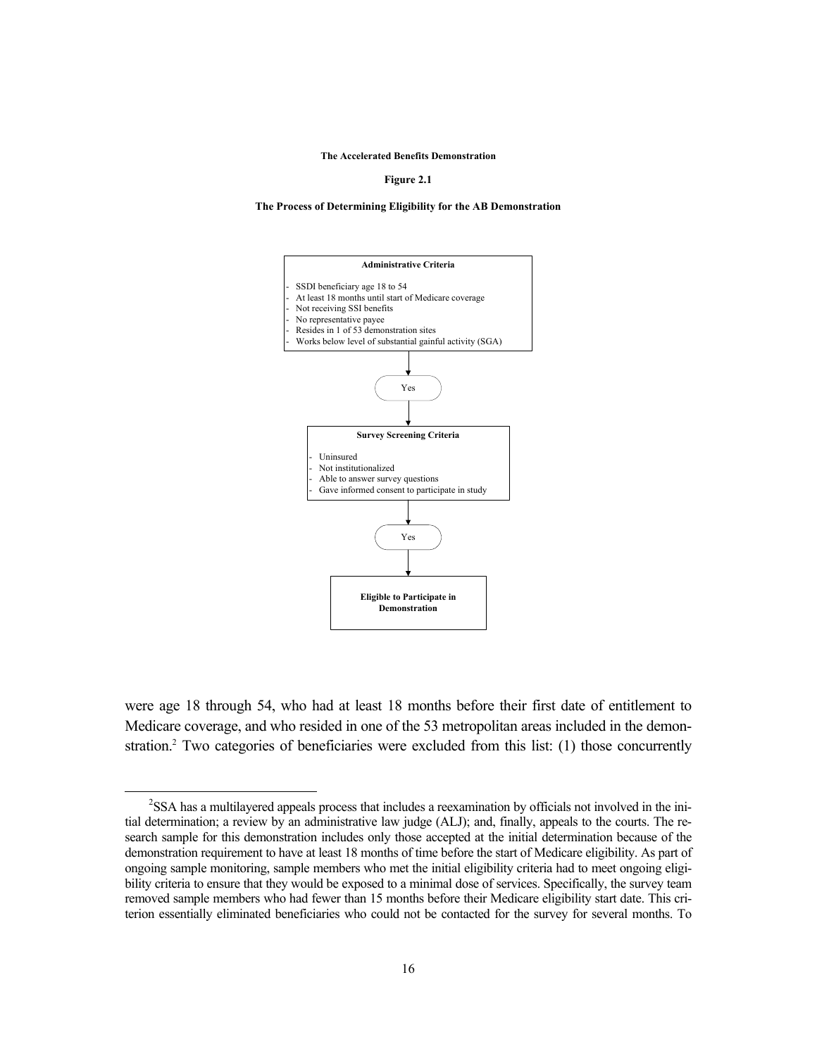**The Accelerated Benefits Demonstration**

**Figure 2.1**

**The Process of Determining Eligibility for the AB Demonstration**

**Administrative Criteria**

- SSDI beneficiary age 18 to 54
- At least 18 months until start of Medicare coverage
- Not receiving SSI benefits
- No representative payee
- Resides in 1 of 53 demonstration sites
- Works below level of substantial gainful activity (SGA)

↓

Yes

↓

**Survey Screening Criteria**

- Uninsured
- Not institutionalized
- Able to answer survey questions
- Gave informed consent to participate in study

↓

Yes

↓

**Eligible to Participate in Demonstration**

were age 18 through 54, who had at least 18 months before their first date of entitlement to Medicare coverage, and who resided in one of the 53 metropolitan areas included in the demonstration.[2] Two categories of beneficiaries were excluded from this list: (1) those concurrently

[2] SSA has a multilayered appeals process that includes a reexamination by officials not involved in the initial determination; a review by an administrative law judge (ALJ); and, finally, appeals to the courts. The research sample for this demonstration includes only those accepted at the initial determination because of the demonstration requirement to have at least 18 months of time before the start of Medicare eligibility. As part of ongoing sample monitoring, sample members who met the initial eligibility criteria had to meet ongoing eligibility criteria to ensure that they would be exposed to a minimal dose of services. Specifically, the survey team removed sample members who had fewer than 15 months before their Medicare eligibility start date. This criterion essentially eliminated beneficiaries who could not be contacted for the survey for several months. To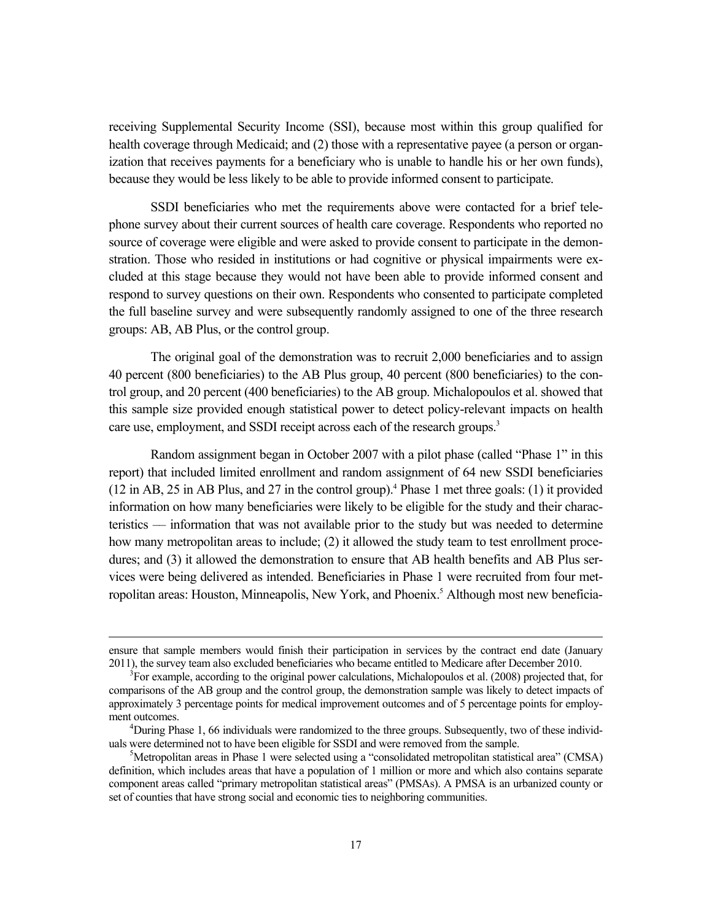receiving Supplemental Security Income (SSI), because most within this group qualified for health coverage through Medicaid; and (2) those with a representative payee (a person or organization that receives payments for a beneficiary who is unable to handle his or her own funds), because they would be less likely to be able to provide informed consent to participate.

SSDI beneficiaries who met the requirements above were contacted for a brief telephone survey about their current sources of health care coverage. Respondents who reported no source of coverage were eligible and were asked to provide consent to participate in the demonstration. Those who resided in institutions or had cognitive or physical impairments were excluded at this stage because they would not have been able to provide informed consent and respond to survey questions on their own. Respondents who consented to participate completed the full baseline survey and were subsequently randomly assigned to one of the three research groups: AB, AB Plus, or the control group.

The original goal of the demonstration was to recruit 2,000 beneficiaries and to assign 40 percent (800 beneficiaries) to the AB Plus group, 40 percent (800 beneficiaries) to the control group, and 20 percent (400 beneficiaries) to the AB group. Michalopoulos et al. showed that this sample size provided enough statistical power to detect policy-relevant impacts on health care use, employment, and SSDI receipt across each of the research groups.[3]

Random assignment began in October 2007 with a pilot phase (called "Phase 1" in this report) that included limited enrollment and random assignment of 64 new SSDI beneficiaries (12 in AB, 25 in AB Plus, and 27 in the control group).[4] Phase 1 met three goals: (1) it provided information on how many beneficiaries were likely to be eligible for the study and their characteristics — information that was not available prior to the study but was needed to determine how many metropolitan areas to include; (2) it allowed the study team to test enrollment procedures; and (3) it allowed the demonstration to ensure that AB health benefits and AB Plus services were being delivered as intended. Beneficiaries in Phase 1 were recruited from four metropolitan areas: Houston, Minneapolis, New York, and Phoenix.[5] Although most new beneficia-

---

ensure that sample members would finish their participation in services by the contract end date (January 2011), the survey team also excluded beneficiaries who became entitled to Medicare after December 2010.

[3]For example, according to the original power calculations, Michalopoulos et al. (2008) projected that, for comparisons of the AB group and the control group, the demonstration sample was likely to detect impacts of approximately 3 percentage points for medical improvement outcomes and of 5 percentage points for employment outcomes.

[4]During Phase 1, 66 individuals were randomized to the three groups. Subsequently, two of these individuals were determined not to have been eligible for SSDI and were removed from the sample.

[5]Metropolitan areas in Phase 1 were selected using a "consolidated metropolitan statistical area" (CMSA) definition, which includes areas that have a population of 1 million or more and which also contains separate component areas called "primary metropolitan statistical areas" (PMSAs). A PMSA is an urbanized county or set of counties that have strong social and economic ties to neighboring communities.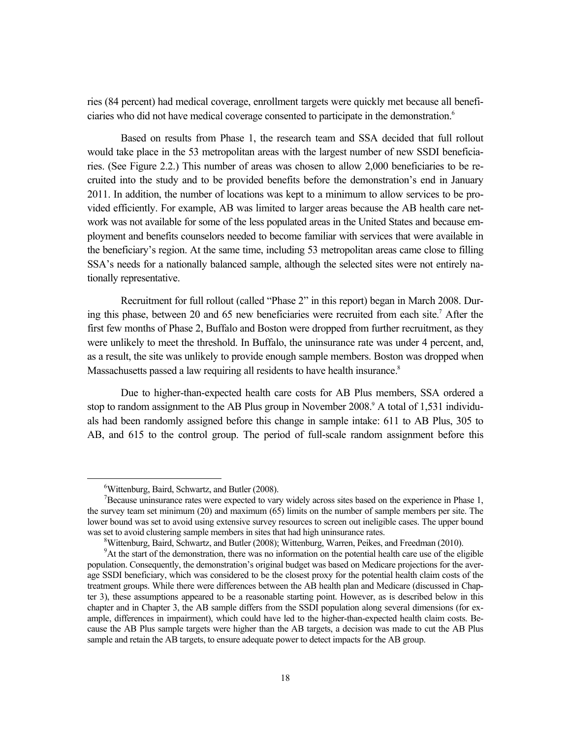ries (84 percent) had medical coverage, enrollment targets were quickly met because all beneficiaries who did not have medical coverage consented to participate in the demonstration.[6]

Based on results from Phase 1, the research team and SSA decided that full rollout would take place in the 53 metropolitan areas with the largest number of new SSDI beneficiaries. (See Figure 2.2.) This number of areas was chosen to allow 2,000 beneficiaries to be recruited into the study and to be provided benefits before the demonstration's end in January 2011. In addition, the number of locations was kept to a minimum to allow services to be provided efficiently. For example, AB was limited to larger areas because the AB health care network was not available for some of the less populated areas in the United States and because employment and benefits counselors needed to become familiar with services that were available in the beneficiary's region. At the same time, including 53 metropolitan areas came close to filling SSA's needs for a nationally balanced sample, although the selected sites were not entirely nationally representative.

Recruitment for full rollout (called "Phase 2" in this report) began in March 2008. During this phase, between 20 and 65 new beneficiaries were recruited from each site.[7] After the first few months of Phase 2, Buffalo and Boston were dropped from further recruitment, as they were unlikely to meet the threshold. In Buffalo, the uninsurance rate was under 4 percent, and, as a result, the site was unlikely to provide enough sample members. Boston was dropped when Massachusetts passed a law requiring all residents to have health insurance.[8]

Due to higher-than-expected health care costs for AB Plus members, SSA ordered a stop to random assignment to the AB Plus group in November 2008.[9] A total of 1,531 individuals had been randomly assigned before this change in sample intake: 611 to AB Plus, 305 to AB, and 615 to the control group. The period of full-scale random assignment before this

---

[6] Wittenburg, Baird, Schwartz, and Butler (2008).

[7] Because uninsurance rates were expected to vary widely across sites based on the experience in Phase 1, the survey team set minimum (20) and maximum (65) limits on the number of sample members per site. The lower bound was set to avoid using extensive survey resources to screen out ineligible cases. The upper bound was set to avoid clustering sample members in sites that had high uninsurance rates.

[8] Wittenburg, Baird, Schwartz, and Butler (2008); Wittenburg, Warren, Peikes, and Freedman (2010).

[9] At the start of the demonstration, there was no information on the potential health care use of the eligible population. Consequently, the demonstration's original budget was based on Medicare projections for the average SSDI beneficiary, which was considered to be the closest proxy for the potential health claim costs of the treatment groups. While there were differences between the AB health plan and Medicare (discussed in Chapter 3), these assumptions appeared to be a reasonable starting point. However, as is described below in this chapter and in Chapter 3, the AB sample differs from the SSDI population along several dimensions (for example, differences in impairment), which could have led to the higher-than-expected health claim costs. Because the AB Plus sample targets were higher than the AB targets, a decision was made to cut the AB Plus sample and retain the AB targets, to ensure adequate power to detect impacts for the AB group.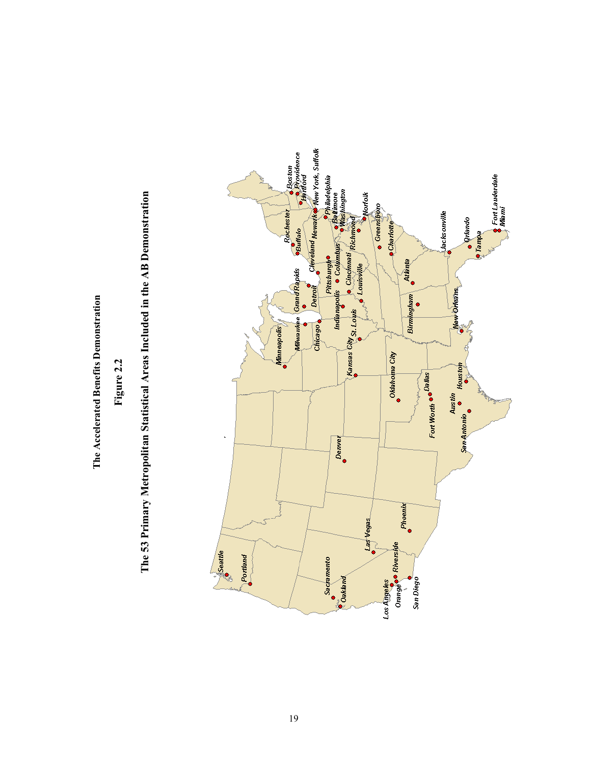# The Accelerated Benefits Demonstration

## Figure 2.2

## The 53 Primary Metropolitan Statistical Areas Included in the AB Demonstration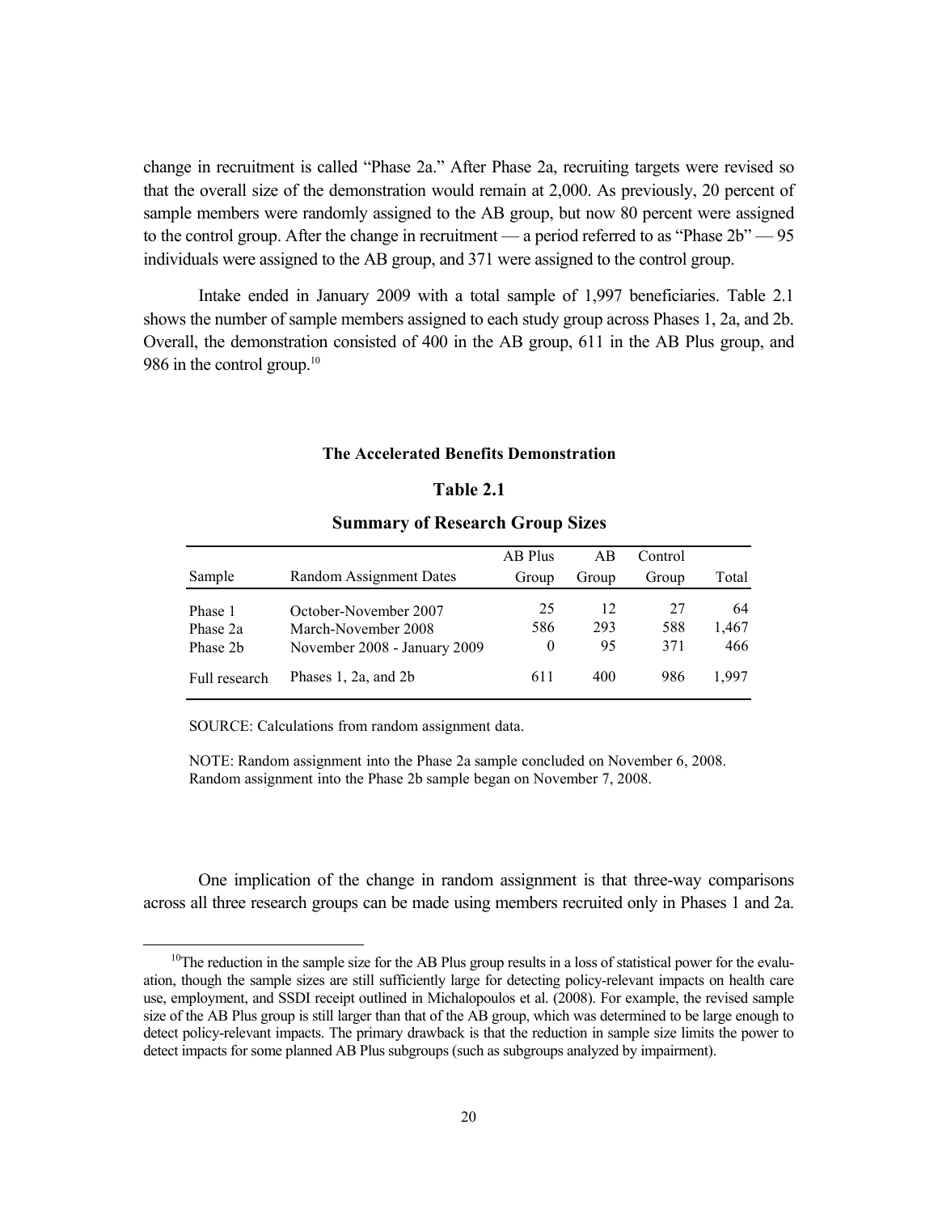change in recruitment is called "Phase 2a." After Phase 2a, recruiting targets were revised so that the overall size of the demonstration would remain at 2,000. As previously, 20 percent of sample members were randomly assigned to the AB group, but now 80 percent were assigned to the control group. After the change in recruitment — a period referred to as "Phase 2b" — 95 individuals were assigned to the AB group, and 371 were assigned to the control group.

Intake ended in January 2009 with a total sample of 1,997 beneficiaries. Table 2.1 shows the number of sample members assigned to each study group across Phases 1, 2a, and 2b. Overall, the demonstration consisted of 400 in the AB group, 611 in the AB Plus group, and 986 in the control group.[10]

**The Accelerated Benefits Demonstration**

**Table 2.1**

**Summary of Research Group Sizes**

| Sample | Random Assignment Dates | AB Plus Group | AB Group | Control Group | Total |
|---|---|---|---|---|---|
| Phase 1 | October-November 2007 | 25 | 12 | 27 | 64 |
| Phase 2a | March-November 2008 | 586 | 293 | 588 | 1,467 |
| Phase 2b | November 2008 - January 2009 | 0 | 95 | 371 | 466 |
| Full research | Phases 1, 2a, and 2b | 611 | 400 | 986 | 1,997 |

SOURCE: Calculations from random assignment data.

NOTE: Random assignment into the Phase 2a sample concluded on November 6, 2008. Random assignment into the Phase 2b sample began on November 7, 2008.

One implication of the change in random assignment is that three-way comparisons across all three research groups can be made using members recruited only in Phases 1 and 2a.

[10]The reduction in the sample size for the AB Plus group results in a loss of statistical power for the evaluation, though the sample sizes are still sufficiently large for detecting policy-relevant impacts on health care use, employment, and SSDI receipt outlined in Michalopoulos et al. (2008). For example, the revised sample size of the AB Plus group is still larger than that of the AB group, which was determined to be large enough to detect policy-relevant impacts. The primary drawback is that the reduction in sample size limits the power to detect impacts for some planned AB Plus subgroups (such as subgroups analyzed by impairment).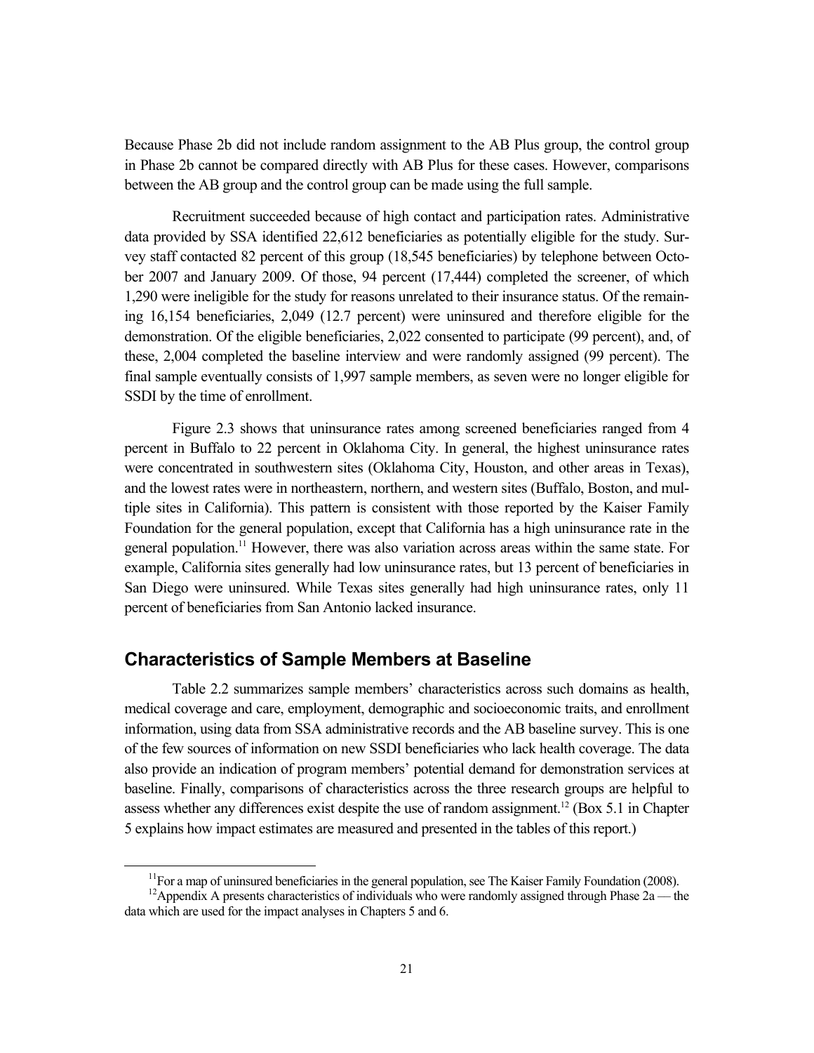Because Phase 2b did not include random assignment to the AB Plus group, the control group in Phase 2b cannot be compared directly with AB Plus for these cases. However, comparisons between the AB group and the control group can be made using the full sample.

Recruitment succeeded because of high contact and participation rates. Administrative data provided by SSA identified 22,612 beneficiaries as potentially eligible for the study. Survey staff contacted 82 percent of this group (18,545 beneficiaries) by telephone between October 2007 and January 2009. Of those, 94 percent (17,444) completed the screener, of which 1,290 were ineligible for the study for reasons unrelated to their insurance status. Of the remaining 16,154 beneficiaries, 2,049 (12.7 percent) were uninsured and therefore eligible for the demonstration. Of the eligible beneficiaries, 2,022 consented to participate (99 percent), and, of these, 2,004 completed the baseline interview and were randomly assigned (99 percent). The final sample eventually consists of 1,997 sample members, as seven were no longer eligible for SSDI by the time of enrollment.

Figure 2.3 shows that uninsurance rates among screened beneficiaries ranged from 4 percent in Buffalo to 22 percent in Oklahoma City. In general, the highest uninsurance rates were concentrated in southwestern sites (Oklahoma City, Houston, and other areas in Texas), and the lowest rates were in northeastern, northern, and western sites (Buffalo, Boston, and multiple sites in California). This pattern is consistent with those reported by the Kaiser Family Foundation for the general population, except that California has a high uninsurance rate in the general population.[11] However, there was also variation across areas within the same state. For example, California sites generally had low uninsurance rates, but 13 percent of beneficiaries in San Diego were uninsured. While Texas sites generally had high uninsurance rates, only 11 percent of beneficiaries from San Antonio lacked insurance.

## Characteristics of Sample Members at Baseline

Table 2.2 summarizes sample members' characteristics across such domains as health, medical coverage and care, employment, demographic and socioeconomic traits, and enrollment information, using data from SSA administrative records and the AB baseline survey. This is one of the few sources of information on new SSDI beneficiaries who lack health coverage. The data also provide an indication of program members' potential demand for demonstration services at baseline. Finally, comparisons of characteristics across the three research groups are helpful to assess whether any differences exist despite the use of random assignment.[12] (Box 5.1 in Chapter 5 explains how impact estimates are measured and presented in the tables of this report.)

[11]For a map of uninsured beneficiaries in the general population, see The Kaiser Family Foundation (2008).

[12]Appendix A presents characteristics of individuals who were randomly assigned through Phase 2a — the data which are used for the impact analyses in Chapters 5 and 6.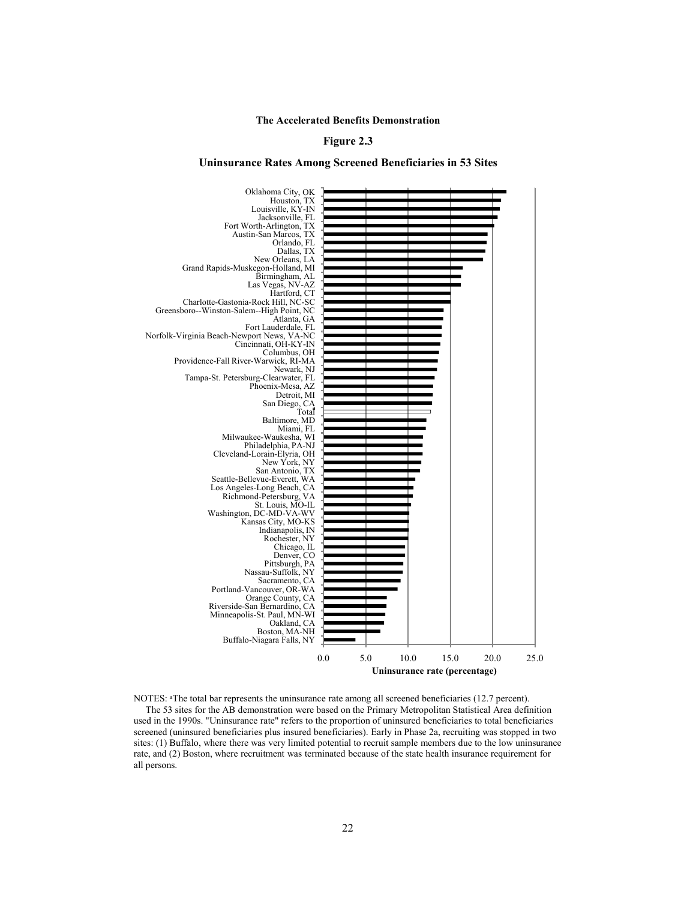**The Accelerated Benefits Demonstration**

**Figure 2.3**

**Uninsurance Rates Among Screened Beneficiaries in 53 Sites**

Oklahoma City, OK
Houston, TX
Louisville, KY-IN
Jacksonville, FL
Fort Worth-Arlington, TX
Austin-San Marcos, TX
Orlando, FL
Dallas, TX
New Orleans, LA
Grand Rapids-Muskegon-Holland, MI
Birmingham, AL
Las Vegas, NV-AZ
Hartford, CT
Charlotte-Gastonia-Rock Hill, NC-SC
Greensboro--Winston-Salem--High Point, NC
Atlanta, GA
Fort Lauderdale, FL
Norfolk-Virginia Beach-Newport News, VA-NC
Cincinnati, OH-KY-IN
Columbus, OH
Providence-Fall River-Warwick, RI-MA
Newark, NJ
Tampa-St. Petersburg-Clearwater, FL
Phoenix-Mesa, AZ
Detroit, MI
San Diego, CA
Total[a]
Baltimore, MD
Miami, FL
Milwaukee-Waukesha, WI
Philadelphia, PA-NJ
Cleveland-Lorain-Elyria, OH
New York, NY
San Antonio, TX
Seattle-Bellevue-Everett, WA
Los Angeles-Long Beach, CA
Richmond-Petersburg, VA
St. Louis, MO-IL
Washington, DC-MD-VA-WV
Kansas City, MO-KS
Indianapolis, IN
Rochester, NY
Chicago, IL
Denver, CO
Pittsburgh, PA
Nassau-Suffolk, NY
Sacramento, CA
Portland-Vancouver, OR-WA
Orange County, CA
Riverside-San Bernardino, CA
Minneapolis-St. Paul, MN-WI
Oakland, CA
Boston, MA-NH
Buffalo-Niagara Falls, NY

0.0 5.0 10.0 15.0 20.0 25.0

**Uninsurance rate (percentage)**

NOTES: [a]The total bar represents the uninsurance rate among all screened beneficiaries (12.7 percent).

The 53 sites for the AB demonstration were based on the Primary Metropolitan Statistical Area definition used in the 1990s. "Uninsurance rate" refers to the proportion of uninsured beneficiaries to total beneficiaries screened (uninsured beneficiaries plus insured beneficiaries). Early in Phase 2a, recruiting was stopped in two sites: (1) Buffalo, where there was very limited potential to recruit sample members due to the low uninsurance rate, and (2) Boston, where recruitment was terminated because of the state health insurance requirement for all persons.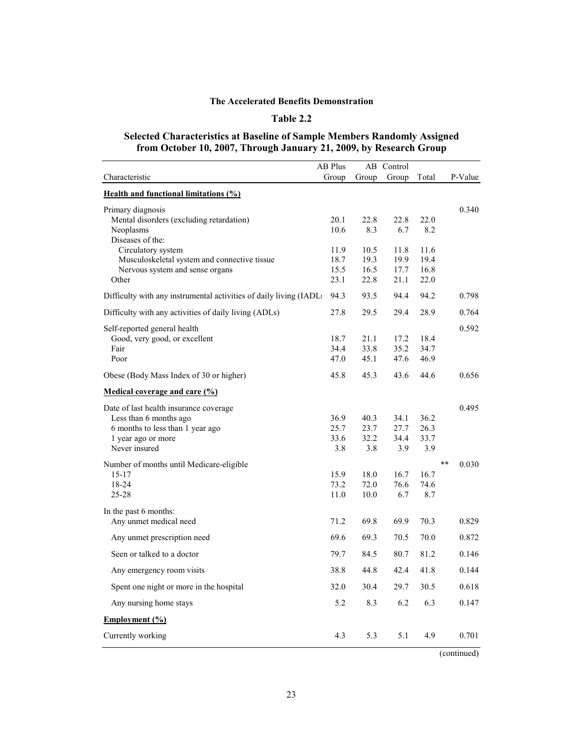**The Accelerated Benefits Demonstration**

**Table 2.2**

**Selected Characteristics at Baseline of Sample Members Randomly Assigned from October 10, 2007, Through January 21, 2009, by Research Group**

| Characteristic | AB Plus Group | AB Group | Control Group | Total | | P-Value |
|---|---|---|---|---|---|---|
| **Health and functional limitations (%)** | | | | | | |
| Primary diagnosis | | | | | | 0.340 |
| Mental disorders (excluding retardation) | 20.1 | 22.8 | 22.8 | 22.0 | | |
| Neoplasms | 10.6 | 8.3 | 6.7 | 8.2 | | |
| Diseases of the: | | | | | | |
| Circulatory system | 11.9 | 10.5 | 11.8 | 11.6 | | |
| Musculoskeletal system and connective tissue | 18.7 | 19.3 | 19.9 | 19.4 | | |
| Nervous system and sense organs | 15.5 | 16.5 | 17.7 | 16.8 | | |
| Other | 23.1 | 22.8 | 21.1 | 22.0 | | |
| Difficulty with any instrumental activities of daily living (IADLs | 94.3 | 93.5 | 94.4 | 94.2 | | 0.798 |
| Difficulty with any activities of daily living (ADLs) | 27.8 | 29.5 | 29.4 | 28.9 | | 0.764 |
| Self-reported general health | | | | | | 0.592 |
| Good, very good, or excellent | 18.7 | 21.1 | 17.2 | 18.4 | | |
| Fair | 34.4 | 33.8 | 35.2 | 34.7 | | |
| Poor | 47.0 | 45.1 | 47.6 | 46.9 | | |
| Obese (Body Mass Index of 30 or higher) | 45.8 | 45.3 | 43.6 | 44.6 | | 0.656 |
| **Medical coverage and care (%)** | | | | | | |
| Date of last health insurance coverage | | | | | | 0.495 |
| Less than 6 months ago | 36.9 | 40.3 | 34.1 | 36.2 | | |
| 6 months to less than 1 year ago | 25.7 | 23.7 | 27.7 | 26.3 | | |
| 1 year ago or more | 33.6 | 32.2 | 34.4 | 33.7 | | |
| Never insured | 3.8 | 3.8 | 3.9 | 3.9 | | |
| Number of months until Medicare-eligible | | | | | ** | 0.030 |
| 15-17 | 15.9 | 18.0 | 16.7 | 16.7 | | |
| 18-24 | 73.2 | 72.0 | 76.6 | 74.6 | | |
| 25-28 | 11.0 | 10.0 | 6.7 | 8.7 | | |
| In the past 6 months: | | | | | | |
| Any unmet medical need | 71.2 | 69.8 | 69.9 | 70.3 | | 0.829 |
| Any unmet prescription need | 69.6 | 69.3 | 70.5 | 70.0 | | 0.872 |
| Seen or talked to a doctor | 79.7 | 84.5 | 80.7 | 81.2 | | 0.146 |
| Any emergency room visits | 38.8 | 44.8 | 42.4 | 41.8 | | 0.144 |
| Spent one night or more in the hospital | 32.0 | 30.4 | 29.7 | 30.5 | | 0.618 |
| Any nursing home stays | 5.2 | 8.3 | 6.2 | 6.3 | | 0.147 |
| **Employment (%)** | | | | | | |
| Currently working | 4.3 | 5.3 | 5.1 | 4.9 | | 0.701 |

(continued)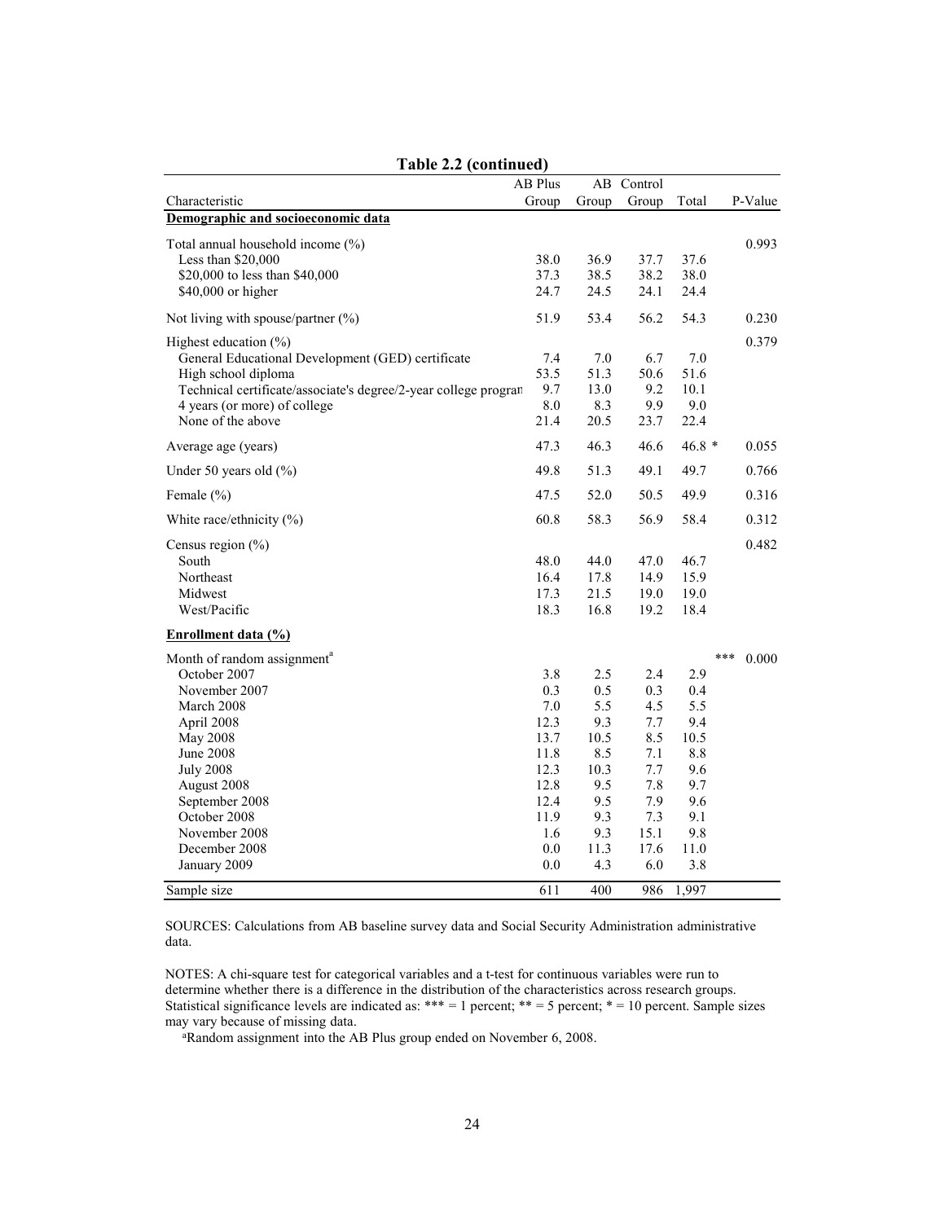**Table 2.2 (continued)**

| Characteristic | AB Plus Group | AB Group | Control Group | Total | | P-Value |
|---|---|---|---|---|---|---|
| **Demographic and socioeconomic data** | | | | | | |
| Total annual household income (%) | | | | | | 0.993 |
| Less than $20,000 | 38.0 | 36.9 | 37.7 | 37.6 | | |
| $20,000 to less than $40,000 | 37.3 | 38.5 | 38.2 | 38.0 | | |
| $40,000 or higher | 24.7 | 24.5 | 24.1 | 24.4 | | |
| Not living with spouse/partner (%) | 51.9 | 53.4 | 56.2 | 54.3 | | 0.230 |
| Highest education (%) | | | | | | 0.379 |
| General Educational Development (GED) certificate | 7.4 | 7.0 | 6.7 | 7.0 | | |
| High school diploma | 53.5 | 51.3 | 50.6 | 51.6 | | |
| Technical certificate/associate's degree/2-year college program | 9.7 | 13.0 | 9.2 | 10.1 | | |
| 4 years (or more) of college | 8.0 | 8.3 | 9.9 | 9.0 | | |
| None of the above | 21.4 | 20.5 | 23.7 | 22.4 | | |
| Average age (years) | 47.3 | 46.3 | 46.6 | 46.8 | * | 0.055 |
| Under 50 years old (%) | 49.8 | 51.3 | 49.1 | 49.7 | | 0.766 |
| Female (%) | 47.5 | 52.0 | 50.5 | 49.9 | | 0.316 |
| White race/ethnicity (%) | 60.8 | 58.3 | 56.9 | 58.4 | | 0.312 |
| Census region (%) | | | | | | 0.482 |
| South | 48.0 | 44.0 | 47.0 | 46.7 | | |
| Northeast | 16.4 | 17.8 | 14.9 | 15.9 | | |
| Midwest | 17.3 | 21.5 | 19.0 | 19.0 | | |
| West/Pacific | 18.3 | 16.8 | 19.2 | 18.4 | | |
| **Enrollment data (%)** | | | | | | |
| Month of random assignment[a] | | | | | *** | 0.000 |
| October 2007 | 3.8 | 2.5 | 2.4 | 2.9 | | |
| November 2007 | 0.3 | 0.5 | 0.3 | 0.4 | | |
| March 2008 | 7.0 | 5.5 | 4.5 | 5.5 | | |
| April 2008 | 12.3 | 9.3 | 7.7 | 9.4 | | |
| May 2008 | 13.7 | 10.5 | 8.5 | 10.5 | | |
| June 2008 | 11.8 | 8.5 | 7.1 | 8.8 | | |
| July 2008 | 12.3 | 10.3 | 7.7 | 9.6 | | |
| August 2008 | 12.8 | 9.5 | 7.8 | 9.7 | | |
| September 2008 | 12.4 | 9.5 | 7.9 | 9.6 | | |
| October 2008 | 11.9 | 9.3 | 7.3 | 9.1 | | |
| November 2008 | 1.6 | 9.3 | 15.1 | 9.8 | | |
| December 2008 | 0.0 | 11.3 | 17.6 | 11.0 | | |
| January 2009 | 0.0 | 4.3 | 6.0 | 3.8 | | |
| Sample size | 611 | 400 | 986 | 1,997 | | |

SOURCES: Calculations from AB baseline survey data and Social Security Administration administrative data.

NOTES: A chi-square test for categorical variables and a t-test for continuous variables were run to determine whether there is a difference in the distribution of the characteristics across research groups. Statistical significance levels are indicated as: *** = 1 percent; ** = 5 percent; * = 10 percent. Sample sizes may vary because of missing data.

[a]Random assignment into the AB Plus group ended on November 6, 2008.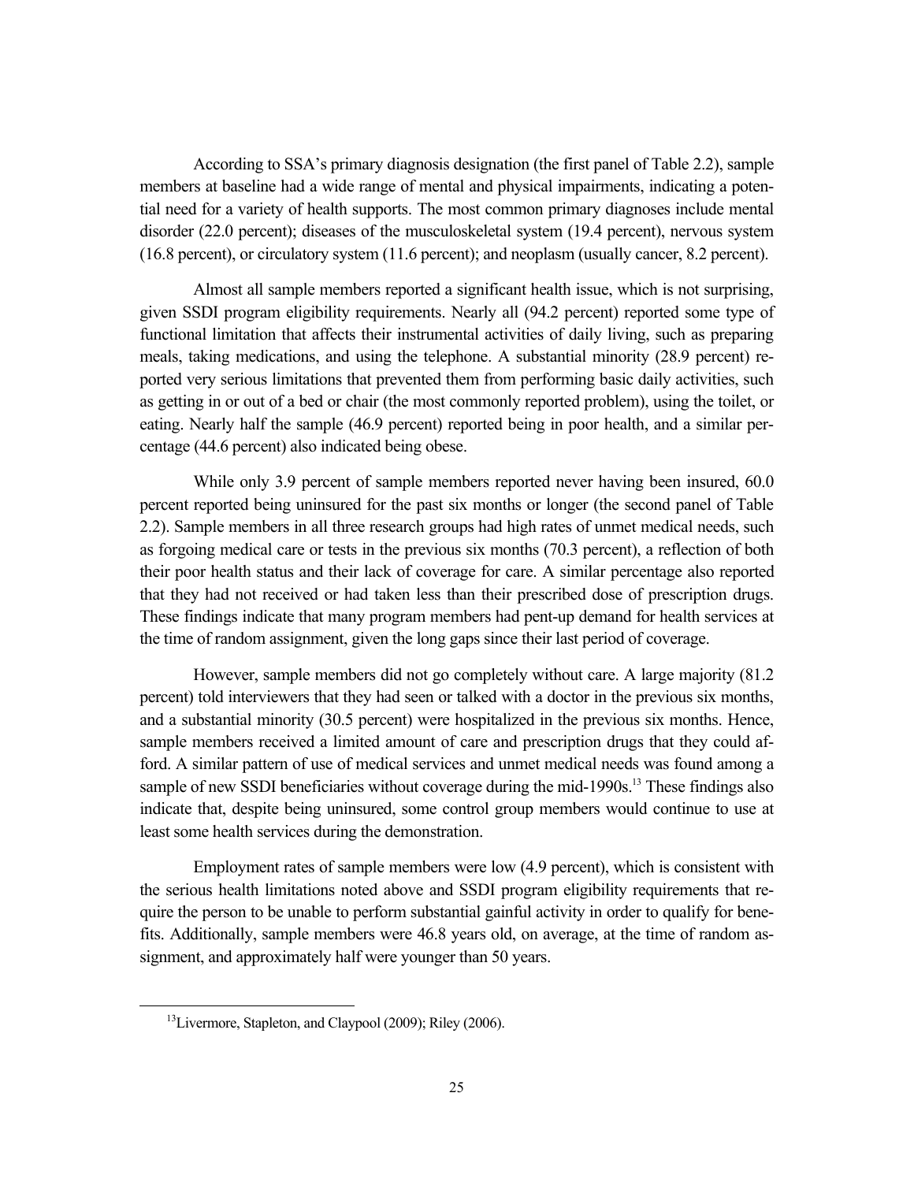According to SSA's primary diagnosis designation (the first panel of Table 2.2), sample members at baseline had a wide range of mental and physical impairments, indicating a potential need for a variety of health supports. The most common primary diagnoses include mental disorder (22.0 percent); diseases of the musculoskeletal system (19.4 percent), nervous system (16.8 percent), or circulatory system (11.6 percent); and neoplasm (usually cancer, 8.2 percent).

Almost all sample members reported a significant health issue, which is not surprising, given SSDI program eligibility requirements. Nearly all (94.2 percent) reported some type of functional limitation that affects their instrumental activities of daily living, such as preparing meals, taking medications, and using the telephone. A substantial minority (28.9 percent) reported very serious limitations that prevented them from performing basic daily activities, such as getting in or out of a bed or chair (the most commonly reported problem), using the toilet, or eating. Nearly half the sample (46.9 percent) reported being in poor health, and a similar percentage (44.6 percent) also indicated being obese.

While only 3.9 percent of sample members reported never having been insured, 60.0 percent reported being uninsured for the past six months or longer (the second panel of Table 2.2). Sample members in all three research groups had high rates of unmet medical needs, such as forgoing medical care or tests in the previous six months (70.3 percent), a reflection of both their poor health status and their lack of coverage for care. A similar percentage also reported that they had not received or had taken less than their prescribed dose of prescription drugs. These findings indicate that many program members had pent-up demand for health services at the time of random assignment, given the long gaps since their last period of coverage.

However, sample members did not go completely without care. A large majority (81.2 percent) told interviewers that they had seen or talked with a doctor in the previous six months, and a substantial minority (30.5 percent) were hospitalized in the previous six months. Hence, sample members received a limited amount of care and prescription drugs that they could afford. A similar pattern of use of medical services and unmet medical needs was found among a sample of new SSDI beneficiaries without coverage during the mid-1990s.[13] These findings also indicate that, despite being uninsured, some control group members would continue to use at least some health services during the demonstration.

Employment rates of sample members were low (4.9 percent), which is consistent with the serious health limitations noted above and SSDI program eligibility requirements that require the person to be unable to perform substantial gainful activity in order to qualify for benefits. Additionally, sample members were 46.8 years old, on average, at the time of random assignment, and approximately half were younger than 50 years.

[13] Livermore, Stapleton, and Claypool (2009); Riley (2006).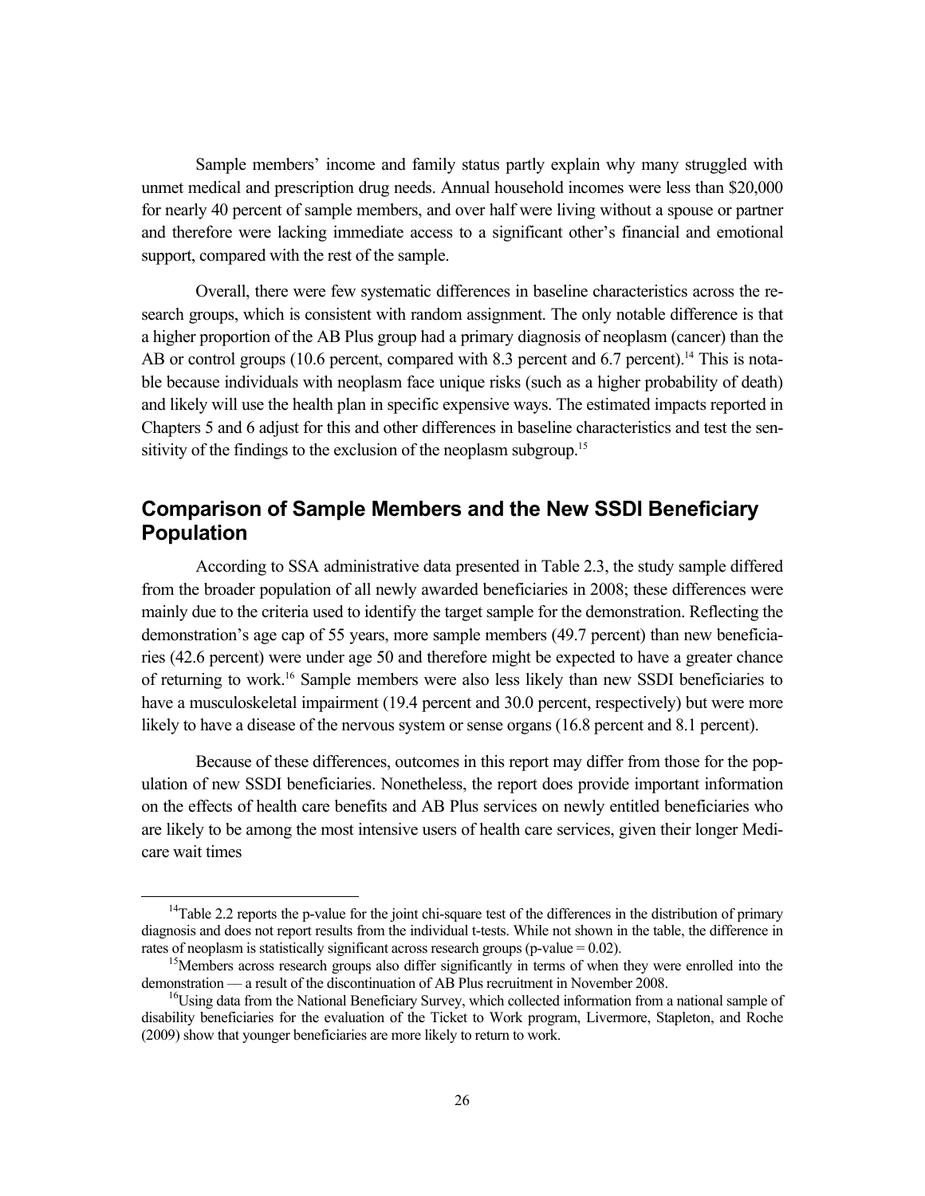Sample members' income and family status partly explain why many struggled with unmet medical and prescription drug needs. Annual household incomes were less than $20,000 for nearly 40 percent of sample members, and over half were living without a spouse or partner and therefore were lacking immediate access to a significant other's financial and emotional support, compared with the rest of the sample.

Overall, there were few systematic differences in baseline characteristics across the research groups, which is consistent with random assignment. The only notable difference is that a higher proportion of the AB Plus group had a primary diagnosis of neoplasm (cancer) than the AB or control groups (10.6 percent, compared with 8.3 percent and 6.7 percent).[14] This is notable because individuals with neoplasm face unique risks (such as a higher probability of death) and likely will use the health plan in specific expensive ways. The estimated impacts reported in Chapters 5 and 6 adjust for this and other differences in baseline characteristics and test the sensitivity of the findings to the exclusion of the neoplasm subgroup.[15]

## Comparison of Sample Members and the New SSDI Beneficiary Population

According to SSA administrative data presented in Table 2.3, the study sample differed from the broader population of all newly awarded beneficiaries in 2008; these differences were mainly due to the criteria used to identify the target sample for the demonstration. Reflecting the demonstration's age cap of 55 years, more sample members (49.7 percent) than new beneficiaries (42.6 percent) were under age 50 and therefore might be expected to have a greater chance of returning to work.[16] Sample members were also less likely than new SSDI beneficiaries to have a musculoskeletal impairment (19.4 percent and 30.0 percent, respectively) but were more likely to have a disease of the nervous system or sense organs (16.8 percent and 8.1 percent).

Because of these differences, outcomes in this report may differ from those for the population of new SSDI beneficiaries. Nonetheless, the report does provide important information on the effects of health care benefits and AB Plus services on newly entitled beneficiaries who are likely to be among the most intensive users of health care services, given their longer Medicare wait times

---

[14]Table 2.2 reports the p-value for the joint chi-square test of the differences in the distribution of primary diagnosis and does not report results from the individual t-tests. While not shown in the table, the difference in rates of neoplasm is statistically significant across research groups (p-value = 0.02).

[15]Members across research groups also differ significantly in terms of when they were enrolled into the demonstration — a result of the discontinuation of AB Plus recruitment in November 2008.

[16]Using data from the National Beneficiary Survey, which collected information from a national sample of disability beneficiaries for the evaluation of the Ticket to Work program, Livermore, Stapleton, and Roche (2009) show that younger beneficiaries are more likely to return to work.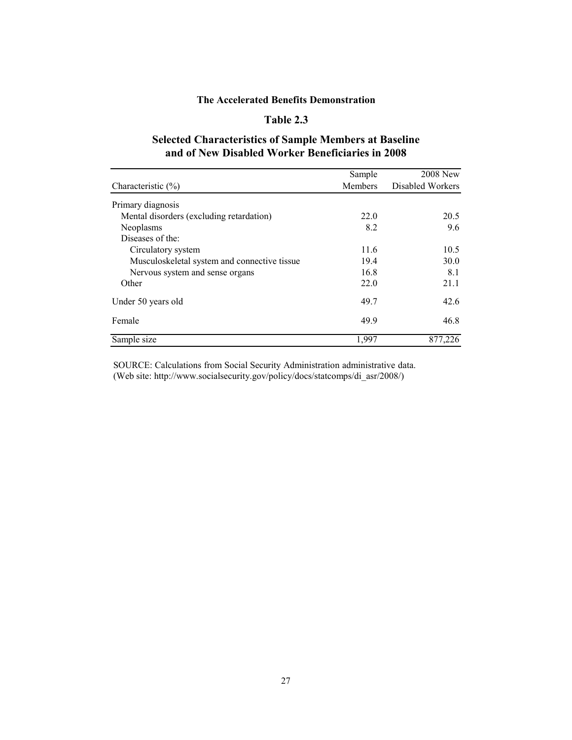**The Accelerated Benefits Demonstration**

**Table 2.3**

**Selected Characteristics of Sample Members at Baseline and of New Disabled Worker Beneficiaries in 2008**

| Characteristic (%) | Sample Members | 2008 New Disabled Workers |
|---|---|---|
| Primary diagnosis | | |
| Mental disorders (excluding retardation) | 22.0 | 20.5 |
| Neoplasms | 8.2 | 9.6 |
| Diseases of the: | | |
| Circulatory system | 11.6 | 10.5 |
| Musculoskeletal system and connective tissue | 19.4 | 30.0 |
| Nervous system and sense organs | 16.8 | 8.1 |
| Other | 22.0 | 21.1 |
| Under 50 years old | 49.7 | 42.6 |
| Female | 49.9 | 46.8 |
| Sample size | 1,997 | 877,226 |

SOURCE: Calculations from Social Security Administration administrative data. (Web site: http://www.socialsecurity.gov/policy/docs/statcomps/di_asr/2008/)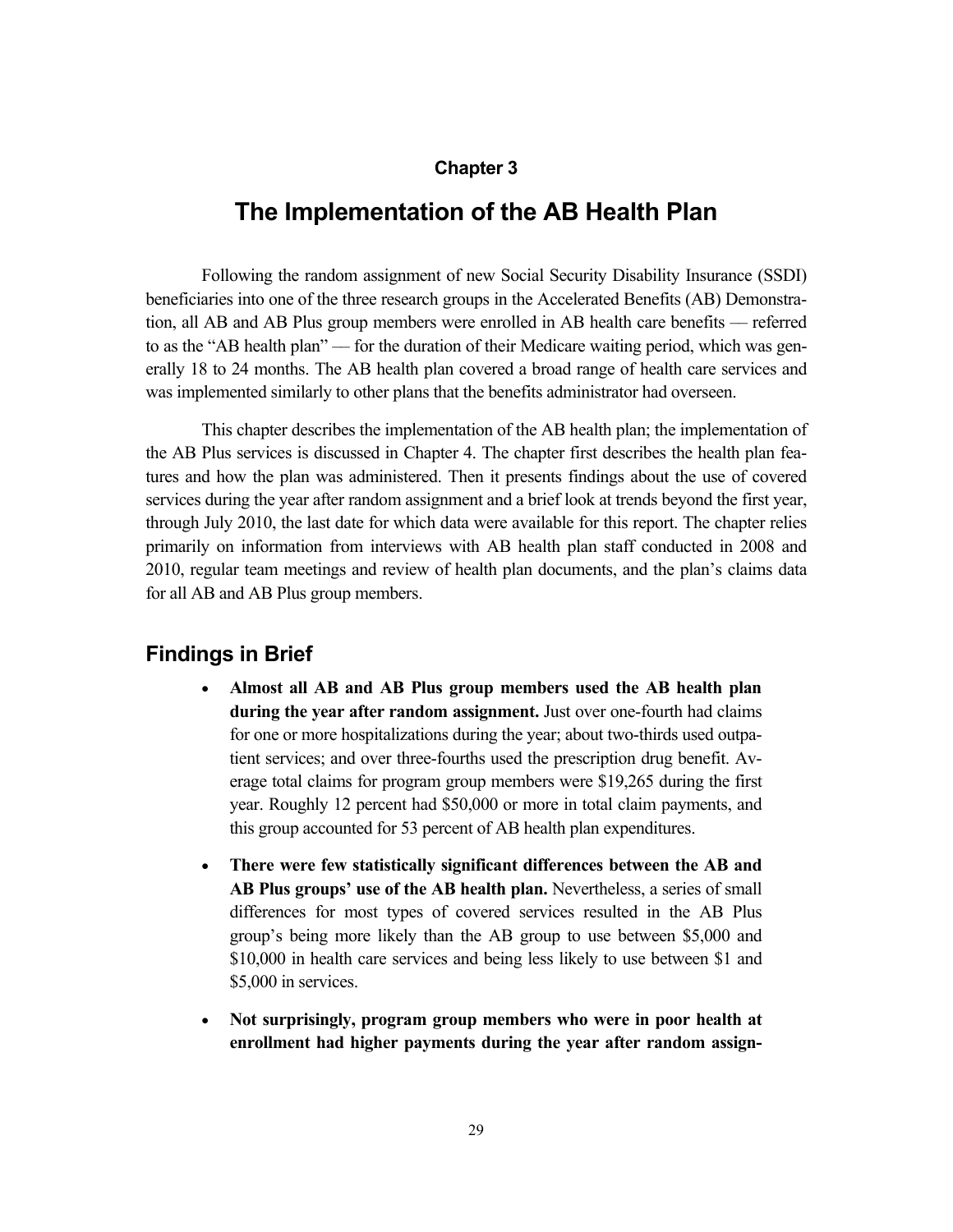**Chapter 3**

# The Implementation of the AB Health Plan

Following the random assignment of new Social Security Disability Insurance (SSDI) beneficiaries into one of the three research groups in the Accelerated Benefits (AB) Demonstration, all AB and AB Plus group members were enrolled in AB health care benefits — referred to as the "AB health plan" — for the duration of their Medicare waiting period, which was generally 18 to 24 months. The AB health plan covered a broad range of health care services and was implemented similarly to other plans that the benefits administrator had overseen.

This chapter describes the implementation of the AB health plan; the implementation of the AB Plus services is discussed in Chapter 4. The chapter first describes the health plan features and how the plan was administered. Then it presents findings about the use of covered services during the year after random assignment and a brief look at trends beyond the first year, through July 2010, the last date for which data were available for this report. The chapter relies primarily on information from interviews with AB health plan staff conducted in 2008 and 2010, regular team meetings and review of health plan documents, and the plan's claims data for all AB and AB Plus group members.

## Findings in Brief

- **Almost all AB and AB Plus group members used the AB health plan during the year after random assignment.** Just over one-fourth had claims for one or more hospitalizations during the year; about two-thirds used outpatient services; and over three-fourths used the prescription drug benefit. Average total claims for program group members were $19,265 during the first year. Roughly 12 percent had $50,000 or more in total claim payments, and this group accounted for 53 percent of AB health plan expenditures.

- **There were few statistically significant differences between the AB and AB Plus groups' use of the AB health plan.** Nevertheless, a series of small differences for most types of covered services resulted in the AB Plus group's being more likely than the AB group to use between $5,000 and $10,000 in health care services and being less likely to use between $1 and $5,000 in services.

- **Not surprisingly, program group members who were in poor health at enrollment had higher payments during the year after random assign-**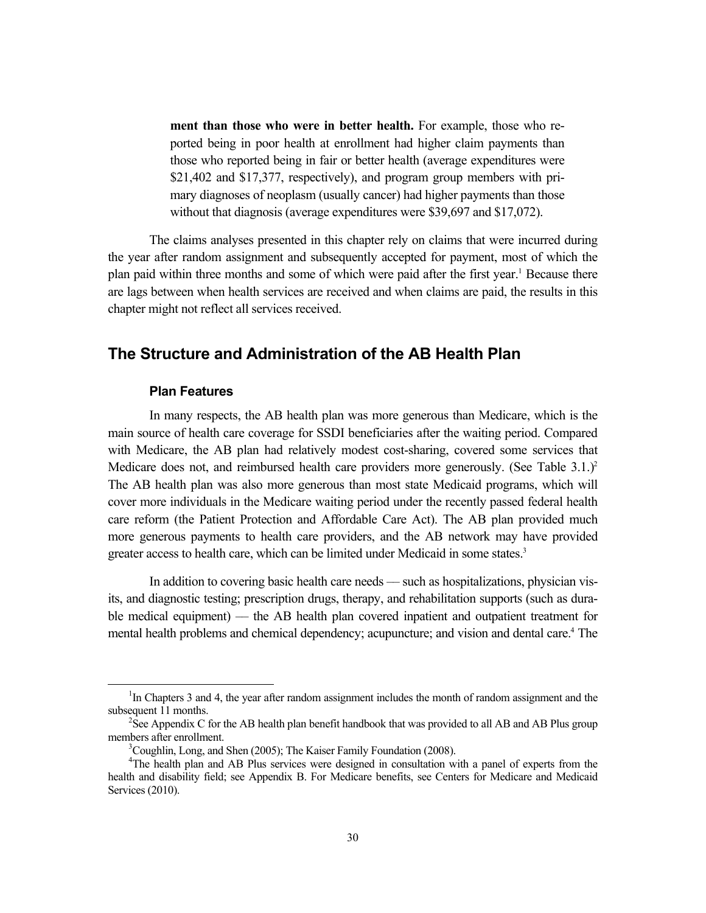**ment than those who were in better health.** For example, those who reported being in poor health at enrollment had higher claim payments than those who reported being in fair or better health (average expenditures were $21,402 and $17,377, respectively), and program group members with primary diagnoses of neoplasm (usually cancer) had higher payments than those without that diagnosis (average expenditures were $39,697 and $17,072).

The claims analyses presented in this chapter rely on claims that were incurred during the year after random assignment and subsequently accepted for payment, most of which the plan paid within three months and some of which were paid after the first year.[1] Because there are lags between when health services are received and when claims are paid, the results in this chapter might not reflect all services received.

## The Structure and Administration of the AB Health Plan

### Plan Features

In many respects, the AB health plan was more generous than Medicare, which is the main source of health care coverage for SSDI beneficiaries after the waiting period. Compared with Medicare, the AB plan had relatively modest cost-sharing, covered some services that Medicare does not, and reimbursed health care providers more generously. (See Table 3.1.)[2] The AB health plan was also more generous than most state Medicaid programs, which will cover more individuals in the Medicare waiting period under the recently passed federal health care reform (the Patient Protection and Affordable Care Act). The AB plan provided much more generous payments to health care providers, and the AB network may have provided greater access to health care, which can be limited under Medicaid in some states.[3]

In addition to covering basic health care needs — such as hospitalizations, physician visits, and diagnostic testing; prescription drugs, therapy, and rehabilitation supports (such as durable medical equipment) — the AB health plan covered inpatient and outpatient treatment for mental health problems and chemical dependency; acupuncture; and vision and dental care.[4] The

---

[1] In Chapters 3 and 4, the year after random assignment includes the month of random assignment and the subsequent 11 months.

[2] See Appendix C for the AB health plan benefit handbook that was provided to all AB and AB Plus group members after enrollment.

[3] Coughlin, Long, and Shen (2005); The Kaiser Family Foundation (2008).

[4] The health plan and AB Plus services were designed in consultation with a panel of experts from the health and disability field; see Appendix B. For Medicare benefits, see Centers for Medicare and Medicaid Services (2010).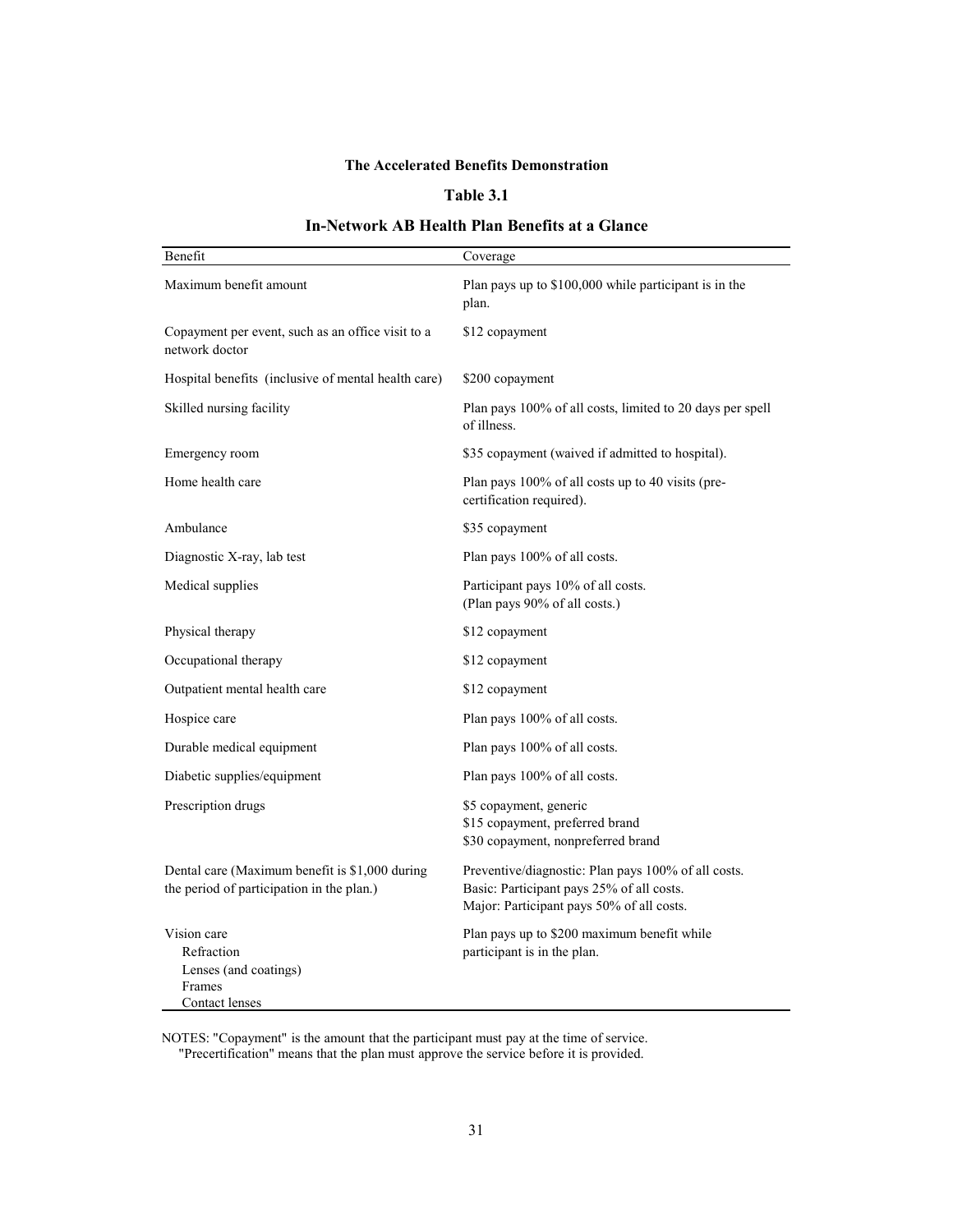**The Accelerated Benefits Demonstration**

**Table 3.1**

**In-Network AB Health Plan Benefits at a Glance**

| Benefit | Coverage |
|---|---|
| Maximum benefit amount | Plan pays up to $100,000 while participant is in the plan. |
| Copayment per event, such as an office visit to a network doctor | $12 copayment |
| Hospital benefits (inclusive of mental health care) | $200 copayment |
| Skilled nursing facility | Plan pays 100% of all costs, limited to 20 days per spell of illness. |
| Emergency room | $35 copayment (waived if admitted to hospital). |
| Home health care | Plan pays 100% of all costs up to 40 visits (pre-certification required). |
| Ambulance | $35 copayment |
| Diagnostic X-ray, lab test | Plan pays 100% of all costs. |
| Medical supplies | Participant pays 10% of all costs. (Plan pays 90% of all costs.) |
| Physical therapy | $12 copayment |
| Occupational therapy | $12 copayment |
| Outpatient mental health care | $12 copayment |
| Hospice care | Plan pays 100% of all costs. |
| Durable medical equipment | Plan pays 100% of all costs. |
| Diabetic supplies/equipment | Plan pays 100% of all costs. |
| Prescription drugs | $5 copayment, generic<br>$15 copayment, preferred brand<br>$30 copayment, nonpreferred brand |
| Dental care (Maximum benefit is $1,000 during the period of participation in the plan.) | Preventive/diagnostic: Plan pays 100% of all costs.<br>Basic: Participant pays 25% of all costs.<br>Major: Participant pays 50% of all costs. |
| Vision care<br>Refraction<br>Lenses (and coatings)<br>Frames<br>Contact lenses | Plan pays up to $200 maximum benefit while participant is in the plan. |

NOTES: "Copayment" is the amount that the participant must pay at the time of service.
"Precertification" means that the plan must approve the service before it is provided.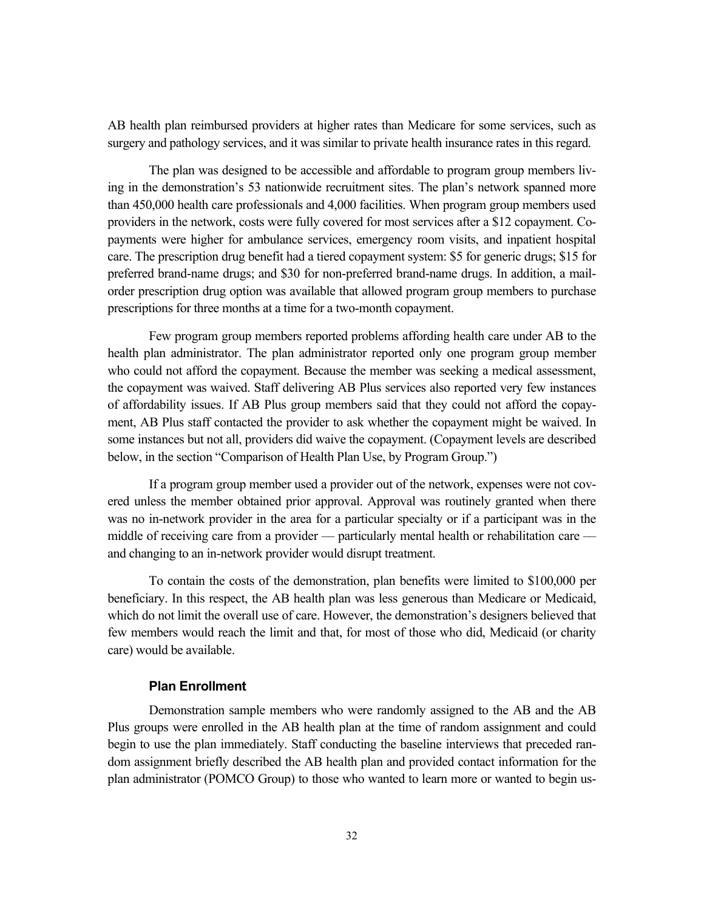AB health plan reimbursed providers at higher rates than Medicare for some services, such as surgery and pathology services, and it was similar to private health insurance rates in this regard.

The plan was designed to be accessible and affordable to program group members living in the demonstration's 53 nationwide recruitment sites. The plan's network spanned more than 450,000 health care professionals and 4,000 facilities. When program group members used providers in the network, costs were fully covered for most services after a $12 copayment. Copayments were higher for ambulance services, emergency room visits, and inpatient hospital care. The prescription drug benefit had a tiered copayment system: $5 for generic drugs; $15 for preferred brand-name drugs; and $30 for non-preferred brand-name drugs. In addition, a mail-order prescription drug option was available that allowed program group members to purchase prescriptions for three months at a time for a two-month copayment.

Few program group members reported problems affording health care under AB to the health plan administrator. The plan administrator reported only one program group member who could not afford the copayment. Because the member was seeking a medical assessment, the copayment was waived. Staff delivering AB Plus services also reported very few instances of affordability issues. If AB Plus group members said that they could not afford the copayment, AB Plus staff contacted the provider to ask whether the copayment might be waived. In some instances but not all, providers did waive the copayment. (Copayment levels are described below, in the section "Comparison of Health Plan Use, by Program Group.")

If a program group member used a provider out of the network, expenses were not covered unless the member obtained prior approval. Approval was routinely granted when there was no in-network provider in the area for a particular specialty or if a participant was in the middle of receiving care from a provider — particularly mental health or rehabilitation care — and changing to an in-network provider would disrupt treatment.

To contain the costs of the demonstration, plan benefits were limited to $100,000 per beneficiary. In this respect, the AB health plan was less generous than Medicare or Medicaid, which do not limit the overall use of care. However, the demonstration's designers believed that few members would reach the limit and that, for most of those who did, Medicaid (or charity care) would be available.

### Plan Enrollment

Demonstration sample members who were randomly assigned to the AB and the AB Plus groups were enrolled in the AB health plan at the time of random assignment and could begin to use the plan immediately. Staff conducting the baseline interviews that preceded random assignment briefly described the AB health plan and provided contact information for the plan administrator (POMCO Group) to those who wanted to learn more or wanted to begin us-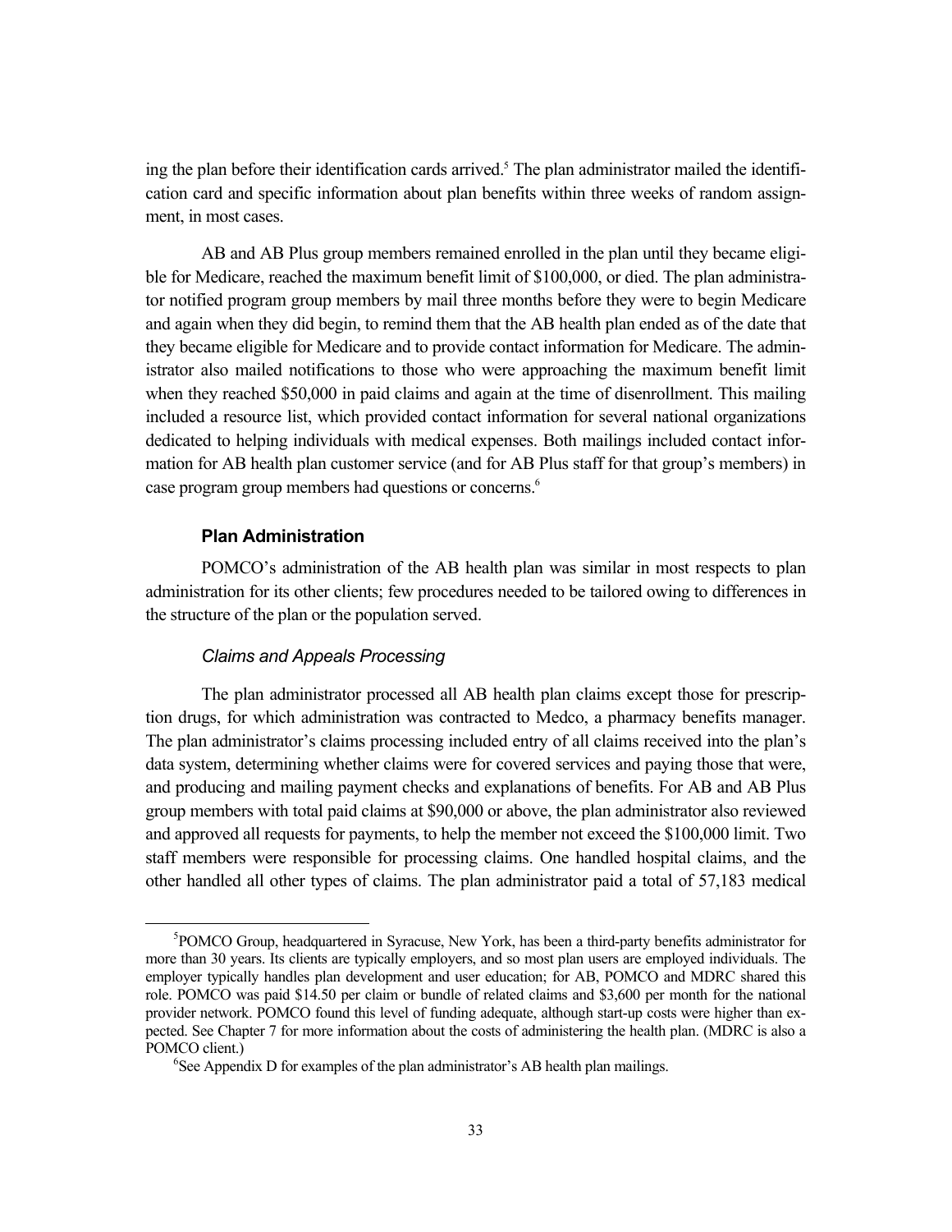ing the plan before their identification cards arrived.[5] The plan administrator mailed the identification card and specific information about plan benefits within three weeks of random assignment, in most cases.

AB and AB Plus group members remained enrolled in the plan until they became eligible for Medicare, reached the maximum benefit limit of $100,000, or died. The plan administrator notified program group members by mail three months before they were to begin Medicare and again when they did begin, to remind them that the AB health plan ended as of the date that they became eligible for Medicare and to provide contact information for Medicare. The administrator also mailed notifications to those who were approaching the maximum benefit limit when they reached $50,000 in paid claims and again at the time of disenrollment. This mailing included a resource list, which provided contact information for several national organizations dedicated to helping individuals with medical expenses. Both mailings included contact information for AB health plan customer service (and for AB Plus staff for that group's members) in case program group members had questions or concerns.[6]

### Plan Administration

POMCO's administration of the AB health plan was similar in most respects to plan administration for its other clients; few procedures needed to be tailored owing to differences in the structure of the plan or the population served.

#### *Claims and Appeals Processing*

The plan administrator processed all AB health plan claims except those for prescription drugs, for which administration was contracted to Medco, a pharmacy benefits manager. The plan administrator's claims processing included entry of all claims received into the plan's data system, determining whether claims were for covered services and paying those that were, and producing and mailing payment checks and explanations of benefits. For AB and AB Plus group members with total paid claims at $90,000 or above, the plan administrator also reviewed and approved all requests for payments, to help the member not exceed the $100,000 limit. Two staff members were responsible for processing claims. One handled hospital claims, and the other handled all other types of claims. The plan administrator paid a total of 57,183 medical

---

[5]POMCO Group, headquartered in Syracuse, New York, has been a third-party benefits administrator for more than 30 years. Its clients are typically employers, and so most plan users are employed individuals. The employer typically handles plan development and user education; for AB, POMCO and MDRC shared this role. POMCO was paid $14.50 per claim or bundle of related claims and $3,600 per month for the national provider network. POMCO found this level of funding adequate, although start-up costs were higher than expected. See Chapter 7 for more information about the costs of administering the health plan. (MDRC is also a POMCO client.)

[6]See Appendix D for examples of the plan administrator's AB health plan mailings.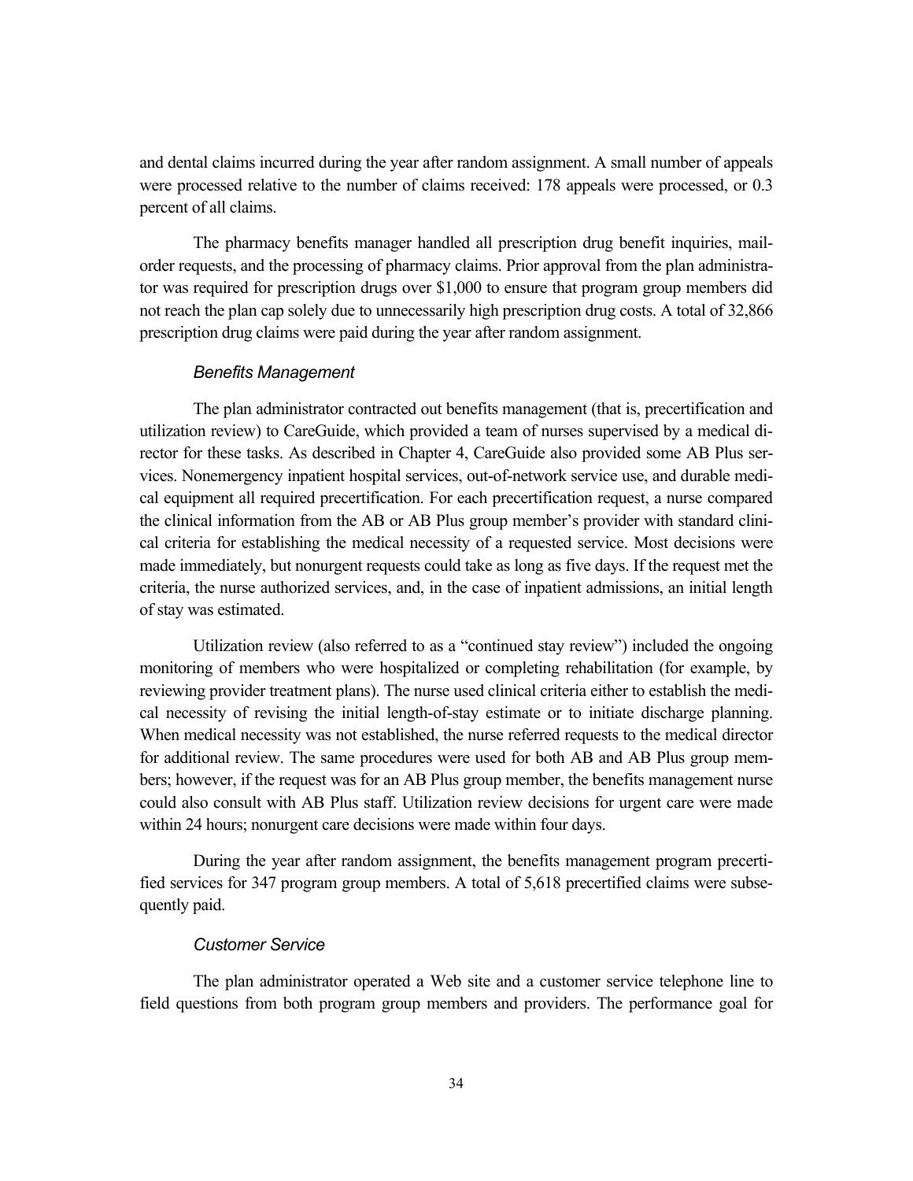and dental claims incurred during the year after random assignment. A small number of appeals were processed relative to the number of claims received: 178 appeals were processed, or 0.3 percent of all claims.

The pharmacy benefits manager handled all prescription drug benefit inquiries, mail-order requests, and the processing of pharmacy claims. Prior approval from the plan administrator was required for prescription drugs over $1,000 to ensure that program group members did not reach the plan cap solely due to unnecessarily high prescription drug costs. A total of 32,866 prescription drug claims were paid during the year after random assignment.

#### *Benefits Management*

The plan administrator contracted out benefits management (that is, precertification and utilization review) to CareGuide, which provided a team of nurses supervised by a medical director for these tasks. As described in Chapter 4, CareGuide also provided some AB Plus services. Nonemergency inpatient hospital services, out-of-network service use, and durable medical equipment all required precertification. For each precertification request, a nurse compared the clinical information from the AB or AB Plus group member's provider with standard clinical criteria for establishing the medical necessity of a requested service. Most decisions were made immediately, but nonurgent requests could take as long as five days. If the request met the criteria, the nurse authorized services, and, in the case of inpatient admissions, an initial length of stay was estimated.

Utilization review (also referred to as a "continued stay review") included the ongoing monitoring of members who were hospitalized or completing rehabilitation (for example, by reviewing provider treatment plans). The nurse used clinical criteria either to establish the medical necessity of revising the initial length-of-stay estimate or to initiate discharge planning. When medical necessity was not established, the nurse referred requests to the medical director for additional review. The same procedures were used for both AB and AB Plus group members; however, if the request was for an AB Plus group member, the benefits management nurse could also consult with AB Plus staff. Utilization review decisions for urgent care were made within 24 hours; nonurgent care decisions were made within four days.

During the year after random assignment, the benefits management program precertified services for 347 program group members. A total of 5,618 precertified claims were subsequently paid.

#### *Customer Service*

The plan administrator operated a Web site and a customer service telephone line to field questions from both program group members and providers. The performance goal for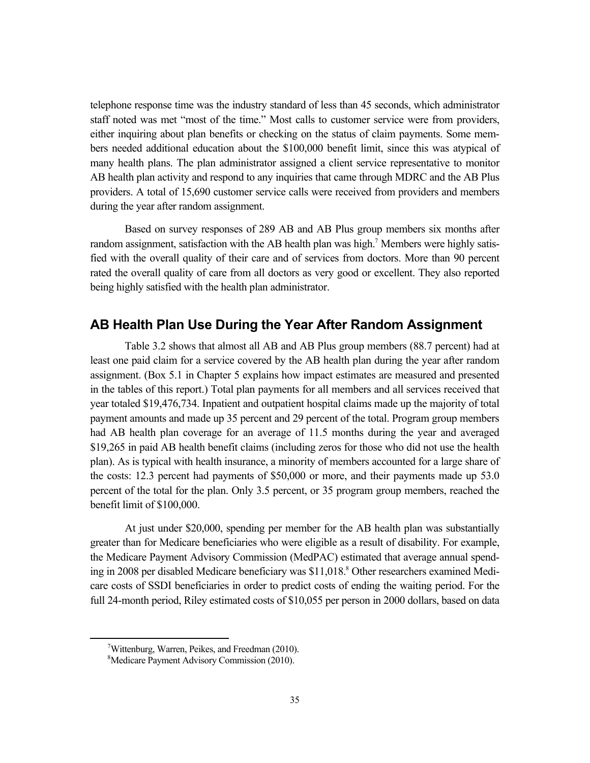telephone response time was the industry standard of less than 45 seconds, which administrator staff noted was met "most of the time." Most calls to customer service were from providers, either inquiring about plan benefits or checking on the status of claim payments. Some members needed additional education about the $100,000 benefit limit, since this was atypical of many health plans. The plan administrator assigned a client service representative to monitor AB health plan activity and respond to any inquiries that came through MDRC and the AB Plus providers. A total of 15,690 customer service calls were received from providers and members during the year after random assignment.

Based on survey responses of 289 AB and AB Plus group members six months after random assignment, satisfaction with the AB health plan was high.[7] Members were highly satisfied with the overall quality of their care and of services from doctors. More than 90 percent rated the overall quality of care from all doctors as very good or excellent. They also reported being highly satisfied with the health plan administrator.

## AB Health Plan Use During the Year After Random Assignment

Table 3.2 shows that almost all AB and AB Plus group members (88.7 percent) had at least one paid claim for a service covered by the AB health plan during the year after random assignment. (Box 5.1 in Chapter 5 explains how impact estimates are measured and presented in the tables of this report.) Total plan payments for all members and all services received that year totaled $19,476,734. Inpatient and outpatient hospital claims made up the majority of total payment amounts and made up 35 percent and 29 percent of the total. Program group members had AB health plan coverage for an average of 11.5 months during the year and averaged $19,265 in paid AB health benefit claims (including zeros for those who did not use the health plan). As is typical with health insurance, a minority of members accounted for a large share of the costs: 12.3 percent had payments of $50,000 or more, and their payments made up 53.0 percent of the total for the plan. Only 3.5 percent, or 35 program group members, reached the benefit limit of $100,000.

At just under $20,000, spending per member for the AB health plan was substantially greater than for Medicare beneficiaries who were eligible as a result of disability. For example, the Medicare Payment Advisory Commission (MedPAC) estimated that average annual spending in 2008 per disabled Medicare beneficiary was $11,018.[8] Other researchers examined Medicare costs of SSDI beneficiaries in order to predict costs of ending the waiting period. For the full 24-month period, Riley estimated costs of $10,055 per person in 2000 dollars, based on data

[7] Wittenburg, Warren, Peikes, and Freedman (2010).

[8] Medicare Payment Advisory Commission (2010).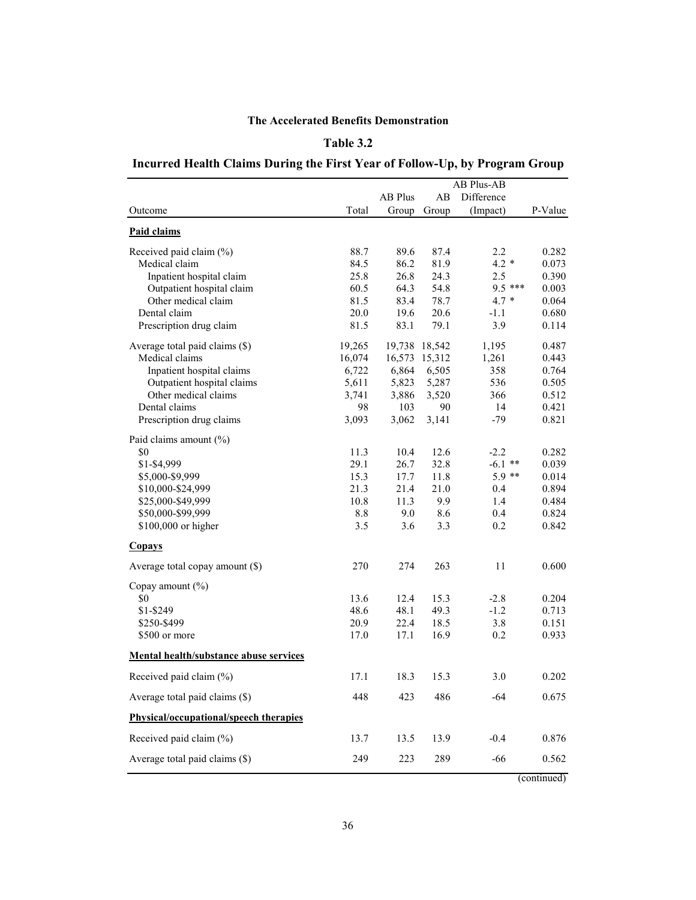**The Accelerated Benefits Demonstration**

**Table 3.2**

**Incurred Health Claims During the First Year of Follow-Up, by Program Group**

| Outcome | Total | AB Plus Group | AB Group | AB Plus-AB Difference (Impact) | P-Value |
|---|---|---|---|---|---|
| **Paid claims** | | | | | |
| Received paid claim (%) | 88.7 | 89.6 | 87.4 | 2.2 | 0.282 |
| Medical claim | 84.5 | 86.2 | 81.9 | 4.2 * | 0.073 |
| Inpatient hospital claim | 25.8 | 26.8 | 24.3 | 2.5 | 0.390 |
| Outpatient hospital claim | 60.5 | 64.3 | 54.8 | 9.5 *** | 0.003 |
| Other medical claim | 81.5 | 83.4 | 78.7 | 4.7 * | 0.064 |
| Dental claim | 20.0 | 19.6 | 20.6 | -1.1 | 0.680 |
| Prescription drug claim | 81.5 | 83.1 | 79.1 | 3.9 | 0.114 |
| Average total paid claims ($) | 19,265 | 19,738 | 18,542 | 1,195 | 0.487 |
| Medical claims | 16,074 | 16,573 | 15,312 | 1,261 | 0.443 |
| Inpatient hospital claims | 6,722 | 6,864 | 6,505 | 358 | 0.764 |
| Outpatient hospital claims | 5,611 | 5,823 | 5,287 | 536 | 0.505 |
| Other medical claims | 3,741 | 3,886 | 3,520 | 366 | 0.512 |
| Dental claims | 98 | 103 | 90 | 14 | 0.421 |
| Prescription drug claims | 3,093 | 3,062 | 3,141 | -79 | 0.821 |
| Paid claims amount (%) | | | | | |
| $0 | 11.3 | 10.4 | 12.6 | -2.2 | 0.282 |
| $1-$4,999 | 29.1 | 26.7 | 32.8 | -6.1 ** | 0.039 |
| $5,000-$9,999 | 15.3 | 17.7 | 11.8 | 5.9 ** | 0.014 |
| $10,000-$24,999 | 21.3 | 21.4 | 21.0 | 0.4 | 0.894 |
| $25,000-$49,999 | 10.8 | 11.3 | 9.9 | 1.4 | 0.484 |
| $50,000-$99,999 | 8.8 | 9.0 | 8.6 | 0.4 | 0.824 |
| $100,000 or higher | 3.5 | 3.6 | 3.3 | 0.2 | 0.842 |
| **Copays** | | | | | |
| Average total copay amount ($) | 270 | 274 | 263 | 11 | 0.600 |
| Copay amount (%) | | | | | |
| $0 | 13.6 | 12.4 | 15.3 | -2.8 | 0.204 |
| $1-$249 | 48.6 | 48.1 | 49.3 | -1.2 | 0.713 |
| $250-$499 | 20.9 | 22.4 | 18.5 | 3.8 | 0.151 |
| $500 or more | 17.0 | 17.1 | 16.9 | 0.2 | 0.933 |
| **Mental health/substance abuse services** | | | | | |
| Received paid claim (%) | 17.1 | 18.3 | 15.3 | 3.0 | 0.202 |
| Average total paid claims ($) | 448 | 423 | 486 | -64 | 0.675 |
| **Physical/occupational/speech therapies** | | | | | |
| Received paid claim (%) | 13.7 | 13.5 | 13.9 | -0.4 | 0.876 |
| Average total paid claims ($) | 249 | 223 | 289 | -66 | 0.562 |

(continued)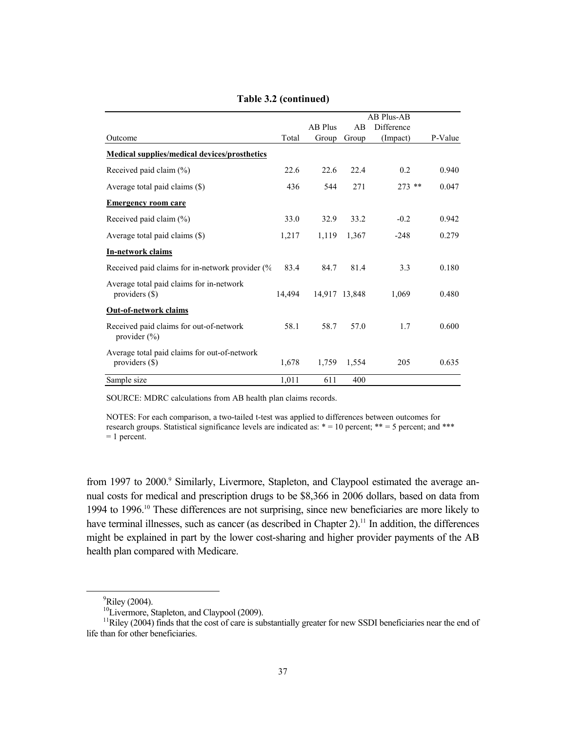**Table 3.2 (continued)**

| Outcome | Total | AB Plus Group | AB Group | AB Plus-AB Difference (Impact) | P-Value |
|---|---|---|---|---|---|
| **Medical supplies/medical devices/prosthetics** | | | | | |
| Received paid claim (%) | 22.6 | 22.6 | 22.4 | 0.2 | 0.940 |
| Average total paid claims ($) | 436 | 544 | 271 | 273 ** | 0.047 |
| **Emergency room care** | | | | | |
| Received paid claim (%) | 33.0 | 32.9 | 33.2 | -0.2 | 0.942 |
| Average total paid claims ($) | 1,217 | 1,119 | 1,367 | -248 | 0.279 |
| **In-network claims** | | | | | |
| Received paid claims for in-network provider (% | 83.4 | 84.7 | 81.4 | 3.3 | 0.180 |
| Average total paid claims for in-network providers ($) | 14,494 | 14,917 | 13,848 | 1,069 | 0.480 |
| **Out-of-network claims** | | | | | |
| Received paid claims for out-of-network provider (%) | 58.1 | 58.7 | 57.0 | 1.7 | 0.600 |
| Average total paid claims for out-of-network providers ($) | 1,678 | 1,759 | 1,554 | 205 | 0.635 |
| Sample size | 1,011 | 611 | 400 | | |

SOURCE: MDRC calculations from AB health plan claims records.

NOTES: For each comparison, a two-tailed t-test was applied to differences between outcomes for research groups. Statistical significance levels are indicated as: * = 10 percent; ** = 5 percent; and *** = 1 percent.

from 1997 to 2000.[9] Similarly, Livermore, Stapleton, and Claypool estimated the average annual costs for medical and prescription drugs to be $8,366 in 2006 dollars, based on data from 1994 to 1996.[10] These differences are not surprising, since new beneficiaries are more likely to have terminal illnesses, such as cancer (as described in Chapter 2).[11] In addition, the differences might be explained in part by the lower cost-sharing and higher provider payments of the AB health plan compared with Medicare.

[9] Riley (2004).

[10] Livermore, Stapleton, and Claypool (2009).

[11] Riley (2004) finds that the cost of care is substantially greater for new SSDI beneficiaries near the end of life than for other beneficiaries.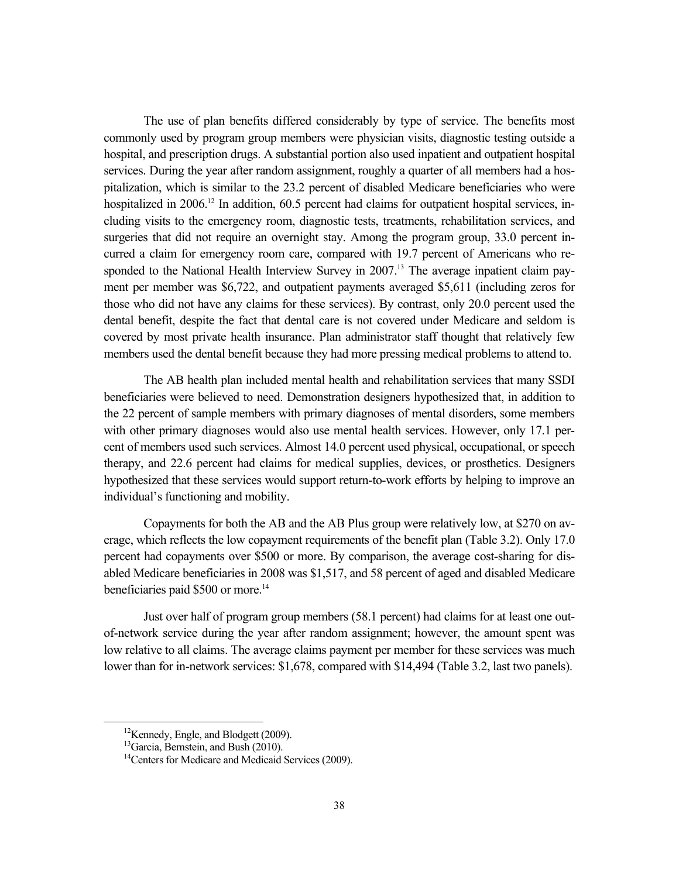The use of plan benefits differed considerably by type of service. The benefits most commonly used by program group members were physician visits, diagnostic testing outside a hospital, and prescription drugs. A substantial portion also used inpatient and outpatient hospital services. During the year after random assignment, roughly a quarter of all members had a hospitalization, which is similar to the 23.2 percent of disabled Medicare beneficiaries who were hospitalized in 2006.[12] In addition, 60.5 percent had claims for outpatient hospital services, including visits to the emergency room, diagnostic tests, treatments, rehabilitation services, and surgeries that did not require an overnight stay. Among the program group, 33.0 percent incurred a claim for emergency room care, compared with 19.7 percent of Americans who responded to the National Health Interview Survey in 2007.[13] The average inpatient claim payment per member was $6,722, and outpatient payments averaged $5,611 (including zeros for those who did not have any claims for these services). By contrast, only 20.0 percent used the dental benefit, despite the fact that dental care is not covered under Medicare and seldom is covered by most private health insurance. Plan administrator staff thought that relatively few members used the dental benefit because they had more pressing medical problems to attend to.

The AB health plan included mental health and rehabilitation services that many SSDI beneficiaries were believed to need. Demonstration designers hypothesized that, in addition to the 22 percent of sample members with primary diagnoses of mental disorders, some members with other primary diagnoses would also use mental health services. However, only 17.1 percent of members used such services. Almost 14.0 percent used physical, occupational, or speech therapy, and 22.6 percent had claims for medical supplies, devices, or prosthetics. Designers hypothesized that these services would support return-to-work efforts by helping to improve an individual's functioning and mobility.

Copayments for both the AB and the AB Plus group were relatively low, at $270 on average, which reflects the low copayment requirements of the benefit plan (Table 3.2). Only 17.0 percent had copayments over $500 or more. By comparison, the average cost-sharing for disabled Medicare beneficiaries in 2008 was $1,517, and 58 percent of aged and disabled Medicare beneficiaries paid $500 or more.[14]

Just over half of program group members (58.1 percent) had claims for at least one out-of-network service during the year after random assignment; however, the amount spent was low relative to all claims. The average claims payment per member for these services was much lower than for in-network services: $1,678, compared with $14,494 (Table 3.2, last two panels).

---

[12] Kennedy, Engle, and Blodgett (2009).

[13] Garcia, Bernstein, and Bush (2010).

[14] Centers for Medicare and Medicaid Services (2009).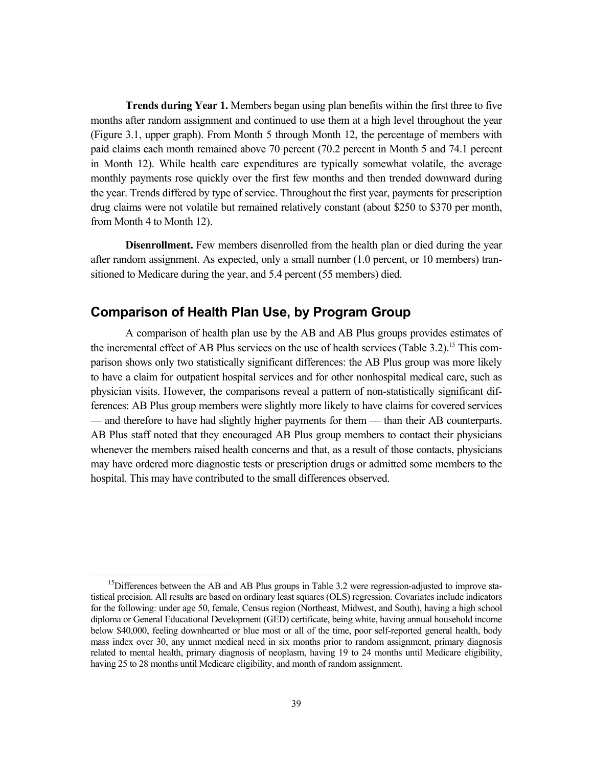**Trends during Year 1.** Members began using plan benefits within the first three to five months after random assignment and continued to use them at a high level throughout the year (Figure 3.1, upper graph). From Month 5 through Month 12, the percentage of members with paid claims each month remained above 70 percent (70.2 percent in Month 5 and 74.1 percent in Month 12). While health care expenditures are typically somewhat volatile, the average monthly payments rose quickly over the first few months and then trended downward during the year. Trends differed by type of service. Throughout the first year, payments for prescription drug claims were not volatile but remained relatively constant (about \$250 to \$370 per month, from Month 4 to Month 12).

**Disenrollment.** Few members disenrolled from the health plan or died during the year after random assignment. As expected, only a small number (1.0 percent, or 10 members) transitioned to Medicare during the year, and 5.4 percent (55 members) died.

## Comparison of Health Plan Use, by Program Group

A comparison of health plan use by the AB and AB Plus groups provides estimates of the incremental effect of AB Plus services on the use of health services (Table 3.2).[15] This comparison shows only two statistically significant differences: the AB Plus group was more likely to have a claim for outpatient hospital services and for other nonhospital medical care, such as physician visits. However, the comparisons reveal a pattern of non-statistically significant differences: AB Plus group members were slightly more likely to have claims for covered services — and therefore to have had slightly higher payments for them — than their AB counterparts. AB Plus staff noted that they encouraged AB Plus group members to contact their physicians whenever the members raised health concerns and that, as a result of those contacts, physicians may have ordered more diagnostic tests or prescription drugs or admitted some members to the hospital. This may have contributed to the small differences observed.

[15]Differences between the AB and AB Plus groups in Table 3.2 were regression-adjusted to improve statistical precision. All results are based on ordinary least squares (OLS) regression. Covariates include indicators for the following: under age 50, female, Census region (Northeast, Midwest, and South), having a high school diploma or General Educational Development (GED) certificate, being white, having annual household income below \$40,000, feeling downhearted or blue most or all of the time, poor self-reported general health, body mass index over 30, any unmet medical need in six months prior to random assignment, primary diagnosis related to mental health, primary diagnosis of neoplasm, having 19 to 24 months until Medicare eligibility, having 25 to 28 months until Medicare eligibility, and month of random assignment.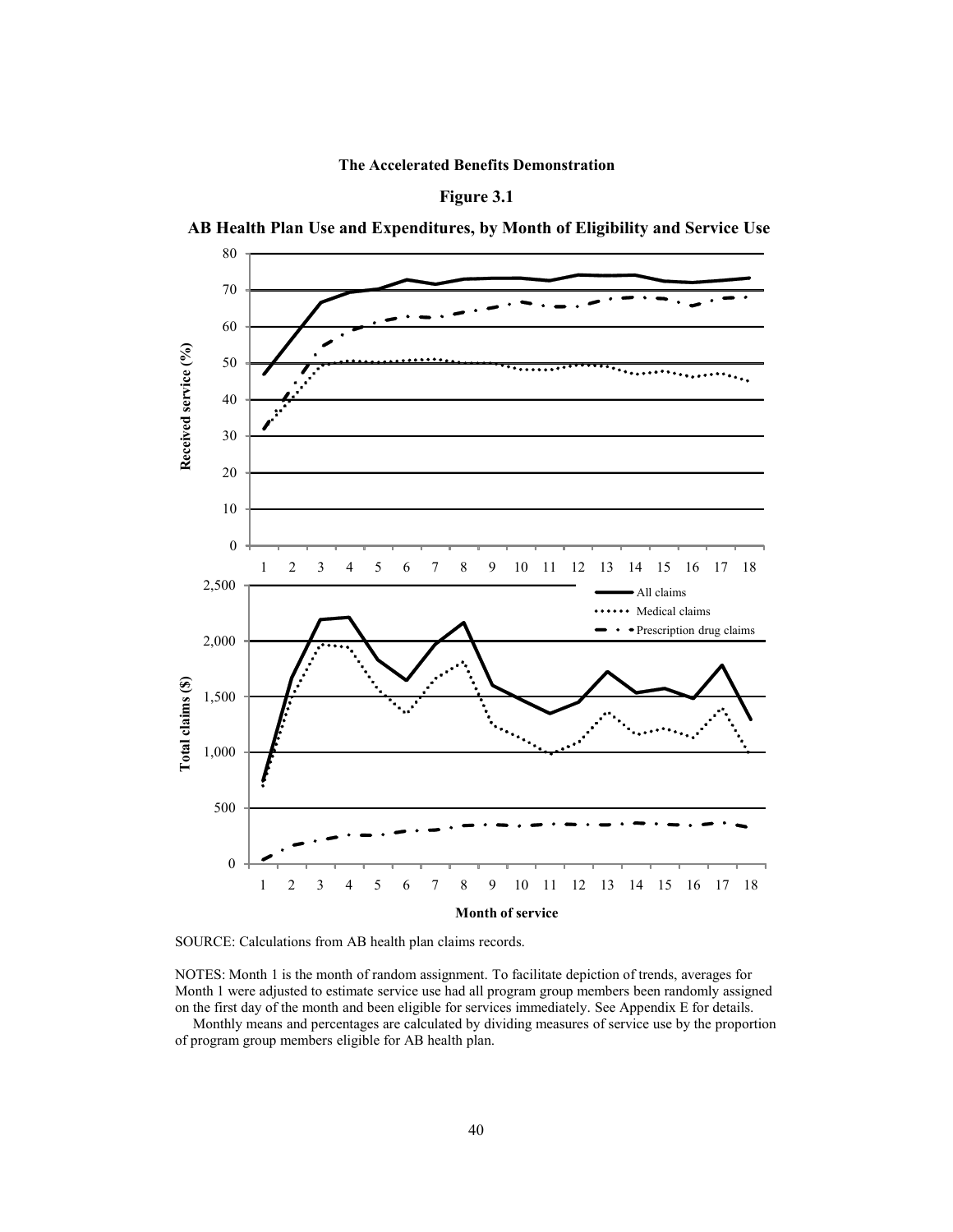**The Accelerated Benefits Demonstration**

**Figure 3.1**

**AB Health Plan Use and Expenditures, by Month of Eligibility and Service Use**

SOURCE: Calculations from AB health plan claims records.

NOTES: Month 1 is the month of random assignment. To facilitate depiction of trends, averages for Month 1 were adjusted to estimate service use had all program group members been randomly assigned on the first day of the month and been eligible for services immediately. See Appendix E for details.

Monthly means and percentages are calculated by dividing measures of service use by the proportion of program group members eligible for AB health plan.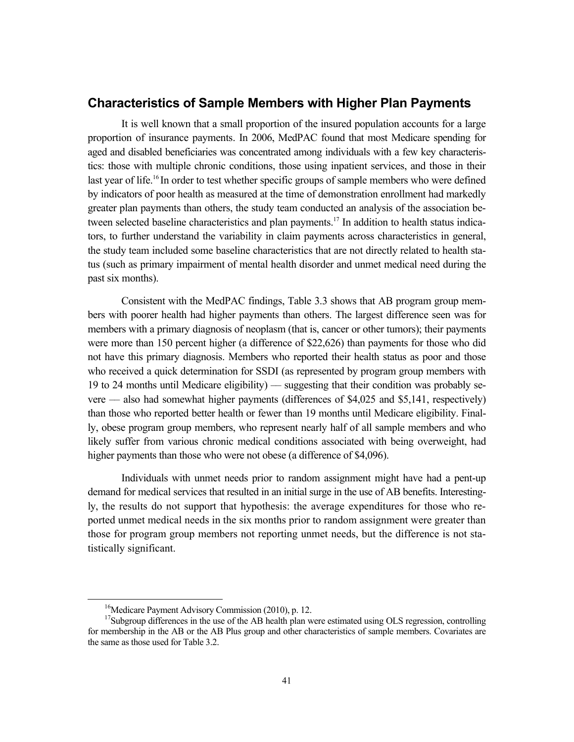## Characteristics of Sample Members with Higher Plan Payments

It is well known that a small proportion of the insured population accounts for a large proportion of insurance payments. In 2006, MedPAC found that most Medicare spending for aged and disabled beneficiaries was concentrated among individuals with a few key characteristics: those with multiple chronic conditions, those using inpatient services, and those in their last year of life.[16] In order to test whether specific groups of sample members who were defined by indicators of poor health as measured at the time of demonstration enrollment had markedly greater plan payments than others, the study team conducted an analysis of the association between selected baseline characteristics and plan payments.[17] In addition to health status indicators, to further understand the variability in claim payments across characteristics in general, the study team included some baseline characteristics that are not directly related to health status (such as primary impairment of mental health disorder and unmet medical need during the past six months).

Consistent with the MedPAC findings, Table 3.3 shows that AB program group members with poorer health had higher payments than others. The largest difference seen was for members with a primary diagnosis of neoplasm (that is, cancer or other tumors); their payments were more than 150 percent higher (a difference of $22,626) than payments for those who did not have this primary diagnosis. Members who reported their health status as poor and those who received a quick determination for SSDI (as represented by program group members with 19 to 24 months until Medicare eligibility) — suggesting that their condition was probably severe — also had somewhat higher payments (differences of $4,025 and $5,141, respectively) than those who reported better health or fewer than 19 months until Medicare eligibility. Finally, obese program group members, who represent nearly half of all sample members and who likely suffer from various chronic medical conditions associated with being overweight, had higher payments than those who were not obese (a difference of $4,096).

Individuals with unmet needs prior to random assignment might have had a pent-up demand for medical services that resulted in an initial surge in the use of AB benefits. Interestingly, the results do not support that hypothesis: the average expenditures for those who reported unmet medical needs in the six months prior to random assignment were greater than those for program group members not reporting unmet needs, but the difference is not statistically significant.

---

[16] Medicare Payment Advisory Commission (2010), p. 12.

[17] Subgroup differences in the use of the AB health plan were estimated using OLS regression, controlling for membership in the AB or the AB Plus group and other characteristics of sample members. Covariates are the same as those used for Table 3.2.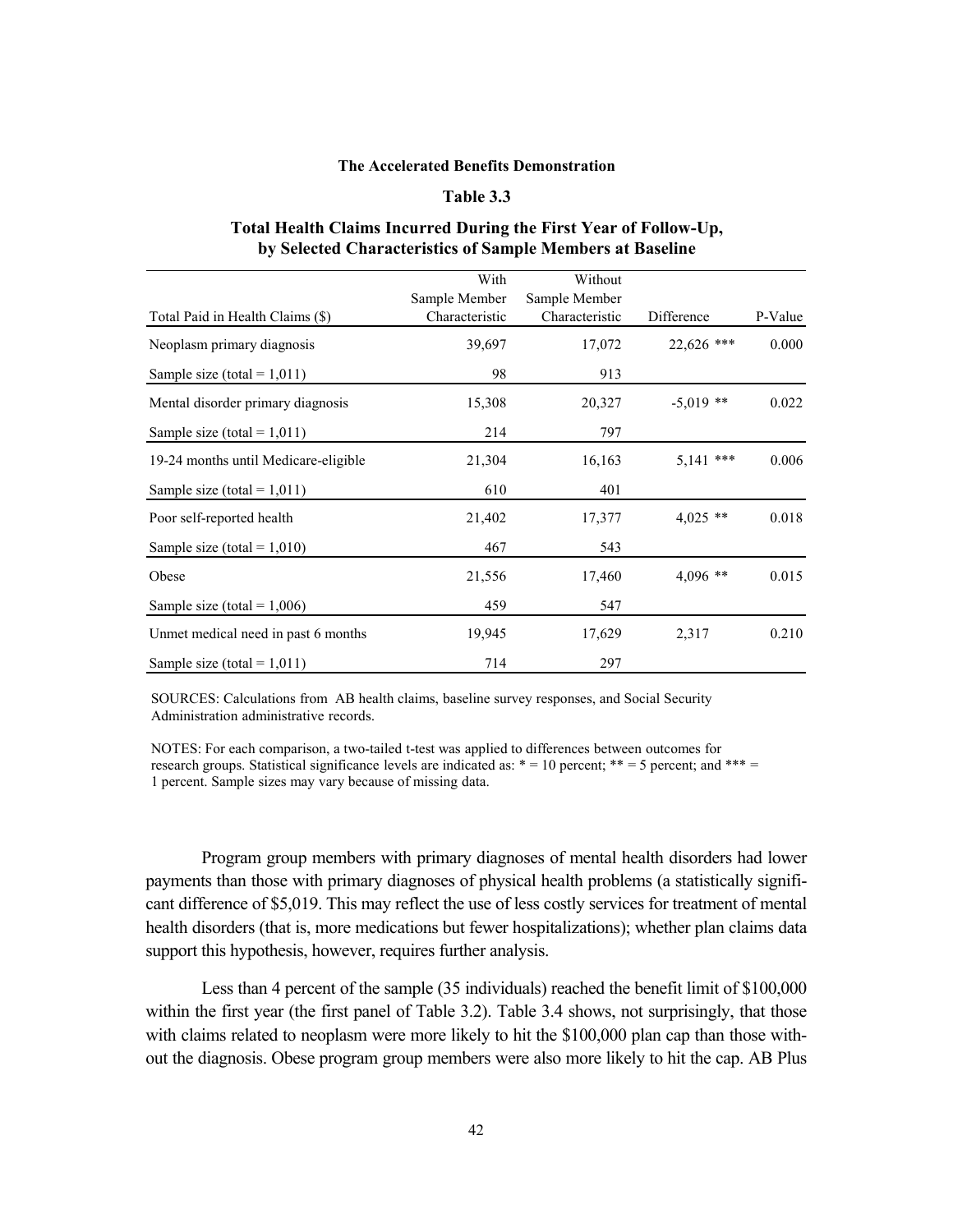**The Accelerated Benefits Demonstration**

**Table 3.3**

**Total Health Claims Incurred During the First Year of Follow-Up, by Selected Characteristics of Sample Members at Baseline**

| Total Paid in Health Claims ($) | With Sample Member Characteristic | Without Sample Member Characteristic | Difference | P-Value |
|---|---|---|---|---|
| Neoplasm primary diagnosis | 39,697 | 17,072 | 22,626 *** | 0.000 |
| Sample size (total = 1,011) | 98 | 913 | | |
| Mental disorder primary diagnosis | 15,308 | 20,327 | -5,019 ** | 0.022 |
| Sample size (total = 1,011) | 214 | 797 | | |
| 19-24 months until Medicare-eligible | 21,304 | 16,163 | 5,141 *** | 0.006 |
| Sample size (total = 1,011) | 610 | 401 | | |
| Poor self-reported health | 21,402 | 17,377 | 4,025 ** | 0.018 |
| Sample size (total = 1,010) | 467 | 543 | | |
| Obese | 21,556 | 17,460 | 4,096 ** | 0.015 |
| Sample size (total = 1,006) | 459 | 547 | | |
| Unmet medical need in past 6 months | 19,945 | 17,629 | 2,317 | 0.210 |
| Sample size (total = 1,011) | 714 | 297 | | |

SOURCES: Calculations from AB health claims, baseline survey responses, and Social Security Administration administrative records.

NOTES: For each comparison, a two-tailed t-test was applied to differences between outcomes for research groups. Statistical significance levels are indicated as: * = 10 percent; ** = 5 percent; and *** = 1 percent. Sample sizes may vary because of missing data.

Program group members with primary diagnoses of mental health disorders had lower payments than those with primary diagnoses of physical health problems (a statistically significant difference of $5,019. This may reflect the use of less costly services for treatment of mental health disorders (that is, more medications but fewer hospitalizations); whether plan claims data support this hypothesis, however, requires further analysis.

Less than 4 percent of the sample (35 individuals) reached the benefit limit of $100,000 within the first year (the first panel of Table 3.2). Table 3.4 shows, not surprisingly, that those with claims related to neoplasm were more likely to hit the $100,000 plan cap than those without the diagnosis. Obese program group members were also more likely to hit the cap. AB Plus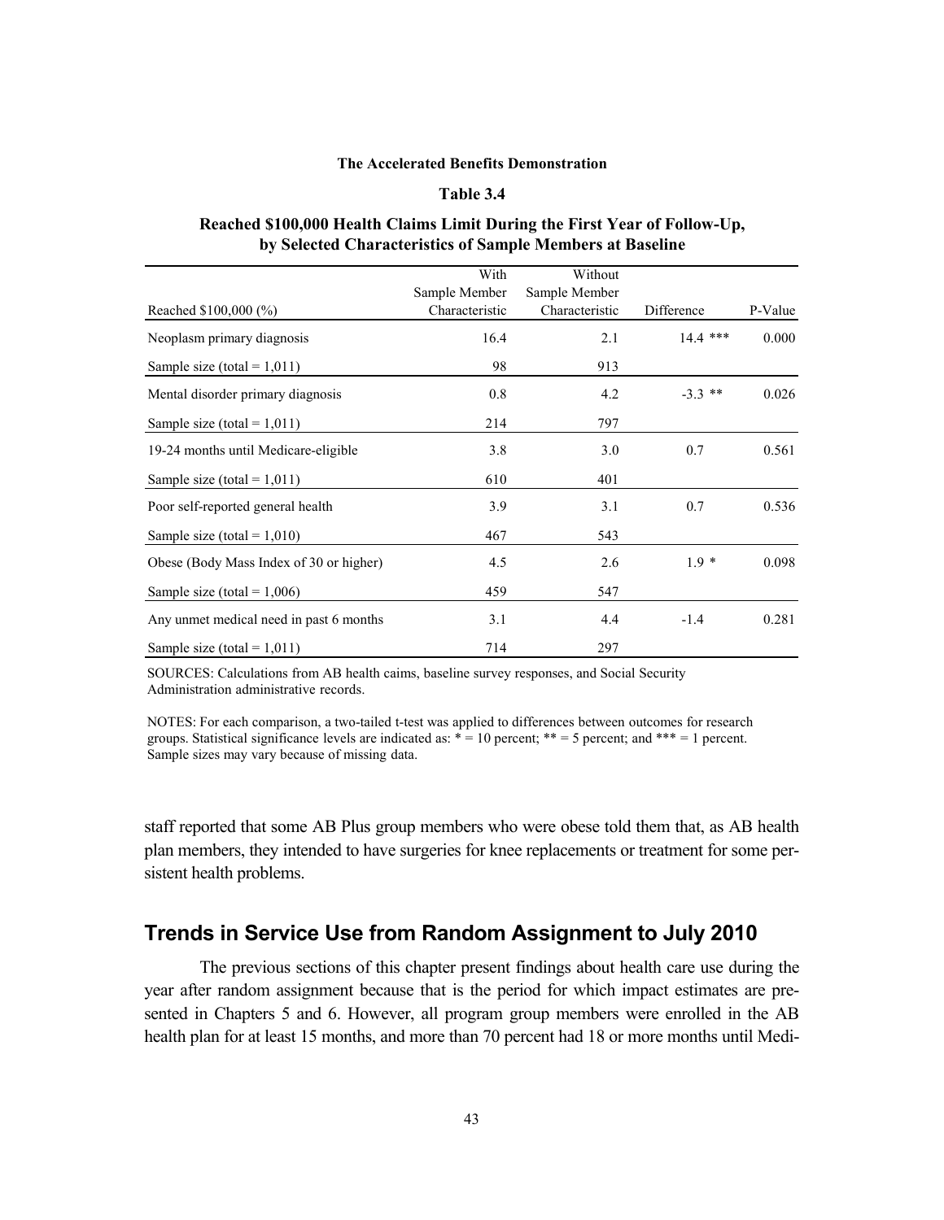**The Accelerated Benefits Demonstration**

**Table 3.4**

**Reached $100,000 Health Claims Limit During the First Year of Follow-Up, by Selected Characteristics of Sample Members at Baseline**

| Reached $100,000 (%) | With Sample Member Characteristic | Without Sample Member Characteristic | Difference | P-Value |
|---|---|---|---|---|
| Neoplasm primary diagnosis | 16.4 | 2.1 | 14.4 *** | 0.000 |
| Sample size (total = 1,011) | 98 | 913 | | |
| Mental disorder primary diagnosis | 0.8 | 4.2 | -3.3 ** | 0.026 |
| Sample size (total = 1,011) | 214 | 797 | | |
| 19-24 months until Medicare-eligible | 3.8 | 3.0 | 0.7 | 0.561 |
| Sample size (total = 1,011) | 610 | 401 | | |
| Poor self-reported general health | 3.9 | 3.1 | 0.7 | 0.536 |
| Sample size (total = 1,010) | 467 | 543 | | |
| Obese (Body Mass Index of 30 or higher) | 4.5 | 2.6 | 1.9 * | 0.098 |
| Sample size (total = 1,006) | 459 | 547 | | |
| Any unmet medical need in past 6 months | 3.1 | 4.4 | -1.4 | 0.281 |
| Sample size (total = 1,011) | 714 | 297 | | |

SOURCES: Calculations from AB health caims, baseline survey responses, and Social Security Administration administrative records.

NOTES: For each comparison, a two-tailed t-test was applied to differences between outcomes for research groups. Statistical significance levels are indicated as: * = 10 percent; ** = 5 percent; and *** = 1 percent. Sample sizes may vary because of missing data.

staff reported that some AB Plus group members who were obese told them that, as AB health plan members, they intended to have surgeries for knee replacements or treatment for some persistent health problems.

## Trends in Service Use from Random Assignment to July 2010

The previous sections of this chapter present findings about health care use during the year after random assignment because that is the period for which impact estimates are presented in Chapters 5 and 6. However, all program group members were enrolled in the AB health plan for at least 15 months, and more than 70 percent had 18 or more months until Medi-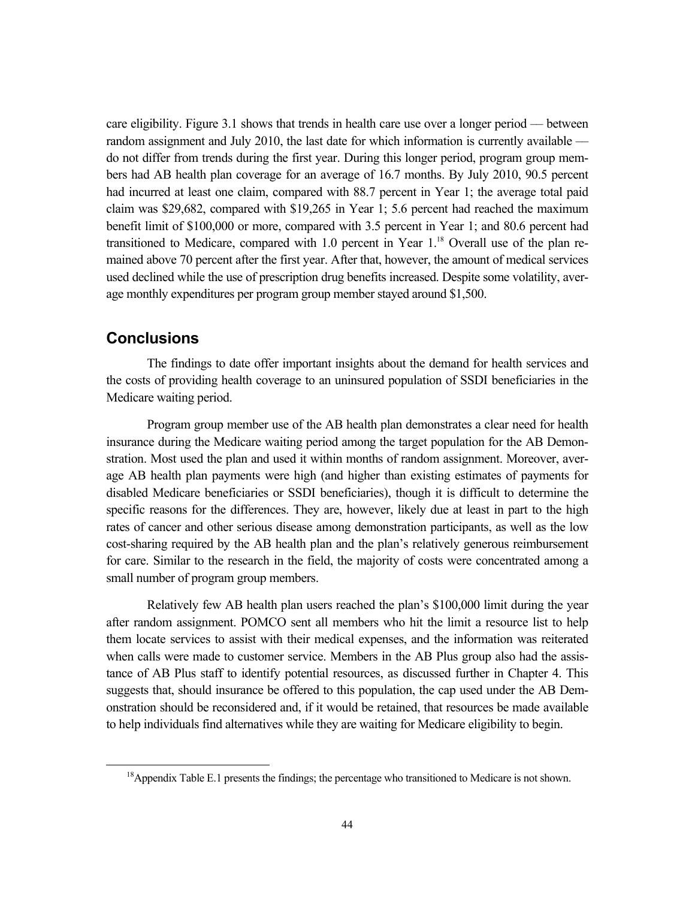care eligibility. Figure 3.1 shows that trends in health care use over a longer period — between random assignment and July 2010, the last date for which information is currently available — do not differ from trends during the first year. During this longer period, program group members had AB health plan coverage for an average of 16.7 months. By July 2010, 90.5 percent had incurred at least one claim, compared with 88.7 percent in Year 1; the average total paid claim was $29,682, compared with $19,265 in Year 1; 5.6 percent had reached the maximum benefit limit of $100,000 or more, compared with 3.5 percent in Year 1; and 80.6 percent had transitioned to Medicare, compared with 1.0 percent in Year 1.[18] Overall use of the plan remained above 70 percent after the first year. After that, however, the amount of medical services used declined while the use of prescription drug benefits increased. Despite some volatility, average monthly expenditures per program group member stayed around $1,500.

## Conclusions

The findings to date offer important insights about the demand for health services and the costs of providing health coverage to an uninsured population of SSDI beneficiaries in the Medicare waiting period.

Program group member use of the AB health plan demonstrates a clear need for health insurance during the Medicare waiting period among the target population for the AB Demonstration. Most used the plan and used it within months of random assignment. Moreover, average AB health plan payments were high (and higher than existing estimates of payments for disabled Medicare beneficiaries or SSDI beneficiaries), though it is difficult to determine the specific reasons for the differences. They are, however, likely due at least in part to the high rates of cancer and other serious disease among demonstration participants, as well as the low cost-sharing required by the AB health plan and the plan's relatively generous reimbursement for care. Similar to the research in the field, the majority of costs were concentrated among a small number of program group members.

Relatively few AB health plan users reached the plan's $100,000 limit during the year after random assignment. POMCO sent all members who hit the limit a resource list to help them locate services to assist with their medical expenses, and the information was reiterated when calls were made to customer service. Members in the AB Plus group also had the assistance of AB Plus staff to identify potential resources, as discussed further in Chapter 4. This suggests that, should insurance be offered to this population, the cap used under the AB Demonstration should be reconsidered and, if it would be retained, that resources be made available to help individuals find alternatives while they are waiting for Medicare eligibility to begin.

[18]Appendix Table E.1 presents the findings; the percentage who transitioned to Medicare is not shown.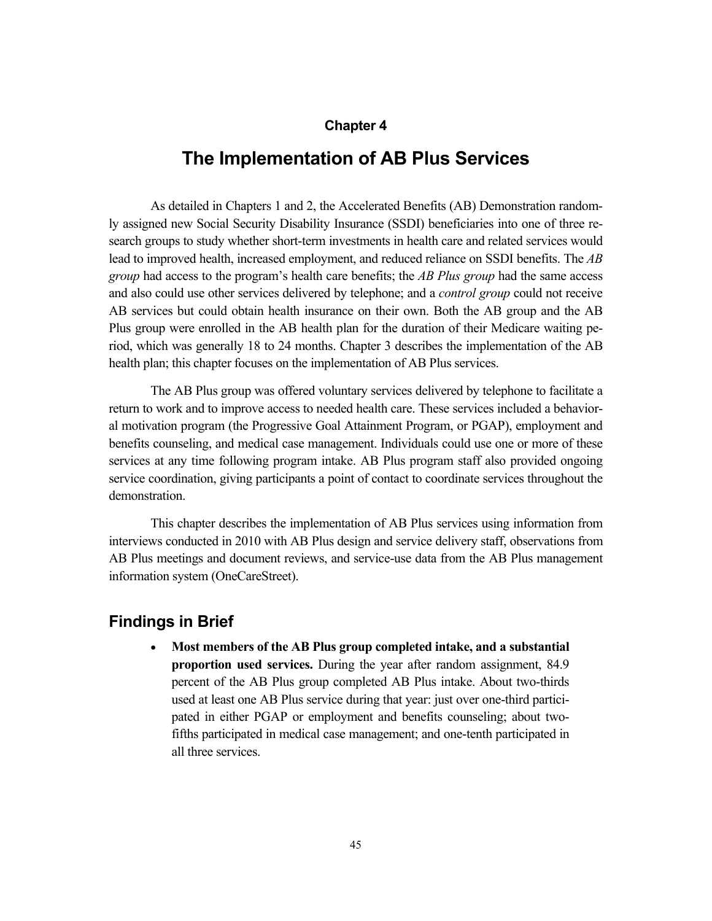## Chapter 4

# The Implementation of AB Plus Services

As detailed in Chapters 1 and 2, the Accelerated Benefits (AB) Demonstration randomly assigned new Social Security Disability Insurance (SSDI) beneficiaries into one of three research groups to study whether short-term investments in health care and related services would lead to improved health, increased employment, and reduced reliance on SSDI benefits. The *AB group* had access to the program's health care benefits; the *AB Plus group* had the same access and also could use other services delivered by telephone; and a *control group* could not receive AB services but could obtain health insurance on their own. Both the AB group and the AB Plus group were enrolled in the AB health plan for the duration of their Medicare waiting period, which was generally 18 to 24 months. Chapter 3 describes the implementation of the AB health plan; this chapter focuses on the implementation of AB Plus services.

The AB Plus group was offered voluntary services delivered by telephone to facilitate a return to work and to improve access to needed health care. These services included a behavioral motivation program (the Progressive Goal Attainment Program, or PGAP), employment and benefits counseling, and medical case management. Individuals could use one or more of these services at any time following program intake. AB Plus program staff also provided ongoing service coordination, giving participants a point of contact to coordinate services throughout the demonstration.

This chapter describes the implementation of AB Plus services using information from interviews conducted in 2010 with AB Plus design and service delivery staff, observations from AB Plus meetings and document reviews, and service-use data from the AB Plus management information system (OneCareStreet).

## Findings in Brief

- **Most members of the AB Plus group completed intake, and a substantial proportion used services.** During the year after random assignment, 84.9 percent of the AB Plus group completed AB Plus intake. About two-thirds used at least one AB Plus service during that year: just over one-third participated in either PGAP or employment and benefits counseling; about two-fifths participated in medical case management; and one-tenth participated in all three services.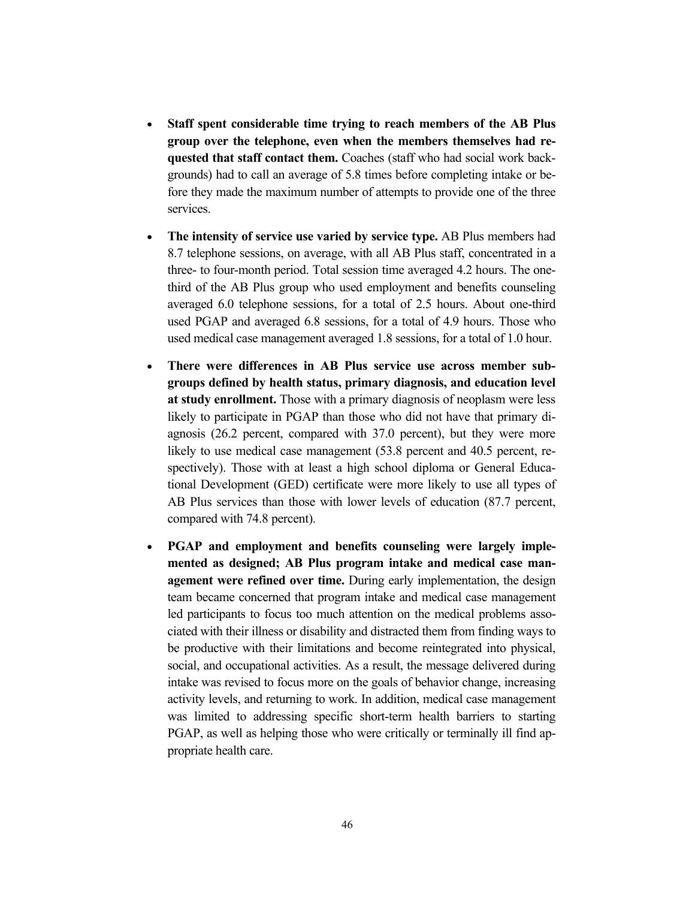- **Staff spent considerable time trying to reach members of the AB Plus group over the telephone, even when the members themselves had requested that staff contact them.** Coaches (staff who had social work backgrounds) had to call an average of 5.8 times before completing intake or before they made the maximum number of attempts to provide one of the three services.

- **The intensity of service use varied by service type.** AB Plus members had 8.7 telephone sessions, on average, with all AB Plus staff, concentrated in a three- to four-month period. Total session time averaged 4.2 hours. The one-third of the AB Plus group who used employment and benefits counseling averaged 6.0 telephone sessions, for a total of 2.5 hours. About one-third used PGAP and averaged 6.8 sessions, for a total of 4.9 hours. Those who used medical case management averaged 1.8 sessions, for a total of 1.0 hour.

- **There were differences in AB Plus service use across member subgroups defined by health status, primary diagnosis, and education level at study enrollment.** Those with a primary diagnosis of neoplasm were less likely to participate in PGAP than those who did not have that primary diagnosis (26.2 percent, compared with 37.0 percent), but they were more likely to use medical case management (53.8 percent and 40.5 percent, respectively). Those with at least a high school diploma or General Educational Development (GED) certificate were more likely to use all types of AB Plus services than those with lower levels of education (87.7 percent, compared with 74.8 percent).

- **PGAP and employment and benefits counseling were largely implemented as designed; AB Plus program intake and medical case management were refined over time.** During early implementation, the design team became concerned that program intake and medical case management led participants to focus too much attention on the medical problems associated with their illness or disability and distracted them from finding ways to be productive with their limitations and become reintegrated into physical, social, and occupational activities. As a result, the message delivered during intake was revised to focus more on the goals of behavior change, increasing activity levels, and returning to work. In addition, medical case management was limited to addressing specific short-term health barriers to starting PGAP, as well as helping those who were critically or terminally ill find appropriate health care.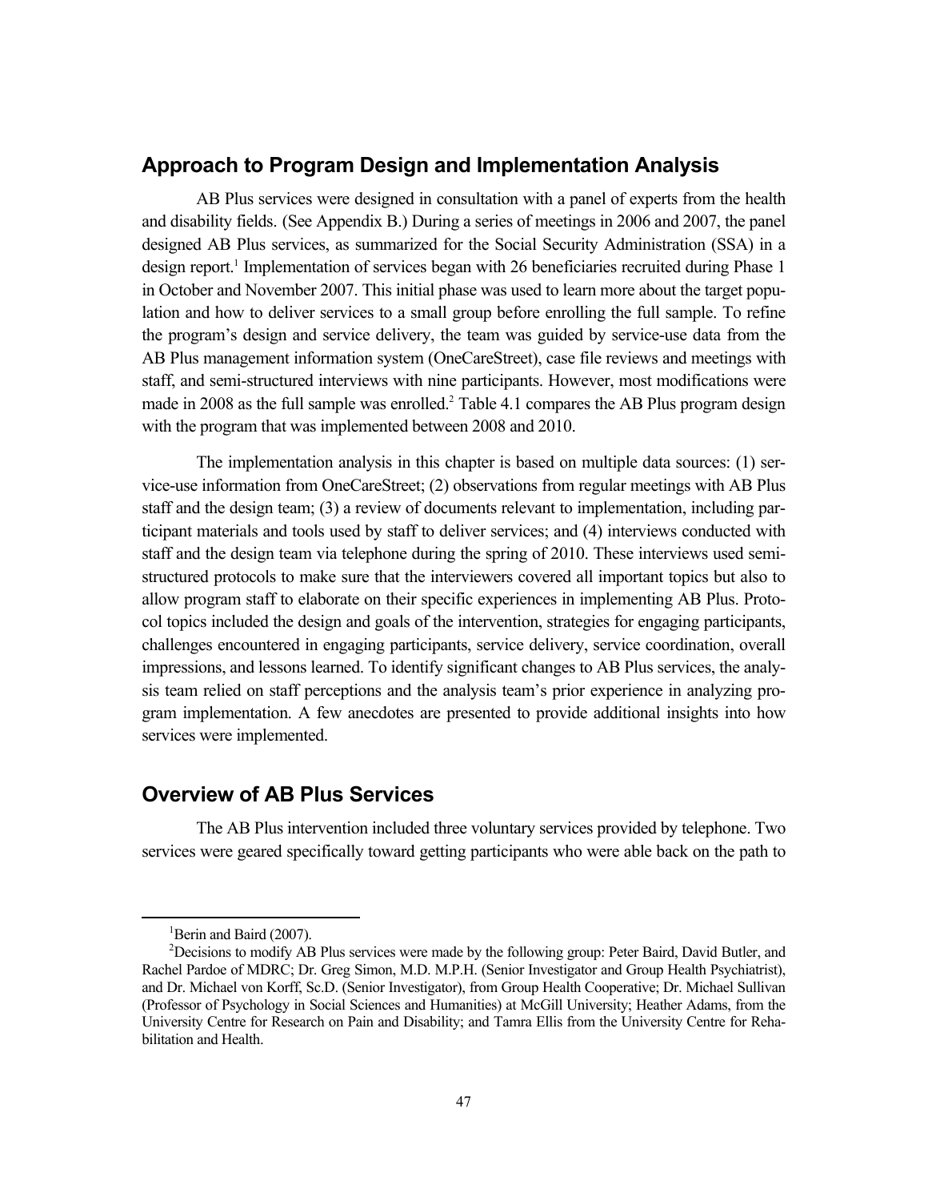## Approach to Program Design and Implementation Analysis

AB Plus services were designed in consultation with a panel of experts from the health and disability fields. (See Appendix B.) During a series of meetings in 2006 and 2007, the panel designed AB Plus services, as summarized for the Social Security Administration (SSA) in a design report.[1] Implementation of services began with 26 beneficiaries recruited during Phase 1 in October and November 2007. This initial phase was used to learn more about the target population and how to deliver services to a small group before enrolling the full sample. To refine the program's design and service delivery, the team was guided by service-use data from the AB Plus management information system (OneCareStreet), case file reviews and meetings with staff, and semi-structured interviews with nine participants. However, most modifications were made in 2008 as the full sample was enrolled.[2] Table 4.1 compares the AB Plus program design with the program that was implemented between 2008 and 2010.

The implementation analysis in this chapter is based on multiple data sources: (1) service-use information from OneCareStreet; (2) observations from regular meetings with AB Plus staff and the design team; (3) a review of documents relevant to implementation, including participant materials and tools used by staff to deliver services; and (4) interviews conducted with staff and the design team via telephone during the spring of 2010. These interviews used semi-structured protocols to make sure that the interviewers covered all important topics but also to allow program staff to elaborate on their specific experiences in implementing AB Plus. Protocol topics included the design and goals of the intervention, strategies for engaging participants, challenges encountered in engaging participants, service delivery, service coordination, overall impressions, and lessons learned. To identify significant changes to AB Plus services, the analysis team relied on staff perceptions and the analysis team's prior experience in analyzing program implementation. A few anecdotes are presented to provide additional insights into how services were implemented.

## Overview of AB Plus Services

The AB Plus intervention included three voluntary services provided by telephone. Two services were geared specifically toward getting participants who were able back on the path to

---

[1] Berin and Baird (2007).

[2] Decisions to modify AB Plus services were made by the following group: Peter Baird, David Butler, and Rachel Pardoe of MDRC; Dr. Greg Simon, M.D. M.P.H. (Senior Investigator and Group Health Psychiatrist), and Dr. Michael von Korff, Sc.D. (Senior Investigator), from Group Health Cooperative; Dr. Michael Sullivan (Professor of Psychology in Social Sciences and Humanities) at McGill University; Heather Adams, from the University Centre for Research on Pain and Disability; and Tamra Ellis from the University Centre for Rehabilitation and Health.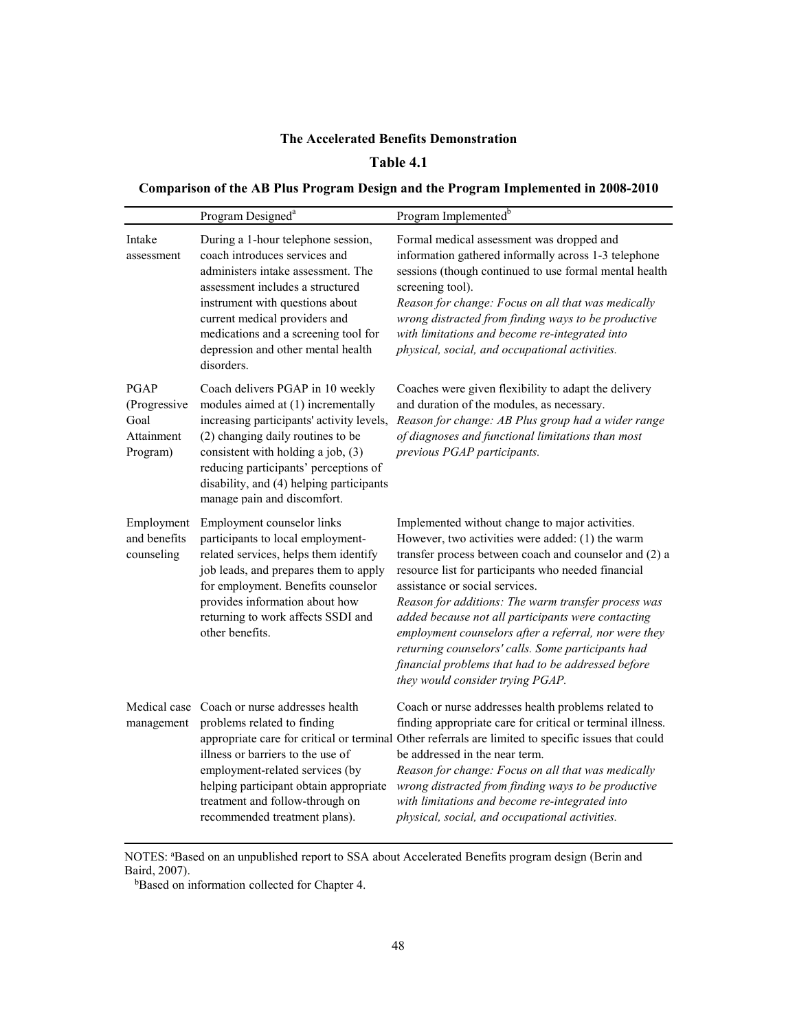**The Accelerated Benefits Demonstration**

**Table 4.1**

**Comparison of the AB Plus Program Design and the Program Implemented in 2008-2010**

| | Program Designed[a] | Program Implemented[b] |
|---|---|---|
| Intake assessment | During a 1-hour telephone session, coach introduces services and administers intake assessment. The assessment includes a structured instrument with questions about current medical providers and medications and a screening tool for depression and other mental health disorders. | Formal medical assessment was dropped and information gathered informally across 1-3 telephone sessions (though continued to use formal mental health screening tool).<br>*Reason for change: Focus on all that was medically wrong distracted from finding ways to be productive with limitations and become re-integrated into physical, social, and occupational activities.* |
| PGAP (Progressive Goal Attainment Program) | Coach delivers PGAP in 10 weekly modules aimed at (1) incrementally increasing participants' activity levels, (2) changing daily routines to be consistent with holding a job, (3) reducing participants' perceptions of disability, and (4) helping participants manage pain and discomfort. | Coaches were given flexibility to adapt the delivery and duration of the modules, as necessary.<br>*Reason for change: AB Plus group had a wider range of diagnoses and functional limitations than most previous PGAP participants.* |
| Employment and benefits counseling | Employment counselor links participants to local employment-related services, helps them identify job leads, and prepares them to apply for employment. Benefits counselor provides information about how returning to work affects SSDI and other benefits. | Implemented without change to major activities. However, two activities were added: (1) the warm transfer process between coach and counselor and (2) a resource list for participants who needed financial assistance or social services.<br>*Reason for additions: The warm transfer process was added because not all participants were contacting employment counselors after a referral, nor were they returning counselors' calls. Some participants had financial problems that had to be addressed before they would consider trying PGAP.* |
| Medical case management | Coach or nurse addresses health problems related to finding appropriate care for critical or terminal illness or barriers to the use of employment-related services (by helping participant obtain appropriate treatment and follow-through on recommended treatment plans). | Coach or nurse addresses health problems related to finding appropriate care for critical or terminal illness. Other referrals are limited to specific issues that could be addressed in the near term.<br>*Reason for change: Focus on all that was medically wrong distracted from finding ways to be productive with limitations and become re-integrated into physical, social, and occupational activities.* |

NOTES: [a]Based on an unpublished report to SSA about Accelerated Benefits program design (Berin and Baird, 2007).
[b]Based on information collected for Chapter 4.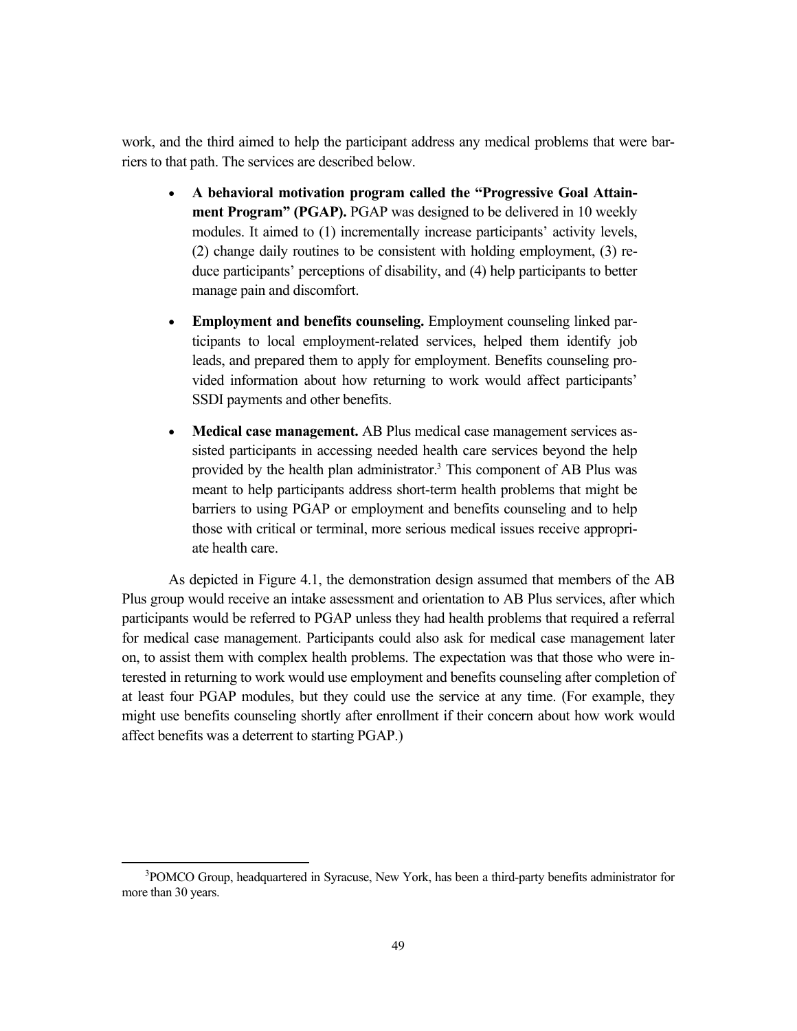work, and the third aimed to help the participant address any medical problems that were barriers to that path. The services are described below.

- **A behavioral motivation program called the "Progressive Goal Attainment Program" (PGAP).** PGAP was designed to be delivered in 10 weekly modules. It aimed to (1) incrementally increase participants' activity levels, (2) change daily routines to be consistent with holding employment, (3) reduce participants' perceptions of disability, and (4) help participants to better manage pain and discomfort.

- **Employment and benefits counseling.** Employment counseling linked participants to local employment-related services, helped them identify job leads, and prepared them to apply for employment. Benefits counseling provided information about how returning to work would affect participants' SSDI payments and other benefits.

- **Medical case management.** AB Plus medical case management services assisted participants in accessing needed health care services beyond the help provided by the health plan administrator.[3] This component of AB Plus was meant to help participants address short-term health problems that might be barriers to using PGAP or employment and benefits counseling and to help those with critical or terminal, more serious medical issues receive appropriate health care.

As depicted in Figure 4.1, the demonstration design assumed that members of the AB Plus group would receive an intake assessment and orientation to AB Plus services, after which participants would be referred to PGAP unless they had health problems that required a referral for medical case management. Participants could also ask for medical case management later on, to assist them with complex health problems. The expectation was that those who were interested in returning to work would use employment and benefits counseling after completion of at least four PGAP modules, but they could use the service at any time. (For example, they might use benefits counseling shortly after enrollment if their concern about how work would affect benefits was a deterrent to starting PGAP.)

---

[3]POMCO Group, headquartered in Syracuse, New York, has been a third-party benefits administrator for more than 30 years.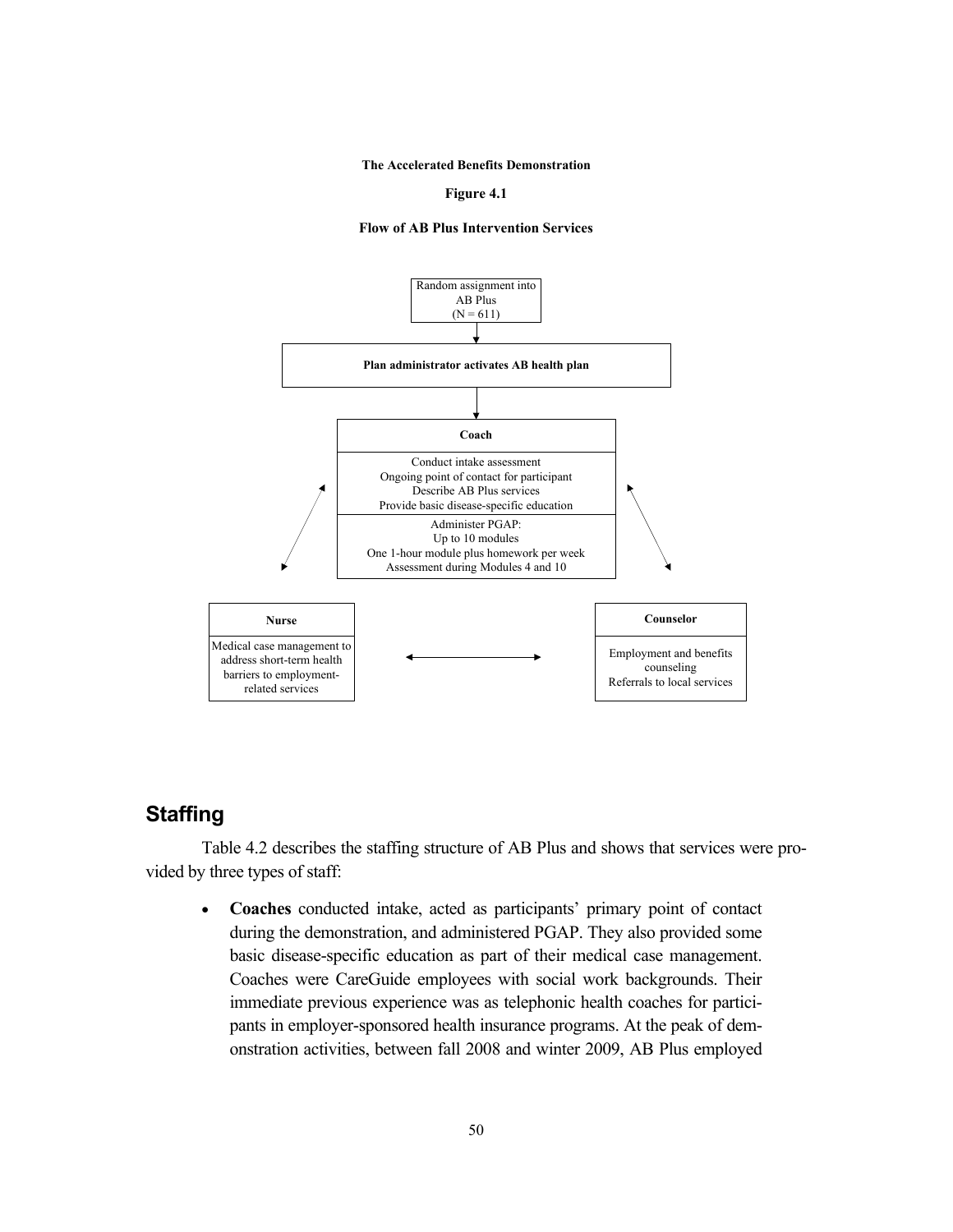**The Accelerated Benefits Demonstration**

**Figure 4.1**

**Flow of AB Plus Intervention Services**

Random assignment into AB Plus (N = 611)

**Plan administrator activates AB health plan**

**Coach**

Conduct intake assessment
Ongoing point of contact for participant
Describe AB Plus services
Provide basic disease-specific education

Administer PGAP:
Up to 10 modules
One 1-hour module plus homework per week
Assessment during Modules 4 and 10

**Nurse**

Medical case management to address short-term health barriers to employment-related services

**Counselor**

Employment and benefits counseling
Referrals to local services

## Staffing

Table 4.2 describes the staffing structure of AB Plus and shows that services were provided by three types of staff:

- **Coaches** conducted intake, acted as participants' primary point of contact during the demonstration, and administered PGAP. They also provided some basic disease-specific education as part of their medical case management. Coaches were CareGuide employees with social work backgrounds. Their immediate previous experience was as telephonic health coaches for participants in employer-sponsored health insurance programs. At the peak of demonstration activities, between fall 2008 and winter 2009, AB Plus employed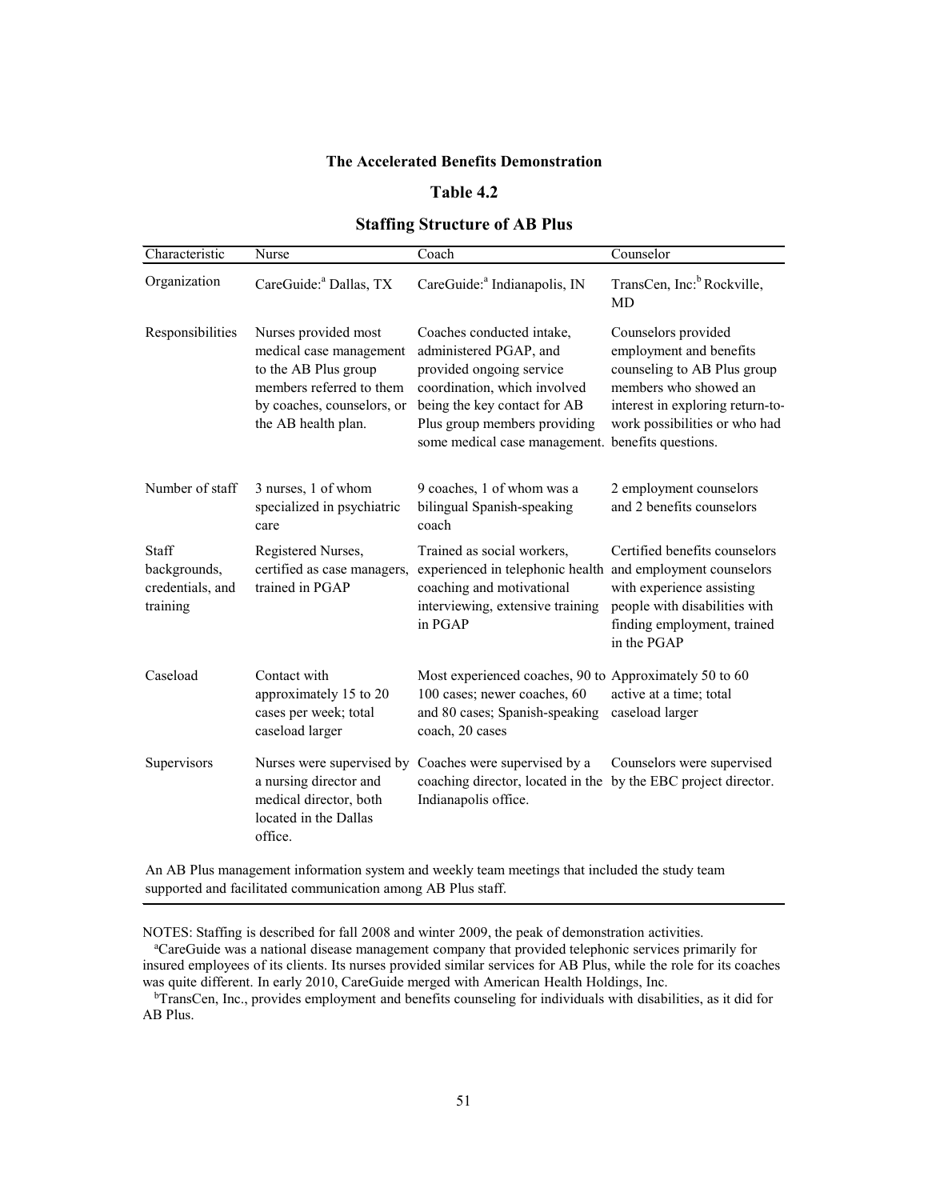**The Accelerated Benefits Demonstration**

**Table 4.2**

**Staffing Structure of AB Plus**

| Characteristic | Nurse | Coach | Counselor |
|---|---|---|---|
| Organization | CareGuide:[a] Dallas, TX | CareGuide:[a] Indianapolis, IN | TransCen, Inc:[b] Rockville, MD |
| Responsibilities | Nurses provided most medical case management to the AB Plus group members referred to them by coaches, counselors, or the AB health plan. | Coaches conducted intake, administered PGAP, and provided ongoing service coordination, which involved being the key contact for AB Plus group members providing some medical case management. | Counselors provided employment and benefits counseling to AB Plus group members who showed an interest in exploring return-to-work possibilities or who had benefits questions. |
| Number of staff | 3 nurses, 1 of whom specialized in psychiatric care | 9 coaches, 1 of whom was a bilingual Spanish-speaking coach | 2 employment counselors and 2 benefits counselors |
| Staff backgrounds, credentials, and training | Registered Nurses, certified as case managers, trained in PGAP | Trained as social workers, experienced in telephonic health coaching and motivational interviewing, extensive training in PGAP | Certified benefits counselors and employment counselors with experience assisting people with disabilities with finding employment, trained in the PGAP |
| Caseload | Contact with approximately 15 to 20 cases per week; total caseload larger | Most experienced coaches, 90 to 100 cases; newer coaches, 60 and 80 cases; Spanish-speaking coach, 20 cases | Approximately 50 to 60 active at a time; total caseload larger |
| Supervisors | Nurses were supervised by a nursing director and medical director, both located in the Dallas office. | Coaches were supervised by a coaching director, located in the Indianapolis office. | Counselors were supervised by the EBC project director. |

An AB Plus management information system and weekly team meetings that included the study team supported and facilitated communication among AB Plus staff.

NOTES: Staffing is described for fall 2008 and winter 2009, the peak of demonstration activities.

[a]CareGuide was a national disease management company that provided telephonic services primarily for insured employees of its clients. Its nurses provided similar services for AB Plus, while the role for its coaches was quite different. In early 2010, CareGuide merged with American Health Holdings, Inc.

[b]TransCen, Inc., provides employment and benefits counseling for individuals with disabilities, as it did for AB Plus.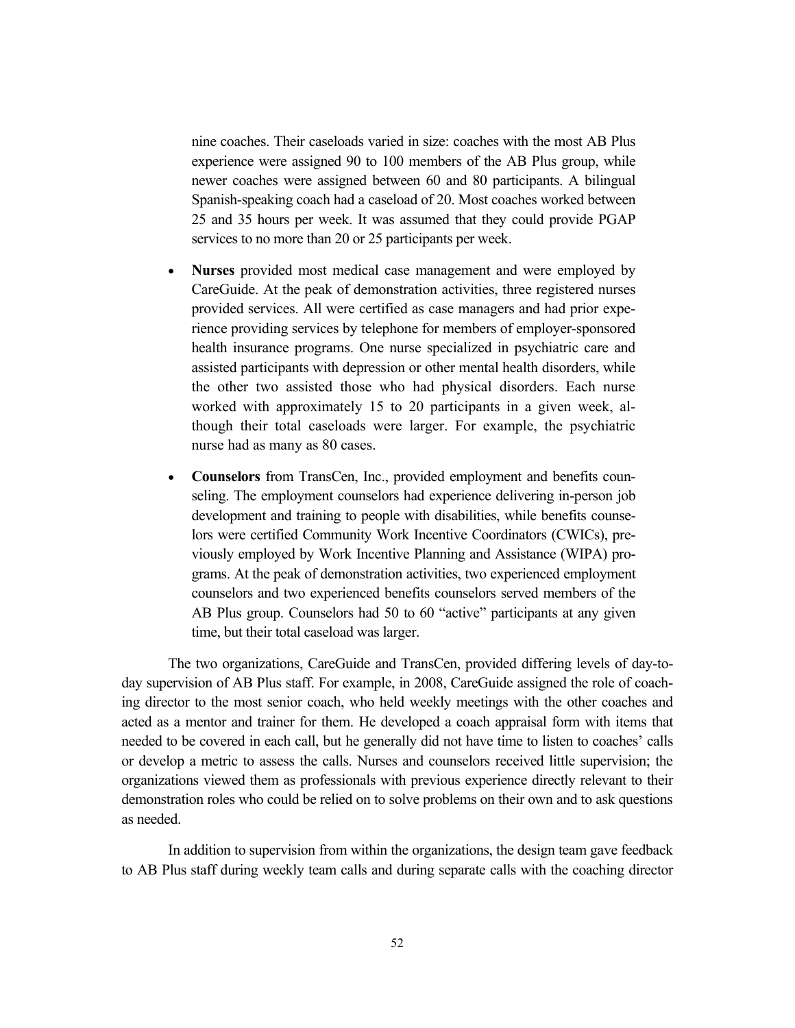nine coaches. Their caseloads varied in size: coaches with the most AB Plus experience were assigned 90 to 100 members of the AB Plus group, while newer coaches were assigned between 60 and 80 participants. A bilingual Spanish-speaking coach had a caseload of 20. Most coaches worked between 25 and 35 hours per week. It was assumed that they could provide PGAP services to no more than 20 or 25 participants per week.

- **Nurses** provided most medical case management and were employed by CareGuide. At the peak of demonstration activities, three registered nurses provided services. All were certified as case managers and had prior experience providing services by telephone for members of employer-sponsored health insurance programs. One nurse specialized in psychiatric care and assisted participants with depression or other mental health disorders, while the other two assisted those who had physical disorders. Each nurse worked with approximately 15 to 20 participants in a given week, although their total caseloads were larger. For example, the psychiatric nurse had as many as 80 cases.

- **Counselors** from TransCen, Inc., provided employment and benefits counseling. The employment counselors had experience delivering in-person job development and training to people with disabilities, while benefits counselors were certified Community Work Incentive Coordinators (CWICs), previously employed by Work Incentive Planning and Assistance (WIPA) programs. At the peak of demonstration activities, two experienced employment counselors and two experienced benefits counselors served members of the AB Plus group. Counselors had 50 to 60 "active" participants at any given time, but their total caseload was larger.

The two organizations, CareGuide and TransCen, provided differing levels of day-to-day supervision of AB Plus staff. For example, in 2008, CareGuide assigned the role of coaching director to the most senior coach, who held weekly meetings with the other coaches and acted as a mentor and trainer for them. He developed a coach appraisal form with items that needed to be covered in each call, but he generally did not have time to listen to coaches' calls or develop a metric to assess the calls. Nurses and counselors received little supervision; the organizations viewed them as professionals with previous experience directly relevant to their demonstration roles who could be relied on to solve problems on their own and to ask questions as needed.

In addition to supervision from within the organizations, the design team gave feedback to AB Plus staff during weekly team calls and during separate calls with the coaching director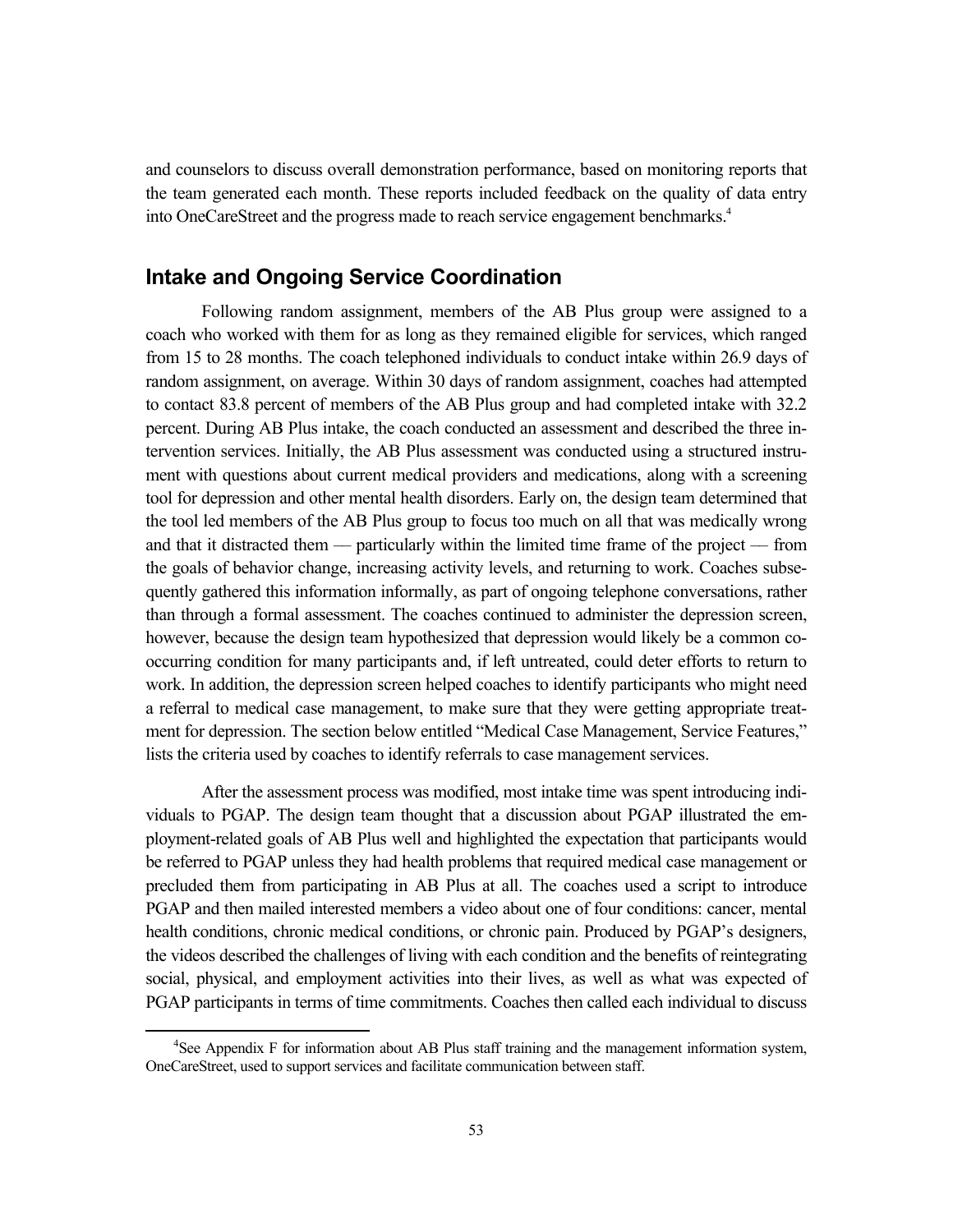and counselors to discuss overall demonstration performance, based on monitoring reports that the team generated each month. These reports included feedback on the quality of data entry into OneCareStreet and the progress made to reach service engagement benchmarks.[4]

## Intake and Ongoing Service Coordination

Following random assignment, members of the AB Plus group were assigned to a coach who worked with them for as long as they remained eligible for services, which ranged from 15 to 28 months. The coach telephoned individuals to conduct intake within 26.9 days of random assignment, on average. Within 30 days of random assignment, coaches had attempted to contact 83.8 percent of members of the AB Plus group and had completed intake with 32.2 percent. During AB Plus intake, the coach conducted an assessment and described the three intervention services. Initially, the AB Plus assessment was conducted using a structured instrument with questions about current medical providers and medications, along with a screening tool for depression and other mental health disorders. Early on, the design team determined that the tool led members of the AB Plus group to focus too much on all that was medically wrong and that it distracted them — particularly within the limited time frame of the project — from the goals of behavior change, increasing activity levels, and returning to work. Coaches subsequently gathered this information informally, as part of ongoing telephone conversations, rather than through a formal assessment. The coaches continued to administer the depression screen, however, because the design team hypothesized that depression would likely be a common co-occurring condition for many participants and, if left untreated, could deter efforts to return to work. In addition, the depression screen helped coaches to identify participants who might need a referral to medical case management, to make sure that they were getting appropriate treatment for depression. The section below entitled "Medical Case Management, Service Features," lists the criteria used by coaches to identify referrals to case management services.

After the assessment process was modified, most intake time was spent introducing individuals to PGAP. The design team thought that a discussion about PGAP illustrated the employment-related goals of AB Plus well and highlighted the expectation that participants would be referred to PGAP unless they had health problems that required medical case management or precluded them from participating in AB Plus at all. The coaches used a script to introduce PGAP and then mailed interested members a video about one of four conditions: cancer, mental health conditions, chronic medical conditions, or chronic pain. Produced by PGAP's designers, the videos described the challenges of living with each condition and the benefits of reintegrating social, physical, and employment activities into their lives, as well as what was expected of PGAP participants in terms of time commitments. Coaches then called each individual to discuss

[4]See Appendix F for information about AB Plus staff training and the management information system, OneCareStreet, used to support services and facilitate communication between staff.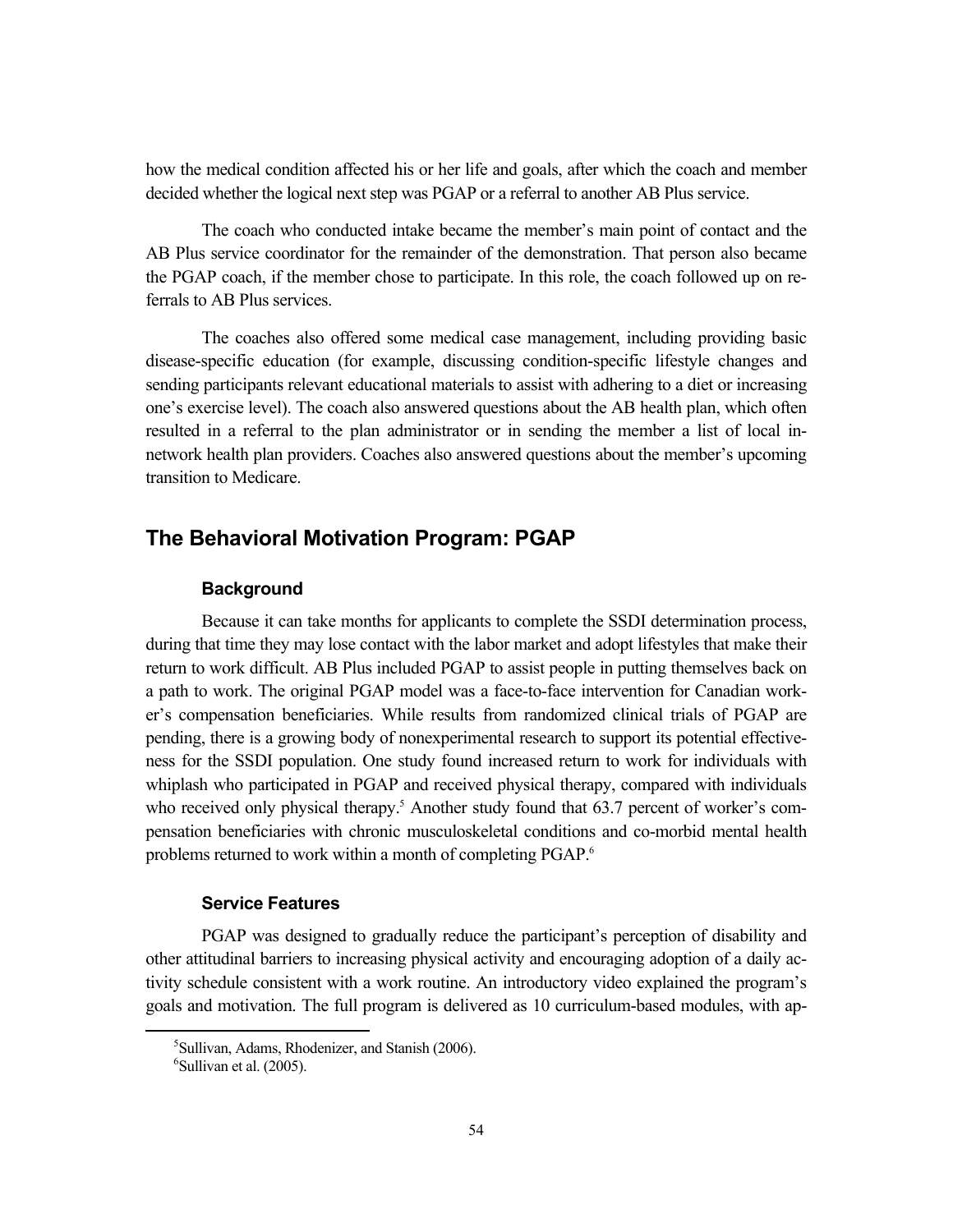how the medical condition affected his or her life and goals, after which the coach and member decided whether the logical next step was PGAP or a referral to another AB Plus service.

The coach who conducted intake became the member's main point of contact and the AB Plus service coordinator for the remainder of the demonstration. That person also became the PGAP coach, if the member chose to participate. In this role, the coach followed up on referrals to AB Plus services.

The coaches also offered some medical case management, including providing basic disease-specific education (for example, discussing condition-specific lifestyle changes and sending participants relevant educational materials to assist with adhering to a diet or increasing one's exercise level). The coach also answered questions about the AB health plan, which often resulted in a referral to the plan administrator or in sending the member a list of local in-network health plan providers. Coaches also answered questions about the member's upcoming transition to Medicare.

## The Behavioral Motivation Program: PGAP

### Background

Because it can take months for applicants to complete the SSDI determination process, during that time they may lose contact with the labor market and adopt lifestyles that make their return to work difficult. AB Plus included PGAP to assist people in putting themselves back on a path to work. The original PGAP model was a face-to-face intervention for Canadian worker's compensation beneficiaries. While results from randomized clinical trials of PGAP are pending, there is a growing body of nonexperimental research to support its potential effectiveness for the SSDI population. One study found increased return to work for individuals with whiplash who participated in PGAP and received physical therapy, compared with individuals who received only physical therapy.[5] Another study found that 63.7 percent of worker's compensation beneficiaries with chronic musculoskeletal conditions and co-morbid mental health problems returned to work within a month of completing PGAP.[6]

### Service Features

PGAP was designed to gradually reduce the participant's perception of disability and other attitudinal barriers to increasing physical activity and encouraging adoption of a daily activity schedule consistent with a work routine. An introductory video explained the program's goals and motivation. The full program is delivered as 10 curriculum-based modules, with ap-

[5] Sullivan, Adams, Rhodenizer, and Stanish (2006).

[6] Sullivan et al. (2005).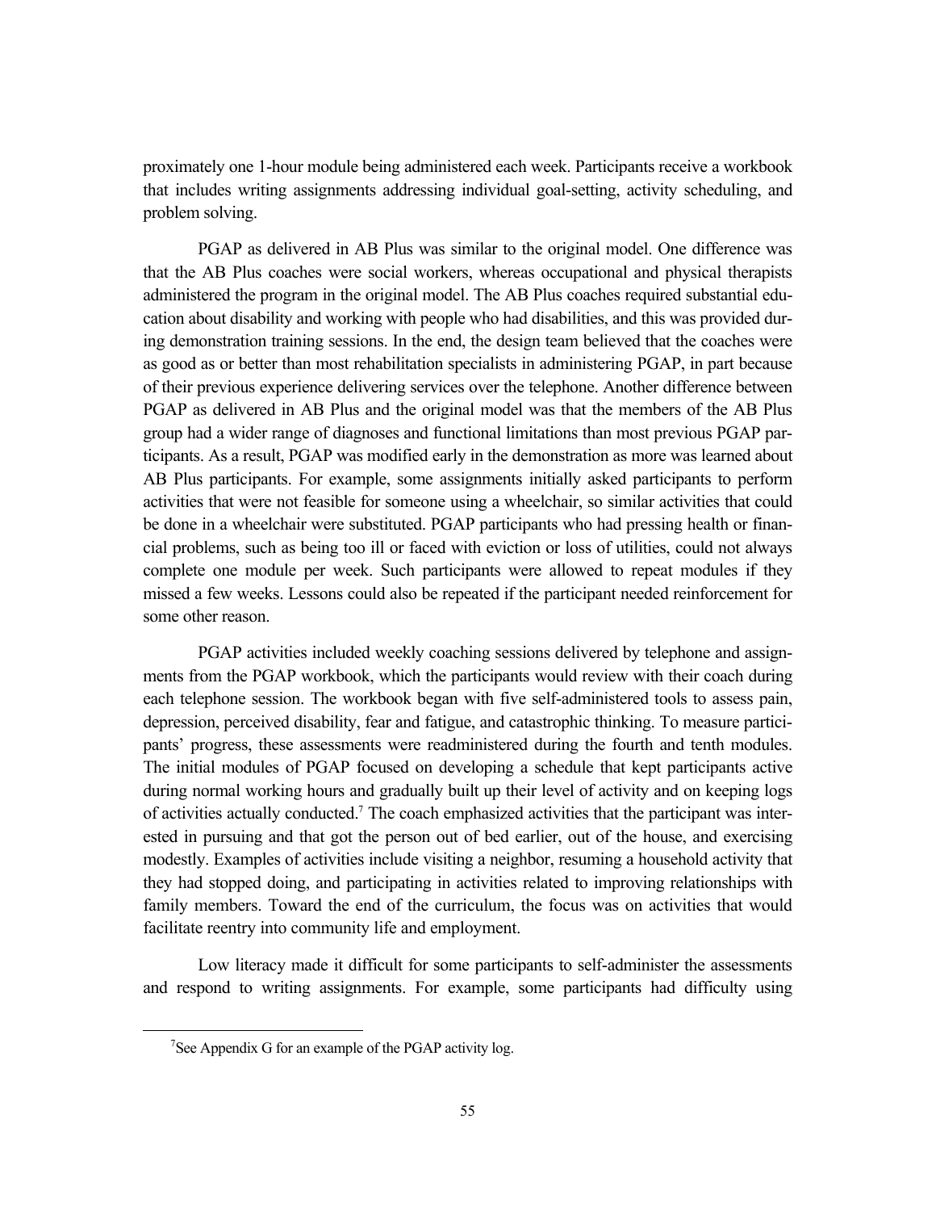proximately one 1-hour module being administered each week. Participants receive a workbook that includes writing assignments addressing individual goal-setting, activity scheduling, and problem solving.

PGAP as delivered in AB Plus was similar to the original model. One difference was that the AB Plus coaches were social workers, whereas occupational and physical therapists administered the program in the original model. The AB Plus coaches required substantial education about disability and working with people who had disabilities, and this was provided during demonstration training sessions. In the end, the design team believed that the coaches were as good as or better than most rehabilitation specialists in administering PGAP, in part because of their previous experience delivering services over the telephone. Another difference between PGAP as delivered in AB Plus and the original model was that the members of the AB Plus group had a wider range of diagnoses and functional limitations than most previous PGAP participants. As a result, PGAP was modified early in the demonstration as more was learned about AB Plus participants. For example, some assignments initially asked participants to perform activities that were not feasible for someone using a wheelchair, so similar activities that could be done in a wheelchair were substituted. PGAP participants who had pressing health or financial problems, such as being too ill or faced with eviction or loss of utilities, could not always complete one module per week. Such participants were allowed to repeat modules if they missed a few weeks. Lessons could also be repeated if the participant needed reinforcement for some other reason.

PGAP activities included weekly coaching sessions delivered by telephone and assignments from the PGAP workbook, which the participants would review with their coach during each telephone session. The workbook began with five self-administered tools to assess pain, depression, perceived disability, fear and fatigue, and catastrophic thinking. To measure participants' progress, these assessments were readministered during the fourth and tenth modules. The initial modules of PGAP focused on developing a schedule that kept participants active during normal working hours and gradually built up their level of activity and on keeping logs of activities actually conducted.[7] The coach emphasized activities that the participant was interested in pursuing and that got the person out of bed earlier, out of the house, and exercising modestly. Examples of activities include visiting a neighbor, resuming a household activity that they had stopped doing, and participating in activities related to improving relationships with family members. Toward the end of the curriculum, the focus was on activities that would facilitate reentry into community life and employment.

Low literacy made it difficult for some participants to self-administer the assessments and respond to writing assignments. For example, some participants had difficulty using

[7] See Appendix G for an example of the PGAP activity log.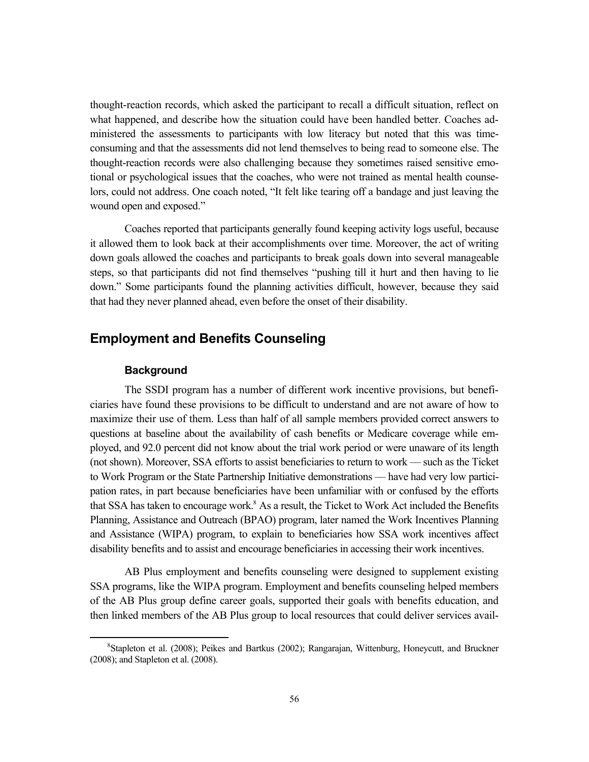thought-reaction records, which asked the participant to recall a difficult situation, reflect on what happened, and describe how the situation could have been handled better. Coaches administered the assessments to participants with low literacy but noted that this was time-consuming and that the assessments did not lend themselves to being read to someone else. The thought-reaction records were also challenging because they sometimes raised sensitive emotional or psychological issues that the coaches, who were not trained as mental health counselors, could not address. One coach noted, "It felt like tearing off a bandage and just leaving the wound open and exposed."

Coaches reported that participants generally found keeping activity logs useful, because it allowed them to look back at their accomplishments over time. Moreover, the act of writing down goals allowed the coaches and participants to break goals down into several manageable steps, so that participants did not find themselves "pushing till it hurt and then having to lie down." Some participants found the planning activities difficult, however, because they said that had they never planned ahead, even before the onset of their disability.

## Employment and Benefits Counseling

### Background

The SSDI program has a number of different work incentive provisions, but beneficiaries have found these provisions to be difficult to understand and are not aware of how to maximize their use of them. Less than half of all sample members provided correct answers to questions at baseline about the availability of cash benefits or Medicare coverage while employed, and 92.0 percent did not know about the trial work period or were unaware of its length (not shown). Moreover, SSA efforts to assist beneficiaries to return to work — such as the Ticket to Work Program or the State Partnership Initiative demonstrations — have had very low participation rates, in part because beneficiaries have been unfamiliar with or confused by the efforts that SSA has taken to encourage work.[8] As a result, the Ticket to Work Act included the Benefits Planning, Assistance and Outreach (BPAO) program, later named the Work Incentives Planning and Assistance (WIPA) program, to explain to beneficiaries how SSA work incentives affect disability benefits and to assist and encourage beneficiaries in accessing their work incentives.

AB Plus employment and benefits counseling were designed to supplement existing SSA programs, like the WIPA program. Employment and benefits counseling helped members of the AB Plus group define career goals, supported their goals with benefits education, and then linked members of the AB Plus group to local resources that could deliver services avail-

[8]Stapleton et al. (2008); Peikes and Bartkus (2002); Rangarajan, Wittenburg, Honeycutt, and Bruckner (2008); and Stapleton et al. (2008).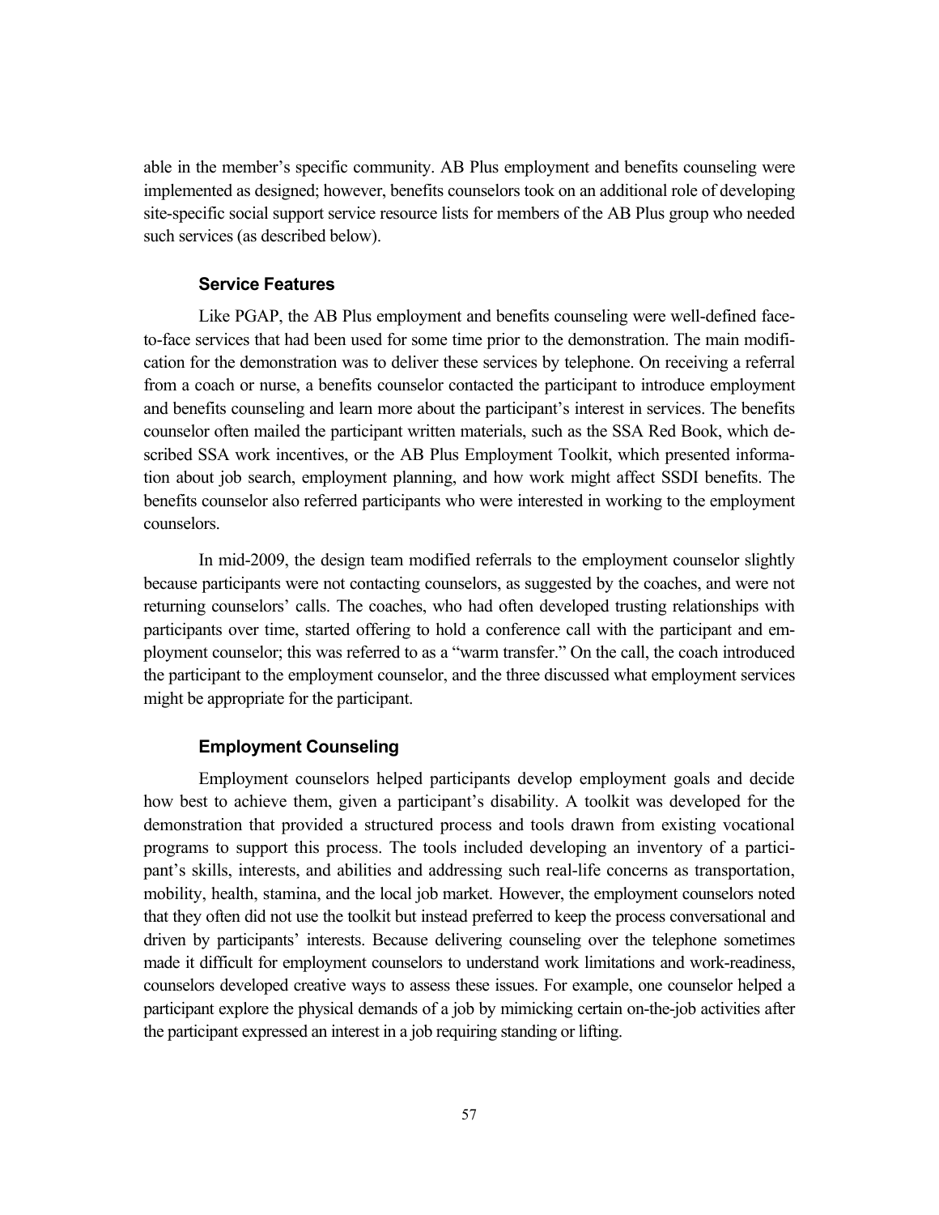able in the member's specific community. AB Plus employment and benefits counseling were implemented as designed; however, benefits counselors took on an additional role of developing site-specific social support service resource lists for members of the AB Plus group who needed such services (as described below).

### Service Features

Like PGAP, the AB Plus employment and benefits counseling were well-defined face-to-face services that had been used for some time prior to the demonstration. The main modification for the demonstration was to deliver these services by telephone. On receiving a referral from a coach or nurse, a benefits counselor contacted the participant to introduce employment and benefits counseling and learn more about the participant's interest in services. The benefits counselor often mailed the participant written materials, such as the SSA Red Book, which described SSA work incentives, or the AB Plus Employment Toolkit, which presented information about job search, employment planning, and how work might affect SSDI benefits. The benefits counselor also referred participants who were interested in working to the employment counselors.

In mid-2009, the design team modified referrals to the employment counselor slightly because participants were not contacting counselors, as suggested by the coaches, and were not returning counselors' calls. The coaches, who had often developed trusting relationships with participants over time, started offering to hold a conference call with the participant and employment counselor; this was referred to as a "warm transfer." On the call, the coach introduced the participant to the employment counselor, and the three discussed what employment services might be appropriate for the participant.

### Employment Counseling

Employment counselors helped participants develop employment goals and decide how best to achieve them, given a participant's disability. A toolkit was developed for the demonstration that provided a structured process and tools drawn from existing vocational programs to support this process. The tools included developing an inventory of a participant's skills, interests, and abilities and addressing such real-life concerns as transportation, mobility, health, stamina, and the local job market. However, the employment counselors noted that they often did not use the toolkit but instead preferred to keep the process conversational and driven by participants' interests. Because delivering counseling over the telephone sometimes made it difficult for employment counselors to understand work limitations and work-readiness, counselors developed creative ways to assess these issues. For example, one counselor helped a participant explore the physical demands of a job by mimicking certain on-the-job activities after the participant expressed an interest in a job requiring standing or lifting.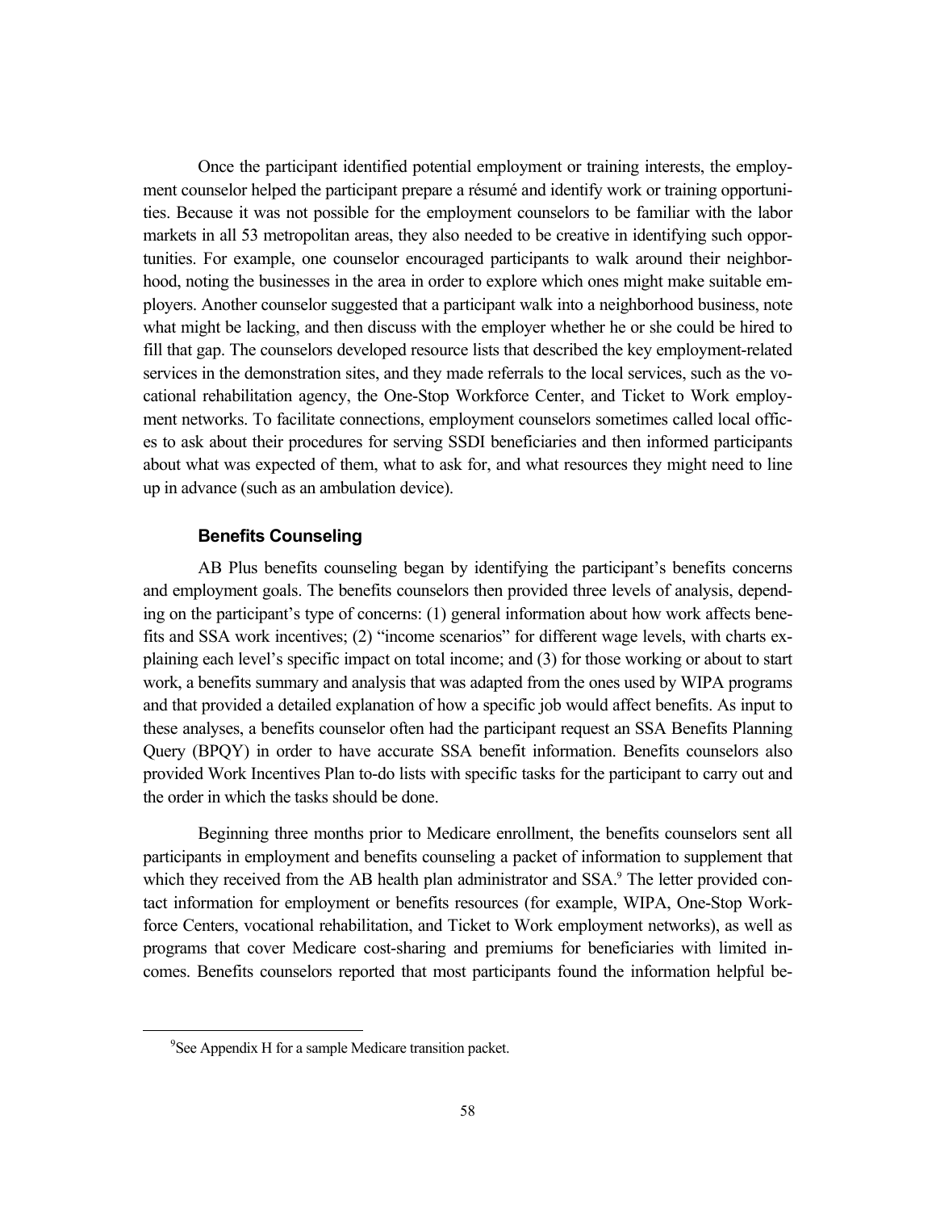Once the participant identified potential employment or training interests, the employment counselor helped the participant prepare a résumé and identify work or training opportunities. Because it was not possible for the employment counselors to be familiar with the labor markets in all 53 metropolitan areas, they also needed to be creative in identifying such opportunities. For example, one counselor encouraged participants to walk around their neighborhood, noting the businesses in the area in order to explore which ones might make suitable employers. Another counselor suggested that a participant walk into a neighborhood business, note what might be lacking, and then discuss with the employer whether he or she could be hired to fill that gap. The counselors developed resource lists that described the key employment-related services in the demonstration sites, and they made referrals to the local services, such as the vocational rehabilitation agency, the One-Stop Workforce Center, and Ticket to Work employment networks. To facilitate connections, employment counselors sometimes called local offices to ask about their procedures for serving SSDI beneficiaries and then informed participants about what was expected of them, what to ask for, and what resources they might need to line up in advance (such as an ambulation device).

### Benefits Counseling

AB Plus benefits counseling began by identifying the participant's benefits concerns and employment goals. The benefits counselors then provided three levels of analysis, depending on the participant's type of concerns: (1) general information about how work affects benefits and SSA work incentives; (2) "income scenarios" for different wage levels, with charts explaining each level's specific impact on total income; and (3) for those working or about to start work, a benefits summary and analysis that was adapted from the ones used by WIPA programs and that provided a detailed explanation of how a specific job would affect benefits. As input to these analyses, a benefits counselor often had the participant request an SSA Benefits Planning Query (BPQY) in order to have accurate SSA benefit information. Benefits counselors also provided Work Incentives Plan to-do lists with specific tasks for the participant to carry out and the order in which the tasks should be done.

Beginning three months prior to Medicare enrollment, the benefits counselors sent all participants in employment and benefits counseling a packet of information to supplement that which they received from the AB health plan administrator and SSA.[9] The letter provided contact information for employment or benefits resources (for example, WIPA, One-Stop Workforce Centers, vocational rehabilitation, and Ticket to Work employment networks), as well as programs that cover Medicare cost-sharing and premiums for beneficiaries with limited incomes. Benefits counselors reported that most participants found the information helpful be-

[9] See Appendix H for a sample Medicare transition packet.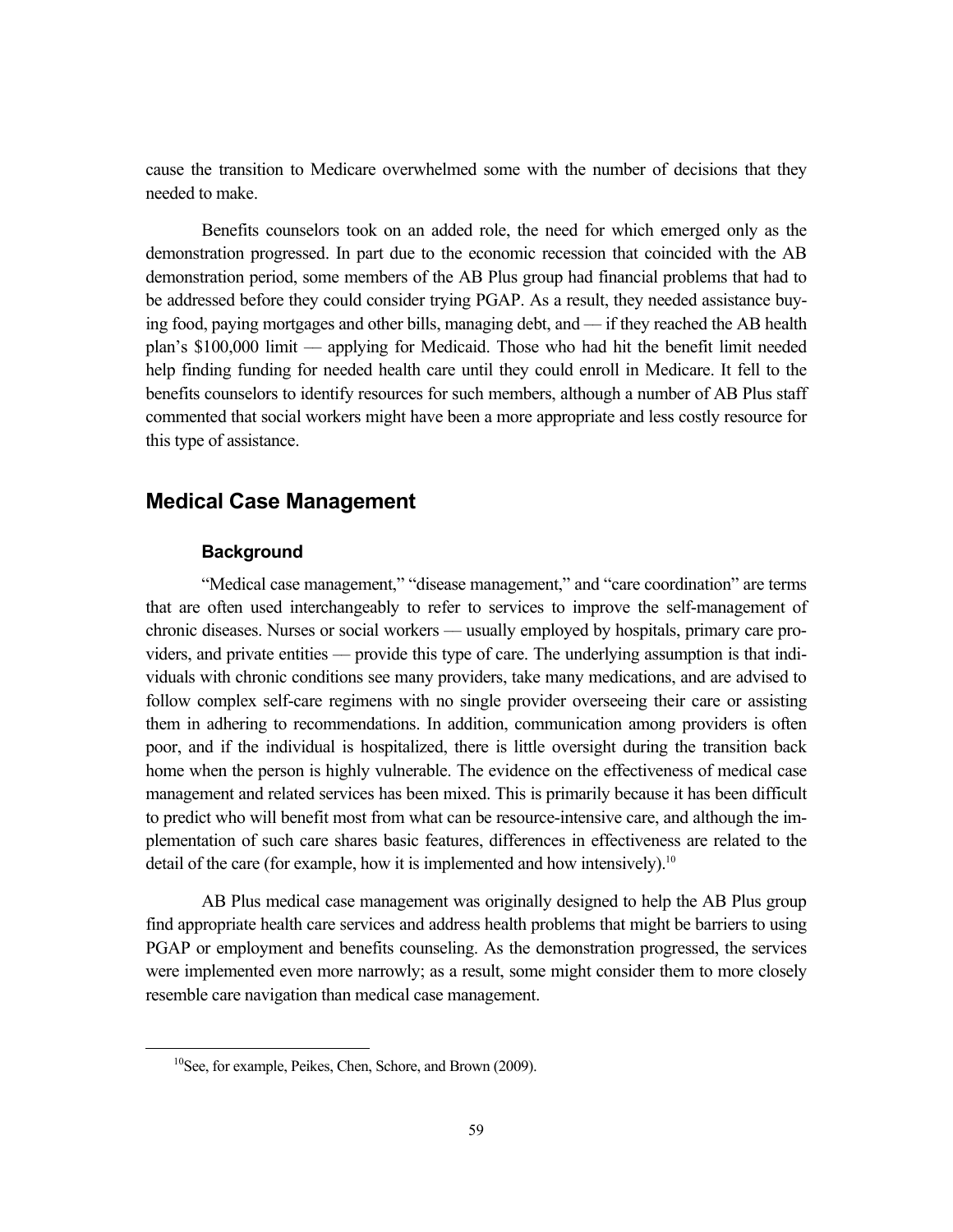cause the transition to Medicare overwhelmed some with the number of decisions that they needed to make.

Benefits counselors took on an added role, the need for which emerged only as the demonstration progressed. In part due to the economic recession that coincided with the AB demonstration period, some members of the AB Plus group had financial problems that had to be addressed before they could consider trying PGAP. As a result, they needed assistance buying food, paying mortgages and other bills, managing debt, and — if they reached the AB health plan's $100,000 limit — applying for Medicaid. Those who had hit the benefit limit needed help finding funding for needed health care until they could enroll in Medicare. It fell to the benefits counselors to identify resources for such members, although a number of AB Plus staff commented that social workers might have been a more appropriate and less costly resource for this type of assistance.

## Medical Case Management

### Background

"Medical case management," "disease management," and "care coordination" are terms that are often used interchangeably to refer to services to improve the self-management of chronic diseases. Nurses or social workers — usually employed by hospitals, primary care providers, and private entities — provide this type of care. The underlying assumption is that individuals with chronic conditions see many providers, take many medications, and are advised to follow complex self-care regimens with no single provider overseeing their care or assisting them in adhering to recommendations. In addition, communication among providers is often poor, and if the individual is hospitalized, there is little oversight during the transition back home when the person is highly vulnerable. The evidence on the effectiveness of medical case management and related services has been mixed. This is primarily because it has been difficult to predict who will benefit most from what can be resource-intensive care, and although the implementation of such care shares basic features, differences in effectiveness are related to the detail of the care (for example, how it is implemented and how intensively).[10]

AB Plus medical case management was originally designed to help the AB Plus group find appropriate health care services and address health problems that might be barriers to using PGAP or employment and benefits counseling. As the demonstration progressed, the services were implemented even more narrowly; as a result, some might consider them to more closely resemble care navigation than medical case management.

[10] See, for example, Peikes, Chen, Schore, and Brown (2009).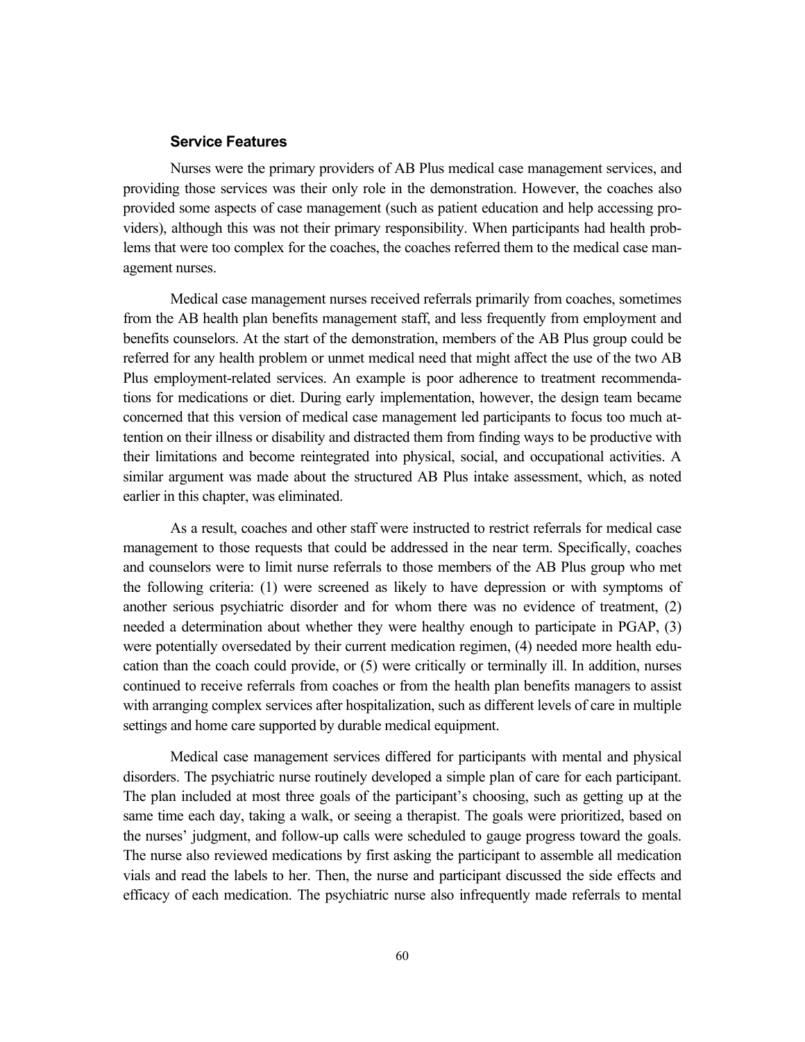### Service Features

Nurses were the primary providers of AB Plus medical case management services, and providing those services was their only role in the demonstration. However, the coaches also provided some aspects of case management (such as patient education and help accessing providers), although this was not their primary responsibility. When participants had health problems that were too complex for the coaches, the coaches referred them to the medical case management nurses.

Medical case management nurses received referrals primarily from coaches, sometimes from the AB health plan benefits management staff, and less frequently from employment and benefits counselors. At the start of the demonstration, members of the AB Plus group could be referred for any health problem or unmet medical need that might affect the use of the two AB Plus employment-related services. An example is poor adherence to treatment recommendations for medications or diet. During early implementation, however, the design team became concerned that this version of medical case management led participants to focus too much attention on their illness or disability and distracted them from finding ways to be productive with their limitations and become reintegrated into physical, social, and occupational activities. A similar argument was made about the structured AB Plus intake assessment, which, as noted earlier in this chapter, was eliminated.

As a result, coaches and other staff were instructed to restrict referrals for medical case management to those requests that could be addressed in the near term. Specifically, coaches and counselors were to limit nurse referrals to those members of the AB Plus group who met the following criteria: (1) were screened as likely to have depression or with symptoms of another serious psychiatric disorder and for whom there was no evidence of treatment, (2) needed a determination about whether they were healthy enough to participate in PGAP, (3) were potentially oversedated by their current medication regimen, (4) needed more health education than the coach could provide, or (5) were critically or terminally ill. In addition, nurses continued to receive referrals from coaches or from the health plan benefits managers to assist with arranging complex services after hospitalization, such as different levels of care in multiple settings and home care supported by durable medical equipment.

Medical case management services differed for participants with mental and physical disorders. The psychiatric nurse routinely developed a simple plan of care for each participant. The plan included at most three goals of the participant's choosing, such as getting up at the same time each day, taking a walk, or seeing a therapist. The goals were prioritized, based on the nurses' judgment, and follow-up calls were scheduled to gauge progress toward the goals. The nurse also reviewed medications by first asking the participant to assemble all medication vials and read the labels to her. Then, the nurse and participant discussed the side effects and efficacy of each medication. The psychiatric nurse also infrequently made referrals to mental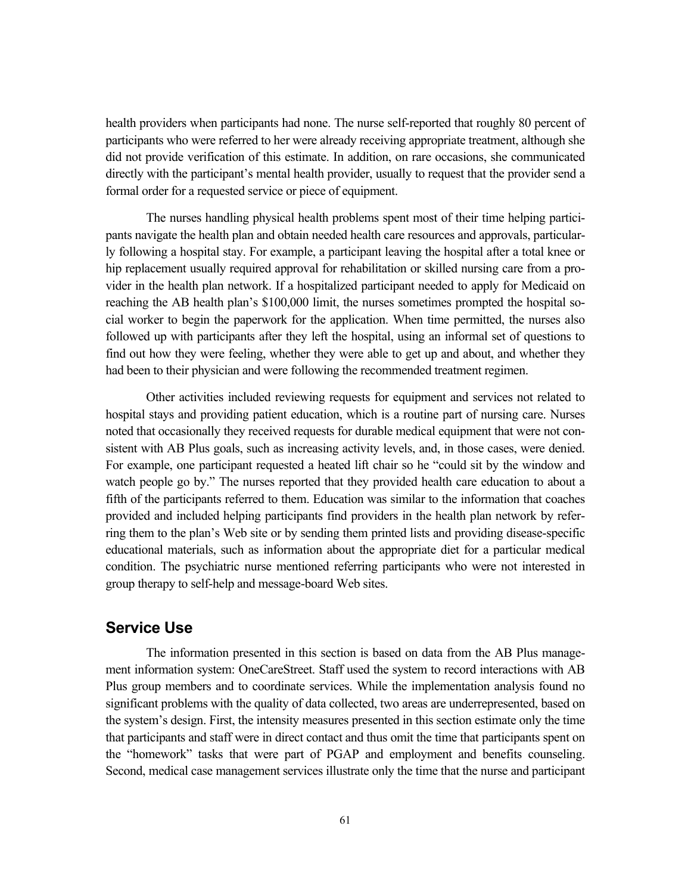health providers when participants had none. The nurse self-reported that roughly 80 percent of participants who were referred to her were already receiving appropriate treatment, although she did not provide verification of this estimate. In addition, on rare occasions, she communicated directly with the participant's mental health provider, usually to request that the provider send a formal order for a requested service or piece of equipment.

The nurses handling physical health problems spent most of their time helping participants navigate the health plan and obtain needed health care resources and approvals, particularly following a hospital stay. For example, a participant leaving the hospital after a total knee or hip replacement usually required approval for rehabilitation or skilled nursing care from a provider in the health plan network. If a hospitalized participant needed to apply for Medicaid on reaching the AB health plan's $100,000 limit, the nurses sometimes prompted the hospital social worker to begin the paperwork for the application. When time permitted, the nurses also followed up with participants after they left the hospital, using an informal set of questions to find out how they were feeling, whether they were able to get up and about, and whether they had been to their physician and were following the recommended treatment regimen.

Other activities included reviewing requests for equipment and services not related to hospital stays and providing patient education, which is a routine part of nursing care. Nurses noted that occasionally they received requests for durable medical equipment that were not consistent with AB Plus goals, such as increasing activity levels, and, in those cases, were denied. For example, one participant requested a heated lift chair so he "could sit by the window and watch people go by." The nurses reported that they provided health care education to about a fifth of the participants referred to them. Education was similar to the information that coaches provided and included helping participants find providers in the health plan network by referring them to the plan's Web site or by sending them printed lists and providing disease-specific educational materials, such as information about the appropriate diet for a particular medical condition. The psychiatric nurse mentioned referring participants who were not interested in group therapy to self-help and message-board Web sites.

## Service Use

The information presented in this section is based on data from the AB Plus management information system: OneCareStreet. Staff used the system to record interactions with AB Plus group members and to coordinate services. While the implementation analysis found no significant problems with the quality of data collected, two areas are underrepresented, based on the system's design. First, the intensity measures presented in this section estimate only the time that participants and staff were in direct contact and thus omit the time that participants spent on the "homework" tasks that were part of PGAP and employment and benefits counseling. Second, medical case management services illustrate only the time that the nurse and participant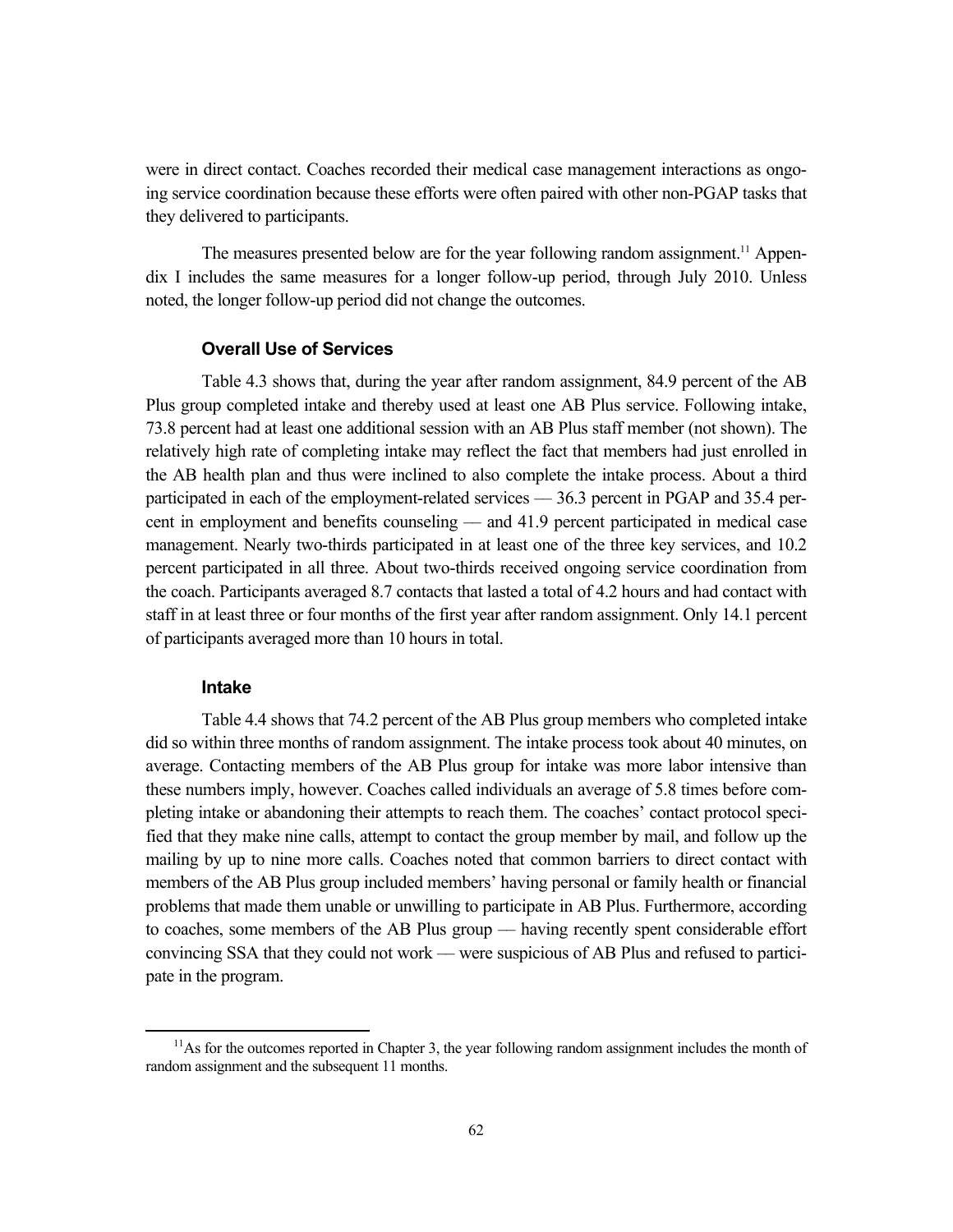were in direct contact. Coaches recorded their medical case management interactions as ongoing service coordination because these efforts were often paired with other non-PGAP tasks that they delivered to participants.

The measures presented below are for the year following random assignment.[11] Appendix I includes the same measures for a longer follow-up period, through July 2010. Unless noted, the longer follow-up period did not change the outcomes.

### Overall Use of Services

Table 4.3 shows that, during the year after random assignment, 84.9 percent of the AB Plus group completed intake and thereby used at least one AB Plus service. Following intake, 73.8 percent had at least one additional session with an AB Plus staff member (not shown). The relatively high rate of completing intake may reflect the fact that members had just enrolled in the AB health plan and thus were inclined to also complete the intake process. About a third participated in each of the employment-related services — 36.3 percent in PGAP and 35.4 percent in employment and benefits counseling — and 41.9 percent participated in medical case management. Nearly two-thirds participated in at least one of the three key services, and 10.2 percent participated in all three. About two-thirds received ongoing service coordination from the coach. Participants averaged 8.7 contacts that lasted a total of 4.2 hours and had contact with staff in at least three or four months of the first year after random assignment. Only 14.1 percent of participants averaged more than 10 hours in total.

### Intake

Table 4.4 shows that 74.2 percent of the AB Plus group members who completed intake did so within three months of random assignment. The intake process took about 40 minutes, on average. Contacting members of the AB Plus group for intake was more labor intensive than these numbers imply, however. Coaches called individuals an average of 5.8 times before completing intake or abandoning their attempts to reach them. The coaches' contact protocol specified that they make nine calls, attempt to contact the group member by mail, and follow up the mailing by up to nine more calls. Coaches noted that common barriers to direct contact with members of the AB Plus group included members' having personal or family health or financial problems that made them unable or unwilling to participate in AB Plus. Furthermore, according to coaches, some members of the AB Plus group — having recently spent considerable effort convincing SSA that they could not work — were suspicious of AB Plus and refused to participate in the program.

[11]As for the outcomes reported in Chapter 3, the year following random assignment includes the month of random assignment and the subsequent 11 months.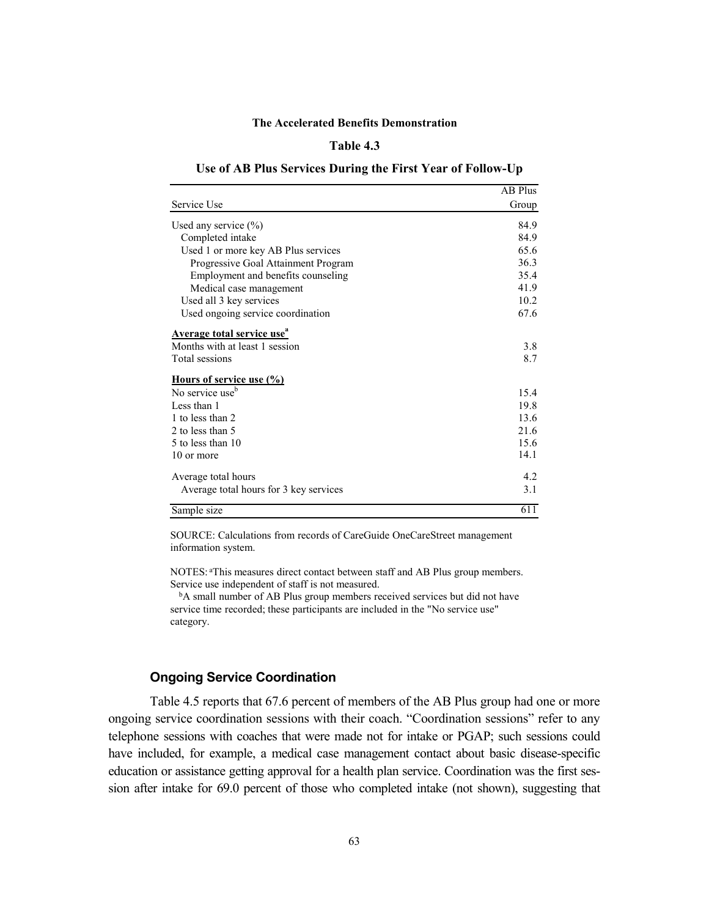**The Accelerated Benefits Demonstration**

**Table 4.3**

**Use of AB Plus Services During the First Year of Follow-Up**

| Service Use | AB Plus Group |
|---|---|
| Used any service (%) | 84.9 |
| Completed intake | 84.9 |
| Used 1 or more key AB Plus services | 65.6 |
| Progressive Goal Attainment Program | 36.3 |
| Employment and benefits counseling | 35.4 |
| Medical case management | 41.9 |
| Used all 3 key services | 10.2 |
| Used ongoing service coordination | 67.6 |
| **Average total service use**[a] | |
| Months with at least 1 session | 3.8 |
| Total sessions | 8.7 |
| **Hours of service use (%)** | |
| No service use[b] | 15.4 |
| Less than 1 | 19.8 |
| 1 to less than 2 | 13.6 |
| 2 to less than 5 | 21.6 |
| 5 to less than 10 | 15.6 |
| 10 or more | 14.1 |
| Average total hours | 4.2 |
| Average total hours for 3 key services | 3.1 |
| Sample size | 611 |

SOURCE: Calculations from records of CareGuide OneCareStreet management information system.

NOTES: [a]This measures direct contact between staff and AB Plus group members. Service use independent of staff is not measured.

[b]A small number of AB Plus group members received services but did not have service time recorded; these participants are included in the "No service use" category.

### Ongoing Service Coordination

Table 4.5 reports that 67.6 percent of members of the AB Plus group had one or more ongoing service coordination sessions with their coach. "Coordination sessions" refer to any telephone sessions with coaches that were made not for intake or PGAP; such sessions could have included, for example, a medical case management contact about basic disease-specific education or assistance getting approval for a health plan service. Coordination was the first session after intake for 69.0 percent of those who completed intake (not shown), suggesting that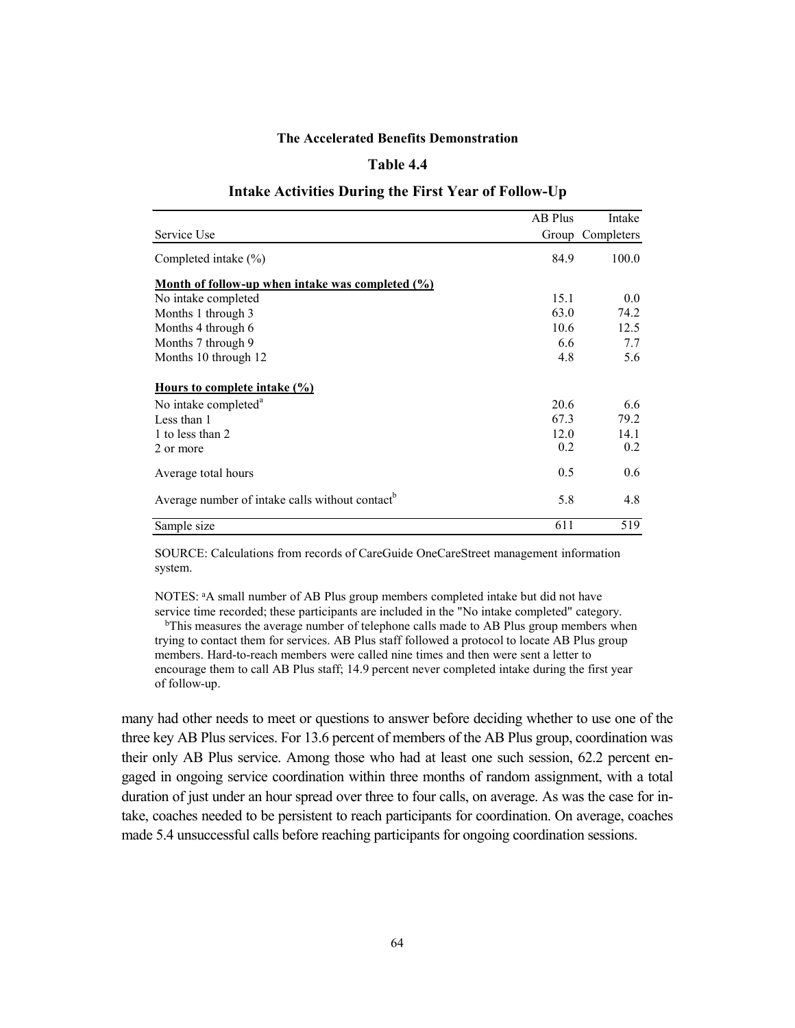**The Accelerated Benefits Demonstration**

**Table 4.4**

**Intake Activities During the First Year of Follow-Up**

| Service Use | AB Plus Group | Intake Completers |
|---|---|---|
| Completed intake (%) | 84.9 | 100.0 |
| **Month of follow-up when intake was completed (%)** | | |
| No intake completed | 15.1 | 0.0 |
| Months 1 through 3 | 63.0 | 74.2 |
| Months 4 through 6 | 10.6 | 12.5 |
| Months 7 through 9 | 6.6 | 7.7 |
| Months 10 through 12 | 4.8 | 5.6 |
| **Hours to complete intake (%)** | | |
| No intake completed[a] | 20.6 | 6.6 |
| Less than 1 | 67.3 | 79.2 |
| 1 to less than 2 | 12.0 | 14.1 |
| 2 or more | 0.2 | 0.2 |
| Average total hours | 0.5 | 0.6 |
| Average number of intake calls without contact[b] | 5.8 | 4.8 |
| Sample size | 611 | 519 |

SOURCE: Calculations from records of CareGuide OneCareStreet management information system.

NOTES: [a]A small number of AB Plus group members completed intake but did not have service time recorded; these participants are included in the "No intake completed" category.
[b]This measures the average number of telephone calls made to AB Plus group members when trying to contact them for services. AB Plus staff followed a protocol to locate AB Plus group members. Hard-to-reach members were called nine times and then were sent a letter to encourage them to call AB Plus staff; 14.9 percent never completed intake during the first year of follow-up.

many had other needs to meet or questions to answer before deciding whether to use one of the three key AB Plus services. For 13.6 percent of members of the AB Plus group, coordination was their only AB Plus service. Among those who had at least one such session, 62.2 percent engaged in ongoing service coordination within three months of random assignment, with a total duration of just under an hour spread over three to four calls, on average. As was the case for intake, coaches needed to be persistent to reach participants for coordination. On average, coaches made 5.4 unsuccessful calls before reaching participants for ongoing coordination sessions.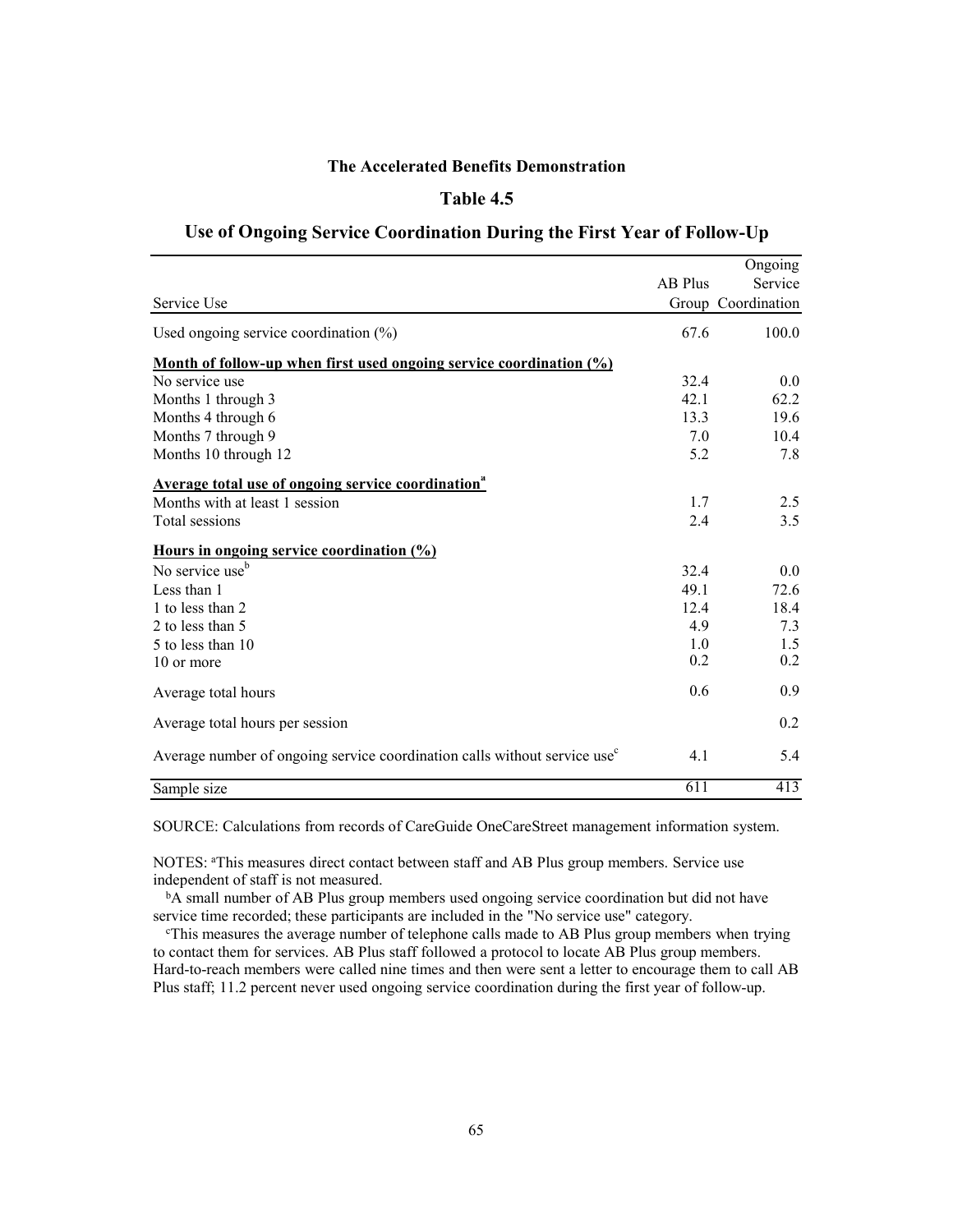**The Accelerated Benefits Demonstration**

**Table 4.5**

**Use of Ongoing Service Coordination During the First Year of Follow-Up**

| Service Use | AB Plus Group | Ongoing Service Coordination |
|---|---|---|
| Used ongoing service coordination (%) | 67.6 | 100.0 |
| **Month of follow-up when first used ongoing service coordination (%)** | | |
| No service use | 32.4 | 0.0 |
| Months 1 through 3 | 42.1 | 62.2 |
| Months 4 through 6 | 13.3 | 19.6 |
| Months 7 through 9 | 7.0 | 10.4 |
| Months 10 through 12 | 5.2 | 7.8 |
| **Average total use of ongoing service coordination**[a] | | |
| Months with at least 1 session | 1.7 | 2.5 |
| Total sessions | 2.4 | 3.5 |
| **Hours in ongoing service coordination (%)** | | |
| No service use[b] | 32.4 | 0.0 |
| Less than 1 | 49.1 | 72.6 |
| 1 to less than 2 | 12.4 | 18.4 |
| 2 to less than 5 | 4.9 | 7.3 |
| 5 to less than 10 | 1.0 | 1.5 |
| 10 or more | 0.2 | 0.2 |
| Average total hours | 0.6 | 0.9 |
| Average total hours per session | | 0.2 |
| Average number of ongoing service coordination calls without service use[c] | 4.1 | 5.4 |
| Sample size | 611 | 413 |

SOURCE: Calculations from records of CareGuide OneCareStreet management information system.

NOTES: [a]This measures direct contact between staff and AB Plus group members. Service use independent of staff is not measured.

[b]A small number of AB Plus group members used ongoing service coordination but did not have service time recorded; these participants are included in the "No service use" category.

[c]This measures the average number of telephone calls made to AB Plus group members when trying to contact them for services. AB Plus staff followed a protocol to locate AB Plus group members. Hard-to-reach members were called nine times and then were sent a letter to encourage them to call AB Plus staff; 11.2 percent never used ongoing service coordination during the first year of follow-up.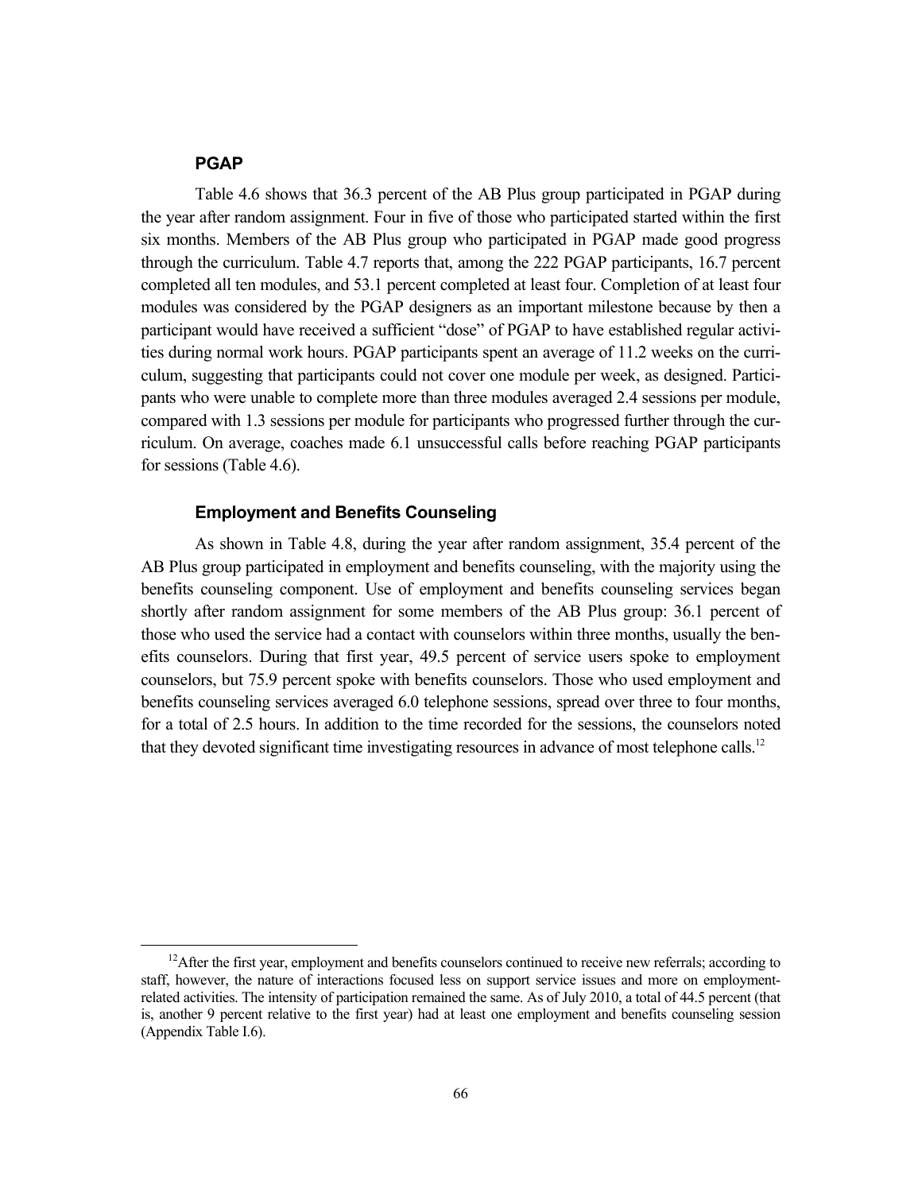### PGAP

Table 4.6 shows that 36.3 percent of the AB Plus group participated in PGAP during the year after random assignment. Four in five of those who participated started within the first six months. Members of the AB Plus group who participated in PGAP made good progress through the curriculum. Table 4.7 reports that, among the 222 PGAP participants, 16.7 percent completed all ten modules, and 53.1 percent completed at least four. Completion of at least four modules was considered by the PGAP designers as an important milestone because by then a participant would have received a sufficient "dose" of PGAP to have established regular activities during normal work hours. PGAP participants spent an average of 11.2 weeks on the curriculum, suggesting that participants could not cover one module per week, as designed. Participants who were unable to complete more than three modules averaged 2.4 sessions per module, compared with 1.3 sessions per module for participants who progressed further through the curriculum. On average, coaches made 6.1 unsuccessful calls before reaching PGAP participants for sessions (Table 4.6).

### Employment and Benefits Counseling

As shown in Table 4.8, during the year after random assignment, 35.4 percent of the AB Plus group participated in employment and benefits counseling, with the majority using the benefits counseling component. Use of employment and benefits counseling services began shortly after random assignment for some members of the AB Plus group: 36.1 percent of those who used the service had a contact with counselors within three months, usually the benefits counselors. During that first year, 49.5 percent of service users spoke to employment counselors, but 75.9 percent spoke with benefits counselors. Those who used employment and benefits counseling services averaged 6.0 telephone sessions, spread over three to four months, for a total of 2.5 hours. In addition to the time recorded for the sessions, the counselors noted that they devoted significant time investigating resources in advance of most telephone calls.[12]

[12]After the first year, employment and benefits counselors continued to receive new referrals; according to staff, however, the nature of interactions focused less on support service issues and more on employment-related activities. The intensity of participation remained the same. As of July 2010, a total of 44.5 percent (that is, another 9 percent relative to the first year) had at least one employment and benefits counseling session (Appendix Table I.6).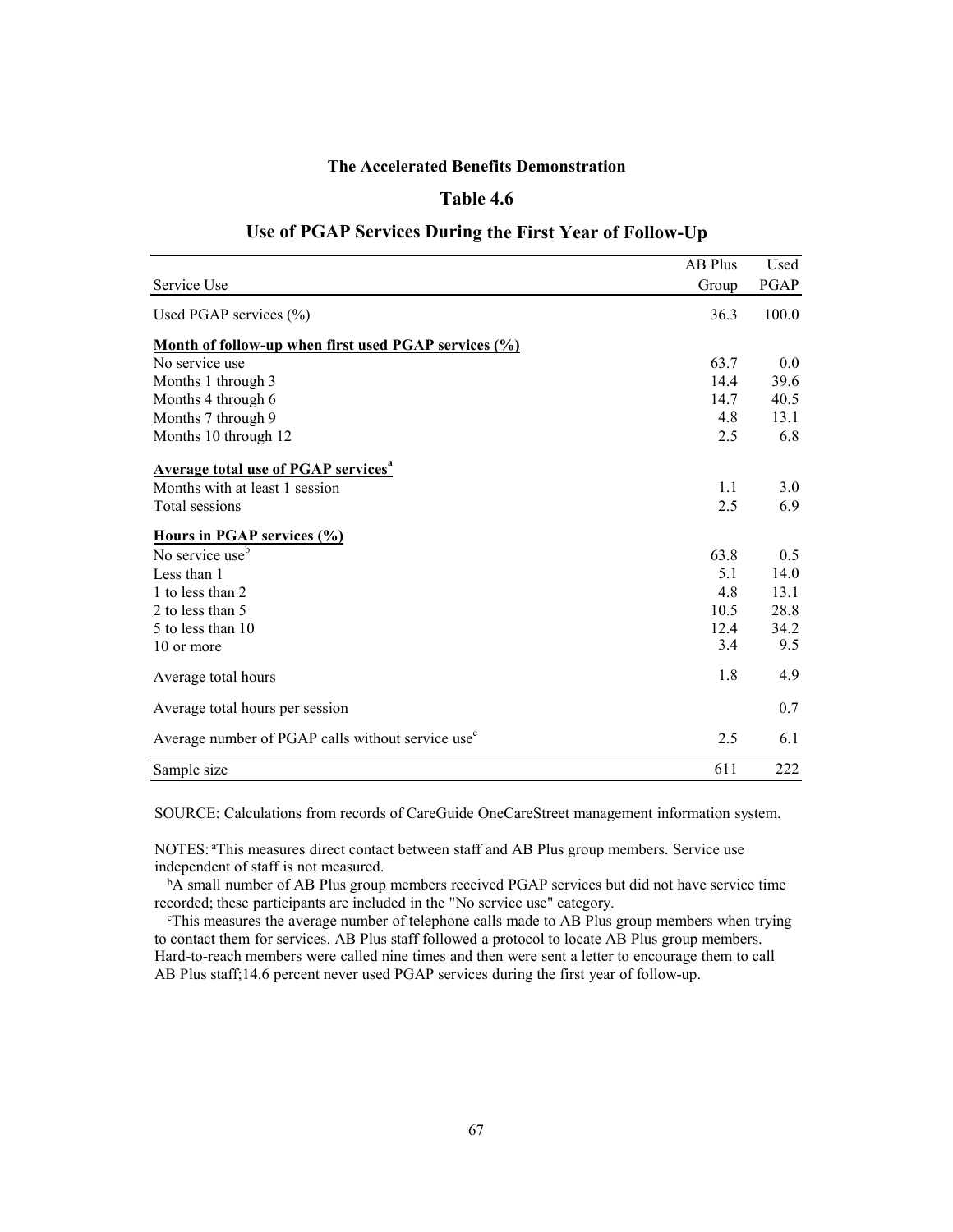**The Accelerated Benefits Demonstration**

**Table 4.6**

**Use of PGAP Services During the First Year of Follow-Up**

| Service Use | AB Plus Group | Used PGAP |
|---|---|---|
| Used PGAP services (%) | 36.3 | 100.0 |
| **Month of follow-up when first used PGAP services (%)** | | |
| No service use | 63.7 | 0.0 |
| Months 1 through 3 | 14.4 | 39.6 |
| Months 4 through 6 | 14.7 | 40.5 |
| Months 7 through 9 | 4.8 | 13.1 |
| Months 10 through 12 | 2.5 | 6.8 |
| **Average total use of PGAP services[a]** | | |
| Months with at least 1 session | 1.1 | 3.0 |
| Total sessions | 2.5 | 6.9 |
| **Hours in PGAP services (%)** | | |
| No service use[b] | 63.8 | 0.5 |
| Less than 1 | 5.1 | 14.0 |
| 1 to less than 2 | 4.8 | 13.1 |
| 2 to less than 5 | 10.5 | 28.8 |
| 5 to less than 10 | 12.4 | 34.2 |
| 10 or more | 3.4 | 9.5 |
| Average total hours | 1.8 | 4.9 |
| Average total hours per session | | 0.7 |
| Average number of PGAP calls without service use[c] | 2.5 | 6.1 |
| Sample size | 611 | 222 |

SOURCE: Calculations from records of CareGuide OneCareStreet management information system.

NOTES: [a]This measures direct contact between staff and AB Plus group members. Service use independent of staff is not measured.

[b]A small number of AB Plus group members received PGAP services but did not have service time recorded; these participants are included in the "No service use" category.

[c]This measures the average number of telephone calls made to AB Plus group members when trying to contact them for services. AB Plus staff followed a protocol to locate AB Plus group members. Hard-to-reach members were called nine times and then were sent a letter to encourage them to call AB Plus staff;14.6 percent never used PGAP services during the first year of follow-up.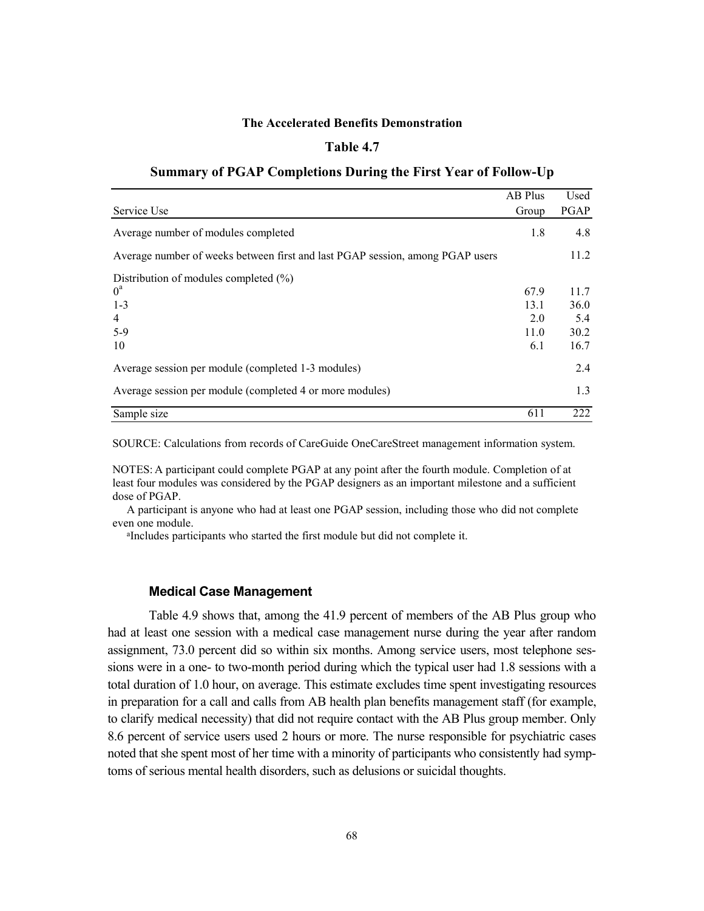**The Accelerated Benefits Demonstration**

**Table 4.7**

**Summary of PGAP Completions During the First Year of Follow-Up**

| Service Use | AB Plus Group | Used PGAP |
|---|---|---|
| Average number of modules completed | 1.8 | 4.8 |
| Average number of weeks between first and last PGAP session, among PGAP users | | 11.2 |
| Distribution of modules completed (%) | | |
| 0[a] | 67.9 | 11.7 |
| 1-3 | 13.1 | 36.0 |
| 4 | 2.0 | 5.4 |
| 5-9 | 11.0 | 30.2 |
| 10 | 6.1 | 16.7 |
| Average session per module (completed 1-3 modules) | | 2.4 |
| Average session per module (completed 4 or more modules) | | 1.3 |
| Sample size | 611 | 222 |

SOURCE: Calculations from records of CareGuide OneCareStreet management information system.

NOTES: A participant could complete PGAP at any point after the fourth module. Completion of at least four modules was considered by the PGAP designers as an important milestone and a sufficient dose of PGAP.

A participant is anyone who had at least one PGAP session, including those who did not complete even one module.

[a]Includes participants who started the first module but did not complete it.

### Medical Case Management

Table 4.9 shows that, among the 41.9 percent of members of the AB Plus group who had at least one session with a medical case management nurse during the year after random assignment, 73.0 percent did so within six months. Among service users, most telephone sessions were in a one- to two-month period during which the typical user had 1.8 sessions with a total duration of 1.0 hour, on average. This estimate excludes time spent investigating resources in preparation for a call and calls from AB health plan benefits management staff (for example, to clarify medical necessity) that did not require contact with the AB Plus group member. Only 8.6 percent of service users used 2 hours or more. The nurse responsible for psychiatric cases noted that she spent most of her time with a minority of participants who consistently had symptoms of serious mental health disorders, such as delusions or suicidal thoughts.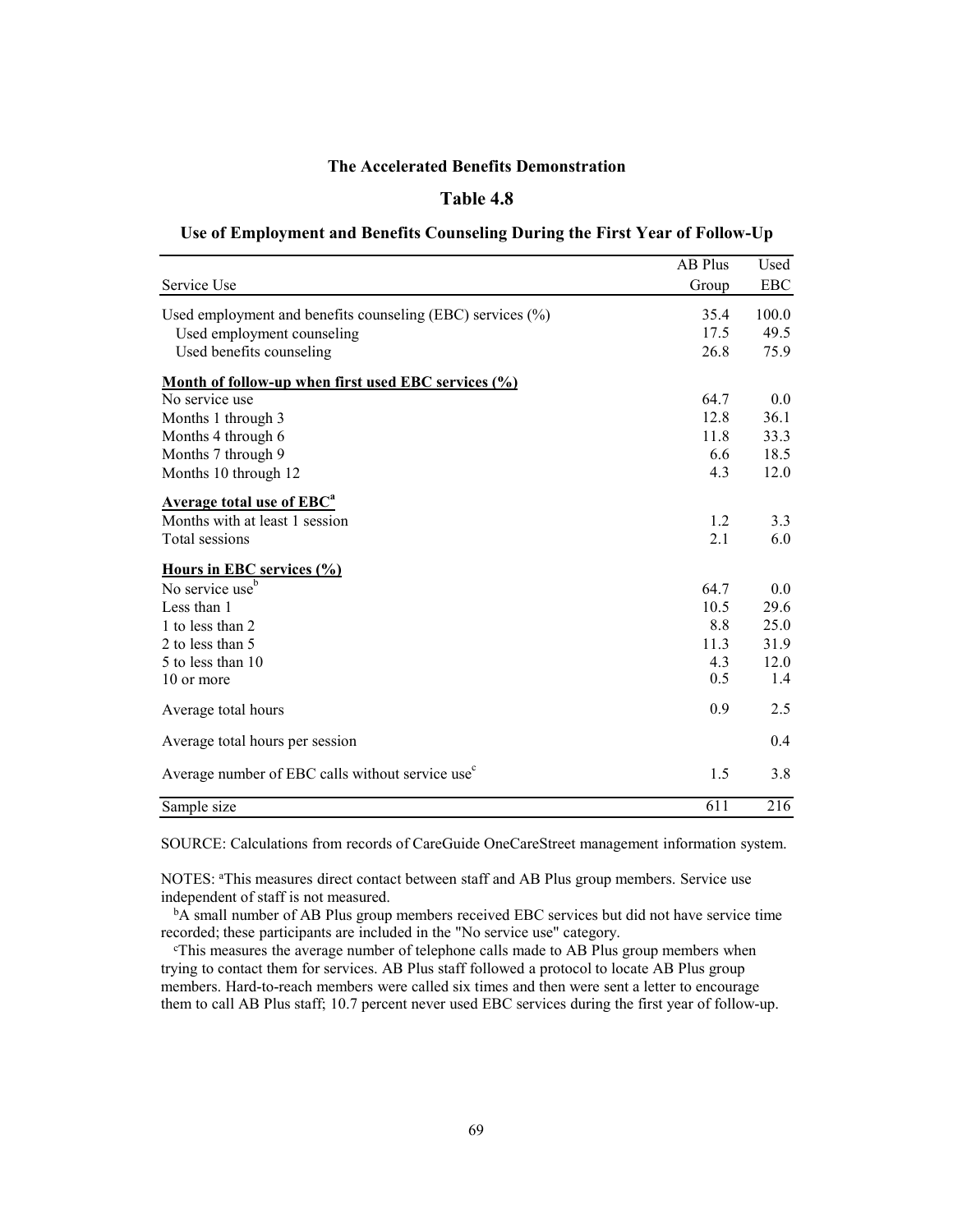**The Accelerated Benefits Demonstration**

**Table 4.8**

**Use of Employment and Benefits Counseling During the First Year of Follow-Up**

| Service Use | AB Plus Group | Used EBC |
|---|---|---|
| Used employment and benefits counseling (EBC) services (%) | 35.4 | 100.0 |
| Used employment counseling | 17.5 | 49.5 |
| Used benefits counseling | 26.8 | 75.9 |
| **Month of follow-up when first used EBC services (%)** | | |
| No service use | 64.7 | 0.0 |
| Months 1 through 3 | 12.8 | 36.1 |
| Months 4 through 6 | 11.8 | 33.3 |
| Months 7 through 9 | 6.6 | 18.5 |
| Months 10 through 12 | 4.3 | 12.0 |
| **Average total use of EBC[a]** | | |
| Months with at least 1 session | 1.2 | 3.3 |
| Total sessions | 2.1 | 6.0 |
| **Hours in EBC services (%)** | | |
| No service use[b] | 64.7 | 0.0 |
| Less than 1 | 10.5 | 29.6 |
| 1 to less than 2 | 8.8 | 25.0 |
| 2 to less than 5 | 11.3 | 31.9 |
| 5 to less than 10 | 4.3 | 12.0 |
| 10 or more | 0.5 | 1.4 |
| Average total hours | 0.9 | 2.5 |
| Average total hours per session | | 0.4 |
| Average number of EBC calls without service use[c] | 1.5 | 3.8 |
| Sample size | 611 | 216 |

SOURCE: Calculations from records of CareGuide OneCareStreet management information system.

NOTES: [a]This measures direct contact between staff and AB Plus group members. Service use independent of staff is not measured.

[b]A small number of AB Plus group members received EBC services but did not have service time recorded; these participants are included in the "No service use" category.

[c]This measures the average number of telephone calls made to AB Plus group members when trying to contact them for services. AB Plus staff followed a protocol to locate AB Plus group members. Hard-to-reach members were called six times and then were sent a letter to encourage them to call AB Plus staff; 10.7 percent never used EBC services during the first year of follow-up.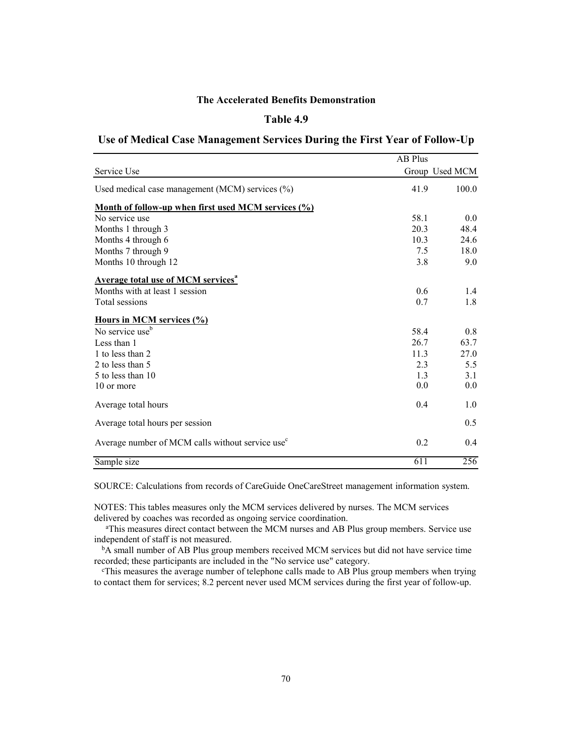**The Accelerated Benefits Demonstration**

**Table 4.9**

**Use of Medical Case Management Services During the First Year of Follow-Up**

| Service Use | AB Plus Group | Used MCM |
|---|---|---|
| Used medical case management (MCM) services (%) | 41.9 | 100.0 |
| **Month of follow-up when first used MCM services (%)** | | |
| No service use | 58.1 | 0.0 |
| Months 1 through 3 | 20.3 | 48.4 |
| Months 4 through 6 | 10.3 | 24.6 |
| Months 7 through 9 | 7.5 | 18.0 |
| Months 10 through 12 | 3.8 | 9.0 |
| **Average total use of MCM services[a]** | | |
| Months with at least 1 session | 0.6 | 1.4 |
| Total sessions | 0.7 | 1.8 |
| **Hours in MCM services (%)** | | |
| No service use[b] | 58.4 | 0.8 |
| Less than 1 | 26.7 | 63.7 |
| 1 to less than 2 | 11.3 | 27.0 |
| 2 to less than 5 | 2.3 | 5.5 |
| 5 to less than 10 | 1.3 | 3.1 |
| 10 or more | 0.0 | 0.0 |
| Average total hours | 0.4 | 1.0 |
| Average total hours per session | | 0.5 |
| Average number of MCM calls without service use[c] | 0.2 | 0.4 |
| Sample size | 611 | 256 |

SOURCE: Calculations from records of CareGuide OneCareStreet management information system.

NOTES: This tables measures only the MCM services delivered by nurses. The MCM services delivered by coaches was recorded as ongoing service coordination.

[a]This measures direct contact between the MCM nurses and AB Plus group members. Service use independent of staff is not measured.

[b]A small number of AB Plus group members received MCM services but did not have service time recorded; these participants are included in the "No service use" category.

[c]This measures the average number of telephone calls made to AB Plus group members when trying to contact them for services; 8.2 percent never used MCM services during the first year of follow-up.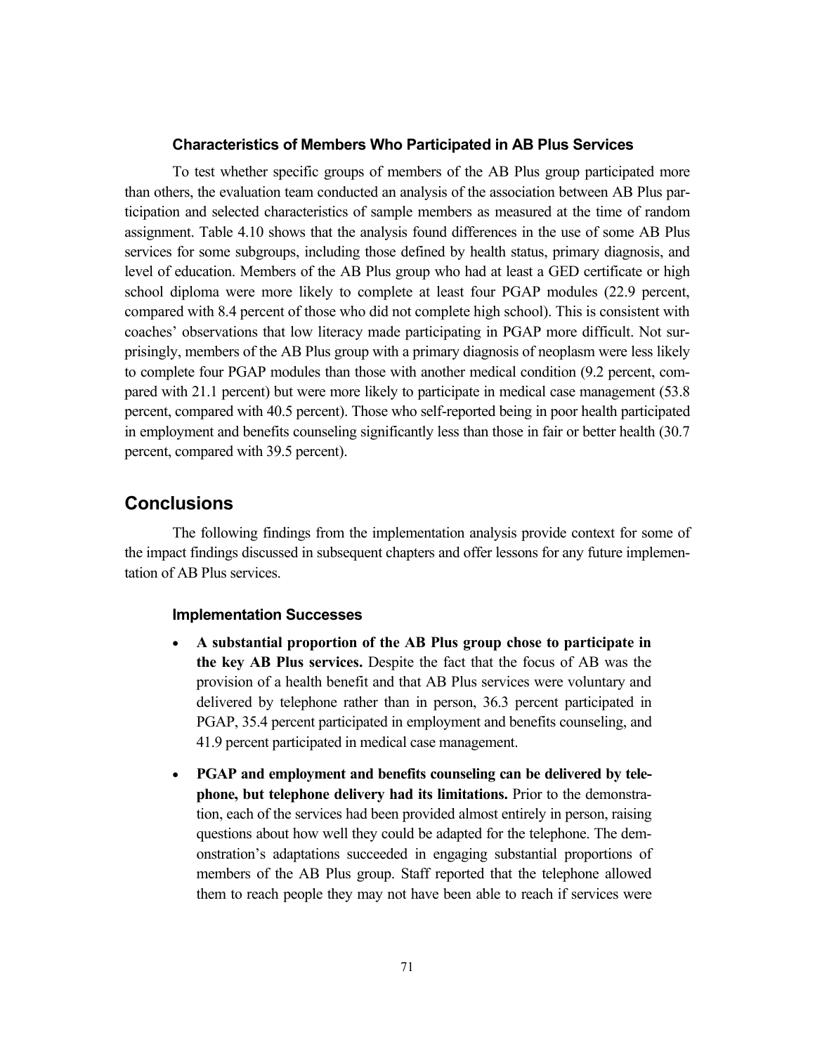### Characteristics of Members Who Participated in AB Plus Services

To test whether specific groups of members of the AB Plus group participated more than others, the evaluation team conducted an analysis of the association between AB Plus participation and selected characteristics of sample members as measured at the time of random assignment. Table 4.10 shows that the analysis found differences in the use of some AB Plus services for some subgroups, including those defined by health status, primary diagnosis, and level of education. Members of the AB Plus group who had at least a GED certificate or high school diploma were more likely to complete at least four PGAP modules (22.9 percent, compared with 8.4 percent of those who did not complete high school). This is consistent with coaches' observations that low literacy made participating in PGAP more difficult. Not surprisingly, members of the AB Plus group with a primary diagnosis of neoplasm were less likely to complete four PGAP modules than those with another medical condition (9.2 percent, compared with 21.1 percent) but were more likely to participate in medical case management (53.8 percent, compared with 40.5 percent). Those who self-reported being in poor health participated in employment and benefits counseling significantly less than those in fair or better health (30.7 percent, compared with 39.5 percent).

## Conclusions

The following findings from the implementation analysis provide context for some of the impact findings discussed in subsequent chapters and offer lessons for any future implementation of AB Plus services.

### Implementation Successes

- **A substantial proportion of the AB Plus group chose to participate in the key AB Plus services.** Despite the fact that the focus of AB was the provision of a health benefit and that AB Plus services were voluntary and delivered by telephone rather than in person, 36.3 percent participated in PGAP, 35.4 percent participated in employment and benefits counseling, and 41.9 percent participated in medical case management.

- **PGAP and employment and benefits counseling can be delivered by telephone, but telephone delivery had its limitations.** Prior to the demonstration, each of the services had been provided almost entirely in person, raising questions about how well they could be adapted for the telephone. The demonstration's adaptations succeeded in engaging substantial proportions of members of the AB Plus group. Staff reported that the telephone allowed them to reach people they may not have been able to reach if services were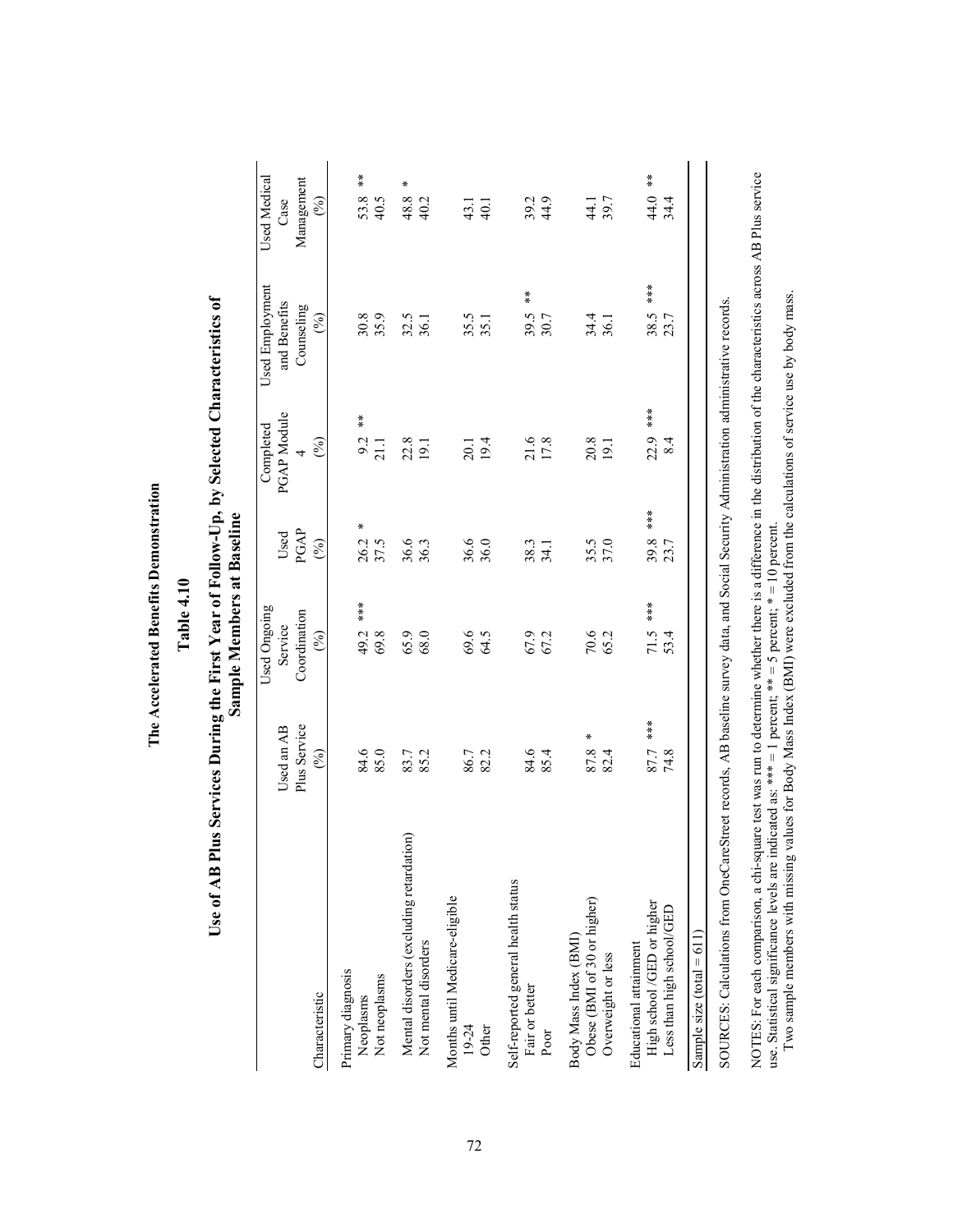# The Accelerated Benefits Demonstration

## Table 4.10

## Use of AB Plus Services During the First Year of Follow-Up, by Selected Characteristics of Sample Members at Baseline

| Characteristic | Used an AB Plus Service (%) | Used Ongoing Service Coordination (%) | Used PGAP (%) | Completed PGAP Module 4 (%) | Used Employment and Benefits Counseling (%) | Used Medical Case Management (%) |
|---|---|---|---|---|---|---|
| Primary diagnosis | | | | | | |
| Neoplasms | 84.6 | 49.2 *** | 26.2 * | 9.2 ** | 30.8 | 53.8 ** |
| Not neoplasms | 85.0 | 69.8 | 37.5 | 21.1 | 35.9 | 40.5 |
| Mental disorders (excluding retardation) | 83.7 | 65.9 | 36.6 | 22.8 | 32.5 | 48.8 * |
| Not mental disorders | 85.2 | 68.0 | 36.3 | 19.1 | 36.1 | 40.2 |
| Months until Medicare-eligible | | | | | | |
| 19-24 | 86.7 | 69.6 | 36.6 | 20.1 | 35.5 | 43.1 |
| Other | 82.2 | 64.5 | 36.0 | 19.4 | 35.1 | 40.1 |
| Self-reported general health status | | | | | | |
| Fair or better | 84.6 | 67.9 | 38.3 | 21.6 | 39.5 ** | 39.2 |
| Poor | 85.4 | 67.2 | 34.1 | 17.8 | 30.7 | 44.9 |
| Body Mass Index (BMI) | | | | | | |
| Obese (BMI of 30 or higher) | 87.8 * | 70.6 | 35.5 | 20.8 | 34.4 | 44.1 |
| Overweight or less | 82.4 | 65.2 | 37.0 | 19.1 | 36.1 | 39.7 |
| Educational attainment | | | | | | |
| High school /GED or higher | 87.7 *** | 71.5 *** | 39.8 *** | 22.9 *** | 38.5 *** | 44.0 ** |
| Less than high school/GED | 74.8 | 53.4 | 23.7 | 8.4 | 23.7 | 34.4 |
| Sample size (total = 611) | | | | | | |

SOURCES: Calculations from OneCareStreet records, AB baseline survey data, and Social Security Administration administrative records.

NOTES: For each comparison, a chi-square test was run to determine whether there is a difference in the distribution of the characteristics across AB Plus service use. Statistical significance levels are indicated as: *** = 1 percent; ** = 5 percent; * = 10 percent.

Two sample members with missing values for Body Mass Index (BMI) were excluded from the calculations of service use by body mass.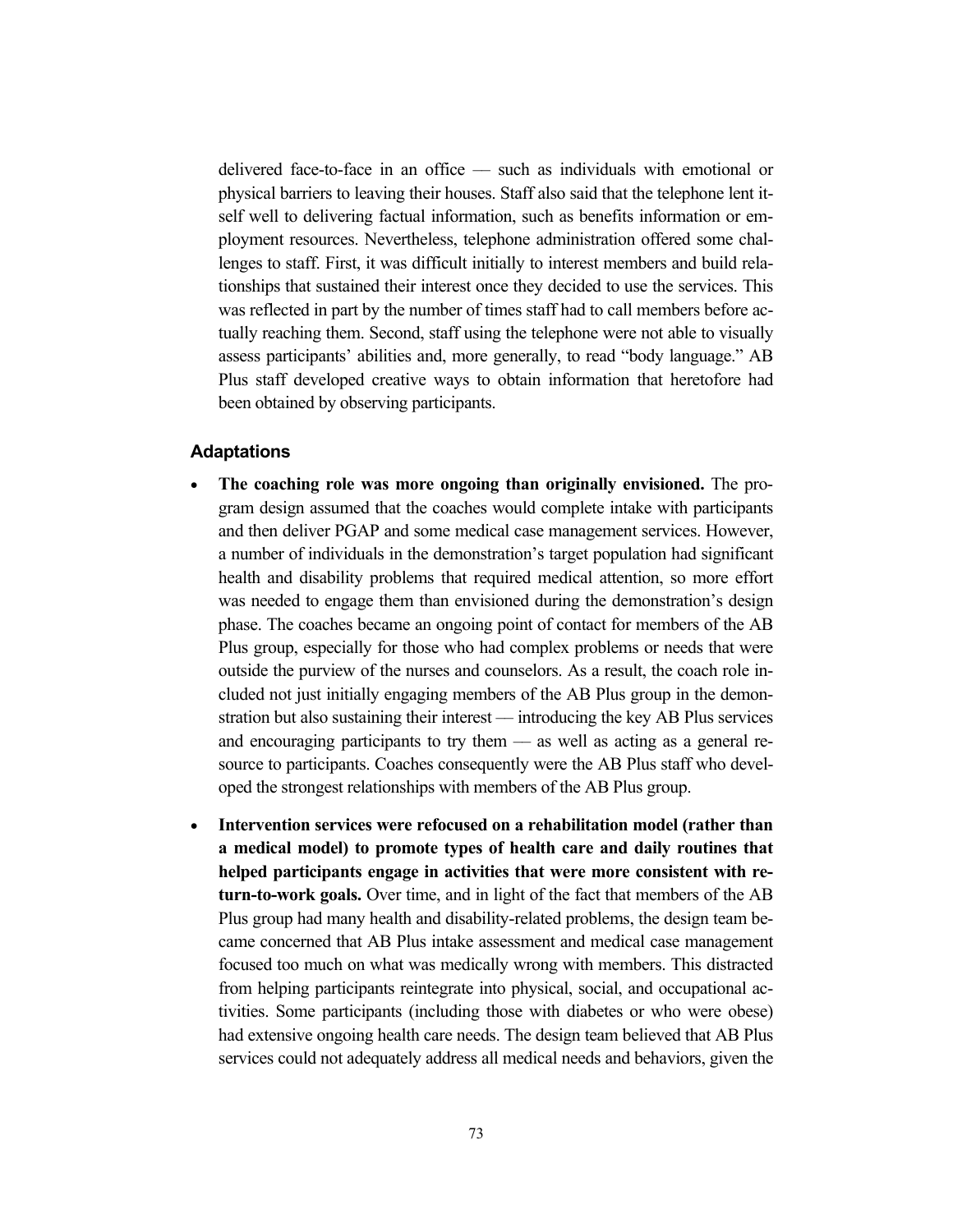delivered face-to-face in an office — such as individuals with emotional or physical barriers to leaving their houses. Staff also said that the telephone lent itself well to delivering factual information, such as benefits information or employment resources. Nevertheless, telephone administration offered some challenges to staff. First, it was difficult initially to interest members and build relationships that sustained their interest once they decided to use the services. This was reflected in part by the number of times staff had to call members before actually reaching them. Second, staff using the telephone were not able to visually assess participants' abilities and, more generally, to read "body language." AB Plus staff developed creative ways to obtain information that heretofore had been obtained by observing participants.

### Adaptations

- **The coaching role was more ongoing than originally envisioned.** The program design assumed that the coaches would complete intake with participants and then deliver PGAP and some medical case management services. However, a number of individuals in the demonstration's target population had significant health and disability problems that required medical attention, so more effort was needed to engage them than envisioned during the demonstration's design phase. The coaches became an ongoing point of contact for members of the AB Plus group, especially for those who had complex problems or needs that were outside the purview of the nurses and counselors. As a result, the coach role included not just initially engaging members of the AB Plus group in the demonstration but also sustaining their interest — introducing the key AB Plus services and encouraging participants to try them — as well as acting as a general resource to participants. Coaches consequently were the AB Plus staff who developed the strongest relationships with members of the AB Plus group.

- **Intervention services were refocused on a rehabilitation model (rather than a medical model) to promote types of health care and daily routines that helped participants engage in activities that were more consistent with return-to-work goals.** Over time, and in light of the fact that members of the AB Plus group had many health and disability-related problems, the design team became concerned that AB Plus intake assessment and medical case management focused too much on what was medically wrong with members. This distracted from helping participants reintegrate into physical, social, and occupational activities. Some participants (including those with diabetes or who were obese) had extensive ongoing health care needs. The design team believed that AB Plus services could not adequately address all medical needs and behaviors, given the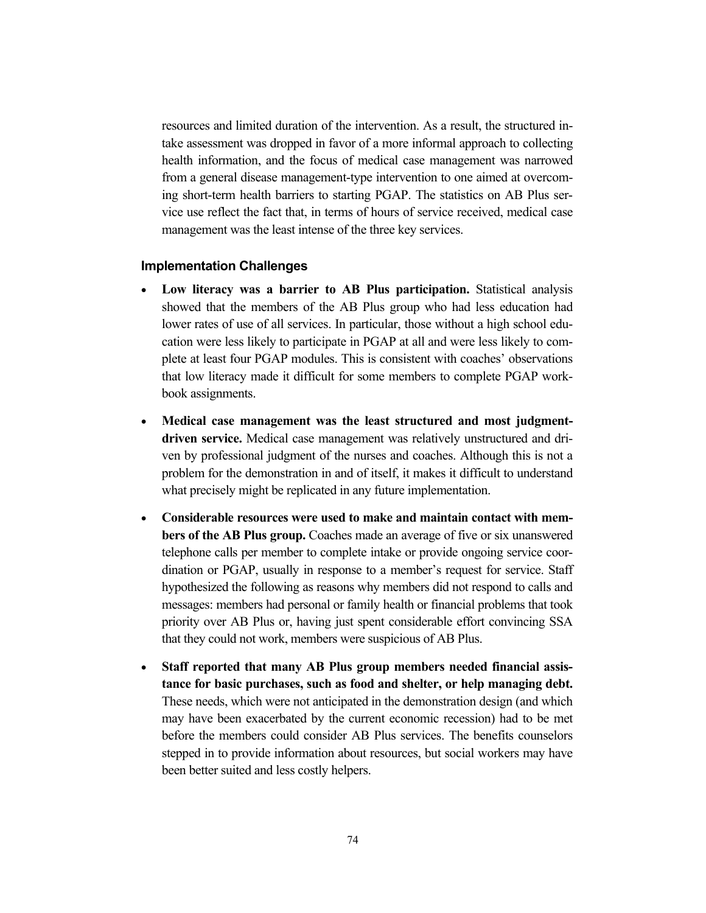resources and limited duration of the intervention. As a result, the structured intake assessment was dropped in favor of a more informal approach to collecting health information, and the focus of medical case management was narrowed from a general disease management-type intervention to one aimed at overcoming short-term health barriers to starting PGAP. The statistics on AB Plus service use reflect the fact that, in terms of hours of service received, medical case management was the least intense of the three key services.

### Implementation Challenges

- **Low literacy was a barrier to AB Plus participation.** Statistical analysis showed that the members of the AB Plus group who had less education had lower rates of use of all services. In particular, those without a high school education were less likely to participate in PGAP at all and were less likely to complete at least four PGAP modules. This is consistent with coaches' observations that low literacy made it difficult for some members to complete PGAP workbook assignments.

- **Medical case management was the least structured and most judgment-driven service.** Medical case management was relatively unstructured and driven by professional judgment of the nurses and coaches. Although this is not a problem for the demonstration in and of itself, it makes it difficult to understand what precisely might be replicated in any future implementation.

- **Considerable resources were used to make and maintain contact with members of the AB Plus group.** Coaches made an average of five or six unanswered telephone calls per member to complete intake or provide ongoing service coordination or PGAP, usually in response to a member's request for service. Staff hypothesized the following as reasons why members did not respond to calls and messages: members had personal or family health or financial problems that took priority over AB Plus or, having just spent considerable effort convincing SSA that they could not work, members were suspicious of AB Plus.

- **Staff reported that many AB Plus group members needed financial assistance for basic purchases, such as food and shelter, or help managing debt.** These needs, which were not anticipated in the demonstration design (and which may have been exacerbated by the current economic recession) had to be met before the members could consider AB Plus services. The benefits counselors stepped in to provide information about resources, but social workers may have been better suited and less costly helpers.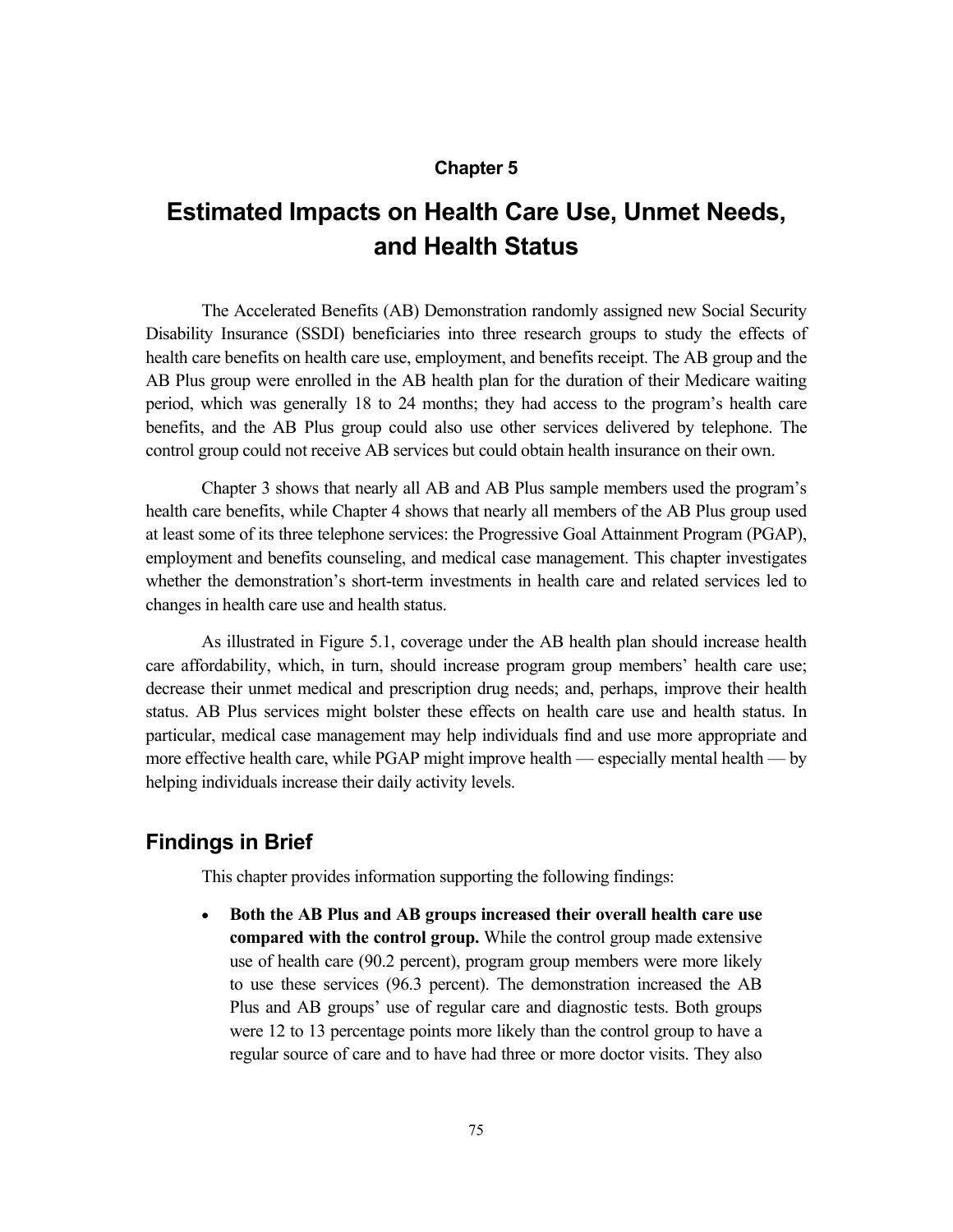**Chapter 5**

# Estimated Impacts on Health Care Use, Unmet Needs, and Health Status

The Accelerated Benefits (AB) Demonstration randomly assigned new Social Security Disability Insurance (SSDI) beneficiaries into three research groups to study the effects of health care benefits on health care use, employment, and benefits receipt. The AB group and the AB Plus group were enrolled in the AB health plan for the duration of their Medicare waiting period, which was generally 18 to 24 months; they had access to the program's health care benefits, and the AB Plus group could also use other services delivered by telephone. The control group could not receive AB services but could obtain health insurance on their own.

Chapter 3 shows that nearly all AB and AB Plus sample members used the program's health care benefits, while Chapter 4 shows that nearly all members of the AB Plus group used at least some of its three telephone services: the Progressive Goal Attainment Program (PGAP), employment and benefits counseling, and medical case management. This chapter investigates whether the demonstration's short-term investments in health care and related services led to changes in health care use and health status.

As illustrated in Figure 5.1, coverage under the AB health plan should increase health care affordability, which, in turn, should increase program group members' health care use; decrease their unmet medical and prescription drug needs; and, perhaps, improve their health status. AB Plus services might bolster these effects on health care use and health status. In particular, medical case management may help individuals find and use more appropriate and more effective health care, while PGAP might improve health — especially mental health — by helping individuals increase their daily activity levels.

## Findings in Brief

This chapter provides information supporting the following findings:

- **Both the AB Plus and AB groups increased their overall health care use compared with the control group.** While the control group made extensive use of health care (90.2 percent), program group members were more likely to use these services (96.3 percent). The demonstration increased the AB Plus and AB groups' use of regular care and diagnostic tests. Both groups were 12 to 13 percentage points more likely than the control group to have a regular source of care and to have had three or more doctor visits. They also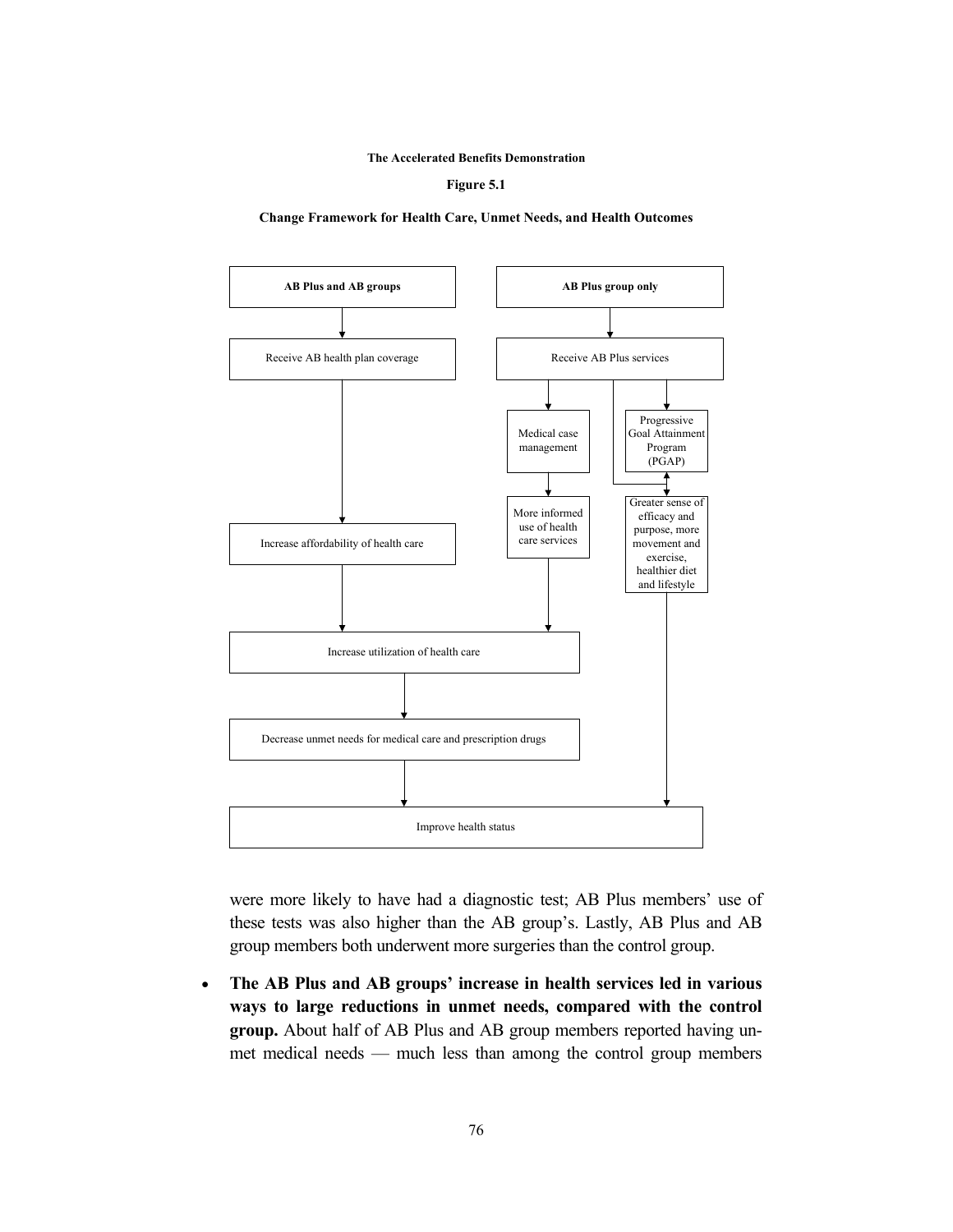The Accelerated Benefits Demonstration

**Figure 5.1**

**Change Framework for Health Care, Unmet Needs, and Health Outcomes**

- AB Plus and AB groups
- Receive AB health plan coverage
- Increase affordability of health care
- AB Plus group only
- Receive AB Plus services
- Medical case management
- More informed use of health care services
- Progressive Goal Attainment Program (PGAP)
- Greater sense of efficacy and purpose, more movement and exercise, healthier diet and lifestyle
- Increase utilization of health care
- Decrease unmet needs for medical care and prescription drugs
- Improve health status

were more likely to have had a diagnostic test; AB Plus members' use of these tests was also higher than the AB group's. Lastly, AB Plus and AB group members both underwent more surgeries than the control group.

- **The AB Plus and AB groups' increase in health services led in various ways to large reductions in unmet needs, compared with the control group.** About half of AB Plus and AB group members reported having unmet medical needs — much less than among the control group members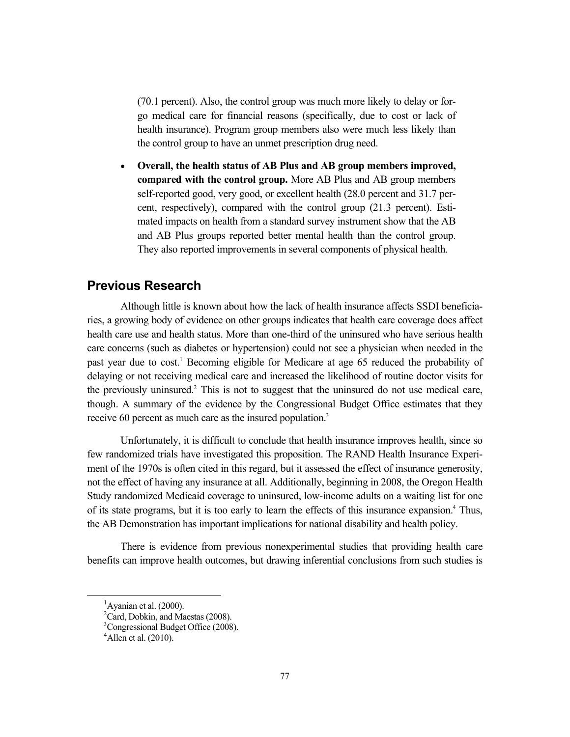(70.1 percent). Also, the control group was much more likely to delay or forgo medical care for financial reasons (specifically, due to cost or lack of health insurance). Program group members also were much less likely than the control group to have an unmet prescription drug need.

- **Overall, the health status of AB Plus and AB group members improved, compared with the control group.** More AB Plus and AB group members self-reported good, very good, or excellent health (28.0 percent and 31.7 percent, respectively), compared with the control group (21.3 percent). Estimated impacts on health from a standard survey instrument show that the AB and AB Plus groups reported better mental health than the control group. They also reported improvements in several components of physical health.

## Previous Research

Although little is known about how the lack of health insurance affects SSDI beneficiaries, a growing body of evidence on other groups indicates that health care coverage does affect health care use and health status. More than one-third of the uninsured who have serious health care concerns (such as diabetes or hypertension) could not see a physician when needed in the past year due to cost.[1] Becoming eligible for Medicare at age 65 reduced the probability of delaying or not receiving medical care and increased the likelihood of routine doctor visits for the previously uninsured.[2] This is not to suggest that the uninsured do not use medical care, though. A summary of the evidence by the Congressional Budget Office estimates that they receive 60 percent as much care as the insured population.[3]

Unfortunately, it is difficult to conclude that health insurance improves health, since so few randomized trials have investigated this proposition. The RAND Health Insurance Experiment of the 1970s is often cited in this regard, but it assessed the effect of insurance generosity, not the effect of having any insurance at all. Additionally, beginning in 2008, the Oregon Health Study randomized Medicaid coverage to uninsured, low-income adults on a waiting list for one of its state programs, but it is too early to learn the effects of this insurance expansion.[4] Thus, the AB Demonstration has important implications for national disability and health policy.

There is evidence from previous nonexperimental studies that providing health care benefits can improve health outcomes, but drawing inferential conclusions from such studies is

[1] Ayanian et al. (2000).
[2] Card, Dobkin, and Maestas (2008).
[3] Congressional Budget Office (2008).
[4] Allen et al. (2010).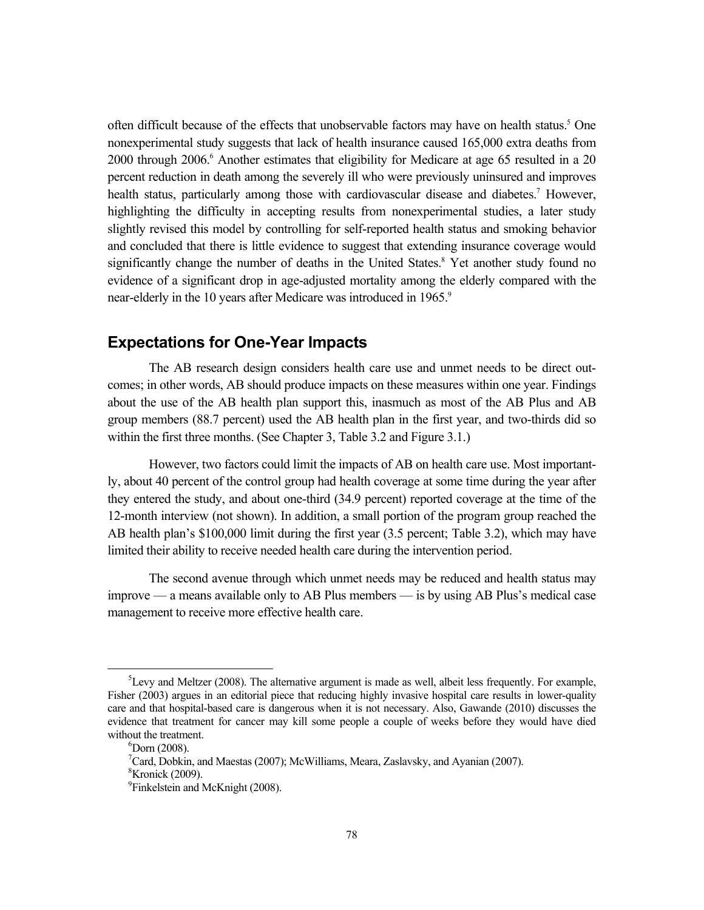often difficult because of the effects that unobservable factors may have on health status.[5] One nonexperimental study suggests that lack of health insurance caused 165,000 extra deaths from 2000 through 2006.[6] Another estimates that eligibility for Medicare at age 65 resulted in a 20 percent reduction in death among the severely ill who were previously uninsured and improves health status, particularly among those with cardiovascular disease and diabetes.[7] However, highlighting the difficulty in accepting results from nonexperimental studies, a later study slightly revised this model by controlling for self-reported health status and smoking behavior and concluded that there is little evidence to suggest that extending insurance coverage would significantly change the number of deaths in the United States.[8] Yet another study found no evidence of a significant drop in age-adjusted mortality among the elderly compared with the near-elderly in the 10 years after Medicare was introduced in 1965.[9]

## Expectations for One-Year Impacts

The AB research design considers health care use and unmet needs to be direct outcomes; in other words, AB should produce impacts on these measures within one year. Findings about the use of the AB health plan support this, inasmuch as most of the AB Plus and AB group members (88.7 percent) used the AB health plan in the first year, and two-thirds did so within the first three months. (See Chapter 3, Table 3.2 and Figure 3.1.)

However, two factors could limit the impacts of AB on health care use. Most importantly, about 40 percent of the control group had health coverage at some time during the year after they entered the study, and about one-third (34.9 percent) reported coverage at the time of the 12-month interview (not shown). In addition, a small portion of the program group reached the AB health plan's $100,000 limit during the first year (3.5 percent; Table 3.2), which may have limited their ability to receive needed health care during the intervention period.

The second avenue through which unmet needs may be reduced and health status may improve — a means available only to AB Plus members — is by using AB Plus's medical case management to receive more effective health care.

---

[5] Levy and Meltzer (2008). The alternative argument is made as well, albeit less frequently. For example, Fisher (2003) argues in an editorial piece that reducing highly invasive hospital care results in lower-quality care and that hospital-based care is dangerous when it is not necessary. Also, Gawande (2010) discusses the evidence that treatment for cancer may kill some people a couple of weeks before they would have died without the treatment.

[6] Dorn (2008).

[7] Card, Dobkin, and Maestas (2007); McWilliams, Meara, Zaslavsky, and Ayanian (2007).

[8] Kronick (2009).

[9] Finkelstein and McKnight (2008).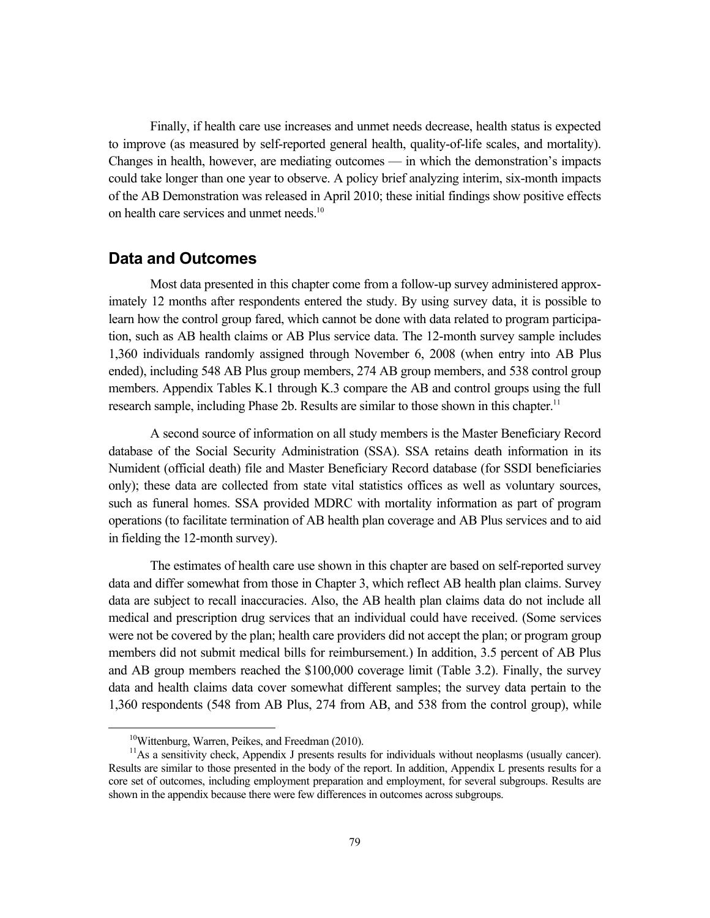Finally, if health care use increases and unmet needs decrease, health status is expected to improve (as measured by self-reported general health, quality-of-life scales, and mortality). Changes in health, however, are mediating outcomes — in which the demonstration's impacts could take longer than one year to observe. A policy brief analyzing interim, six-month impacts of the AB Demonstration was released in April 2010; these initial findings show positive effects on health care services and unmet needs.[10]

## Data and Outcomes

Most data presented in this chapter come from a follow-up survey administered approximately 12 months after respondents entered the study. By using survey data, it is possible to learn how the control group fared, which cannot be done with data related to program participation, such as AB health claims or AB Plus service data. The 12-month survey sample includes 1,360 individuals randomly assigned through November 6, 2008 (when entry into AB Plus ended), including 548 AB Plus group members, 274 AB group members, and 538 control group members. Appendix Tables K.1 through K.3 compare the AB and control groups using the full research sample, including Phase 2b. Results are similar to those shown in this chapter.[11]

A second source of information on all study members is the Master Beneficiary Record database of the Social Security Administration (SSA). SSA retains death information in its Numident (official death) file and Master Beneficiary Record database (for SSDI beneficiaries only); these data are collected from state vital statistics offices as well as voluntary sources, such as funeral homes. SSA provided MDRC with mortality information as part of program operations (to facilitate termination of AB health plan coverage and AB Plus services and to aid in fielding the 12-month survey).

The estimates of health care use shown in this chapter are based on self-reported survey data and differ somewhat from those in Chapter 3, which reflect AB health plan claims. Survey data are subject to recall inaccuracies. Also, the AB health plan claims data do not include all medical and prescription drug services that an individual could have received. (Some services were not be covered by the plan; health care providers did not accept the plan; or program group members did not submit medical bills for reimbursement.) In addition, 3.5 percent of AB Plus and AB group members reached the $100,000 coverage limit (Table 3.2). Finally, the survey data and health claims data cover somewhat different samples; the survey data pertain to the 1,360 respondents (548 from AB Plus, 274 from AB, and 538 from the control group), while

[10] Wittenburg, Warren, Peikes, and Freedman (2010).

[11] As a sensitivity check, Appendix J presents results for individuals without neoplasms (usually cancer). Results are similar to those presented in the body of the report. In addition, Appendix L presents results for a core set of outcomes, including employment preparation and employment, for several subgroups. Results are shown in the appendix because there were few differences in outcomes across subgroups.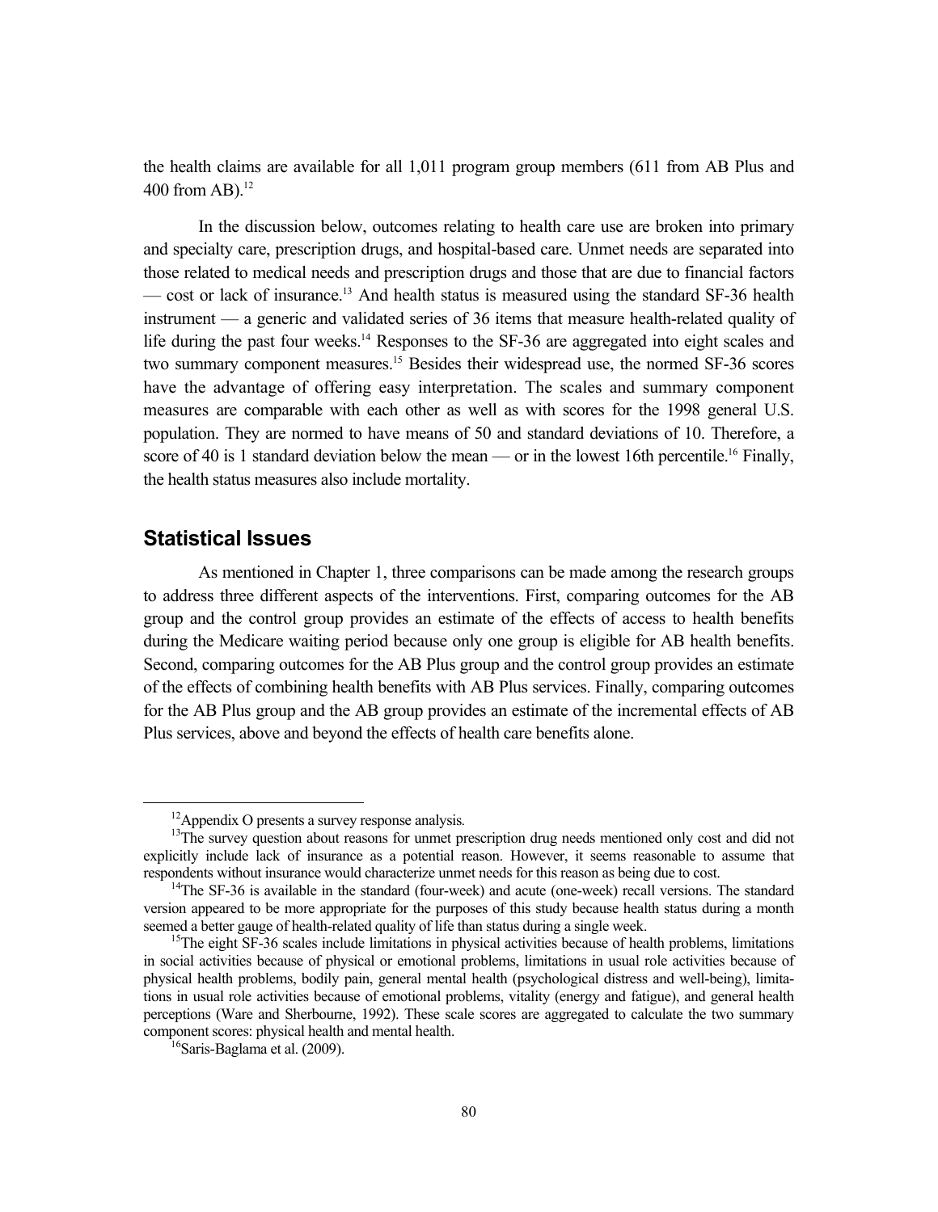the health claims are available for all 1,011 program group members (611 from AB Plus and 400 from AB).[12]

In the discussion below, outcomes relating to health care use are broken into primary and specialty care, prescription drugs, and hospital-based care. Unmet needs are separated into those related to medical needs and prescription drugs and those that are due to financial factors — cost or lack of insurance.[13] And health status is measured using the standard SF-36 health instrument — a generic and validated series of 36 items that measure health-related quality of life during the past four weeks.[14] Responses to the SF-36 are aggregated into eight scales and two summary component measures.[15] Besides their widespread use, the normed SF-36 scores have the advantage of offering easy interpretation. The scales and summary component measures are comparable with each other as well as with scores for the 1998 general U.S. population. They are normed to have means of 50 and standard deviations of 10. Therefore, a score of 40 is 1 standard deviation below the mean — or in the lowest 16th percentile.[16] Finally, the health status measures also include mortality.

## Statistical Issues

As mentioned in Chapter 1, three comparisons can be made among the research groups to address three different aspects of the interventions. First, comparing outcomes for the AB group and the control group provides an estimate of the effects of access to health benefits during the Medicare waiting period because only one group is eligible for AB health benefits. Second, comparing outcomes for the AB Plus group and the control group provides an estimate of the effects of combining health benefits with AB Plus services. Finally, comparing outcomes for the AB Plus group and the AB group provides an estimate of the incremental effects of AB Plus services, above and beyond the effects of health care benefits alone.

---

[12]Appendix O presents a survey response analysis.

[13]The survey question about reasons for unmet prescription drug needs mentioned only cost and did not explicitly include lack of insurance as a potential reason. However, it seems reasonable to assume that respondents without insurance would characterize unmet needs for this reason as being due to cost.

[14]The SF-36 is available in the standard (four-week) and acute (one-week) recall versions. The standard version appeared to be more appropriate for the purposes of this study because health status during a month seemed a better gauge of health-related quality of life than status during a single week.

[15]The eight SF-36 scales include limitations in physical activities because of health problems, limitations in social activities because of physical or emotional problems, limitations in usual role activities because of physical health problems, bodily pain, general mental health (psychological distress and well-being), limitations in usual role activities because of emotional problems, vitality (energy and fatigue), and general health perceptions (Ware and Sherbourne, 1992). These scale scores are aggregated to calculate the two summary component scores: physical health and mental health.

[16]Saris-Baglama et al. (2009).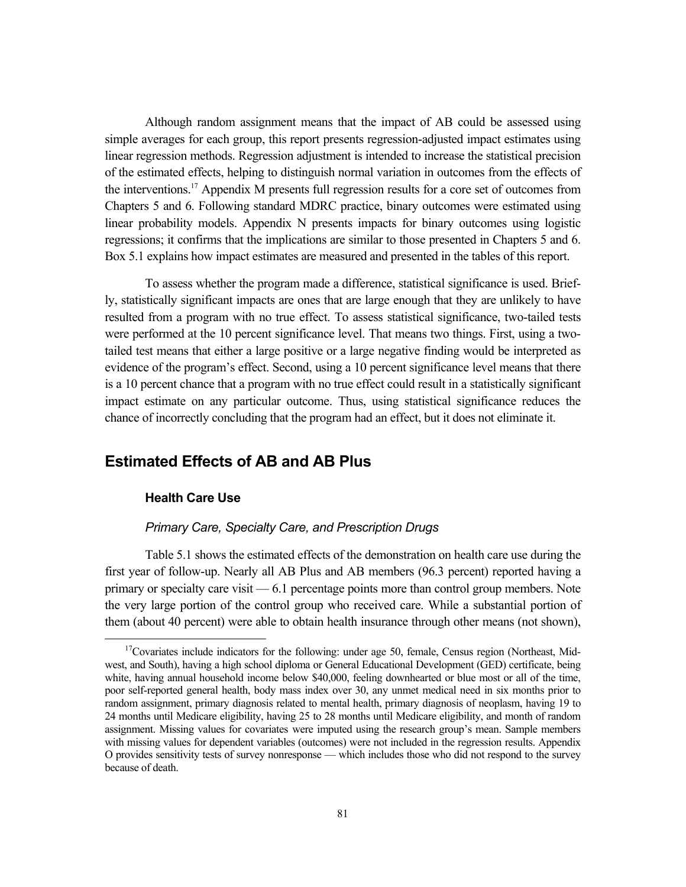Although random assignment means that the impact of AB could be assessed using simple averages for each group, this report presents regression-adjusted impact estimates using linear regression methods. Regression adjustment is intended to increase the statistical precision of the estimated effects, helping to distinguish normal variation in outcomes from the effects of the interventions.[17] Appendix M presents full regression results for a core set of outcomes from Chapters 5 and 6. Following standard MDRC practice, binary outcomes were estimated using linear probability models. Appendix N presents impacts for binary outcomes using logistic regressions; it confirms that the implications are similar to those presented in Chapters 5 and 6. Box 5.1 explains how impact estimates are measured and presented in the tables of this report.

To assess whether the program made a difference, statistical significance is used. Briefly, statistically significant impacts are ones that are large enough that they are unlikely to have resulted from a program with no true effect. To assess statistical significance, two-tailed tests were performed at the 10 percent significance level. That means two things. First, using a two-tailed test means that either a large positive or a large negative finding would be interpreted as evidence of the program's effect. Second, using a 10 percent significance level means that there is a 10 percent chance that a program with no true effect could result in a statistically significant impact estimate on any particular outcome. Thus, using statistical significance reduces the chance of incorrectly concluding that the program had an effect, but it does not eliminate it.

## Estimated Effects of AB and AB Plus

### Health Care Use

#### *Primary Care, Specialty Care, and Prescription Drugs*

Table 5.1 shows the estimated effects of the demonstration on health care use during the first year of follow-up. Nearly all AB Plus and AB members (96.3 percent) reported having a primary or specialty care visit — 6.1 percentage points more than control group members. Note the very large portion of the control group who received care. While a substantial portion of them (about 40 percent) were able to obtain health insurance through other means (not shown),

---

[17] Covariates include indicators for the following: under age 50, female, Census region (Northeast, Midwest, and South), having a high school diploma or General Educational Development (GED) certificate, being white, having annual household income below $40,000, feeling downhearted or blue most or all of the time, poor self-reported general health, body mass index over 30, any unmet medical need in six months prior to random assignment, primary diagnosis related to mental health, primary diagnosis of neoplasm, having 19 to 24 months until Medicare eligibility, having 25 to 28 months until Medicare eligibility, and month of random assignment. Missing values for covariates were imputed using the research group's mean. Sample members with missing values for dependent variables (outcomes) were not included in the regression results. Appendix O provides sensitivity tests of survey nonresponse — which includes those who did not respond to the survey because of death.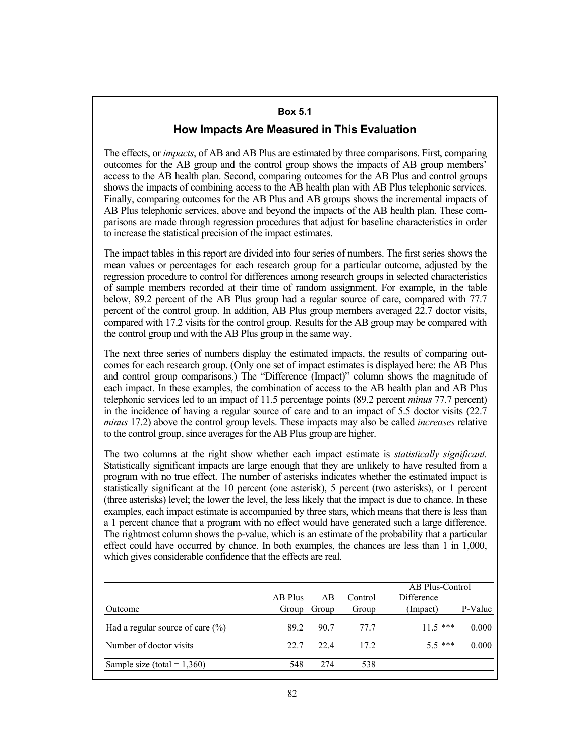## Box 5.1

### How Impacts Are Measured in This Evaluation

The effects, or *impacts*, of AB and AB Plus are estimated by three comparisons. First, comparing outcomes for the AB group and the control group shows the impacts of AB group members' access to the AB health plan. Second, comparing outcomes for the AB Plus and control groups shows the impacts of combining access to the AB health plan with AB Plus telephonic services. Finally, comparing outcomes for the AB Plus and AB groups shows the incremental impacts of AB Plus telephonic services, above and beyond the impacts of the AB health plan. These comparisons are made through regression procedures that adjust for baseline characteristics in order to increase the statistical precision of the impact estimates.

The impact tables in this report are divided into four series of numbers. The first series shows the mean values or percentages for each research group for a particular outcome, adjusted by the regression procedure to control for differences among research groups in selected characteristics of sample members recorded at their time of random assignment. For example, in the table below, 89.2 percent of the AB Plus group had a regular source of care, compared with 77.7 percent of the control group. In addition, AB Plus group members averaged 22.7 doctor visits, compared with 17.2 visits for the control group. Results for the AB group may be compared with the control group and with the AB Plus group in the same way.

The next three series of numbers display the estimated impacts, the results of comparing outcomes for each research group. (Only one set of impact estimates is displayed here: the AB Plus and control group comparisons.) The "Difference (Impact)" column shows the magnitude of each impact. In these examples, the combination of access to the AB health plan and AB Plus telephonic services led to an impact of 11.5 percentage points (89.2 percent *minus* 77.7 percent) in the incidence of having a regular source of care and to an impact of 5.5 doctor visits (22.7 *minus* 17.2) above the control group levels. These impacts may also be called *increases* relative to the control group, since averages for the AB Plus group are higher.

The two columns at the right show whether each impact estimate is *statistically significant.* Statistically significant impacts are large enough that they are unlikely to have resulted from a program with no true effect. The number of asterisks indicates whether the estimated impact is statistically significant at the 10 percent (one asterisk), 5 percent (two asterisks), or 1 percent (three asterisks) level; the lower the level, the less likely that the impact is due to chance. In these examples, each impact estimate is accompanied by three stars, which means that there is less than a 1 percent chance that a program with no effect would have generated such a large difference. The rightmost column shows the p-value, which is an estimate of the probability that a particular effect could have occurred by chance. In both examples, the chances are less than 1 in 1,000, which gives considerable confidence that the effects are real.

| | | | | AB Plus-Control | |
|---|---|---|---|---|---|
| Outcome | AB Plus Group | AB Group | Control Group | Difference (Impact) | P-Value |
| Had a regular source of care (%) | 89.2 | 90.7 | 77.7 | 11.5 *** | 0.000 |
| Number of doctor visits | 22.7 | 22.4 | 17.2 | 5.5 *** | 0.000 |
| Sample size (total = 1,360) | 548 | 274 | 538 | | |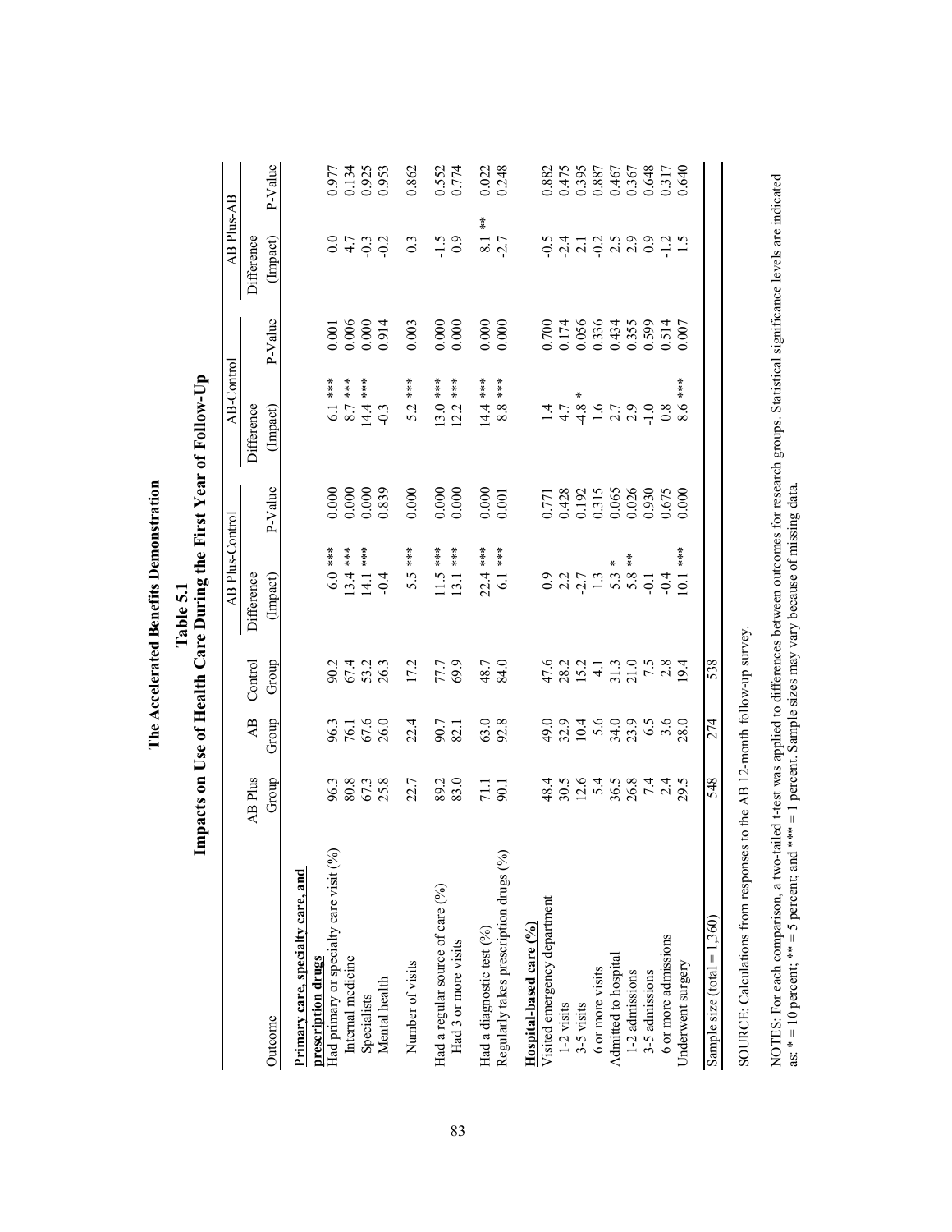**The Accelerated Benefits Demonstration**

**Table 5.1**

**Impacts on Use of Health Care During the First Year of Follow-Up**

| Outcome | AB Plus Group | AB Group | Control Group | AB Plus-Control Difference (Impact) | AB Plus-Control P-Value | AB-Control Difference (Impact) | AB-Control P-Value | AB Plus-AB Difference (Impact) | AB Plus-AB P-Value |
|---|---|---|---|---|---|---|---|---|---|
| **Primary care, specialty care, and prescription drugs** | | | | | | | | | |
| Had primary or specialty care visit (%) | 96.3 | 96.3 | 90.2 | 6.0 *** | 0.000 | 6.1 *** | 0.001 | 0.0 | 0.977 |
| Internal medicine | 80.8 | 76.1 | 67.4 | 13.4 *** | 0.000 | 8.7 *** | 0.006 | 4.7 | 0.134 |
| Specialists | 67.3 | 67.6 | 53.2 | 14.1 *** | 0.000 | 14.4 *** | 0.000 | -0.3 | 0.925 |
| Mental health | 25.8 | 26.0 | 26.3 | -0.4 | 0.839 | -0.3 | 0.914 | -0.2 | 0.953 |
| Number of visits | 22.7 | 22.4 | 17.2 | 5.5 *** | 0.000 | 5.2 *** | 0.003 | 0.3 | 0.862 |
| Had a regular source of care (%) | 89.2 | 90.7 | 77.7 | 11.5 *** | 0.000 | 13.0 *** | 0.000 | -1.5 | 0.552 |
| Had 3 or more visits | 83.0 | 82.1 | 69.9 | 13.1 *** | 0.000 | 12.2 *** | 0.000 | 0.9 | 0.774 |
| Had a diagnostic test (%) | 71.1 | 63.0 | 48.7 | 22.4 *** | 0.000 | 14.4 *** | 0.000 | 8.1 ** | 0.022 |
| Regularly takes prescription drugs (%) | 90.1 | 92.8 | 84.0 | 6.1 *** | 0.001 | 8.8 *** | 0.000 | -2.7 | 0.248 |
| **Hospital-based care (%)** | | | | | | | | | |
| Visited emergency department | 48.4 | 49.0 | 47.6 | 0.9 | 0.771 | 1.4 | 0.700 | -0.5 | 0.882 |
| 1-2 visits | 30.5 | 32.9 | 28.2 | 2.2 | 0.428 | 4.7 | 0.174 | -2.4 | 0.475 |
| 3-5 visits | 12.6 | 10.4 | 15.2 | -2.7 | 0.192 | -4.8 * | 0.056 | 2.1 | 0.395 |
| 6 or more visits | 5.4 | 5.6 | 4.1 | 1.3 | 0.315 | 1.6 | 0.336 | -0.2 | 0.887 |
| Admitted to hospital | 36.5 | 34.0 | 31.3 | 5.3 * | 0.065 | 2.7 | 0.434 | 2.5 | 0.467 |
| 1-2 admissions | 26.8 | 23.9 | 21.0 | 5.8 ** | 0.026 | 2.9 | 0.355 | 2.9 | 0.367 |
| 3-5 admissions | 7.4 | 6.5 | 7.5 | -0.1 | 0.930 | -1.0 | 0.599 | 0.9 | 0.648 |
| 6 or more admissions | 2.4 | 3.6 | 2.8 | -0.4 | 0.675 | 0.8 | 0.514 | -1.2 | 0.317 |
| Underwent surgery | 29.5 | 28.0 | 19.4 | 10.1 *** | 0.000 | 8.6 *** | 0.007 | 1.5 | 0.640 |
| Sample size (total = 1,360) | 548 | 274 | 538 | | | | | | |

SOURCE: Calculations from responses to the AB 12-month follow-up survey.

NOTES: For each comparison, a two-tailed t-test was applied to differences between outcomes for research groups. Statistical significance levels are indicated as: * = 10 percent; ** = 5 percent; and *** = 1 percent. Sample sizes may vary because of missing data.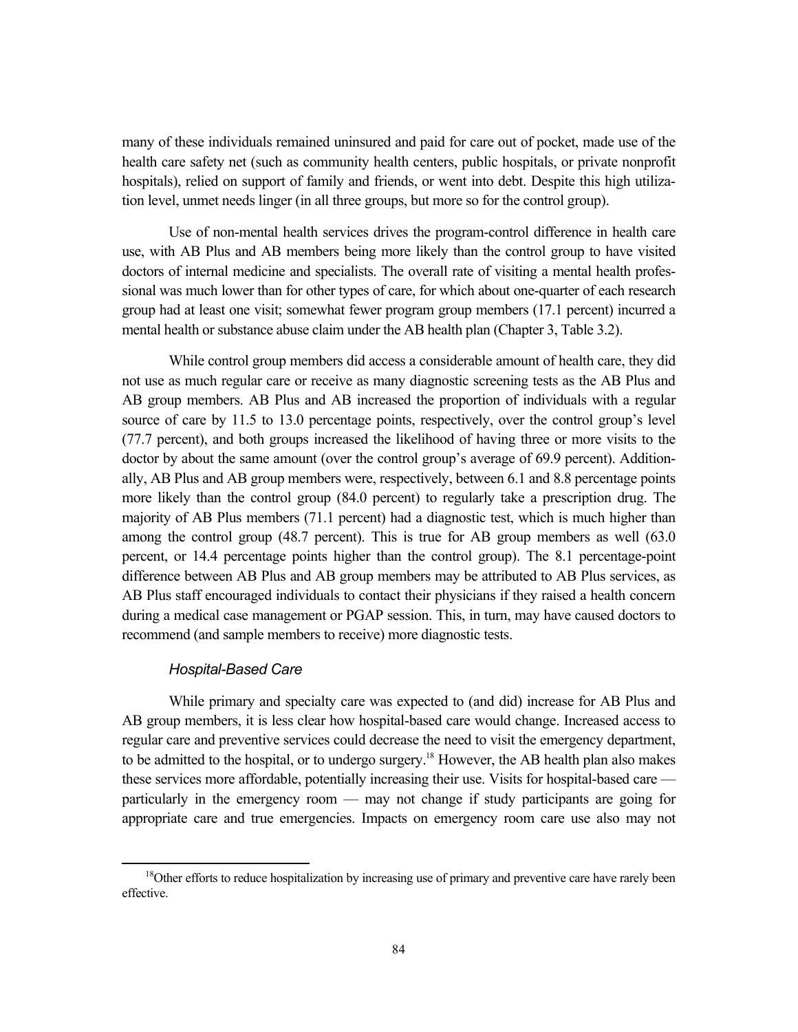many of these individuals remained uninsured and paid for care out of pocket, made use of the health care safety net (such as community health centers, public hospitals, or private nonprofit hospitals), relied on support of family and friends, or went into debt. Despite this high utilization level, unmet needs linger (in all three groups, but more so for the control group).

Use of non-mental health services drives the program-control difference in health care use, with AB Plus and AB members being more likely than the control group to have visited doctors of internal medicine and specialists. The overall rate of visiting a mental health professional was much lower than for other types of care, for which about one-quarter of each research group had at least one visit; somewhat fewer program group members (17.1 percent) incurred a mental health or substance abuse claim under the AB health plan (Chapter 3, Table 3.2).

While control group members did access a considerable amount of health care, they did not use as much regular care or receive as many diagnostic screening tests as the AB Plus and AB group members. AB Plus and AB increased the proportion of individuals with a regular source of care by 11.5 to 13.0 percentage points, respectively, over the control group's level (77.7 percent), and both groups increased the likelihood of having three or more visits to the doctor by about the same amount (over the control group's average of 69.9 percent). Additionally, AB Plus and AB group members were, respectively, between 6.1 and 8.8 percentage points more likely than the control group (84.0 percent) to regularly take a prescription drug. The majority of AB Plus members (71.1 percent) had a diagnostic test, which is much higher than among the control group (48.7 percent). This is true for AB group members as well (63.0 percent, or 14.4 percentage points higher than the control group). The 8.1 percentage-point difference between AB Plus and AB group members may be attributed to AB Plus services, as AB Plus staff encouraged individuals to contact their physicians if they raised a health concern during a medical case management or PGAP session. This, in turn, may have caused doctors to recommend (and sample members to receive) more diagnostic tests.

*Hospital-Based Care*

While primary and specialty care was expected to (and did) increase for AB Plus and AB group members, it is less clear how hospital-based care would change. Increased access to regular care and preventive services could decrease the need to visit the emergency department, to be admitted to the hospital, or to undergo surgery.[18] However, the AB health plan also makes these services more affordable, potentially increasing their use. Visits for hospital-based care — particularly in the emergency room — may not change if study participants are going for appropriate care and true emergencies. Impacts on emergency room care use also may not

[18]Other efforts to reduce hospitalization by increasing use of primary and preventive care have rarely been effective.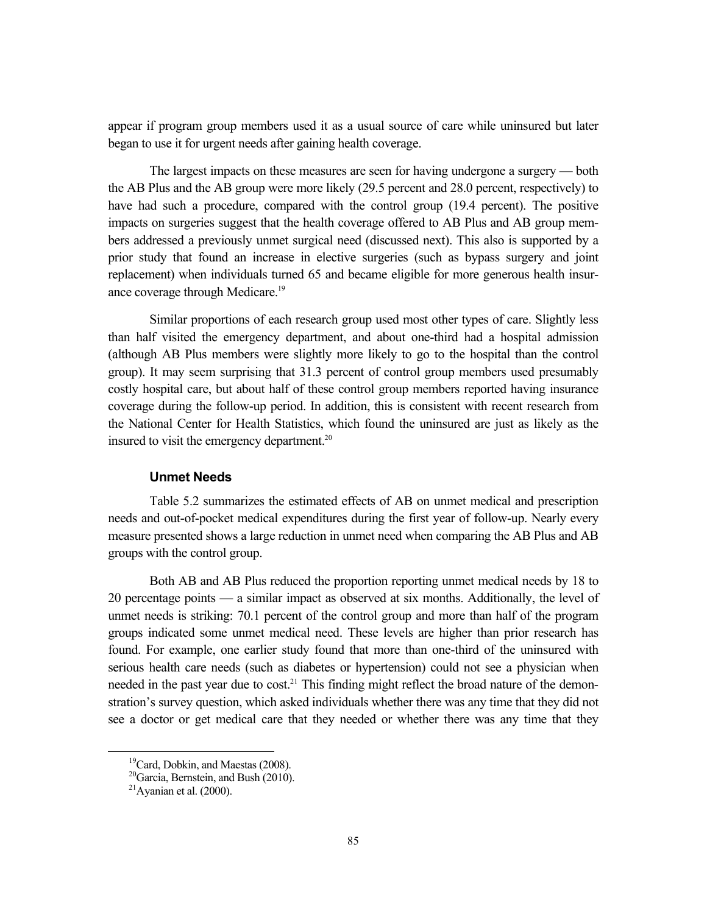appear if program group members used it as a usual source of care while uninsured but later began to use it for urgent needs after gaining health coverage.

The largest impacts on these measures are seen for having undergone a surgery — both the AB Plus and the AB group were more likely (29.5 percent and 28.0 percent, respectively) to have had such a procedure, compared with the control group (19.4 percent). The positive impacts on surgeries suggest that the health coverage offered to AB Plus and AB group members addressed a previously unmet surgical need (discussed next). This also is supported by a prior study that found an increase in elective surgeries (such as bypass surgery and joint replacement) when individuals turned 65 and became eligible for more generous health insurance coverage through Medicare.[19]

Similar proportions of each research group used most other types of care. Slightly less than half visited the emergency department, and about one-third had a hospital admission (although AB Plus members were slightly more likely to go to the hospital than the control group). It may seem surprising that 31.3 percent of control group members used presumably costly hospital care, but about half of these control group members reported having insurance coverage during the follow-up period. In addition, this is consistent with recent research from the National Center for Health Statistics, which found the uninsured are just as likely as the insured to visit the emergency department.[20]

#### Unmet Needs

Table 5.2 summarizes the estimated effects of AB on unmet medical and prescription needs and out-of-pocket medical expenditures during the first year of follow-up. Nearly every measure presented shows a large reduction in unmet need when comparing the AB Plus and AB groups with the control group.

Both AB and AB Plus reduced the proportion reporting unmet medical needs by 18 to 20 percentage points — a similar impact as observed at six months. Additionally, the level of unmet needs is striking: 70.1 percent of the control group and more than half of the program groups indicated some unmet medical need. These levels are higher than prior research has found. For example, one earlier study found that more than one-third of the uninsured with serious health care needs (such as diabetes or hypertension) could not see a physician when needed in the past year due to cost.[21] This finding might reflect the broad nature of the demonstration's survey question, which asked individuals whether there was any time that they did not see a doctor or get medical care that they needed or whether there was any time that they

---

[19] Card, Dobkin, and Maestas (2008).

[20] Garcia, Bernstein, and Bush (2010).

[21] Ayanian et al. (2000).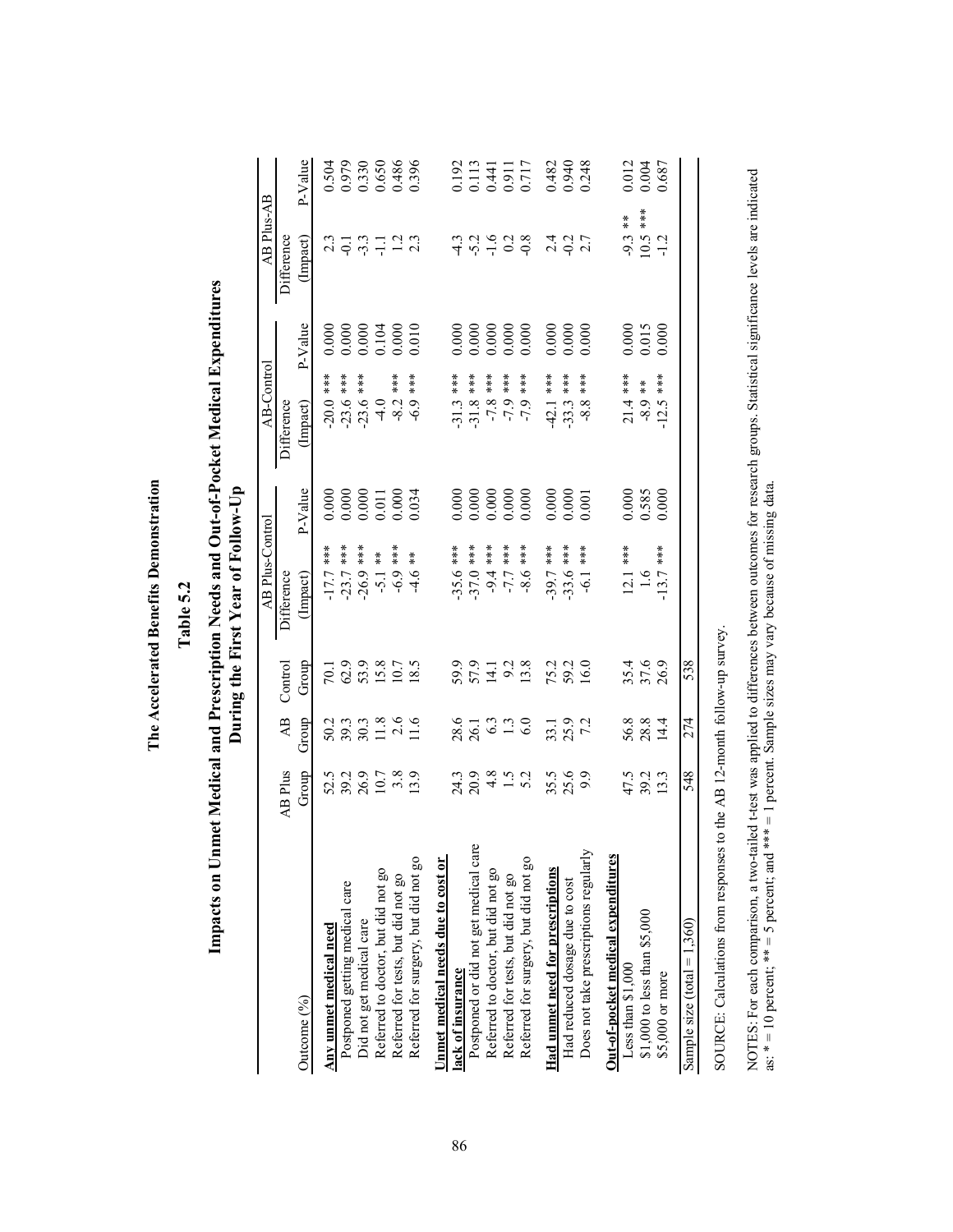# The Accelerated Benefits Demonstration

## Table 5.2

## Impacts on Unmet Medical and Prescription Needs and Out-of-Pocket Medical Expenditures During the First Year of Follow-Up

| Outcome (%) | AB Plus Group | AB Group | Control Group | AB Plus-Control Difference (Impact) | AB Plus-Control P-Value | AB-Control Difference (Impact) | AB-Control P-Value | AB Plus-AB Difference (Impact) | AB Plus-AB P-Value |
|---|---|---|---|---|---|---|---|---|---|
| **Any unmet medical need** | | | | | | | | | |
| Postponed getting medical care | 52.5 | 50.2 | 70.1 | -17.7 *** | 0.000 | -20.0 *** | 0.000 | 2.3 | 0.504 |
| Did not get medical care | 39.2 | 39.3 | 62.9 | -23.7 *** | 0.000 | -23.6 *** | 0.000 | -0.1 | 0.979 |
| Referred to doctor, but did not go | 26.9 | 30.3 | 53.9 | -26.9 *** | 0.000 | -23.6 *** | 0.000 | -3.3 | 0.330 |
| Referred for tests, but did not go | 10.7 | 11.8 | 15.8 | -5.1 ** | 0.011 | -4.0 | 0.104 | -1.1 | 0.650 |
| Referred for surgery, but did not go | 3.8 | 2.6 | 10.7 | -6.9 *** | 0.000 | -8.2 *** | 0.000 | 1.2 | 0.486 |
| | 13.9 | 11.6 | 18.5 | -4.6 ** | 0.034 | -6.9 *** | 0.010 | 2.3 | 0.396 |
| **Unmet medical needs due to cost or lack of insurance** | | | | | | | | | |
| Postponed or did not get medical care | 24.3 | 28.6 | 59.9 | -35.6 *** | 0.000 | -31.3 *** | 0.000 | -4.3 | 0.192 |
| Referred to doctor, but did not go | 20.9 | 26.1 | 57.9 | -37.0 *** | 0.000 | -31.8 *** | 0.000 | -5.2 | 0.113 |
| Referred for tests, but did not go | 4.8 | 6.3 | 14.1 | -9.4 *** | 0.000 | -7.8 *** | 0.000 | -1.6 | 0.441 |
| Referred for surgery, but did not go | 1.5 | 1.3 | 9.2 | -7.7 *** | 0.000 | -7.9 *** | 0.000 | 0.2 | 0.911 |
| | 5.2 | 6.0 | 13.8 | -8.6 *** | 0.000 | -7.9 *** | 0.000 | -0.8 | 0.717 |
| **Had unmet need for prescriptions** | 35.5 | 33.1 | 75.2 | -39.7 *** | 0.000 | -42.1 *** | 0.000 | 2.4 | 0.482 |
| Had reduced dosage due to cost | 25.6 | 25.9 | 59.2 | -33.6 *** | 0.000 | -33.3 *** | 0.000 | -0.2 | 0.940 |
| Does not take prescriptions regularly | 9.9 | 7.2 | 16.0 | -6.1 *** | 0.001 | -8.8 *** | 0.000 | 2.7 | 0.248 |
| **Out-of-pocket medical expenditures** | | | | | | | | | |
| Less than $1,000 | 47.5 | 56.8 | 35.4 | 12.1 *** | 0.000 | 21.4 *** | 0.000 | -9.3 ** | 0.012 |
| $1,000 to less than $5,000 | 39.2 | 28.8 | 37.6 | 1.6 | 0.585 | -8.9 ** | 0.015 | 10.5 *** | 0.004 |
| $5,000 or more | 13.3 | 14.4 | 26.9 | -13.7 *** | 0.000 | -12.5 *** | 0.000 | -1.2 | 0.687 |
| Sample size (total = 1,360) | 548 | 274 | 538 | | | | | | |

SOURCE: Calculations from responses to the AB 12-month follow-up survey.

NOTES: For each comparison, a two-tailed t-test was applied to differences between outcomes for research groups. Statistical significance levels are indicated as: * = 10 percent; ** = 5 percent; and *** = 1 percent. Sample sizes may vary because of missing data.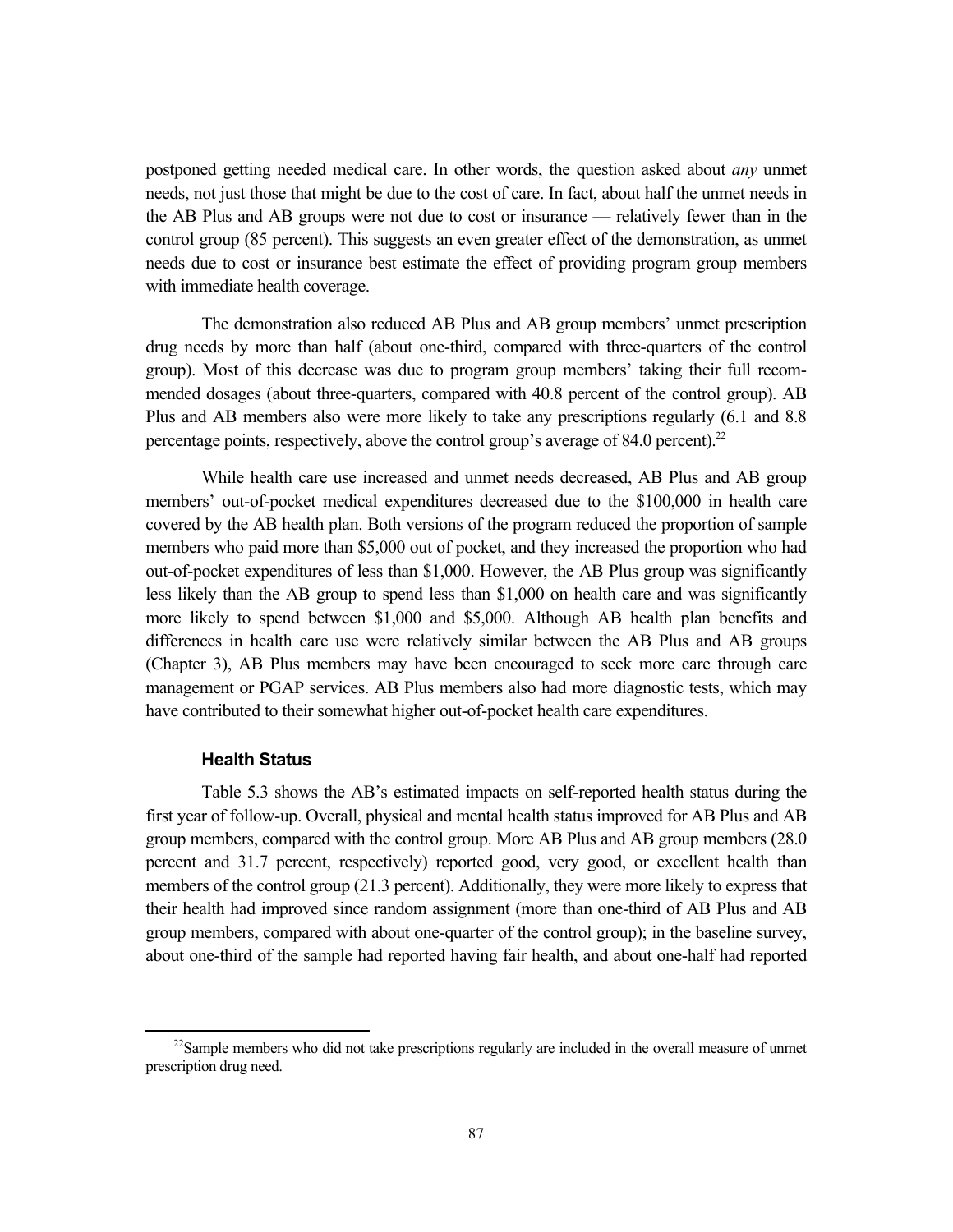postponed getting needed medical care. In other words, the question asked about *any* unmet needs, not just those that might be due to the cost of care. In fact, about half the unmet needs in the AB Plus and AB groups were not due to cost or insurance — relatively fewer than in the control group (85 percent). This suggests an even greater effect of the demonstration, as unmet needs due to cost or insurance best estimate the effect of providing program group members with immediate health coverage.

The demonstration also reduced AB Plus and AB group members' unmet prescription drug needs by more than half (about one-third, compared with three-quarters of the control group). Most of this decrease was due to program group members' taking their full recommended dosages (about three-quarters, compared with 40.8 percent of the control group). AB Plus and AB members also were more likely to take any prescriptions regularly (6.1 and 8.8 percentage points, respectively, above the control group's average of 84.0 percent).[22]

While health care use increased and unmet needs decreased, AB Plus and AB group members' out-of-pocket medical expenditures decreased due to the $100,000 in health care covered by the AB health plan. Both versions of the program reduced the proportion of sample members who paid more than $5,000 out of pocket, and they increased the proportion who had out-of-pocket expenditures of less than $1,000. However, the AB Plus group was significantly less likely than the AB group to spend less than $1,000 on health care and was significantly more likely to spend between $1,000 and $5,000. Although AB health plan benefits and differences in health care use were relatively similar between the AB Plus and AB groups (Chapter 3), AB Plus members may have been encouraged to seek more care through care management or PGAP services. AB Plus members also had more diagnostic tests, which may have contributed to their somewhat higher out-of-pocket health care expenditures.

### Health Status

Table 5.3 shows the AB's estimated impacts on self-reported health status during the first year of follow-up. Overall, physical and mental health status improved for AB Plus and AB group members, compared with the control group. More AB Plus and AB group members (28.0 percent and 31.7 percent, respectively) reported good, very good, or excellent health than members of the control group (21.3 percent). Additionally, they were more likely to express that their health had improved since random assignment (more than one-third of AB Plus and AB group members, compared with about one-quarter of the control group); in the baseline survey, about one-third of the sample had reported having fair health, and about one-half had reported

[22]Sample members who did not take prescriptions regularly are included in the overall measure of unmet prescription drug need.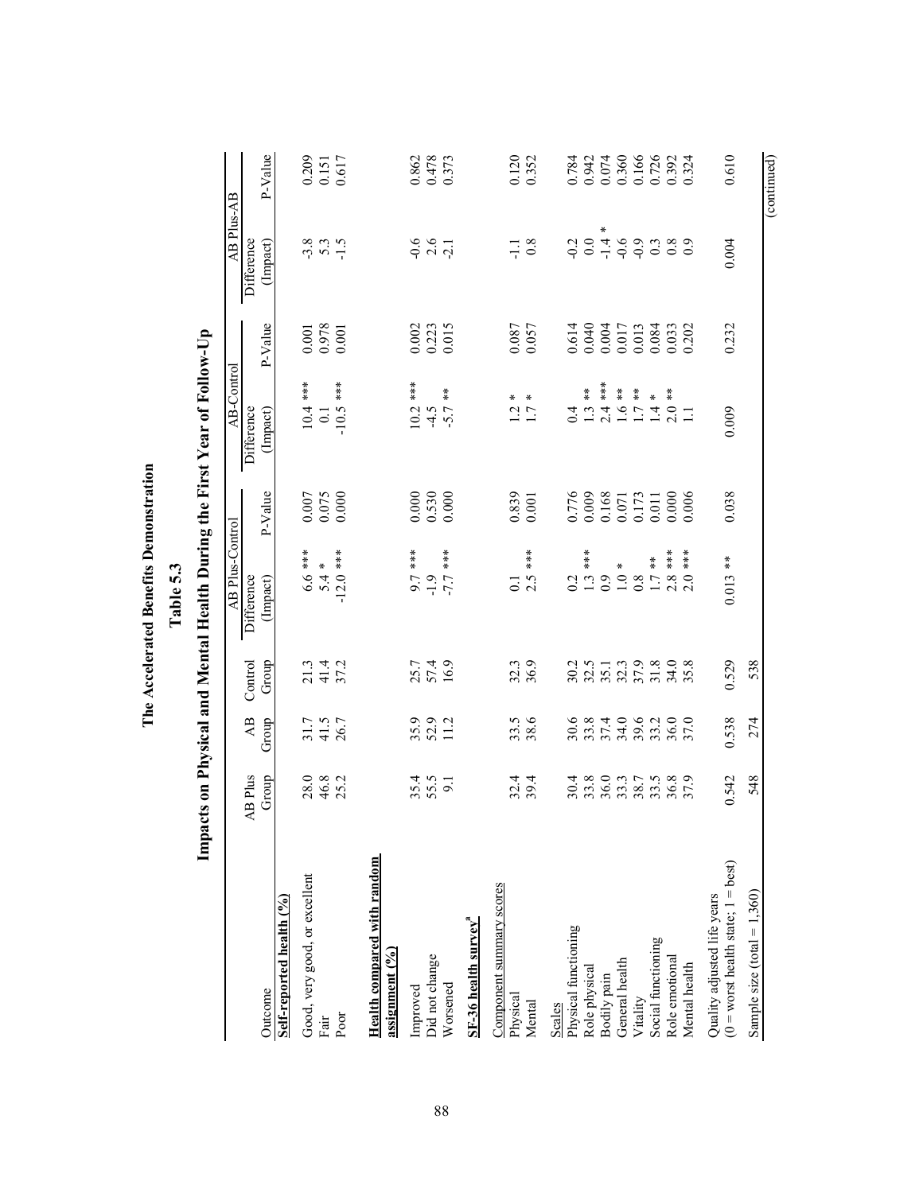# The Accelerated Benefits Demonstration

## Table 5.3

## Impacts on Physical and Mental Health During the First Year of Follow-Up

| Outcome | AB Plus Group | AB Group | Control Group | AB Plus-Control Difference (Impact) | AB Plus-Control P-Value | AB-Control Difference (Impact) | AB-Control P-Value | AB Plus-AB Difference (Impact) | AB Plus-AB P-Value |
|---|---|---|---|---|---|---|---|---|---|
| **Self-reported health (%)** | | | | | | | | | |
| Good, very good, or excellent | 28.0 | 31.7 | 21.3 | 6.6 *** | 0.007 | 10.4 *** | 0.001 | -3.8 | 0.209 |
| Fair | 46.8 | 41.5 | 41.4 | 5.4 * | 0.075 | 0.1 | 0.978 | 5.3 | 0.151 |
| Poor | 25.2 | 26.7 | 37.2 | -12.0 *** | 0.000 | -10.5 *** | 0.001 | -1.5 | 0.617 |
| **Health compared with random assignment (%)** | | | | | | | | | |
| Improved | 35.4 | 35.9 | 25.7 | 9.7 *** | 0.000 | 10.2 *** | 0.002 | -0.6 | 0.862 |
| Did not change | 55.5 | 52.9 | 57.4 | -1.9 | 0.530 | -4.5 | 0.223 | 2.6 | 0.478 |
| Worsened | 9.1 | 11.2 | 16.9 | -7.7 *** | 0.000 | -5.7 ** | 0.015 | -2.1 | 0.373 |
| **SF-36 health survey[a]** | | | | | | | | | |
| Component summary scores | | | | | | | | | |
| Physical | 32.4 | 33.5 | 32.3 | 0.1 | 0.839 | 1.2 * | 0.087 | -1.1 | 0.120 |
| Mental | 39.4 | 38.6 | 36.9 | 2.5 *** | 0.001 | 1.7 * | 0.057 | 0.8 | 0.352 |
| Scales | | | | | | | | | |
| Physical functioning | 30.4 | 30.6 | 30.2 | 0.2 | 0.776 | 0.4 | 0.614 | -0.2 | 0.784 |
| Role physical | 33.8 | 33.8 | 32.5 | 1.3 *** | 0.009 | 1.3 ** | 0.040 | 0.0 | 0.942 |
| Bodily pain | 36.0 | 37.4 | 35.1 | 0.9 | 0.168 | 2.4 *** | 0.004 | -1.4 * | 0.074 |
| General health | 33.3 | 34.0 | 32.3 | 1.0 * | 0.071 | 1.6 ** | 0.017 | -0.6 | 0.360 |
| Vitality | 38.7 | 39.6 | 37.9 | 0.8 | 0.173 | 1.7 ** | 0.013 | -0.9 | 0.166 |
| Social functioning | 33.5 | 33.2 | 31.8 | 1.7 ** | 0.011 | 1.4 * | 0.084 | 0.3 | 0.726 |
| Role emotional | 36.8 | 36.0 | 34.0 | 2.8 *** | 0.000 | 2.0 ** | 0.033 | 0.8 | 0.392 |
| Mental health | 37.9 | 37.0 | 35.8 | 2.0 *** | 0.006 | 1.1 | 0.202 | 0.9 | 0.324 |
| Quality adjusted life years (0 = worst health state; 1 = best) | 0.542 | 0.538 | 0.529 | 0.013 ** | 0.038 | 0.009 | 0.232 | 0.004 | 0.610 |
| Sample size (total = 1,360) | 548 | 274 | 538 | | | | | | |

(continued)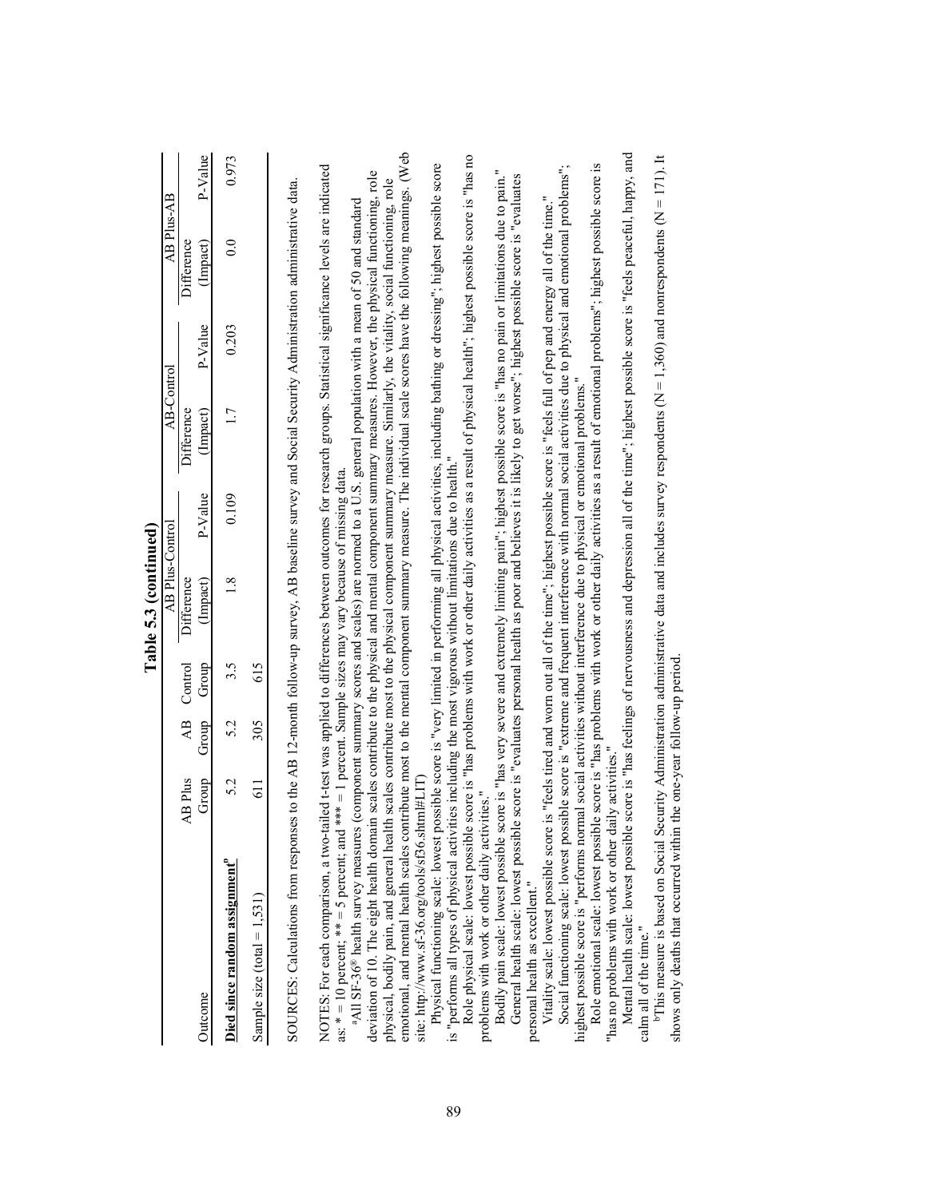**Table 5.3 (continued)**

| Outcome | AB Plus Group | AB Group | Control Group | AB Plus-Control Difference (Impact) | AB Plus-Control P-Value | AB-Control Difference (Impact) | AB-Control P-Value | AB Plus-AB Difference (Impact) | AB Plus-AB P-Value |
|---|---|---|---|---|---|---|---|---|---|
| **Died since random assignment**[b] | 5.2 | 5.2 | 3.5 | 1.8 | 0.109 | 1.7 | 0.203 | 0.0 | 0.973 |
| Sample size (total = 1,531) | 611 | 305 | 615 | | | | | | |

SOURCES: Calculations from responses to the AB 12-month follow-up survey, AB baseline survey and Social Security Administration administrative data.

NOTES: For each comparison, a two-tailed t-test was applied to differences between outcomes for research groups. Statistical significance levels are indicated as: * = 10 percent; ** = 5 percent; and *** = 1 percent. Sample sizes may vary because of missing data.

[a]All SF-36® health survey measures (component summary scores and scales) are normed to a U.S. general population with a mean of 50 and standard deviation of 10. The eight health domain scales contribute to the physical and mental component summary measures. However, the physical functioning, role physical, bodily pain, and general health scales contribute most to the physical component summary measure. Similarly, the vitality, social functioning, role emotional, and mental health scales contribute most to the mental component summary measure. The individual scale scores have the following meanings. (Web site: http://www.sf-36.org/tools/sf36.shtml#LIT)

Physical functioning scale: lowest possible score is "very limited in performing all physical activities, including bathing or dressing"; highest possible score is "performs all types of physical activities including the most vigorous without limitations due to health."

Role physical scale: lowest possible score is "has problems with work or other daily activities as a result of physical health"; highest possible score is "has no problems with work or other daily activities."

Bodily pain scale: lowest possible score is "has very severe and extremely limiting pain"; highest possible score is "has no pain or limitations due to pain."

General health scale: lowest possible score is "evaluates personal health as poor and believes it is likely to get worse"; highest possible score is "evaluates personal health as excellent."

Vitality scale: lowest possible score is "feels tired and worn out all of the time"; highest possible score is "feels full of pep and energy all of the time."

Social functioning scale: lowest possible score is "extreme and frequent interference with normal social activities due to physical and emotional problems"; highest possible score is "performs normal social activities without interference due to physical or emotional problems."

Role emotional scale: lowest possible score is "has problems with work or other daily activities as a result of emotional problems"; highest possible score is "has no problems with work or other daily activities."

Mental health scale: lowest possible score is "has feelings of nervousness and depression all of the time"; highest possible score is "feels peaceful, happy, and calm all of the time."

[b]This measure is based on Social Security Administration administrative data and includes survey respondents (N = 1,360) and nonrespondents (N = 171). It shows only deaths that occurred within the one-year follow-up period.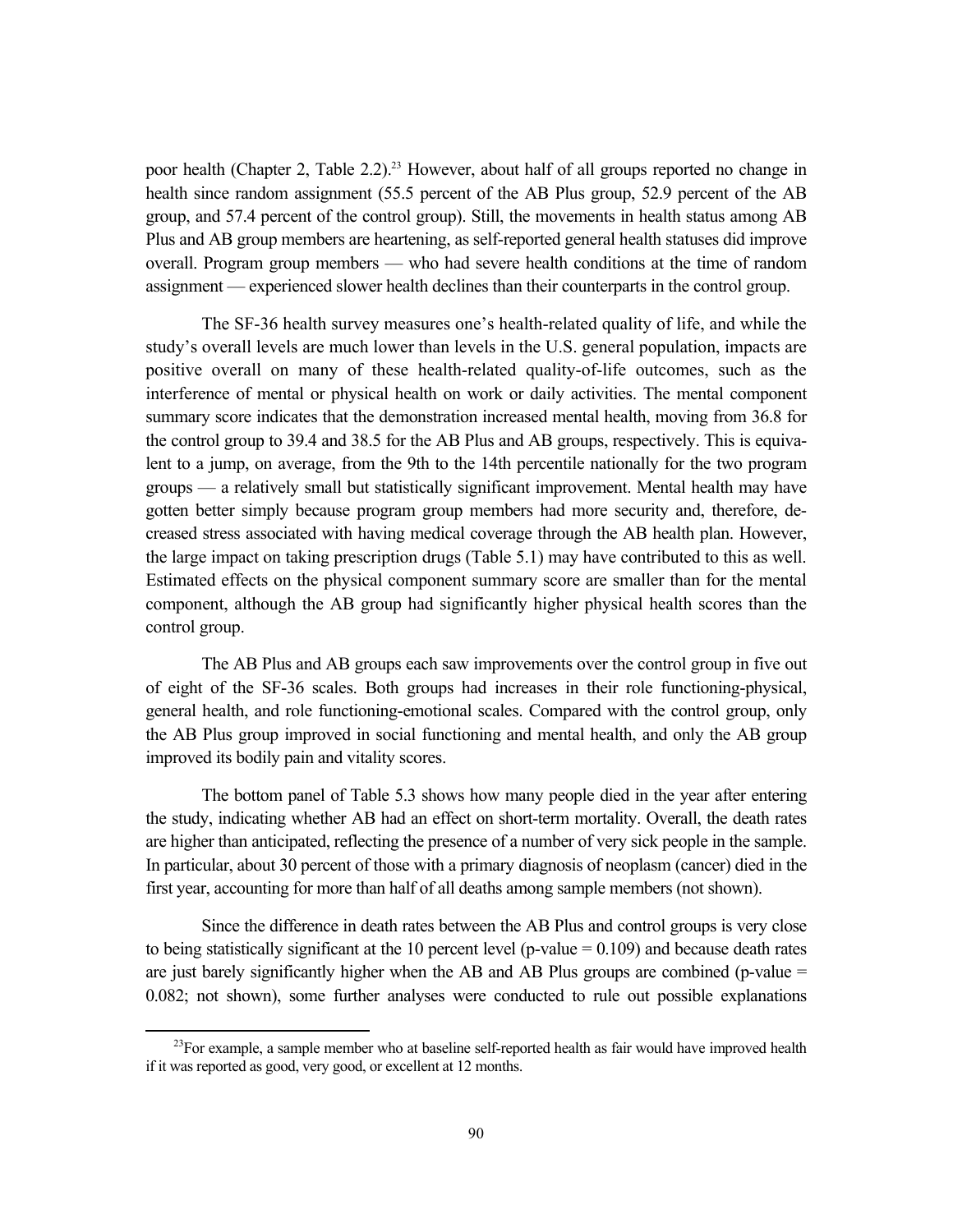poor health (Chapter 2, Table 2.2).[23] However, about half of all groups reported no change in health since random assignment (55.5 percent of the AB Plus group, 52.9 percent of the AB group, and 57.4 percent of the control group). Still, the movements in health status among AB Plus and AB group members are heartening, as self-reported general health statuses did improve overall. Program group members — who had severe health conditions at the time of random assignment — experienced slower health declines than their counterparts in the control group.

The SF-36 health survey measures one's health-related quality of life, and while the study's overall levels are much lower than levels in the U.S. general population, impacts are positive overall on many of these health-related quality-of-life outcomes, such as the interference of mental or physical health on work or daily activities. The mental component summary score indicates that the demonstration increased mental health, moving from 36.8 for the control group to 39.4 and 38.5 for the AB Plus and AB groups, respectively. This is equivalent to a jump, on average, from the 9th to the 14th percentile nationally for the two program groups — a relatively small but statistically significant improvement. Mental health may have gotten better simply because program group members had more security and, therefore, decreased stress associated with having medical coverage through the AB health plan. However, the large impact on taking prescription drugs (Table 5.1) may have contributed to this as well. Estimated effects on the physical component summary score are smaller than for the mental component, although the AB group had significantly higher physical health scores than the control group.

The AB Plus and AB groups each saw improvements over the control group in five out of eight of the SF-36 scales. Both groups had increases in their role functioning-physical, general health, and role functioning-emotional scales. Compared with the control group, only the AB Plus group improved in social functioning and mental health, and only the AB group improved its bodily pain and vitality scores.

The bottom panel of Table 5.3 shows how many people died in the year after entering the study, indicating whether AB had an effect on short-term mortality. Overall, the death rates are higher than anticipated, reflecting the presence of a number of very sick people in the sample. In particular, about 30 percent of those with a primary diagnosis of neoplasm (cancer) died in the first year, accounting for more than half of all deaths among sample members (not shown).

Since the difference in death rates between the AB Plus and control groups is very close to being statistically significant at the 10 percent level (p-value = 0.109) and because death rates are just barely significantly higher when the AB and AB Plus groups are combined (p-value = 0.082; not shown), some further analyses were conducted to rule out possible explanations

[23] For example, a sample member who at baseline self-reported health as fair would have improved health if it was reported as good, very good, or excellent at 12 months.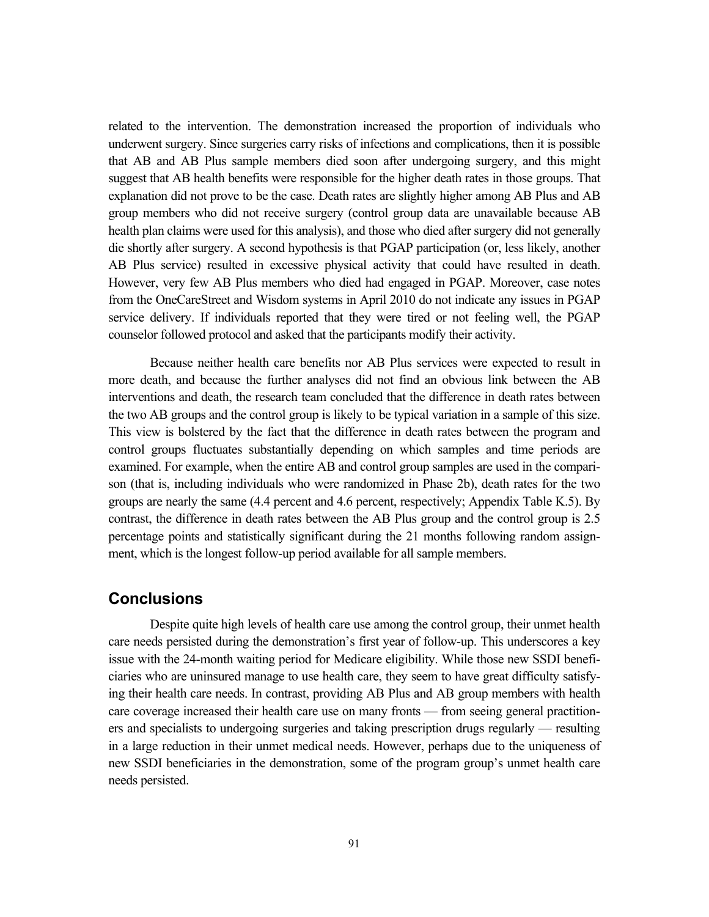related to the intervention. The demonstration increased the proportion of individuals who underwent surgery. Since surgeries carry risks of infections and complications, then it is possible that AB and AB Plus sample members died soon after undergoing surgery, and this might suggest that AB health benefits were responsible for the higher death rates in those groups. That explanation did not prove to be the case. Death rates are slightly higher among AB Plus and AB group members who did not receive surgery (control group data are unavailable because AB health plan claims were used for this analysis), and those who died after surgery did not generally die shortly after surgery. A second hypothesis is that PGAP participation (or, less likely, another AB Plus service) resulted in excessive physical activity that could have resulted in death. However, very few AB Plus members who died had engaged in PGAP. Moreover, case notes from the OneCareStreet and Wisdom systems in April 2010 do not indicate any issues in PGAP service delivery. If individuals reported that they were tired or not feeling well, the PGAP counselor followed protocol and asked that the participants modify their activity.

Because neither health care benefits nor AB Plus services were expected to result in more death, and because the further analyses did not find an obvious link between the AB interventions and death, the research team concluded that the difference in death rates between the two AB groups and the control group is likely to be typical variation in a sample of this size. This view is bolstered by the fact that the difference in death rates between the program and control groups fluctuates substantially depending on which samples and time periods are examined. For example, when the entire AB and control group samples are used in the comparison (that is, including individuals who were randomized in Phase 2b), death rates for the two groups are nearly the same (4.4 percent and 4.6 percent, respectively; Appendix Table K.5). By contrast, the difference in death rates between the AB Plus group and the control group is 2.5 percentage points and statistically significant during the 21 months following random assignment, which is the longest follow-up period available for all sample members.

## Conclusions

Despite quite high levels of health care use among the control group, their unmet health care needs persisted during the demonstration's first year of follow-up. This underscores a key issue with the 24-month waiting period for Medicare eligibility. While those new SSDI beneficiaries who are uninsured manage to use health care, they seem to have great difficulty satisfying their health care needs. In contrast, providing AB Plus and AB group members with health care coverage increased their health care use on many fronts — from seeing general practitioners and specialists to undergoing surgeries and taking prescription drugs regularly — resulting in a large reduction in their unmet medical needs. However, perhaps due to the uniqueness of new SSDI beneficiaries in the demonstration, some of the program group's unmet health care needs persisted.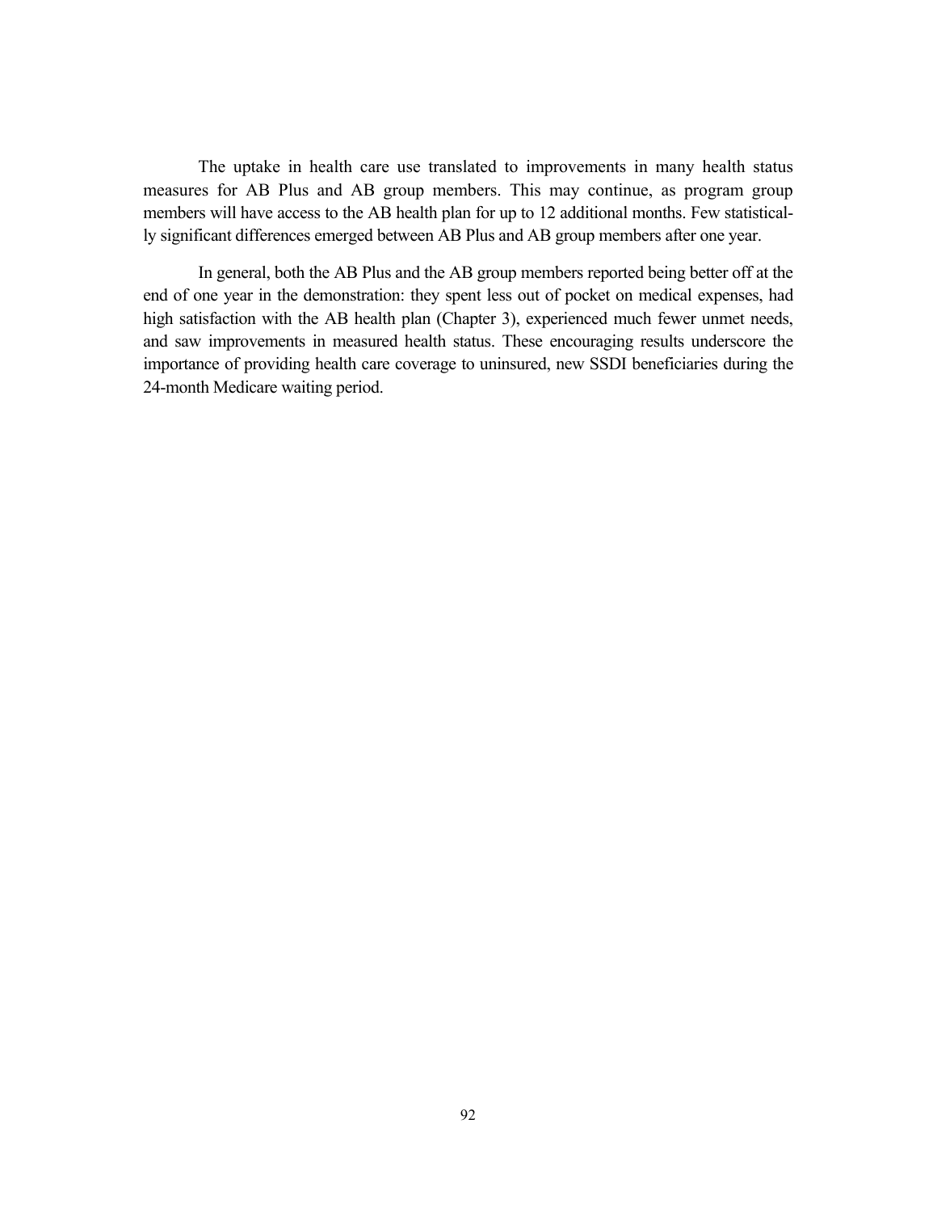The uptake in health care use translated to improvements in many health status measures for AB Plus and AB group members. This may continue, as program group members will have access to the AB health plan for up to 12 additional months. Few statistically significant differences emerged between AB Plus and AB group members after one year.

In general, both the AB Plus and the AB group members reported being better off at the end of one year in the demonstration: they spent less out of pocket on medical expenses, had high satisfaction with the AB health plan (Chapter 3), experienced much fewer unmet needs, and saw improvements in measured health status. These encouraging results underscore the importance of providing health care coverage to uninsured, new SSDI beneficiaries during the 24-month Medicare waiting period.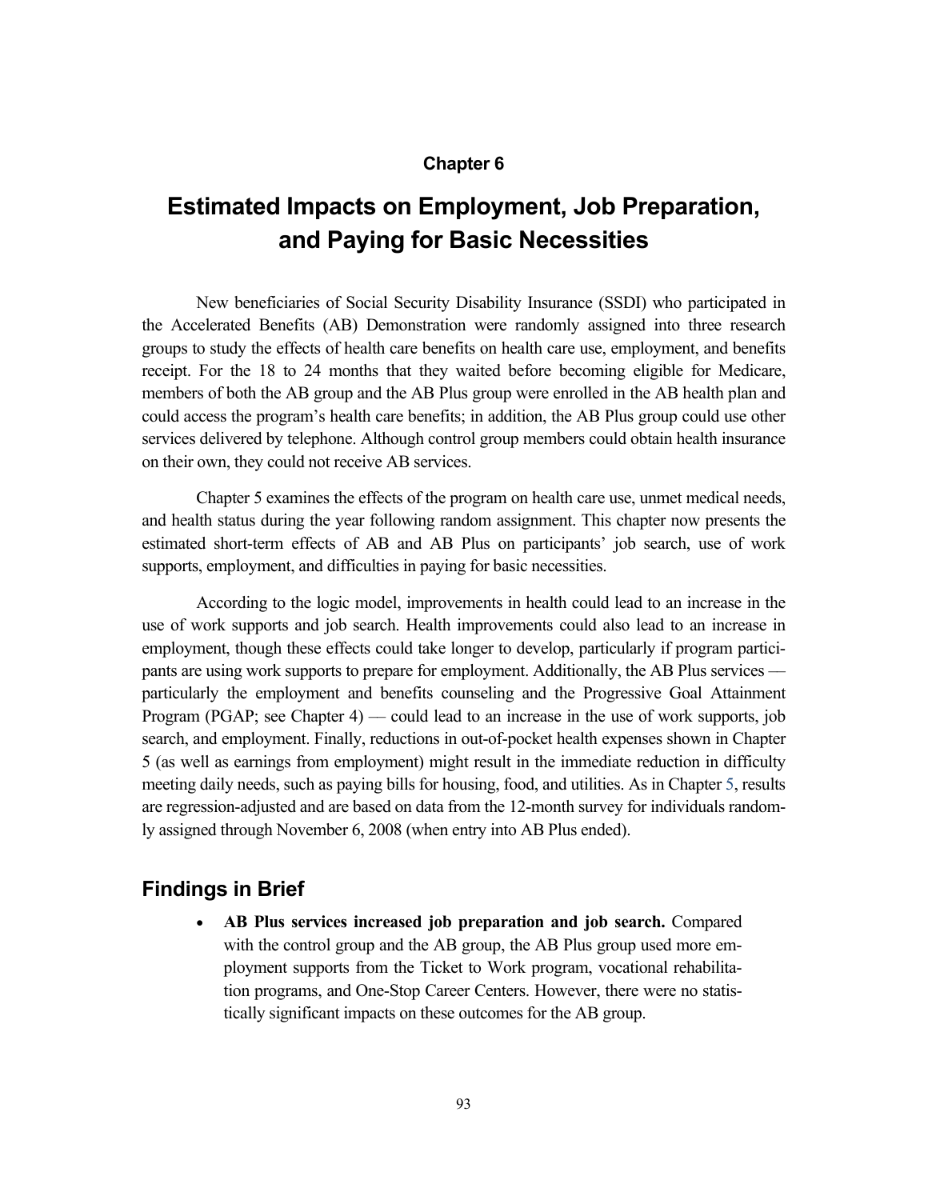## Chapter 6

# Estimated Impacts on Employment, Job Preparation, and Paying for Basic Necessities

New beneficiaries of Social Security Disability Insurance (SSDI) who participated in the Accelerated Benefits (AB) Demonstration were randomly assigned into three research groups to study the effects of health care benefits on health care use, employment, and benefits receipt. For the 18 to 24 months that they waited before becoming eligible for Medicare, members of both the AB group and the AB Plus group were enrolled in the AB health plan and could access the program's health care benefits; in addition, the AB Plus group could use other services delivered by telephone. Although control group members could obtain health insurance on their own, they could not receive AB services.

Chapter 5 examines the effects of the program on health care use, unmet medical needs, and health status during the year following random assignment. This chapter now presents the estimated short-term effects of AB and AB Plus on participants' job search, use of work supports, employment, and difficulties in paying for basic necessities.

According to the logic model, improvements in health could lead to an increase in the use of work supports and job search. Health improvements could also lead to an increase in employment, though these effects could take longer to develop, particularly if program participants are using work supports to prepare for employment. Additionally, the AB Plus services — particularly the employment and benefits counseling and the Progressive Goal Attainment Program (PGAP; see Chapter 4) — could lead to an increase in the use of work supports, job search, and employment. Finally, reductions in out-of-pocket health expenses shown in Chapter 5 (as well as earnings from employment) might result in the immediate reduction in difficulty meeting daily needs, such as paying bills for housing, food, and utilities. As in Chapter 5, results are regression-adjusted and are based on data from the 12-month survey for individuals randomly assigned through November 6, 2008 (when entry into AB Plus ended).

## Findings in Brief

- **AB Plus services increased job preparation and job search.** Compared with the control group and the AB group, the AB Plus group used more employment supports from the Ticket to Work program, vocational rehabilitation programs, and One-Stop Career Centers. However, there were no statistically significant impacts on these outcomes for the AB group.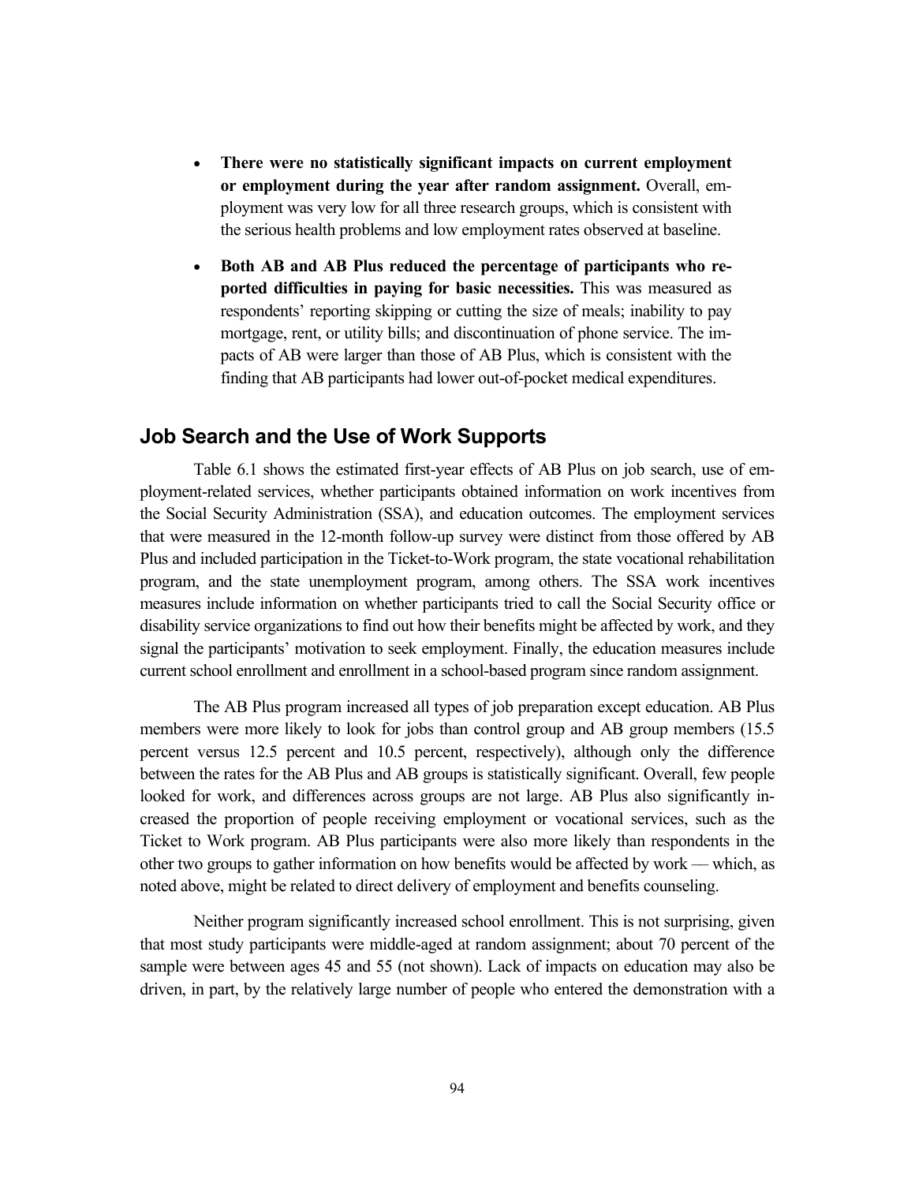- **There were no statistically significant impacts on current employment or employment during the year after random assignment.** Overall, employment was very low for all three research groups, which is consistent with the serious health problems and low employment rates observed at baseline.

- **Both AB and AB Plus reduced the percentage of participants who reported difficulties in paying for basic necessities.** This was measured as respondents' reporting skipping or cutting the size of meals; inability to pay mortgage, rent, or utility bills; and discontinuation of phone service. The impacts of AB were larger than those of AB Plus, which is consistent with the finding that AB participants had lower out-of-pocket medical expenditures.

## Job Search and the Use of Work Supports

Table 6.1 shows the estimated first-year effects of AB Plus on job search, use of employment-related services, whether participants obtained information on work incentives from the Social Security Administration (SSA), and education outcomes. The employment services that were measured in the 12-month follow-up survey were distinct from those offered by AB Plus and included participation in the Ticket-to-Work program, the state vocational rehabilitation program, and the state unemployment program, among others. The SSA work incentives measures include information on whether participants tried to call the Social Security office or disability service organizations to find out how their benefits might be affected by work, and they signal the participants' motivation to seek employment. Finally, the education measures include current school enrollment and enrollment in a school-based program since random assignment.

The AB Plus program increased all types of job preparation except education. AB Plus members were more likely to look for jobs than control group and AB group members (15.5 percent versus 12.5 percent and 10.5 percent, respectively), although only the difference between the rates for the AB Plus and AB groups is statistically significant. Overall, few people looked for work, and differences across groups are not large. AB Plus also significantly increased the proportion of people receiving employment or vocational services, such as the Ticket to Work program. AB Plus participants were also more likely than respondents in the other two groups to gather information on how benefits would be affected by work — which, as noted above, might be related to direct delivery of employment and benefits counseling.

Neither program significantly increased school enrollment. This is not surprising, given that most study participants were middle-aged at random assignment; about 70 percent of the sample were between ages 45 and 55 (not shown). Lack of impacts on education may also be driven, in part, by the relatively large number of people who entered the demonstration with a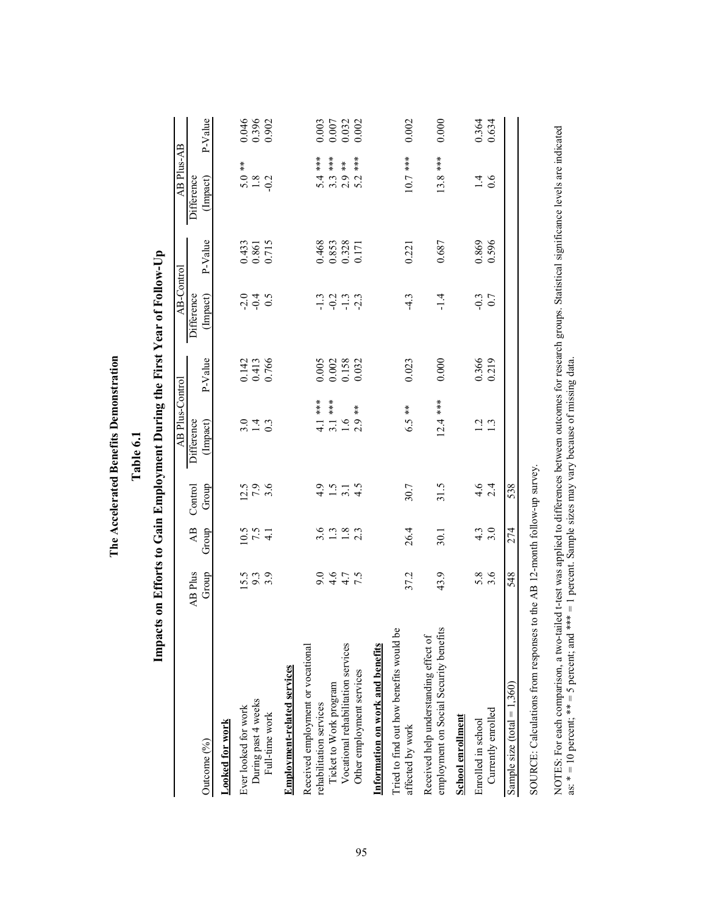# The Accelerated Benefits Demonstration

## Table 6.1

## Impacts on Efforts to Gain Employment During the First Year of Follow-Up

| Outcome (%) | AB Plus Group | AB Group | Control Group | AB Plus-Control Difference (Impact) | AB Plus-Control P-Value | AB-Control Difference (Impact) | AB-Control P-Value | AB Plus-AB Difference (Impact) | AB Plus-AB P-Value |
|---|---|---|---|---|---|---|---|---|---|
| **Looked for work** | | | | | | | | | |
| Ever looked for work | 15.5 | 10.5 | 12.5 | 3.0 | 0.142 | -2.0 | 0.433 | 5.0 ** | 0.046 |
| During past 4 weeks | 9.3 | 7.5 | 7.9 | 1.4 | 0.413 | -0.4 | 0.861 | 1.8 | 0.396 |
| Full-time work | 3.9 | 4.1 | 3.6 | 0.3 | 0.766 | 0.5 | 0.715 | -0.2 | 0.902 |
| **Employment-related services** | | | | | | | | | |
| Received employment or vocational rehabilitation services | 9.0 | 3.6 | 4.9 | 4.1 *** | 0.005 | -1.3 | 0.468 | 5.4 *** | 0.003 |
| Ticket to Work program | 4.6 | 1.3 | 1.5 | 3.1 *** | 0.002 | -0.2 | 0.853 | 3.3 *** | 0.007 |
| Vocational rehabilitation services | 4.7 | 1.8 | 3.1 | 1.6 | 0.158 | -1.3 | 0.328 | 2.9 ** | 0.032 |
| Other employment services | 7.5 | 2.3 | 4.5 | 2.9 ** | 0.032 | -2.3 | 0.171 | 5.2 *** | 0.002 |
| **Information on work and benefits** | | | | | | | | | |
| Tried to find out how benefits would be affected by work | 37.2 | 26.4 | 30.7 | 6.5 ** | 0.023 | -4.3 | 0.221 | 10.7 *** | 0.002 |
| Received help understanding effect of employment on Social Security benefits | 43.9 | 30.1 | 31.5 | 12.4 *** | 0.000 | -1.4 | 0.687 | 13.8 *** | 0.000 |
| **School enrollment** | | | | | | | | | |
| Enrolled in school | 5.8 | 4.3 | 4.6 | 1.2 | 0.366 | -0.3 | 0.869 | 1.4 | 0.364 |
| Currently enrolled | 3.6 | 3.0 | 2.4 | 1.3 | 0.219 | 0.7 | 0.596 | 0.6 | 0.634 |
| Sample size (total = 1,360) | 548 | 274 | 538 | | | | | | |

SOURCE: Calculations from responses to the AB 12-month follow-up survey.

NOTES: For each comparison, a two-tailed t-test was applied to differences between outcomes for research groups. Statistical significance levels are indicated as: * = 10 percent; ** = 5 percent; and *** = 1 percent. Sample sizes may vary because of missing data.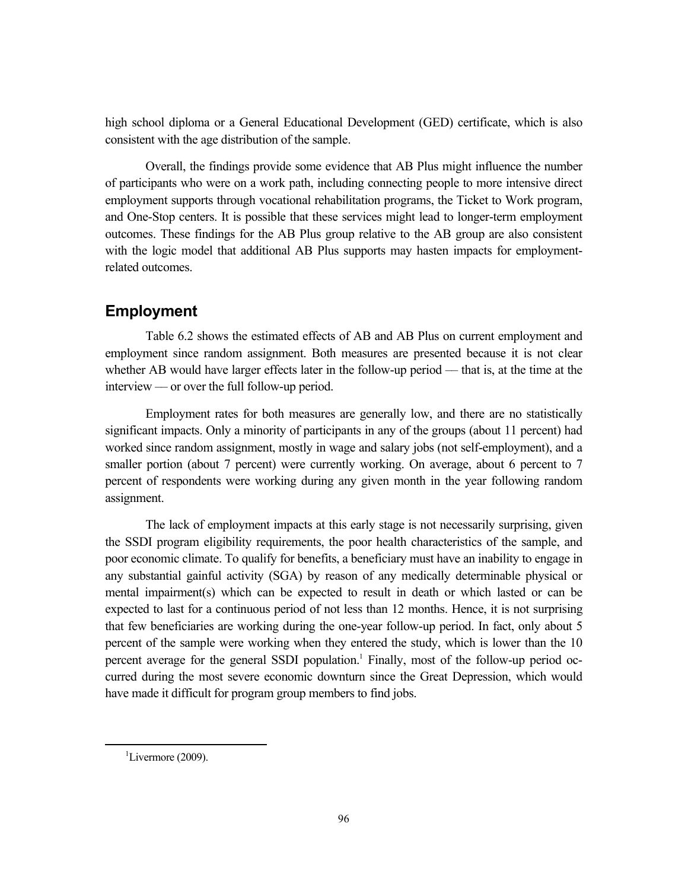high school diploma or a General Educational Development (GED) certificate, which is also consistent with the age distribution of the sample.

Overall, the findings provide some evidence that AB Plus might influence the number of participants who were on a work path, including connecting people to more intensive direct employment supports through vocational rehabilitation programs, the Ticket to Work program, and One-Stop centers. It is possible that these services might lead to longer-term employment outcomes. These findings for the AB Plus group relative to the AB group are also consistent with the logic model that additional AB Plus supports may hasten impacts for employment-related outcomes.

## Employment

Table 6.2 shows the estimated effects of AB and AB Plus on current employment and employment since random assignment. Both measures are presented because it is not clear whether AB would have larger effects later in the follow-up period — that is, at the time at the interview — or over the full follow-up period.

Employment rates for both measures are generally low, and there are no statistically significant impacts. Only a minority of participants in any of the groups (about 11 percent) had worked since random assignment, mostly in wage and salary jobs (not self-employment), and a smaller portion (about 7 percent) were currently working. On average, about 6 percent to 7 percent of respondents were working during any given month in the year following random assignment.

The lack of employment impacts at this early stage is not necessarily surprising, given the SSDI program eligibility requirements, the poor health characteristics of the sample, and poor economic climate. To qualify for benefits, a beneficiary must have an inability to engage in any substantial gainful activity (SGA) by reason of any medically determinable physical or mental impairment(s) which can be expected to result in death or which lasted or can be expected to last for a continuous period of not less than 12 months. Hence, it is not surprising that few beneficiaries are working during the one-year follow-up period. In fact, only about 5 percent of the sample were working when they entered the study, which is lower than the 10 percent average for the general SSDI population.[1] Finally, most of the follow-up period occurred during the most severe economic downturn since the Great Depression, which would have made it difficult for program group members to find jobs.

[1] Livermore (2009).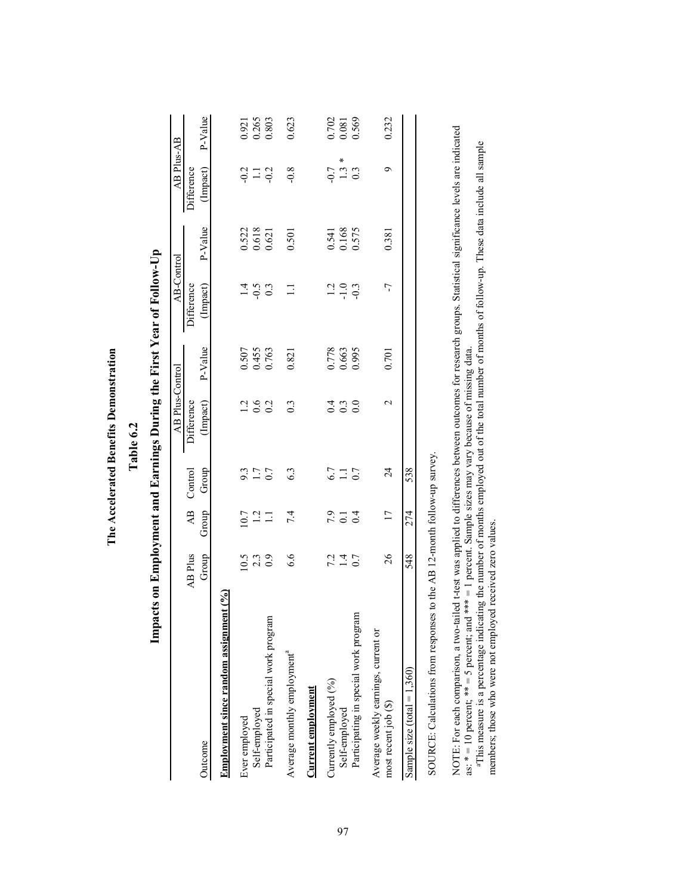**The Accelerated Benefits Demonstration**

**Table 6.2**

**Impacts on Employment and Earnings During the First Year of Follow-Up**

| Outcome | AB Plus Group | AB Group | Control Group | AB Plus-Control Difference (Impact) | AB Plus-Control P-Value | AB-Control Difference (Impact) | AB-Control P-Value | AB Plus-AB Difference (Impact) | AB Plus-AB P-Value |
|---|---|---|---|---|---|---|---|---|---|
| **Employment since random assignment (%)** | | | | | | | | | |
| Ever employed | 10.5 | 10.7 | 9.3 | 1.2 | 0.507 | 1.4 | 0.522 | -0.2 | 0.921 |
| Self-employed | 2.3 | 1.2 | 1.7 | 0.6 | 0.455 | -0.5 | 0.618 | 1.1 | 0.265 |
| Participated in special work program | 0.9 | 1.1 | 0.7 | 0.2 | 0.763 | 0.3 | 0.621 | -0.2 | 0.803 |
| Average monthly employment[a] | 6.6 | 7.4 | 6.3 | 0.3 | 0.821 | 1.1 | 0.501 | -0.8 | 0.623 |
| **Current employment** | | | | | | | | | |
| Currently employed (%) | 7.2 | 7.9 | 6.7 | 0.4 | 0.778 | 1.2 | 0.541 | -0.7 | 0.702 |
| Self-employed | 1.4 | 0.1 | 1.1 | 0.3 | 0.663 | -1.0 | 0.168 | 1.3 * | 0.081 |
| Participating in special work program | 0.7 | 0.4 | 0.7 | 0.0 | 0.995 | -0.3 | 0.575 | 0.3 | 0.569 |
| Average weekly earnings, current or most recent job ($) | 26 | 17 | 24 | 2 | 0.701 | -7 | 0.381 | 9 | 0.232 |
| Sample size (total = 1,360) | 548 | 274 | 538 | | | | | | |

SOURCE: Calculations from responses to the AB 12-month follow-up survey.

NOTE: For each comparison, a two-tailed t-test was applied to differences between outcomes for research groups. Statistical significance levels are indicated as: * = 10 percent; ** = 5 percent; and *** = 1 percent. Sample sizes may vary because of missing data.

[a]This measure is a percentage indicating the number of months employed out of the total number of months of follow-up. These data include all sample members; those who were not employed received zero values.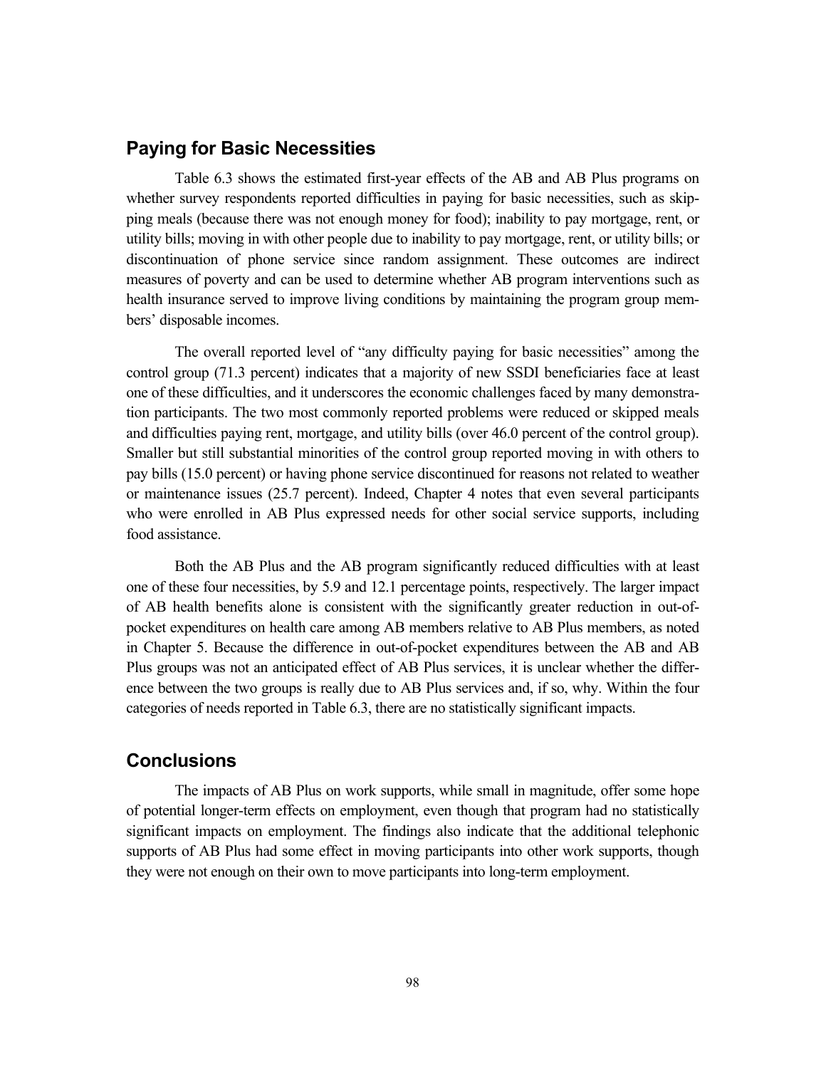## Paying for Basic Necessities

Table 6.3 shows the estimated first-year effects of the AB and AB Plus programs on whether survey respondents reported difficulties in paying for basic necessities, such as skipping meals (because there was not enough money for food); inability to pay mortgage, rent, or utility bills; moving in with other people due to inability to pay mortgage, rent, or utility bills; or discontinuation of phone service since random assignment. These outcomes are indirect measures of poverty and can be used to determine whether AB program interventions such as health insurance served to improve living conditions by maintaining the program group members' disposable incomes.

The overall reported level of "any difficulty paying for basic necessities" among the control group (71.3 percent) indicates that a majority of new SSDI beneficiaries face at least one of these difficulties, and it underscores the economic challenges faced by many demonstration participants. The two most commonly reported problems were reduced or skipped meals and difficulties paying rent, mortgage, and utility bills (over 46.0 percent of the control group). Smaller but still substantial minorities of the control group reported moving in with others to pay bills (15.0 percent) or having phone service discontinued for reasons not related to weather or maintenance issues (25.7 percent). Indeed, Chapter 4 notes that even several participants who were enrolled in AB Plus expressed needs for other social service supports, including food assistance.

Both the AB Plus and the AB program significantly reduced difficulties with at least one of these four necessities, by 5.9 and 12.1 percentage points, respectively. The larger impact of AB health benefits alone is consistent with the significantly greater reduction in out-of-pocket expenditures on health care among AB members relative to AB Plus members, as noted in Chapter 5. Because the difference in out-of-pocket expenditures between the AB and AB Plus groups was not an anticipated effect of AB Plus services, it is unclear whether the difference between the two groups is really due to AB Plus services and, if so, why. Within the four categories of needs reported in Table 6.3, there are no statistically significant impacts.

## Conclusions

The impacts of AB Plus on work supports, while small in magnitude, offer some hope of potential longer-term effects on employment, even though that program had no statistically significant impacts on employment. The findings also indicate that the additional telephonic supports of AB Plus had some effect in moving participants into other work supports, though they were not enough on their own to move participants into long-term employment.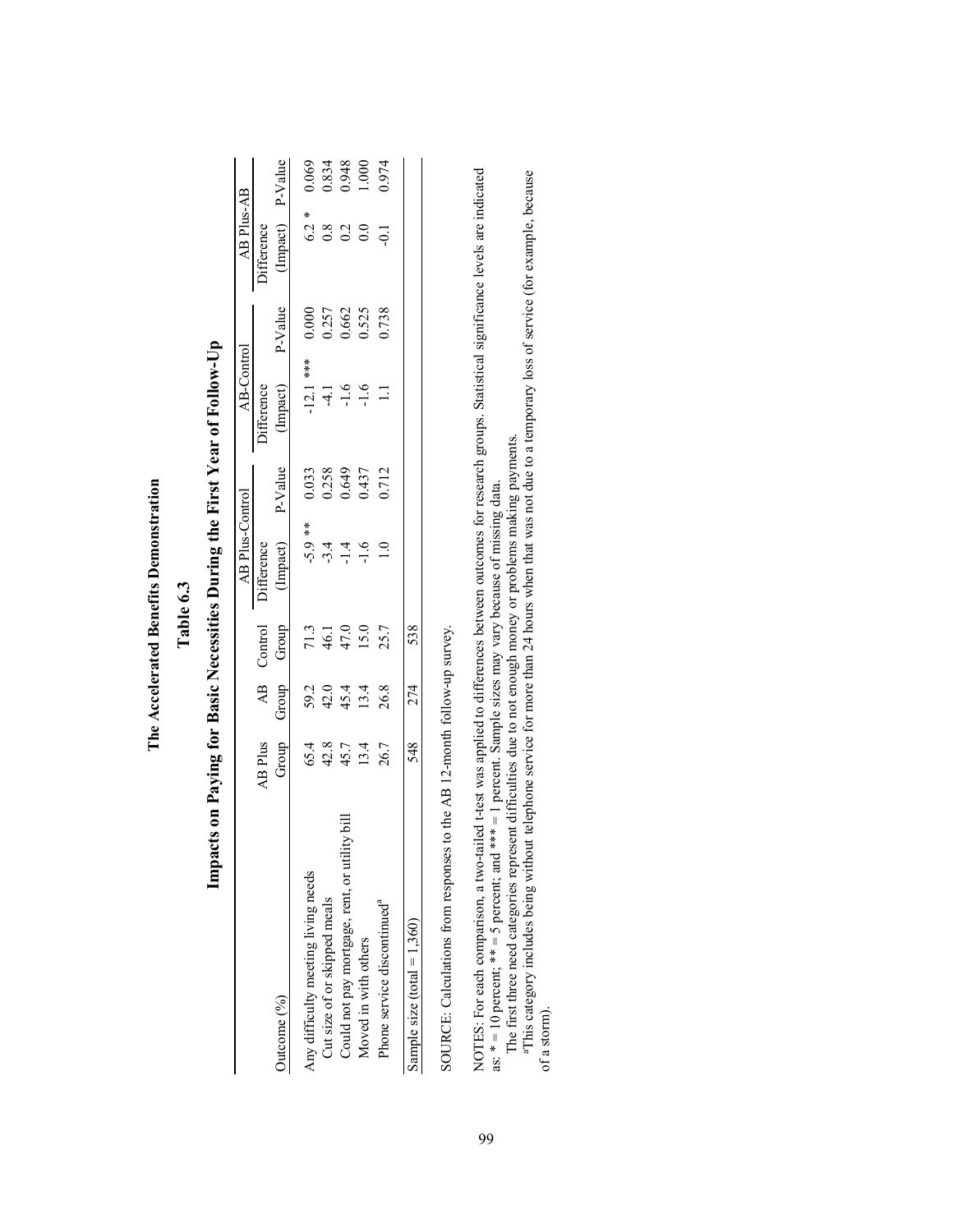# The Accelerated Benefits Demonstration

## Table 6.3

## Impacts on Paying for Basic Necessities During the First Year of Follow-Up

| Outcome (%) | AB Plus Group | AB Group | Control Group | AB Plus-Control Difference (Impact) | AB Plus-Control P-Value | AB-Control Difference (Impact) | AB-Control P-Value | AB Plus-AB Difference (Impact) | AB Plus-AB P-Value |
|---|---|---|---|---|---|---|---|---|---|
| Any difficulty meeting living needs | 65.4 | 59.2 | 71.3 | -5.9 ** | 0.033 | -12.1 *** | 0.000 | 6.2 * | 0.069 |
| Cut size of or skipped meals | 42.8 | 42.0 | 46.1 | -3.4 | 0.258 | -4.1 | 0.257 | 0.8 | 0.834 |
| Could not pay mortgage, rent, or utility bill | 45.7 | 45.4 | 47.0 | -1.4 | 0.649 | -1.6 | 0.662 | 0.2 | 0.948 |
| Moved in with others | 13.4 | 13.4 | 15.0 | -1.6 | 0.437 | -1.6 | 0.525 | 0.0 | 1.000 |
| Phone service discontinued[a] | 26.7 | 26.8 | 25.7 | 1.0 | 0.712 | 1.1 | 0.738 | -0.1 | 0.974 |
| Sample size (total = 1,360) | 548 | 274 | 538 | | | | | | |

SOURCE: Calculations from responses to the AB 12-month follow-up survey.

NOTES: For each comparison, a two-tailed t-test was applied to differences between outcomes for research groups. Statistical significance levels are indicated as: * = 10 percent; ** = 5 percent; and *** = 1 percent. Sample sizes may vary because of missing data.

The first three need categories represent difficulties due to not enough money or problems making payments.

[a]This category includes being without telephone service for more than 24 hours when that was not due to a temporary loss of service (for example, because of a storm).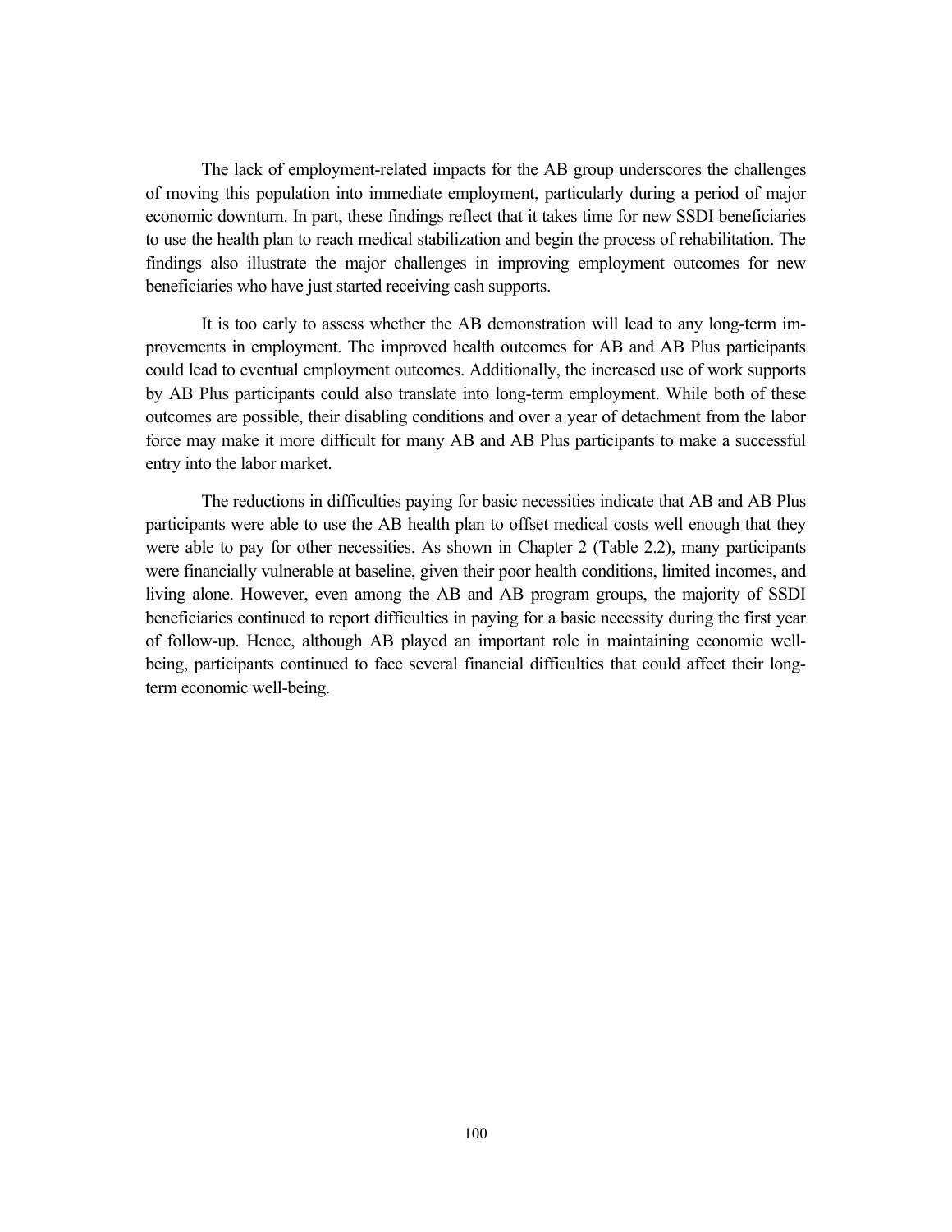The lack of employment-related impacts for the AB group underscores the challenges of moving this population into immediate employment, particularly during a period of major economic downturn. In part, these findings reflect that it takes time for new SSDI beneficiaries to use the health plan to reach medical stabilization and begin the process of rehabilitation. The findings also illustrate the major challenges in improving employment outcomes for new beneficiaries who have just started receiving cash supports.

It is too early to assess whether the AB demonstration will lead to any long-term improvements in employment. The improved health outcomes for AB and AB Plus participants could lead to eventual employment outcomes. Additionally, the increased use of work supports by AB Plus participants could also translate into long-term employment. While both of these outcomes are possible, their disabling conditions and over a year of detachment from the labor force may make it more difficult for many AB and AB Plus participants to make a successful entry into the labor market.

The reductions in difficulties paying for basic necessities indicate that AB and AB Plus participants were able to use the AB health plan to offset medical costs well enough that they were able to pay for other necessities. As shown in Chapter 2 (Table 2.2), many participants were financially vulnerable at baseline, given their poor health conditions, limited incomes, and living alone. However, even among the AB and AB program groups, the majority of SSDI beneficiaries continued to report difficulties in paying for a basic necessity during the first year of follow-up. Hence, although AB played an important role in maintaining economic well-being, participants continued to face several financial difficulties that could affect their long-term economic well-being.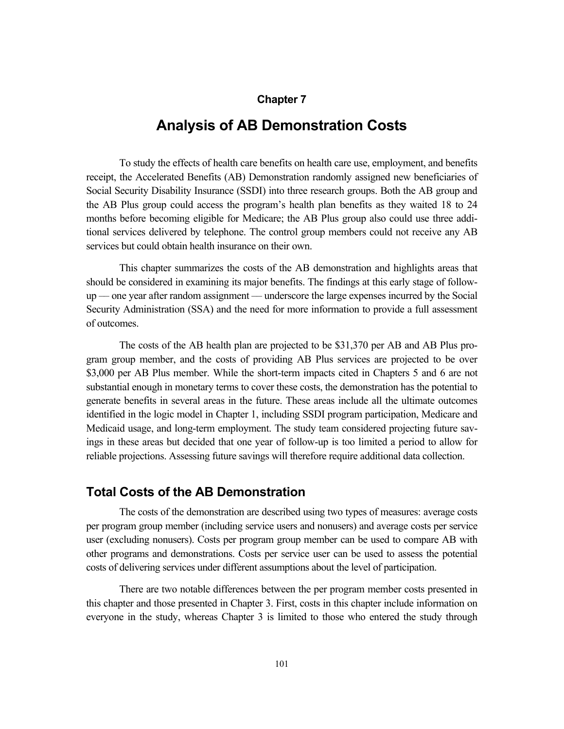# Chapter 7

# Analysis of AB Demonstration Costs

To study the effects of health care benefits on health care use, employment, and benefits receipt, the Accelerated Benefits (AB) Demonstration randomly assigned new beneficiaries of Social Security Disability Insurance (SSDI) into three research groups. Both the AB group and the AB Plus group could access the program's health plan benefits as they waited 18 to 24 months before becoming eligible for Medicare; the AB Plus group also could use three additional services delivered by telephone. The control group members could not receive any AB services but could obtain health insurance on their own.

This chapter summarizes the costs of the AB demonstration and highlights areas that should be considered in examining its major benefits. The findings at this early stage of follow-up — one year after random assignment — underscore the large expenses incurred by the Social Security Administration (SSA) and the need for more information to provide a full assessment of outcomes.

The costs of the AB health plan are projected to be $31,370 per AB and AB Plus program group member, and the costs of providing AB Plus services are projected to be over $3,000 per AB Plus member. While the short-term impacts cited in Chapters 5 and 6 are not substantial enough in monetary terms to cover these costs, the demonstration has the potential to generate benefits in several areas in the future. These areas include all the ultimate outcomes identified in the logic model in Chapter 1, including SSDI program participation, Medicare and Medicaid usage, and long-term employment. The study team considered projecting future savings in these areas but decided that one year of follow-up is too limited a period to allow for reliable projections. Assessing future savings will therefore require additional data collection.

## Total Costs of the AB Demonstration

The costs of the demonstration are described using two types of measures: average costs per program group member (including service users and nonusers) and average costs per service user (excluding nonusers). Costs per program group member can be used to compare AB with other programs and demonstrations. Costs per service user can be used to assess the potential costs of delivering services under different assumptions about the level of participation.

There are two notable differences between the per program member costs presented in this chapter and those presented in Chapter 3. First, costs in this chapter include information on everyone in the study, whereas Chapter 3 is limited to those who entered the study through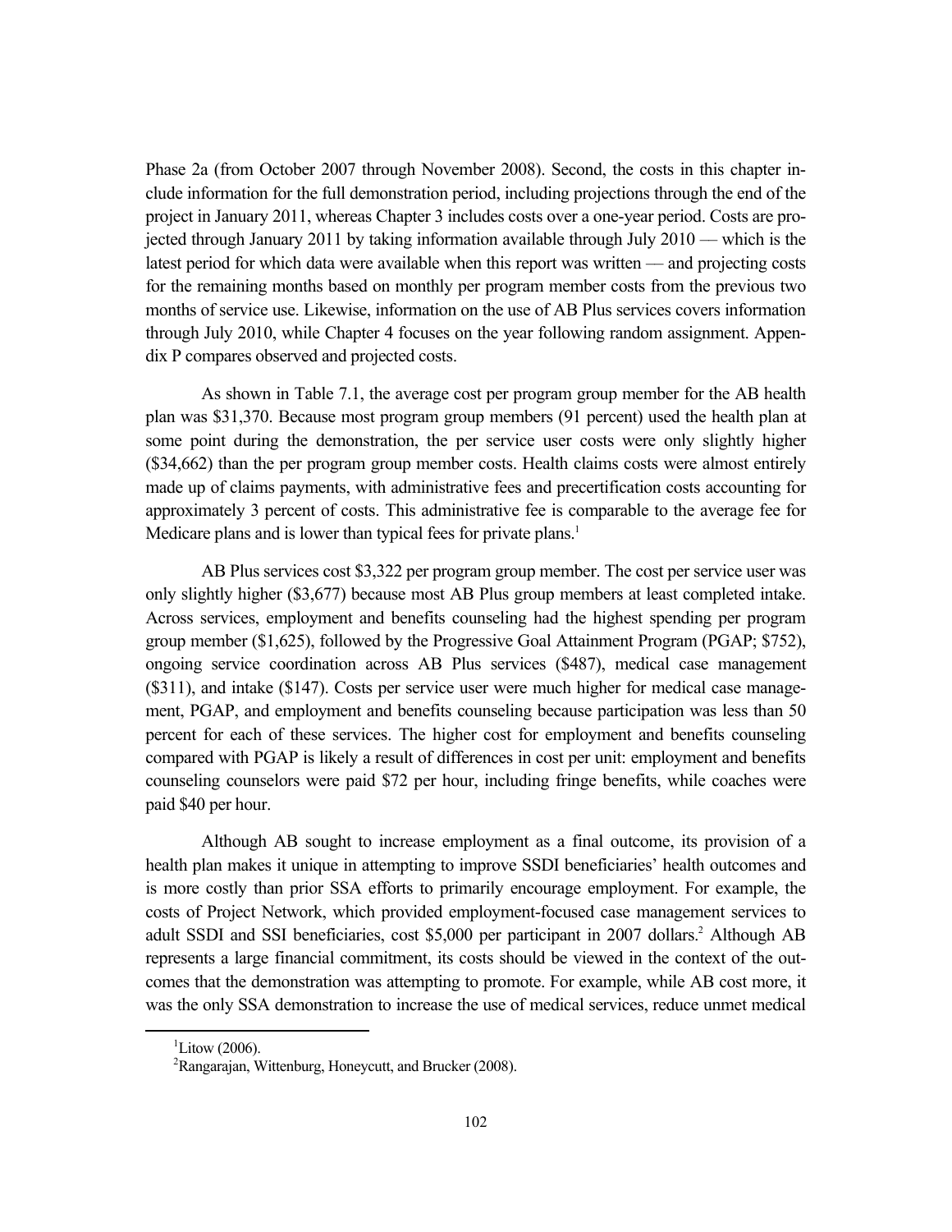Phase 2a (from October 2007 through November 2008). Second, the costs in this chapter include information for the full demonstration period, including projections through the end of the project in January 2011, whereas Chapter 3 includes costs over a one-year period. Costs are projected through January 2011 by taking information available through July 2010 — which is the latest period for which data were available when this report was written — and projecting costs for the remaining months based on monthly per program member costs from the previous two months of service use. Likewise, information on the use of AB Plus services covers information through July 2010, while Chapter 4 focuses on the year following random assignment. Appendix P compares observed and projected costs.

As shown in Table 7.1, the average cost per program group member for the AB health plan was $31,370. Because most program group members (91 percent) used the health plan at some point during the demonstration, the per service user costs were only slightly higher ($34,662) than the per program group member costs. Health claims costs were almost entirely made up of claims payments, with administrative fees and precertification costs accounting for approximately 3 percent of costs. This administrative fee is comparable to the average fee for Medicare plans and is lower than typical fees for private plans.[1]

AB Plus services cost $3,322 per program group member. The cost per service user was only slightly higher ($3,677) because most AB Plus group members at least completed intake. Across services, employment and benefits counseling had the highest spending per program group member ($1,625), followed by the Progressive Goal Attainment Program (PGAP; $752), ongoing service coordination across AB Plus services ($487), medical case management ($311), and intake ($147). Costs per service user were much higher for medical case management, PGAP, and employment and benefits counseling because participation was less than 50 percent for each of these services. The higher cost for employment and benefits counseling compared with PGAP is likely a result of differences in cost per unit: employment and benefits counseling counselors were paid $72 per hour, including fringe benefits, while coaches were paid $40 per hour.

Although AB sought to increase employment as a final outcome, its provision of a health plan makes it unique in attempting to improve SSDI beneficiaries' health outcomes and is more costly than prior SSA efforts to primarily encourage employment. For example, the costs of Project Network, which provided employment-focused case management services to adult SSDI and SSI beneficiaries, cost $5,000 per participant in 2007 dollars.[2] Although AB represents a large financial commitment, its costs should be viewed in the context of the outcomes that the demonstration was attempting to promote. For example, while AB cost more, it was the only SSA demonstration to increase the use of medical services, reduce unmet medical

---

[1] Litow (2006).

[2] Rangarajan, Wittenburg, Honeycutt, and Brucker (2008).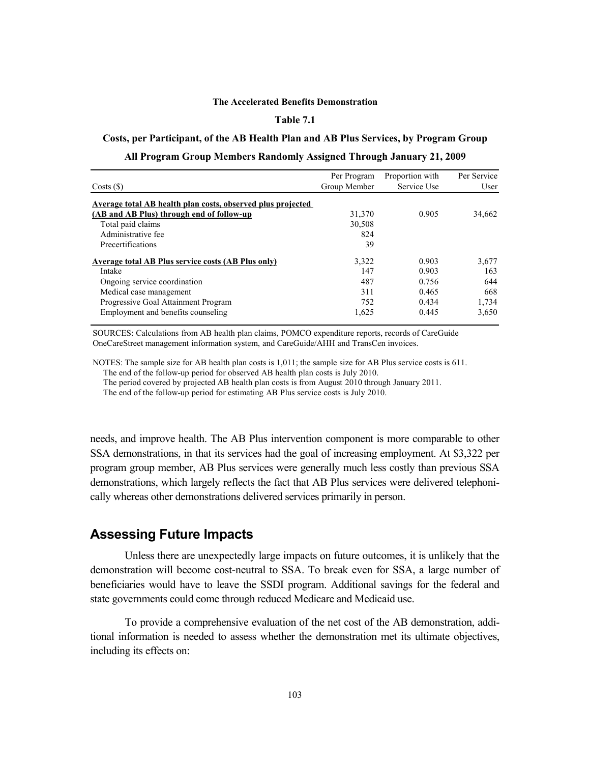**The Accelerated Benefits Demonstration**

**Table 7.1**

**Costs, per Participant, of the AB Health Plan and AB Plus Services, by Program Group**

**All Program Group Members Randomly Assigned Through January 21, 2009**

| Costs ($) | Per Program Group Member | Proportion with Service Use | Per Service User |
|---|---|---|---|
| **Average total AB health plan costs, observed plus projected (AB and AB Plus) through end of follow-up** | 31,370 | 0.905 | 34,662 |
| Total paid claims | 30,508 | | |
| Administrative fee | 824 | | |
| Precertifications | 39 | | |
| **Average total AB Plus service costs (AB Plus only)** | 3,322 | 0.903 | 3,677 |
| Intake | 147 | 0.903 | 163 |
| Ongoing service coordination | 487 | 0.756 | 644 |
| Medical case management | 311 | 0.465 | 668 |
| Progressive Goal Attainment Program | 752 | 0.434 | 1,734 |
| Employment and benefits counseling | 1,625 | 0.445 | 3,650 |

SOURCES: Calculations from AB health plan claims, POMCO expenditure reports, records of CareGuide OneCareStreet management information system, and CareGuide/AHH and TransCen invoices.

NOTES: The sample size for AB health plan costs is 1,011; the sample size for AB Plus service costs is 611.
The end of the follow-up period for observed AB health plan costs is July 2010.
The period covered by projected AB health plan costs is from August 2010 through January 2011.
The end of the follow-up period for estimating AB Plus service costs is July 2010.

needs, and improve health. The AB Plus intervention component is more comparable to other SSA demonstrations, in that its services had the goal of increasing employment. At $3,322 per program group member, AB Plus services were generally much less costly than previous SSA demonstrations, which largely reflects the fact that AB Plus services were delivered telephonically whereas other demonstrations delivered services primarily in person.

## Assessing Future Impacts

Unless there are unexpectedly large impacts on future outcomes, it is unlikely that the demonstration will become cost-neutral to SSA. To break even for SSA, a large number of beneficiaries would have to leave the SSDI program. Additional savings for the federal and state governments could come through reduced Medicare and Medicaid use.

To provide a comprehensive evaluation of the net cost of the AB demonstration, additional information is needed to assess whether the demonstration met its ultimate objectives, including its effects on: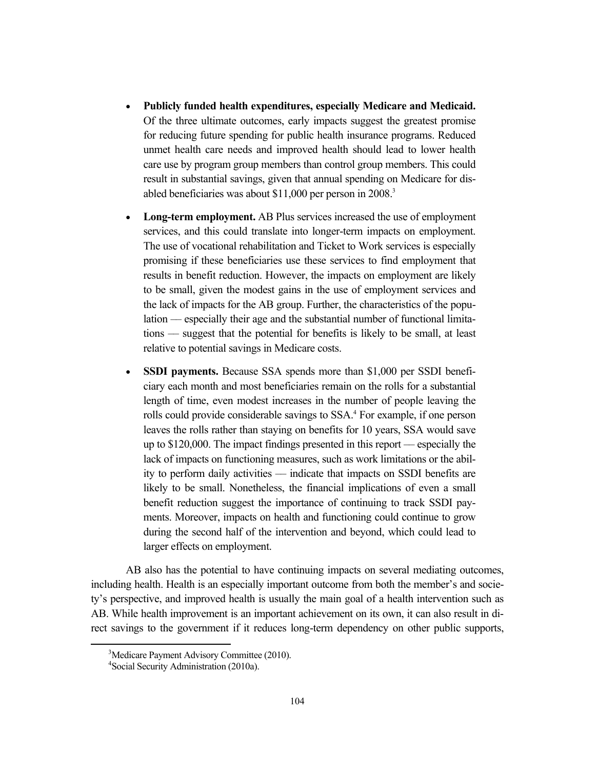- **Publicly funded health expenditures, especially Medicare and Medicaid.** Of the three ultimate outcomes, early impacts suggest the greatest promise for reducing future spending for public health insurance programs. Reduced unmet health care needs and improved health should lead to lower health care use by program group members than control group members. This could result in substantial savings, given that annual spending on Medicare for disabled beneficiaries was about $11,000 per person in 2008.[3]

- **Long-term employment.** AB Plus services increased the use of employment services, and this could translate into longer-term impacts on employment. The use of vocational rehabilitation and Ticket to Work services is especially promising if these beneficiaries use these services to find employment that results in benefit reduction. However, the impacts on employment are likely to be small, given the modest gains in the use of employment services and the lack of impacts for the AB group. Further, the characteristics of the population — especially their age and the substantial number of functional limitations — suggest that the potential for benefits is likely to be small, at least relative to potential savings in Medicare costs.

- **SSDI payments.** Because SSA spends more than $1,000 per SSDI beneficiary each month and most beneficiaries remain on the rolls for a substantial length of time, even modest increases in the number of people leaving the rolls could provide considerable savings to SSA.[4] For example, if one person leaves the rolls rather than staying on benefits for 10 years, SSA would save up to $120,000. The impact findings presented in this report — especially the lack of impacts on functioning measures, such as work limitations or the ability to perform daily activities — indicate that impacts on SSDI benefits are likely to be small. Nonetheless, the financial implications of even a small benefit reduction suggest the importance of continuing to track SSDI payments. Moreover, impacts on health and functioning could continue to grow during the second half of the intervention and beyond, which could lead to larger effects on employment.

AB also has the potential to have continuing impacts on several mediating outcomes, including health. Health is an especially important outcome from both the member's and society's perspective, and improved health is usually the main goal of a health intervention such as AB. While health improvement is an important achievement on its own, it can also result in direct savings to the government if it reduces long-term dependency on other public supports,

[3]Medicare Payment Advisory Committee (2010).
[4]Social Security Administration (2010a).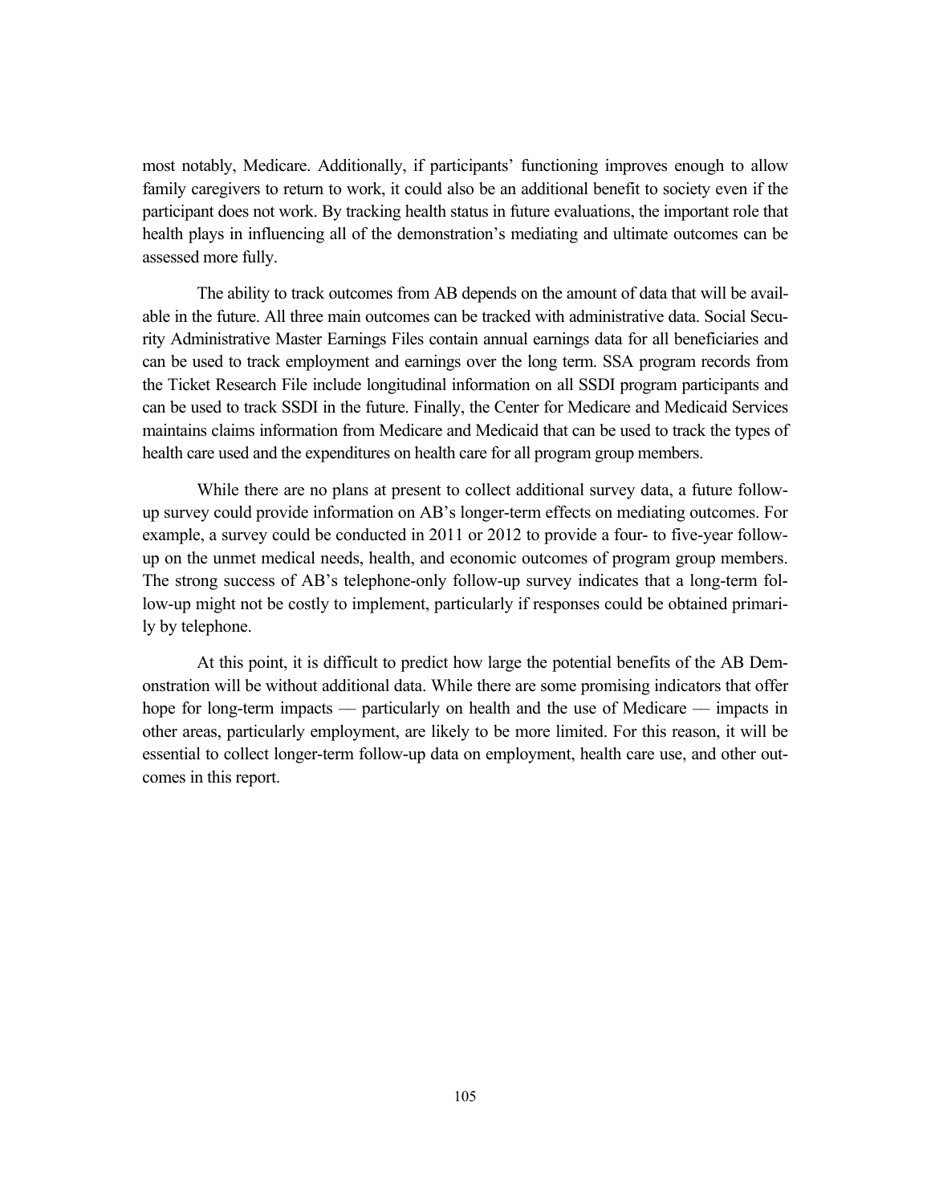most notably, Medicare. Additionally, if participants' functioning improves enough to allow family caregivers to return to work, it could also be an additional benefit to society even if the participant does not work. By tracking health status in future evaluations, the important role that health plays in influencing all of the demonstration's mediating and ultimate outcomes can be assessed more fully.

The ability to track outcomes from AB depends on the amount of data that will be available in the future. All three main outcomes can be tracked with administrative data. Social Security Administrative Master Earnings Files contain annual earnings data for all beneficiaries and can be used to track employment and earnings over the long term. SSA program records from the Ticket Research File include longitudinal information on all SSDI program participants and can be used to track SSDI in the future. Finally, the Center for Medicare and Medicaid Services maintains claims information from Medicare and Medicaid that can be used to track the types of health care used and the expenditures on health care for all program group members.

While there are no plans at present to collect additional survey data, a future follow-up survey could provide information on AB's longer-term effects on mediating outcomes. For example, a survey could be conducted in 2011 or 2012 to provide a four- to five-year follow-up on the unmet medical needs, health, and economic outcomes of program group members. The strong success of AB's telephone-only follow-up survey indicates that a long-term follow-up might not be costly to implement, particularly if responses could be obtained primarily by telephone.

At this point, it is difficult to predict how large the potential benefits of the AB Demonstration will be without additional data. While there are some promising indicators that offer hope for long-term impacts — particularly on health and the use of Medicare — impacts in other areas, particularly employment, are likely to be more limited. For this reason, it will be essential to collect longer-term follow-up data on employment, health care use, and other outcomes in this report.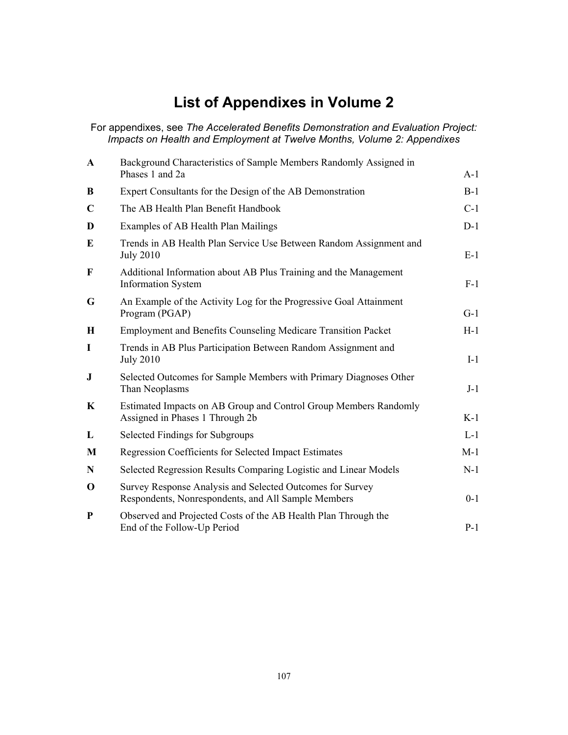# List of Appendixes in Volume 2

For appendixes, see *The Accelerated Benefits Demonstration and Evaluation Project: Impacts on Health and Employment at Twelve Months, Volume 2: Appendixes*

| | | |
|---|---|---|
| **A** | Background Characteristics of Sample Members Randomly Assigned in Phases 1 and 2a | A-1 |
| **B** | Expert Consultants for the Design of the AB Demonstration | B-1 |
| **C** | The AB Health Plan Benefit Handbook | C-1 |
| **D** | Examples of AB Health Plan Mailings | D-1 |
| **E** | Trends in AB Health Plan Service Use Between Random Assignment and July 2010 | E-1 |
| **F** | Additional Information about AB Plus Training and the Management Information System | F-1 |
| **G** | An Example of the Activity Log for the Progressive Goal Attainment Program (PGAP) | G-1 |
| **H** | Employment and Benefits Counseling Medicare Transition Packet | H-1 |
| **I** | Trends in AB Plus Participation Between Random Assignment and July 2010 | I-1 |
| **J** | Selected Outcomes for Sample Members with Primary Diagnoses Other Than Neoplasms | J-1 |
| **K** | Estimated Impacts on AB Group and Control Group Members Randomly Assigned in Phases 1 Through 2b | K-1 |
| **L** | Selected Findings for Subgroups | L-1 |
| **M** | Regression Coefficients for Selected Impact Estimates | M-1 |
| **N** | Selected Regression Results Comparing Logistic and Linear Models | N-1 |
| **O** | Survey Response Analysis and Selected Outcomes for Survey Respondents, Nonrespondents, and All Sample Members | 0-1 |
| **P** | Observed and Projected Costs of the AB Health Plan Through the End of the Follow-Up Period | P-1 |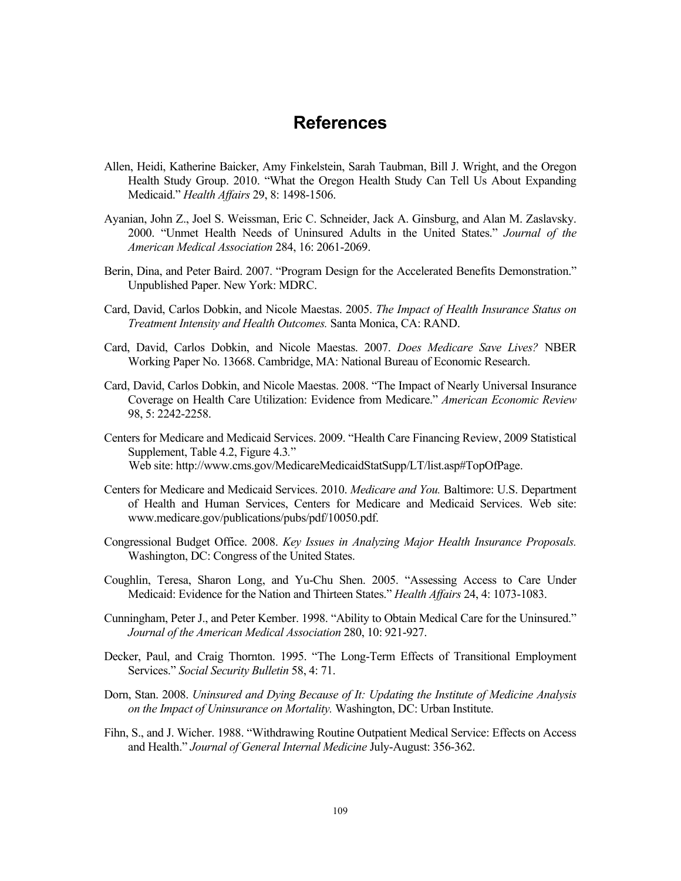# References

Allen, Heidi, Katherine Baicker, Amy Finkelstein, Sarah Taubman, Bill J. Wright, and the Oregon Health Study Group. 2010. "What the Oregon Health Study Can Tell Us About Expanding Medicaid." *Health Affairs* 29, 8: 1498-1506.

Ayanian, John Z., Joel S. Weissman, Eric C. Schneider, Jack A. Ginsburg, and Alan M. Zaslavsky. 2000. "Unmet Health Needs of Uninsured Adults in the United States." *Journal of the American Medical Association* 284, 16: 2061-2069.

Berin, Dina, and Peter Baird. 2007. "Program Design for the Accelerated Benefits Demonstration." Unpublished Paper. New York: MDRC.

Card, David, Carlos Dobkin, and Nicole Maestas. 2005. *The Impact of Health Insurance Status on Treatment Intensity and Health Outcomes.* Santa Monica, CA: RAND.

Card, David, Carlos Dobkin, and Nicole Maestas. 2007. *Does Medicare Save Lives?* NBER Working Paper No. 13668. Cambridge, MA: National Bureau of Economic Research.

Card, David, Carlos Dobkin, and Nicole Maestas. 2008. "The Impact of Nearly Universal Insurance Coverage on Health Care Utilization: Evidence from Medicare." *American Economic Review* 98, 5: 2242-2258.

Centers for Medicare and Medicaid Services. 2009. "Health Care Financing Review, 2009 Statistical Supplement, Table 4.2, Figure 4.3." Web site: http://www.cms.gov/MedicareMedicaidStatSupp/LT/list.asp#TopOfPage.

Centers for Medicare and Medicaid Services. 2010. *Medicare and You.* Baltimore: U.S. Department of Health and Human Services, Centers for Medicare and Medicaid Services. Web site: www.medicare.gov/publications/pubs/pdf/10050.pdf.

Congressional Budget Office. 2008. *Key Issues in Analyzing Major Health Insurance Proposals.* Washington, DC: Congress of the United States.

Coughlin, Teresa, Sharon Long, and Yu-Chu Shen. 2005. "Assessing Access to Care Under Medicaid: Evidence for the Nation and Thirteen States." *Health Affairs* 24, 4: 1073-1083.

Cunningham, Peter J., and Peter Kember. 1998. "Ability to Obtain Medical Care for the Uninsured." *Journal of the American Medical Association* 280, 10: 921-927.

Decker, Paul, and Craig Thornton. 1995. "The Long-Term Effects of Transitional Employment Services." *Social Security Bulletin* 58, 4: 71.

Dorn, Stan. 2008. *Uninsured and Dying Because of It: Updating the Institute of Medicine Analysis on the Impact of Uninsurance on Mortality.* Washington, DC: Urban Institute.

Fihn, S., and J. Wicher. 1988. "Withdrawing Routine Outpatient Medical Service: Effects on Access and Health." *Journal of General Internal Medicine* July-August: 356-362.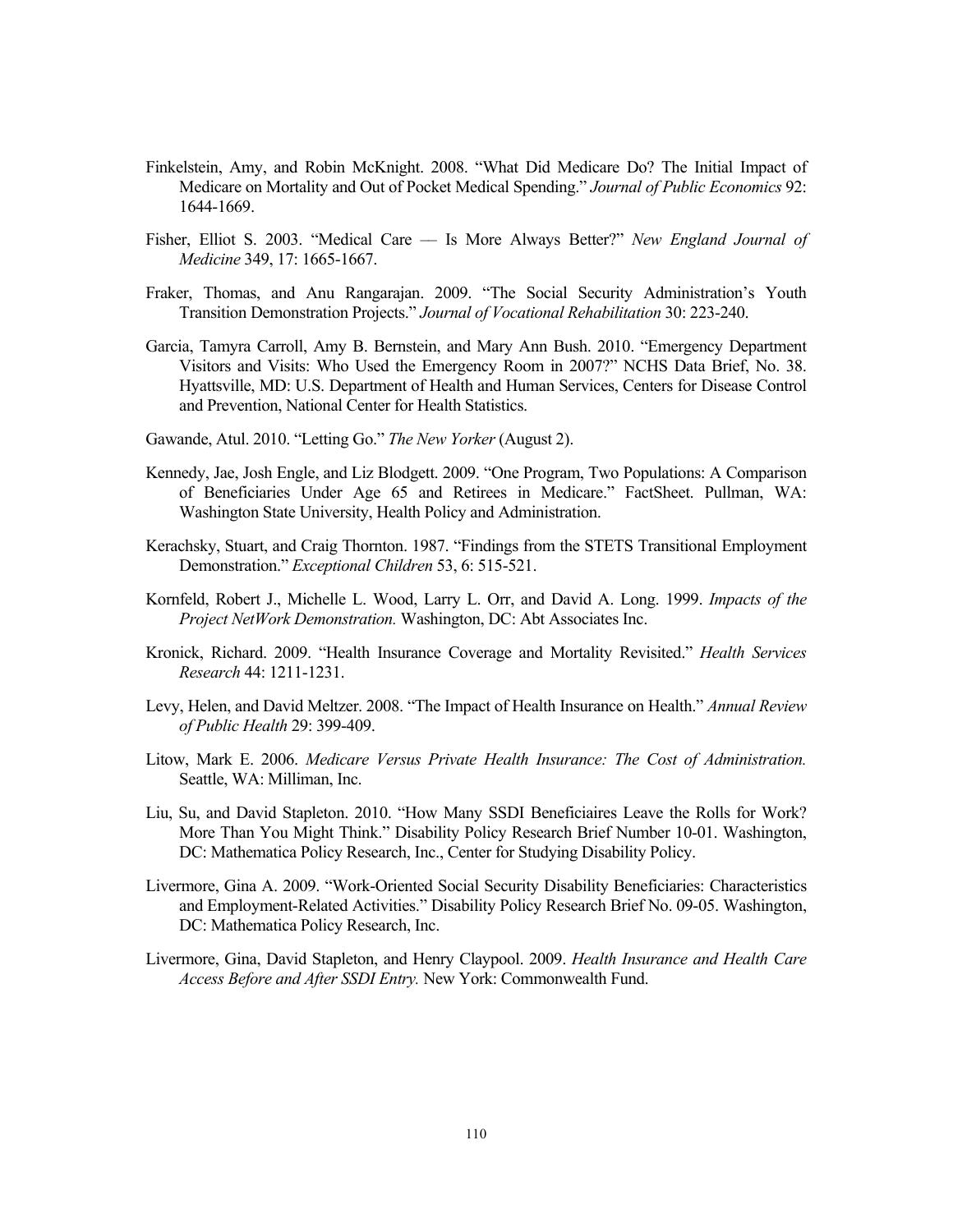Finkelstein, Amy, and Robin McKnight. 2008. "What Did Medicare Do? The Initial Impact of Medicare on Mortality and Out of Pocket Medical Spending." *Journal of Public Economics* 92: 1644-1669.

Fisher, Elliot S. 2003. "Medical Care — Is More Always Better?" *New England Journal of Medicine* 349, 17: 1665-1667.

Fraker, Thomas, and Anu Rangarajan. 2009. "The Social Security Administration's Youth Transition Demonstration Projects." *Journal of Vocational Rehabilitation* 30: 223-240.

Garcia, Tamyra Carroll, Amy B. Bernstein, and Mary Ann Bush. 2010. "Emergency Department Visitors and Visits: Who Used the Emergency Room in 2007?" NCHS Data Brief, No. 38. Hyattsville, MD: U.S. Department of Health and Human Services, Centers for Disease Control and Prevention, National Center for Health Statistics.

Gawande, Atul. 2010. "Letting Go." *The New Yorker* (August 2).

Kennedy, Jae, Josh Engle, and Liz Blodgett. 2009. "One Program, Two Populations: A Comparison of Beneficiaries Under Age 65 and Retirees in Medicare." FactSheet. Pullman, WA: Washington State University, Health Policy and Administration.

Kerachsky, Stuart, and Craig Thornton. 1987. "Findings from the STETS Transitional Employment Demonstration." *Exceptional Children* 53, 6: 515-521.

Kornfeld, Robert J., Michelle L. Wood, Larry L. Orr, and David A. Long. 1999. *Impacts of the Project NetWork Demonstration.* Washington, DC: Abt Associates Inc.

Kronick, Richard. 2009. "Health Insurance Coverage and Mortality Revisited." *Health Services Research* 44: 1211-1231.

Levy, Helen, and David Meltzer. 2008. "The Impact of Health Insurance on Health." *Annual Review of Public Health* 29: 399-409.

Litow, Mark E. 2006. *Medicare Versus Private Health Insurance: The Cost of Administration.* Seattle, WA: Milliman, Inc.

Liu, Su, and David Stapleton. 2010. "How Many SSDI Beneficiaires Leave the Rolls for Work? More Than You Might Think." Disability Policy Research Brief Number 10-01. Washington, DC: Mathematica Policy Research, Inc., Center for Studying Disability Policy.

Livermore, Gina A. 2009. "Work-Oriented Social Security Disability Beneficiaries: Characteristics and Employment-Related Activities." Disability Policy Research Brief No. 09-05. Washington, DC: Mathematica Policy Research, Inc.

Livermore, Gina, David Stapleton, and Henry Claypool. 2009. *Health Insurance and Health Care Access Before and After SSDI Entry.* New York: Commonwealth Fund.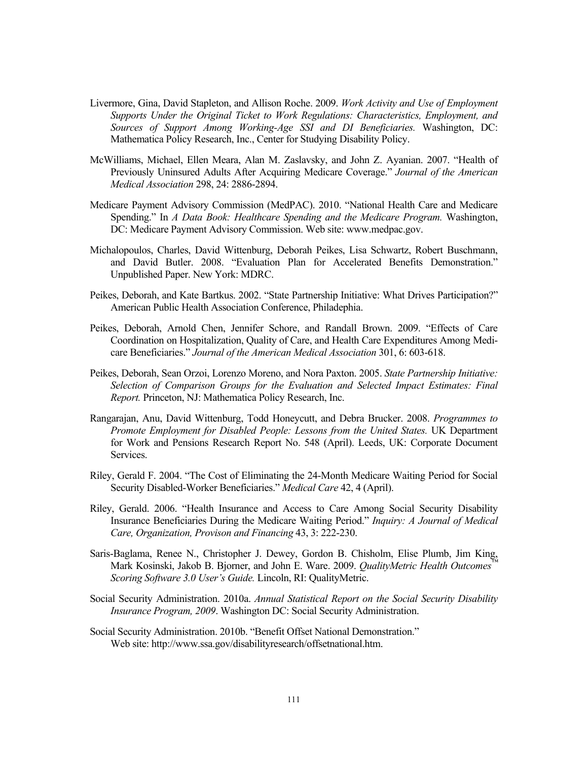Livermore, Gina, David Stapleton, and Allison Roche. 2009. *Work Activity and Use of Employment Supports Under the Original Ticket to Work Regulations: Characteristics, Employment, and Sources of Support Among Working-Age SSI and DI Beneficiaries.* Washington, DC: Mathematica Policy Research, Inc., Center for Studying Disability Policy.

McWilliams, Michael, Ellen Meara, Alan M. Zaslavsky, and John Z. Ayanian. 2007. "Health of Previously Uninsured Adults After Acquiring Medicare Coverage." *Journal of the American Medical Association* 298, 24: 2886-2894.

Medicare Payment Advisory Commission (MedPAC). 2010. "National Health Care and Medicare Spending." In *A Data Book: Healthcare Spending and the Medicare Program.* Washington, DC: Medicare Payment Advisory Commission. Web site: www.medpac.gov.

Michalopoulos, Charles, David Wittenburg, Deborah Peikes, Lisa Schwartz, Robert Buschmann, and David Butler. 2008. "Evaluation Plan for Accelerated Benefits Demonstration." Unpublished Paper. New York: MDRC.

Peikes, Deborah, and Kate Bartkus. 2002. "State Partnership Initiative: What Drives Participation?" American Public Health Association Conference, Philadephia.

Peikes, Deborah, Arnold Chen, Jennifer Schore, and Randall Brown. 2009. "Effects of Care Coordination on Hospitalization, Quality of Care, and Health Care Expenditures Among Medicare Beneficiaries." *Journal of the American Medical Association* 301, 6: 603-618.

Peikes, Deborah, Sean Orzoi, Lorenzo Moreno, and Nora Paxton. 2005. *State Partnership Initiative: Selection of Comparison Groups for the Evaluation and Selected Impact Estimates: Final Report.* Princeton, NJ: Mathematica Policy Research, Inc.

Rangarajan, Anu, David Wittenburg, Todd Honeycutt, and Debra Brucker. 2008. *Programmes to Promote Employment for Disabled People: Lessons from the United States.* UK Department for Work and Pensions Research Report No. 548 (April). Leeds, UK: Corporate Document Services.

Riley, Gerald F. 2004. "The Cost of Eliminating the 24-Month Medicare Waiting Period for Social Security Disabled-Worker Beneficiaries." *Medical Care* 42, 4 (April).

Riley, Gerald. 2006. "Health Insurance and Access to Care Among Social Security Disability Insurance Beneficiaries During the Medicare Waiting Period." *Inquiry: A Journal of Medical Care, Organization, Provison and Financing* 43, 3: 222-230.

Saris-Baglama, Renee N., Christopher J. Dewey, Gordon B. Chisholm, Elise Plumb, Jim King, Mark Kosinski, Jakob B. Bjorner, and John E. Ware. 2009. *QualityMetric Health Outcomes™ Scoring Software 3.0 User's Guide.* Lincoln, RI: QualityMetric.

Social Security Administration. 2010a. *Annual Statistical Report on the Social Security Disability Insurance Program, 2009*. Washington DC: Social Security Administration.

Social Security Administration. 2010b. "Benefit Offset National Demonstration." Web site: http://www.ssa.gov/disabilityresearch/offsetnational.htm.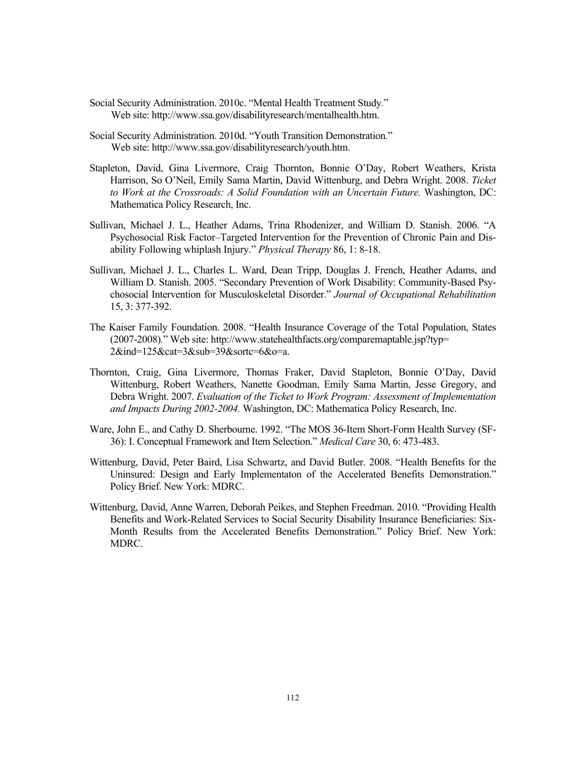Social Security Administration. 2010c. "Mental Health Treatment Study." Web site: http://www.ssa.gov/disabilityresearch/mentalhealth.htm.

Social Security Administration. 2010d. "Youth Transition Demonstration." Web site: http://www.ssa.gov/disabilityresearch/youth.htm.

Stapleton, David, Gina Livermore, Craig Thornton, Bonnie O'Day, Robert Weathers, Krista Harrison, So O'Neil, Emily Sama Martin, David Wittenburg, and Debra Wright. 2008. *Ticket to Work at the Crossroads: A Solid Foundation with an Uncertain Future.* Washington, DC: Mathematica Policy Research, Inc.

Sullivan, Michael J. L., Heather Adams, Trina Rhodenizer, and William D. Stanish. 2006. "A Psychosocial Risk Factor–Targeted Intervention for the Prevention of Chronic Pain and Disability Following whiplash Injury." *Physical Therapy* 86, 1: 8-18.

Sullivan, Michael J. L., Charles L. Ward, Dean Tripp, Douglas J. French, Heather Adams, and William D. Stanish. 2005. "Secondary Prevention of Work Disability: Community-Based Psychosocial Intervention for Musculoskeletal Disorder." *Journal of Occupational Rehabilitation* 15, 3: 377-392.

The Kaiser Family Foundation. 2008. "Health Insurance Coverage of the Total Population, States (2007-2008)." Web site: http://www.statehealthfacts.org/comparemaptable.jsp?typ=2&ind=125&cat=3&sub=39&sortc=6&o=a.

Thornton, Craig, Gina Livermore, Thomas Fraker, David Stapleton, Bonnie O'Day, David Wittenburg, Robert Weathers, Nanette Goodman, Emily Sama Martin, Jesse Gregory, and Debra Wright. 2007. *Evaluation of the Ticket to Work Program: Assessment of Implementation and Impacts During 2002-2004.* Washington, DC: Mathematica Policy Research, Inc.

Ware, John E., and Cathy D. Sherbourne. 1992. "The MOS 36-Item Short-Form Health Survey (SF-36): I. Conceptual Framework and Item Selection." *Medical Care* 30, 6: 473-483.

Wittenburg, David, Peter Baird, Lisa Schwartz, and David Butler. 2008. "Health Benefits for the Uninsured: Design and Early Implementaton of the Accelerated Benefits Demonstration." Policy Brief. New York: MDRC.

Wittenburg, David, Anne Warren, Deborah Peikes, and Stephen Freedman. 2010. "Providing Health Benefits and Work-Related Services to Social Security Disability Insurance Beneficiaries: Six-Month Results from the Accelerated Benefits Demonstration." Policy Brief. New York: MDRC.